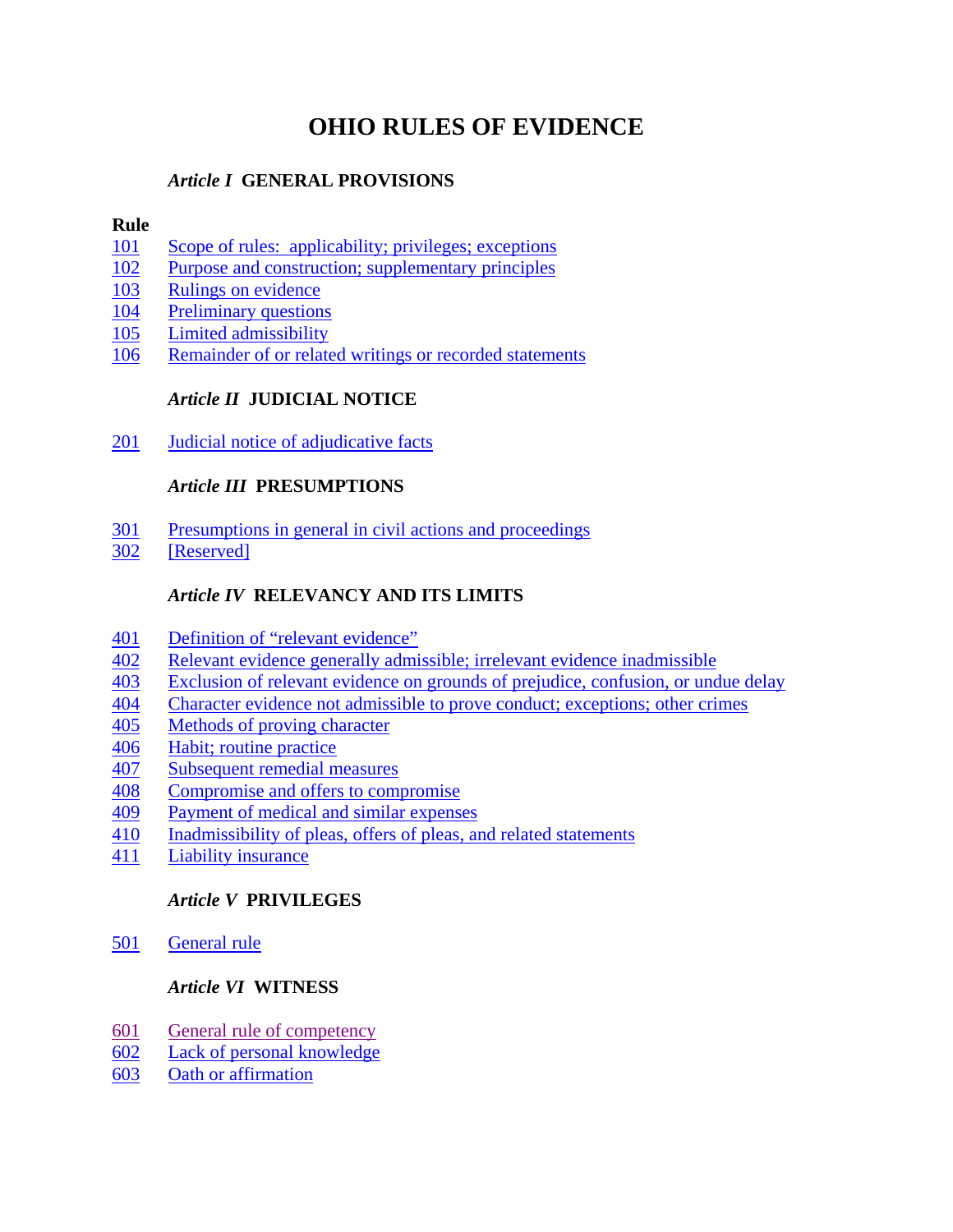# OHIO RULES OF EVIDENCE

### *Article I* GENERAL PROVISIONS

**Rule**

101 Scope of rules: applicability; privileges; exceptions
102 Purpose and construction; supplementary principles
103 Rulings on evidence
104 Preliminary questions
105 Limited admissibility
106 Remainder of or related writings or recorded statements

### *Article II* JUDICIAL NOTICE

201 Judicial notice of adjudicative facts

### *Article III* PRESUMPTIONS

301 Presumptions in general in civil actions and proceedings
302 [Reserved]

### *Article IV* RELEVANCY AND ITS LIMITS

401 Definition of "relevant evidence"
402 Relevant evidence generally admissible; irrelevant evidence inadmissible
403 Exclusion of relevant evidence on grounds of prejudice, confusion, or undue delay
404 Character evidence not admissible to prove conduct; exceptions; other crimes
405 Methods of proving character
406 Habit; routine practice
407 Subsequent remedial measures
408 Compromise and offers to compromise
409 Payment of medical and similar expenses
410 Inadmissibility of pleas, offers of pleas, and related statements
411 Liability insurance

### *Article V* PRIVILEGES

501 General rule

### *Article VI* WITNESS

601 General rule of competency
602 Lack of personal knowledge
603 Oath or affirmation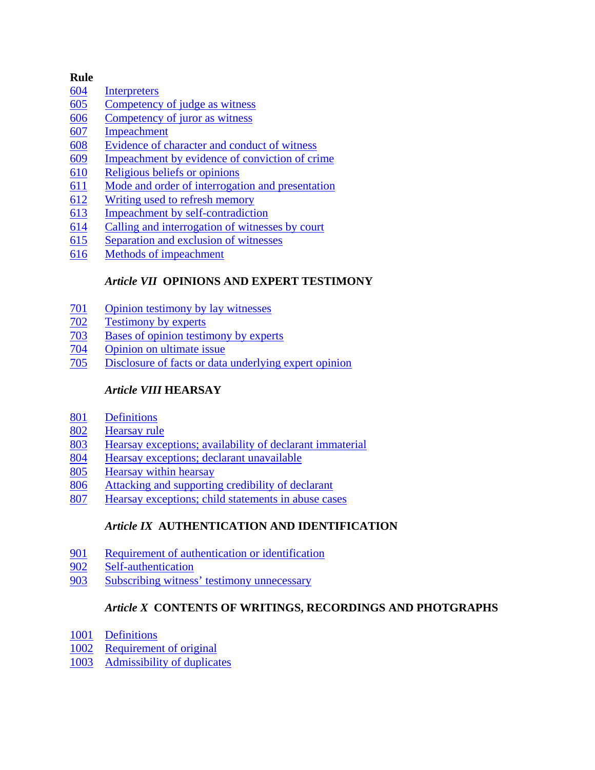**Rule**

604 Interpreters
605 Competency of judge as witness
606 Competency of juror as witness
607 Impeachment
608 Evidence of character and conduct of witness
609 Impeachment by evidence of conviction of crime
610 Religious beliefs or opinions
611 Mode and order of interrogation and presentation
612 Writing used to refresh memory
613 Impeachment by self-contradiction
614 Calling and interrogation of witnesses by court
615 Separation and exclusion of witnesses
616 Methods of impeachment

### *Article VII* OPINIONS AND EXPERT TESTIMONY

701 Opinion testimony by lay witnesses
702 Testimony by experts
703 Bases of opinion testimony by experts
704 Opinion on ultimate issue
705 Disclosure of facts or data underlying expert opinion

### *Article VIII* HEARSAY

801 Definitions
802 Hearsay rule
803 Hearsay exceptions; availability of declarant immaterial
804 Hearsay exceptions; declarant unavailable
805 Hearsay within hearsay
806 Attacking and supporting credibility of declarant
807 Hearsay exceptions; child statements in abuse cases

### *Article IX* AUTHENTICATION AND IDENTIFICATION

901 Requirement of authentication or identification
902 Self-authentication
903 Subscribing witness' testimony unnecessary

### *Article X* CONTENTS OF WRITINGS, RECORDINGS AND PHOTGRAPHS

1001 Definitions
1002 Requirement of original
1003 Admissibility of duplicates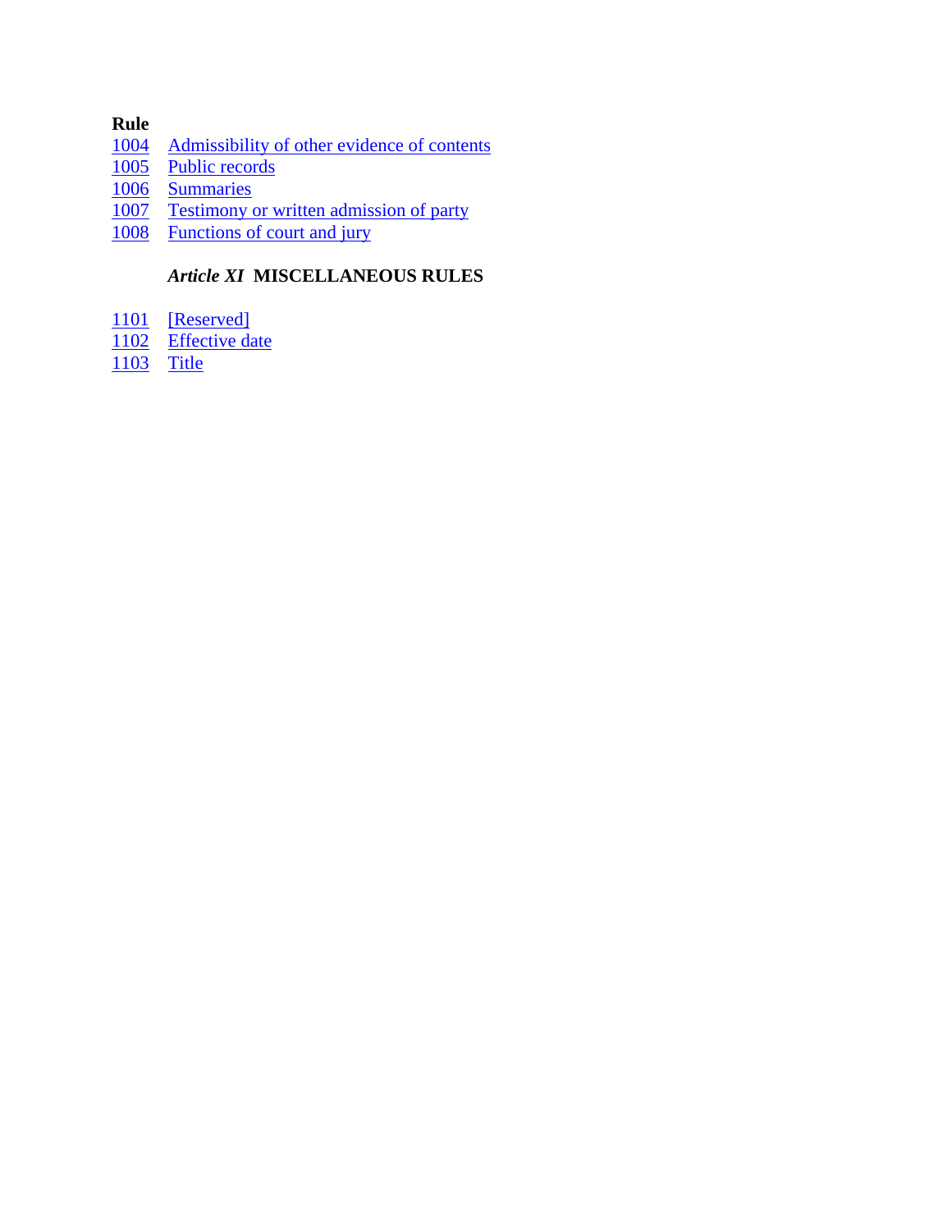**Rule**

1004 Admissibility of other evidence of contents
1005 Public records
1006 Summaries
1007 Testimony or written admission of party
1008 Functions of court and jury

### *Article XI* MISCELLANEOUS RULES

1101 [Reserved]
1102 Effective date
1103 Title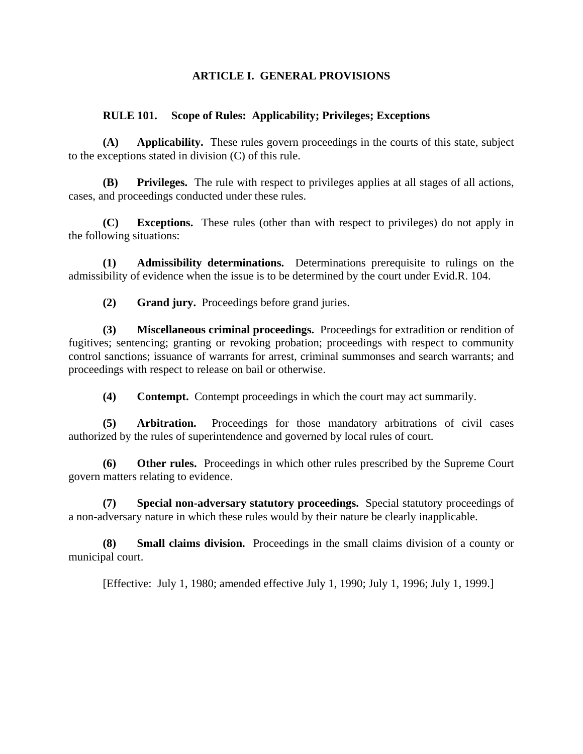# ARTICLE I. GENERAL PROVISIONS

## RULE 101. Scope of Rules: Applicability; Privileges; Exceptions

**(A) Applicability.** These rules govern proceedings in the courts of this state, subject to the exceptions stated in division (C) of this rule.

**(B) Privileges.** The rule with respect to privileges applies at all stages of all actions, cases, and proceedings conducted under these rules.

**(C) Exceptions.** These rules (other than with respect to privileges) do not apply in the following situations:

**(1) Admissibility determinations.** Determinations prerequisite to rulings on the admissibility of evidence when the issue is to be determined by the court under Evid.R. 104.

**(2) Grand jury.** Proceedings before grand juries.

**(3) Miscellaneous criminal proceedings.** Proceedings for extradition or rendition of fugitives; sentencing; granting or revoking probation; proceedings with respect to community control sanctions; issuance of warrants for arrest, criminal summonses and search warrants; and proceedings with respect to release on bail or otherwise.

**(4) Contempt.** Contempt proceedings in which the court may act summarily.

**(5) Arbitration.** Proceedings for those mandatory arbitrations of civil cases authorized by the rules of superintendence and governed by local rules of court.

**(6) Other rules.** Proceedings in which other rules prescribed by the Supreme Court govern matters relating to evidence.

**(7) Special non-adversary statutory proceedings.** Special statutory proceedings of a non-adversary nature in which these rules would by their nature be clearly inapplicable.

**(8) Small claims division.** Proceedings in the small claims division of a county or municipal court.

[Effective: July 1, 1980; amended effective July 1, 1990; July 1, 1996; July 1, 1999.]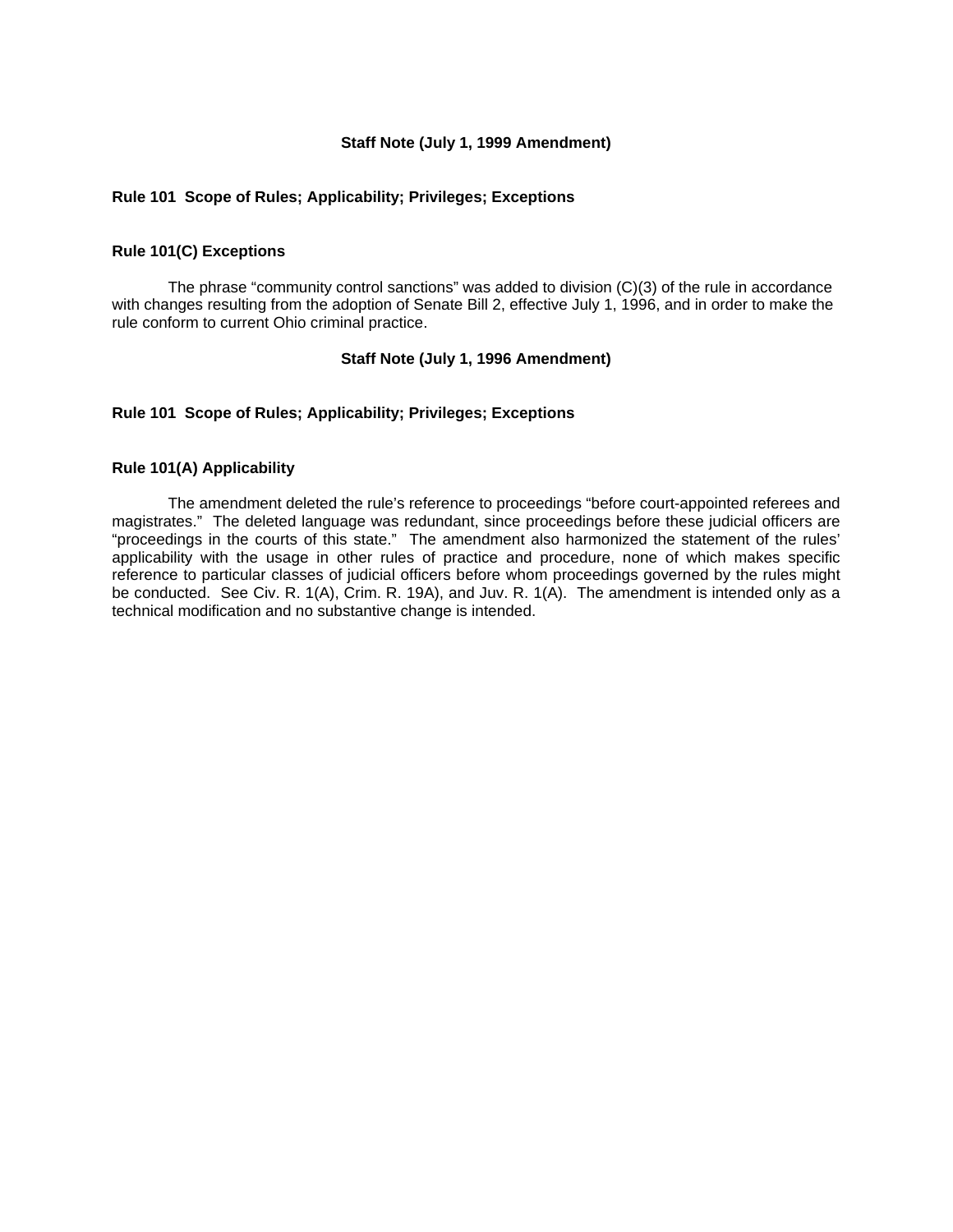## Staff Note (July 1, 1999 Amendment)

### Rule 101 Scope of Rules; Applicability; Privileges; Exceptions

### Rule 101(C) Exceptions

The phrase "community control sanctions" was added to division (C)(3) of the rule in accordance with changes resulting from the adoption of Senate Bill 2, effective July 1, 1996, and in order to make the rule conform to current Ohio criminal practice.

## Staff Note (July 1, 1996 Amendment)

### Rule 101 Scope of Rules; Applicability; Privileges; Exceptions

### Rule 101(A) Applicability

The amendment deleted the rule's reference to proceedings "before court-appointed referees and magistrates." The deleted language was redundant, since proceedings before these judicial officers are "proceedings in the courts of this state." The amendment also harmonized the statement of the rules' applicability with the usage in other rules of practice and procedure, none of which makes specific reference to particular classes of judicial officers before whom proceedings governed by the rules might be conducted. See Civ. R. 1(A), Crim. R. 19A), and Juv. R. 1(A). The amendment is intended only as a technical modification and no substantive change is intended.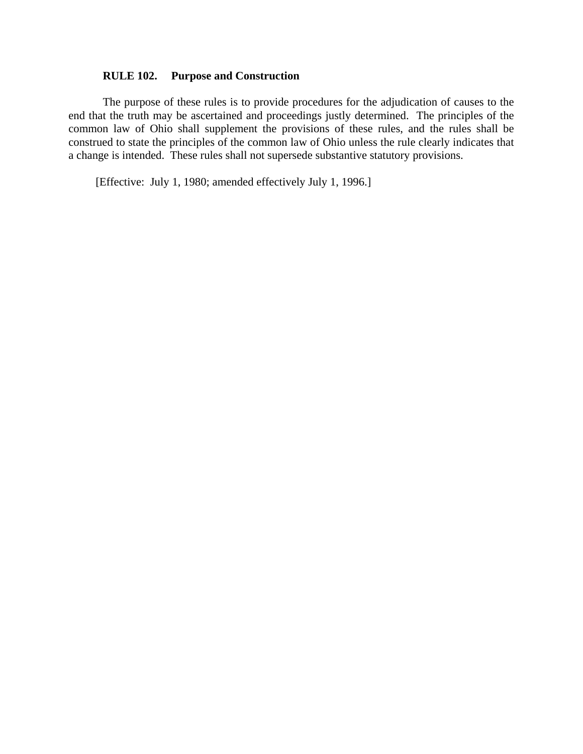**RULE 102. Purpose and Construction**

The purpose of these rules is to provide procedures for the adjudication of causes to the end that the truth may be ascertained and proceedings justly determined. The principles of the common law of Ohio shall supplement the provisions of these rules, and the rules shall be construed to state the principles of the common law of Ohio unless the rule clearly indicates that a change is intended. These rules shall not supersede substantive statutory provisions.

[Effective: July 1, 1980; amended effectively July 1, 1996.]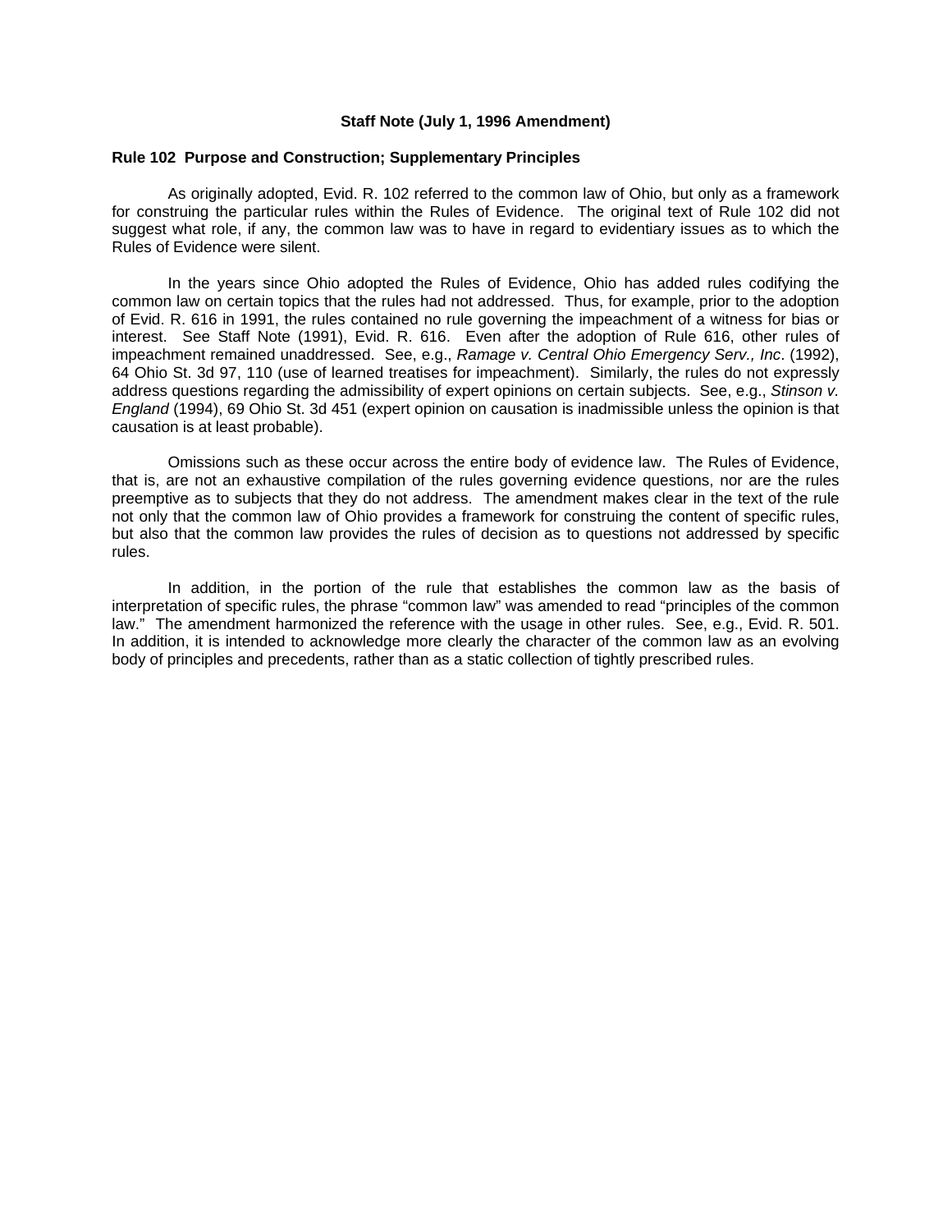### Staff Note (July 1, 1996 Amendment)

**Rule 102 Purpose and Construction; Supplementary Principles**

As originally adopted, Evid. R. 102 referred to the common law of Ohio, but only as a framework for construing the particular rules within the Rules of Evidence. The original text of Rule 102 did not suggest what role, if any, the common law was to have in regard to evidentiary issues as to which the Rules of Evidence were silent.

In the years since Ohio adopted the Rules of Evidence, Ohio has added rules codifying the common law on certain topics that the rules had not addressed. Thus, for example, prior to the adoption of Evid. R. 616 in 1991, the rules contained no rule governing the impeachment of a witness for bias or interest. See Staff Note (1991), Evid. R. 616. Even after the adoption of Rule 616, other rules of impeachment remained unaddressed. See, e.g., *Ramage v. Central Ohio Emergency Serv., Inc*. (1992), 64 Ohio St. 3d 97, 110 (use of learned treatises for impeachment). Similarly, the rules do not expressly address questions regarding the admissibility of expert opinions on certain subjects. See, e.g., *Stinson v. England* (1994), 69 Ohio St. 3d 451 (expert opinion on causation is inadmissible unless the opinion is that causation is at least probable).

Omissions such as these occur across the entire body of evidence law. The Rules of Evidence, that is, are not an exhaustive compilation of the rules governing evidence questions, nor are the rules preemptive as to subjects that they do not address. The amendment makes clear in the text of the rule not only that the common law of Ohio provides a framework for construing the content of specific rules, but also that the common law provides the rules of decision as to questions not addressed by specific rules.

In addition, in the portion of the rule that establishes the common law as the basis of interpretation of specific rules, the phrase "common law" was amended to read "principles of the common law." The amendment harmonized the reference with the usage in other rules. See, e.g., Evid. R. 501. In addition, it is intended to acknowledge more clearly the character of the common law as an evolving body of principles and precedents, rather than as a static collection of tightly prescribed rules.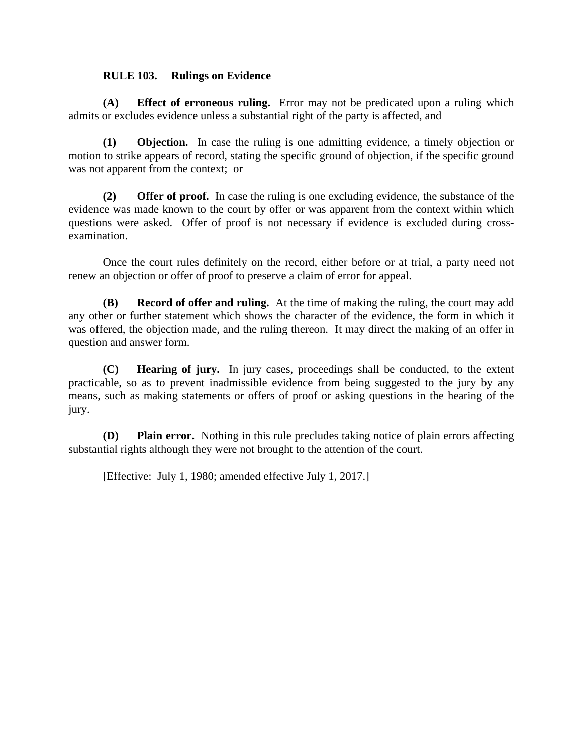## RULE 103. Rulings on Evidence

**(A) Effect of erroneous ruling.** Error may not be predicated upon a ruling which admits or excludes evidence unless a substantial right of the party is affected, and

**(1) Objection.** In case the ruling is one admitting evidence, a timely objection or motion to strike appears of record, stating the specific ground of objection, if the specific ground was not apparent from the context; or

**(2) Offer of proof.** In case the ruling is one excluding evidence, the substance of the evidence was made known to the court by offer or was apparent from the context within which questions were asked. Offer of proof is not necessary if evidence is excluded during cross-examination.

Once the court rules definitely on the record, either before or at trial, a party need not renew an objection or offer of proof to preserve a claim of error for appeal.

**(B) Record of offer and ruling.** At the time of making the ruling, the court may add any other or further statement which shows the character of the evidence, the form in which it was offered, the objection made, and the ruling thereon. It may direct the making of an offer in question and answer form.

**(C) Hearing of jury.** In jury cases, proceedings shall be conducted, to the extent practicable, so as to prevent inadmissible evidence from being suggested to the jury by any means, such as making statements or offers of proof or asking questions in the hearing of the jury.

**(D) Plain error.** Nothing in this rule precludes taking notice of plain errors affecting substantial rights although they were not brought to the attention of the court.

[Effective: July 1, 1980; amended effective July 1, 2017.]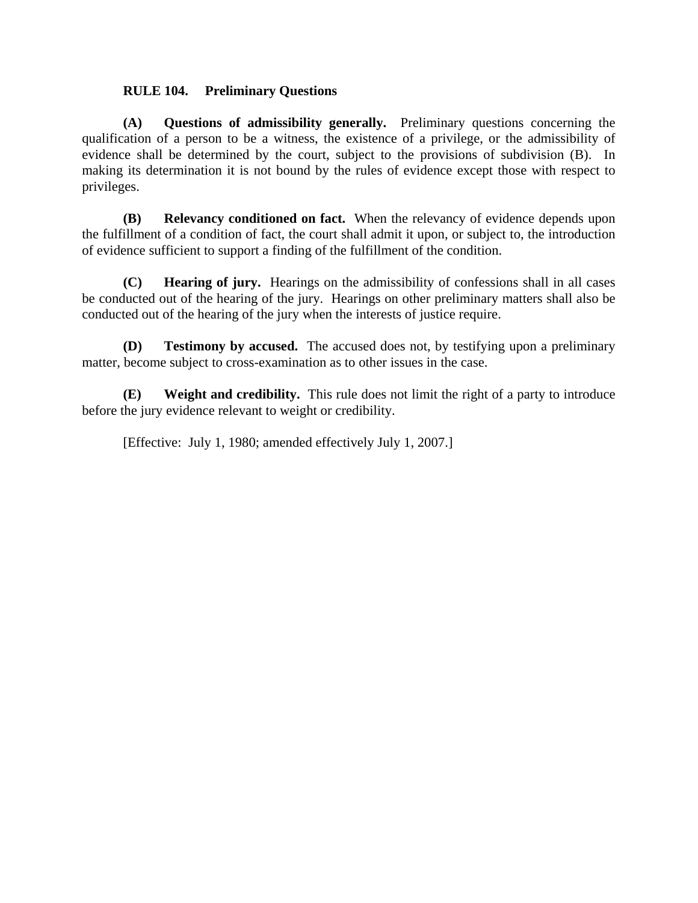**RULE 104. Preliminary Questions**

**(A) Questions of admissibility generally.** Preliminary questions concerning the qualification of a person to be a witness, the existence of a privilege, or the admissibility of evidence shall be determined by the court, subject to the provisions of subdivision (B). In making its determination it is not bound by the rules of evidence except those with respect to privileges.

**(B) Relevancy conditioned on fact.** When the relevancy of evidence depends upon the fulfillment of a condition of fact, the court shall admit it upon, or subject to, the introduction of evidence sufficient to support a finding of the fulfillment of the condition.

**(C) Hearing of jury.** Hearings on the admissibility of confessions shall in all cases be conducted out of the hearing of the jury. Hearings on other preliminary matters shall also be conducted out of the hearing of the jury when the interests of justice require.

**(D) Testimony by accused.** The accused does not, by testifying upon a preliminary matter, become subject to cross-examination as to other issues in the case.

**(E) Weight and credibility.** This rule does not limit the right of a party to introduce before the jury evidence relevant to weight or credibility.

[Effective: July 1, 1980; amended effectively July 1, 2007.]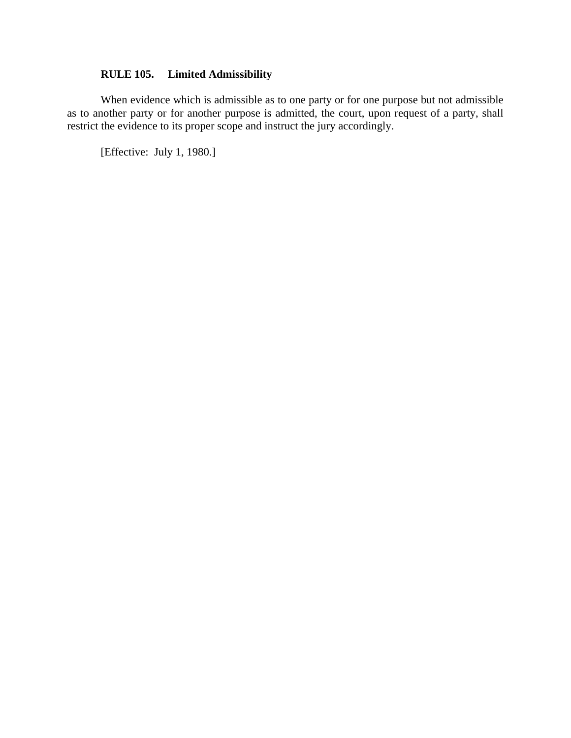### RULE 105. Limited Admissibility

When evidence which is admissible as to one party or for one purpose but not admissible as to another party or for another purpose is admitted, the court, upon request of a party, shall restrict the evidence to its proper scope and instruct the jury accordingly.

[Effective: July 1, 1980.]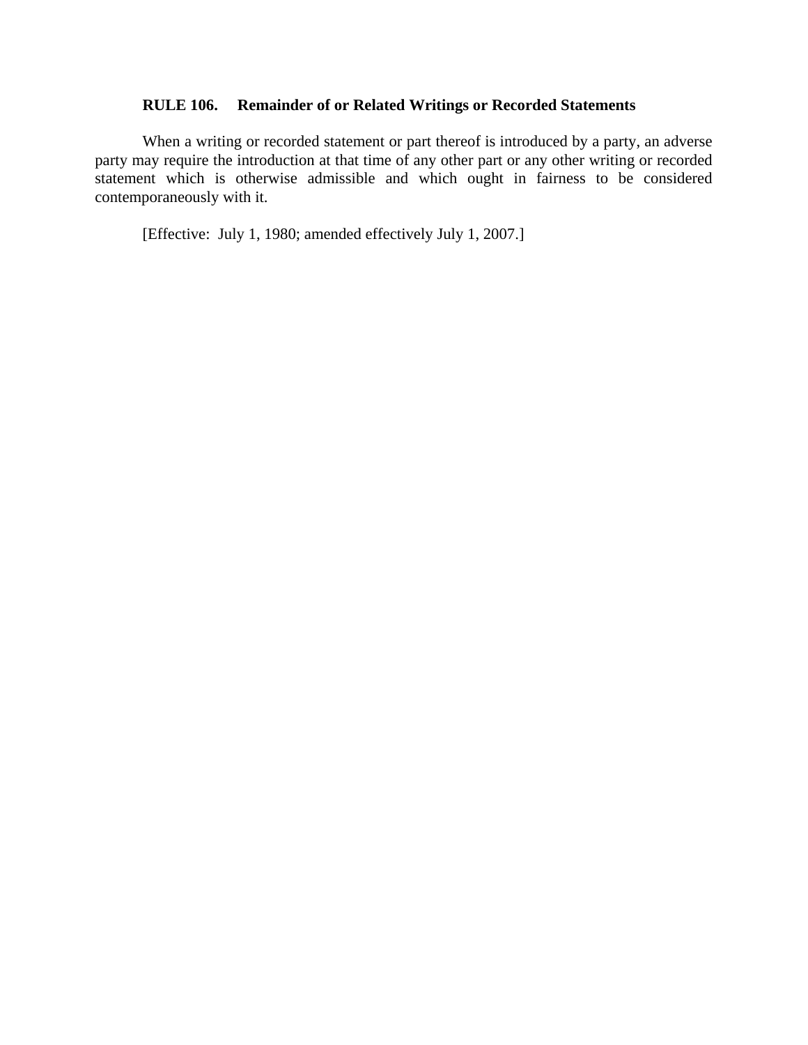**RULE 106. Remainder of or Related Writings or Recorded Statements**

When a writing or recorded statement or part thereof is introduced by a party, an adverse party may require the introduction at that time of any other part or any other writing or recorded statement which is otherwise admissible and which ought in fairness to be considered contemporaneously with it.

[Effective: July 1, 1980; amended effectively July 1, 2007.]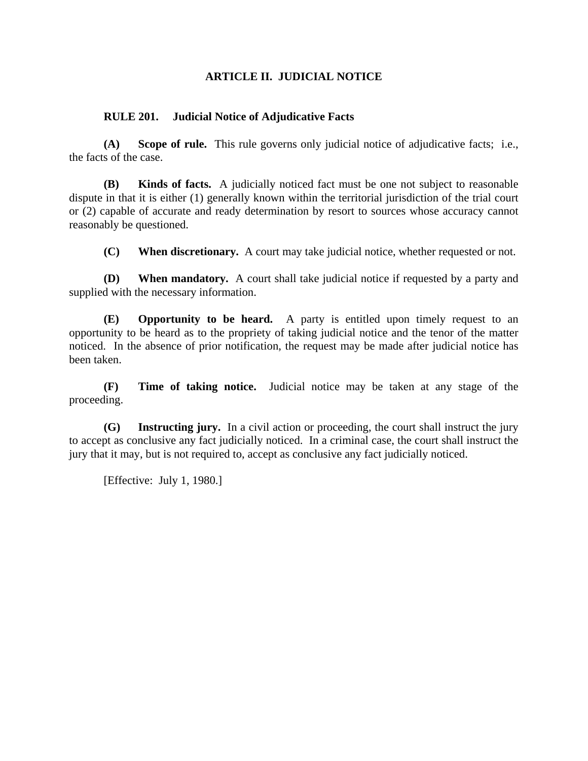## ARTICLE II. JUDICIAL NOTICE

### RULE 201. Judicial Notice of Adjudicative Facts

**(A) Scope of rule.** This rule governs only judicial notice of adjudicative facts; i.e., the facts of the case.

**(B) Kinds of facts.** A judicially noticed fact must be one not subject to reasonable dispute in that it is either (1) generally known within the territorial jurisdiction of the trial court or (2) capable of accurate and ready determination by resort to sources whose accuracy cannot reasonably be questioned.

**(C) When discretionary.** A court may take judicial notice, whether requested or not.

**(D) When mandatory.** A court shall take judicial notice if requested by a party and supplied with the necessary information.

**(E) Opportunity to be heard.** A party is entitled upon timely request to an opportunity to be heard as to the propriety of taking judicial notice and the tenor of the matter noticed. In the absence of prior notification, the request may be made after judicial notice has been taken.

**(F) Time of taking notice.** Judicial notice may be taken at any stage of the proceeding.

**(G) Instructing jury.** In a civil action or proceeding, the court shall instruct the jury to accept as conclusive any fact judicially noticed. In a criminal case, the court shall instruct the jury that it may, but is not required to, accept as conclusive any fact judicially noticed.

[Effective: July 1, 1980.]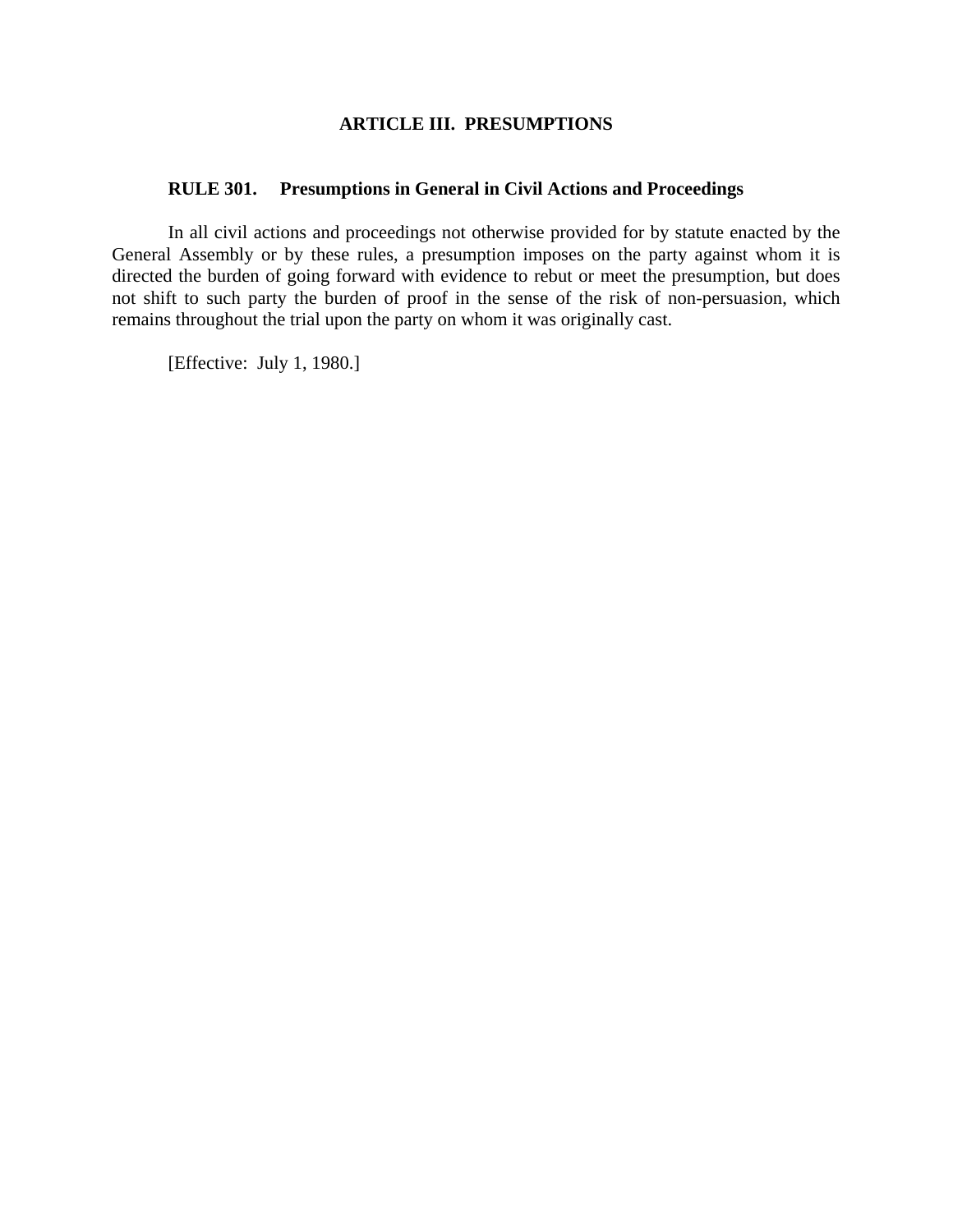## ARTICLE III. PRESUMPTIONS

### RULE 301. Presumptions in General in Civil Actions and Proceedings

In all civil actions and proceedings not otherwise provided for by statute enacted by the General Assembly or by these rules, a presumption imposes on the party against whom it is directed the burden of going forward with evidence to rebut or meet the presumption, but does not shift to such party the burden of proof in the sense of the risk of non-persuasion, which remains throughout the trial upon the party on whom it was originally cast.

[Effective: July 1, 1980.]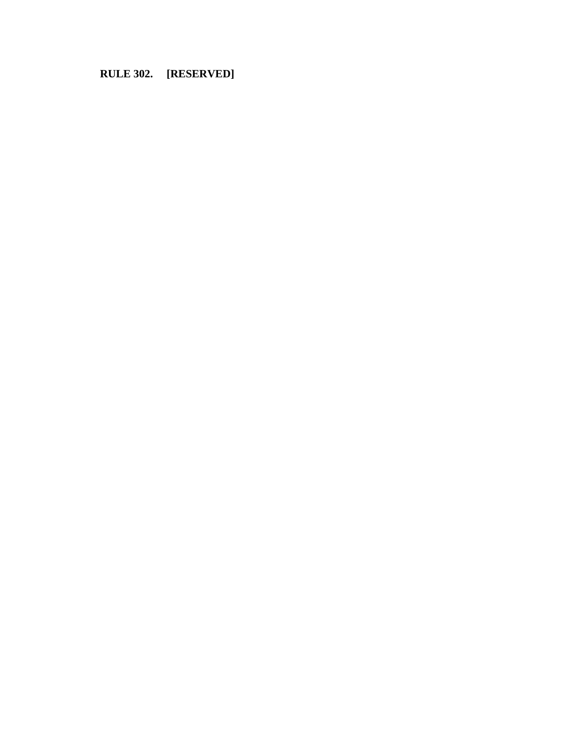**RULE 302. [RESERVED]**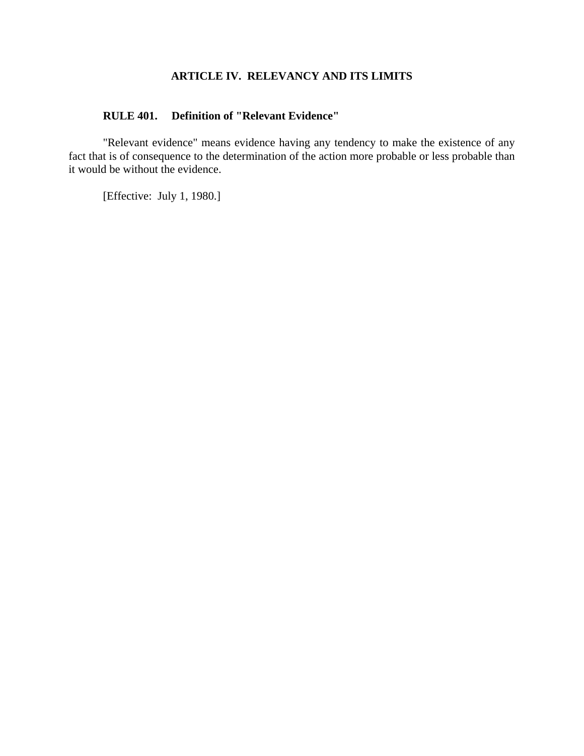## ARTICLE IV. RELEVANCY AND ITS LIMITS

### RULE 401. Definition of "Relevant Evidence"

"Relevant evidence" means evidence having any tendency to make the existence of any fact that is of consequence to the determination of the action more probable or less probable than it would be without the evidence.

[Effective: July 1, 1980.]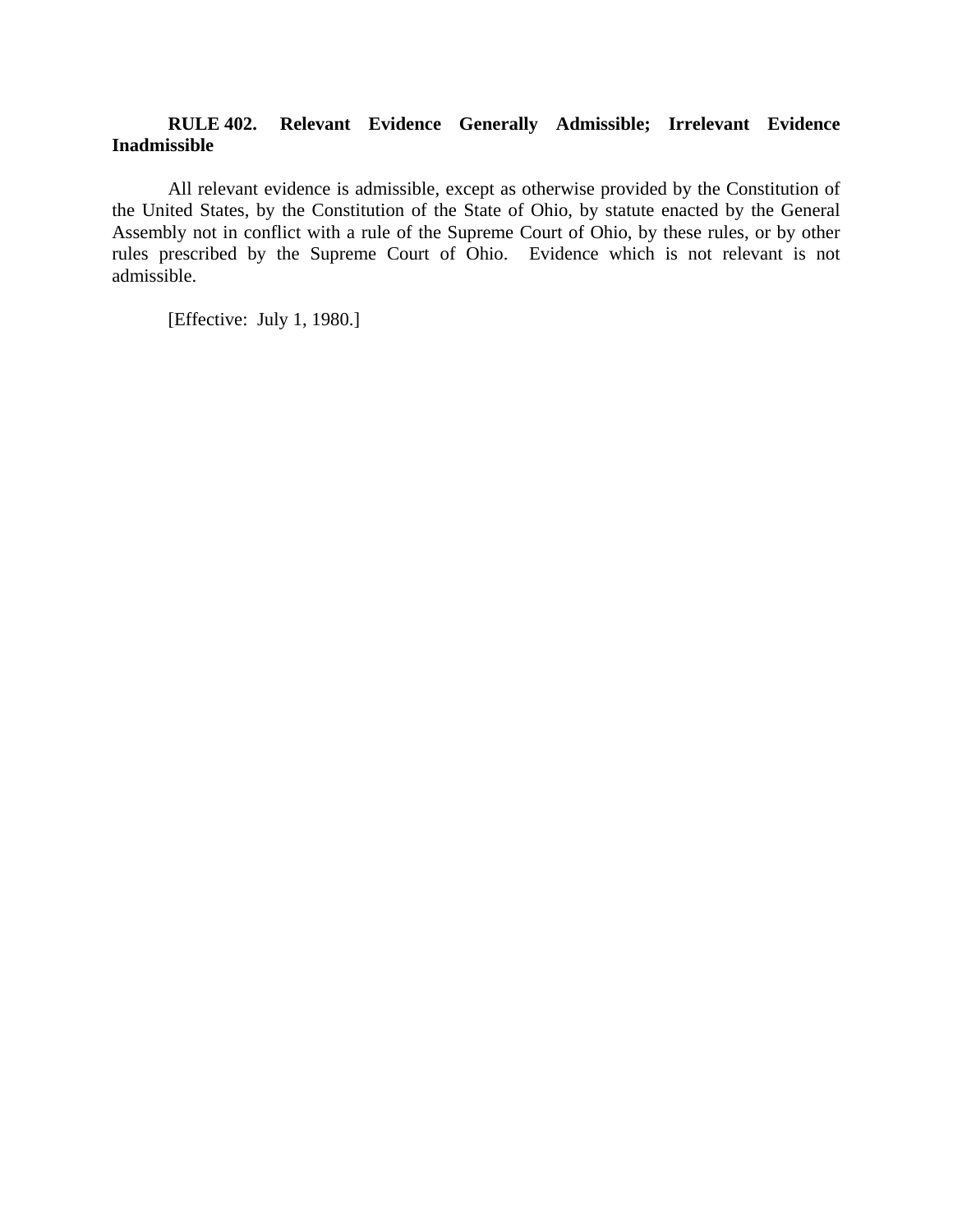**RULE 402. Relevant Evidence Generally Admissible; Irrelevant Evidence Inadmissible**

All relevant evidence is admissible, except as otherwise provided by the Constitution of the United States, by the Constitution of the State of Ohio, by statute enacted by the General Assembly not in conflict with a rule of the Supreme Court of Ohio, by these rules, or by other rules prescribed by the Supreme Court of Ohio. Evidence which is not relevant is not admissible.

[Effective: July 1, 1980.]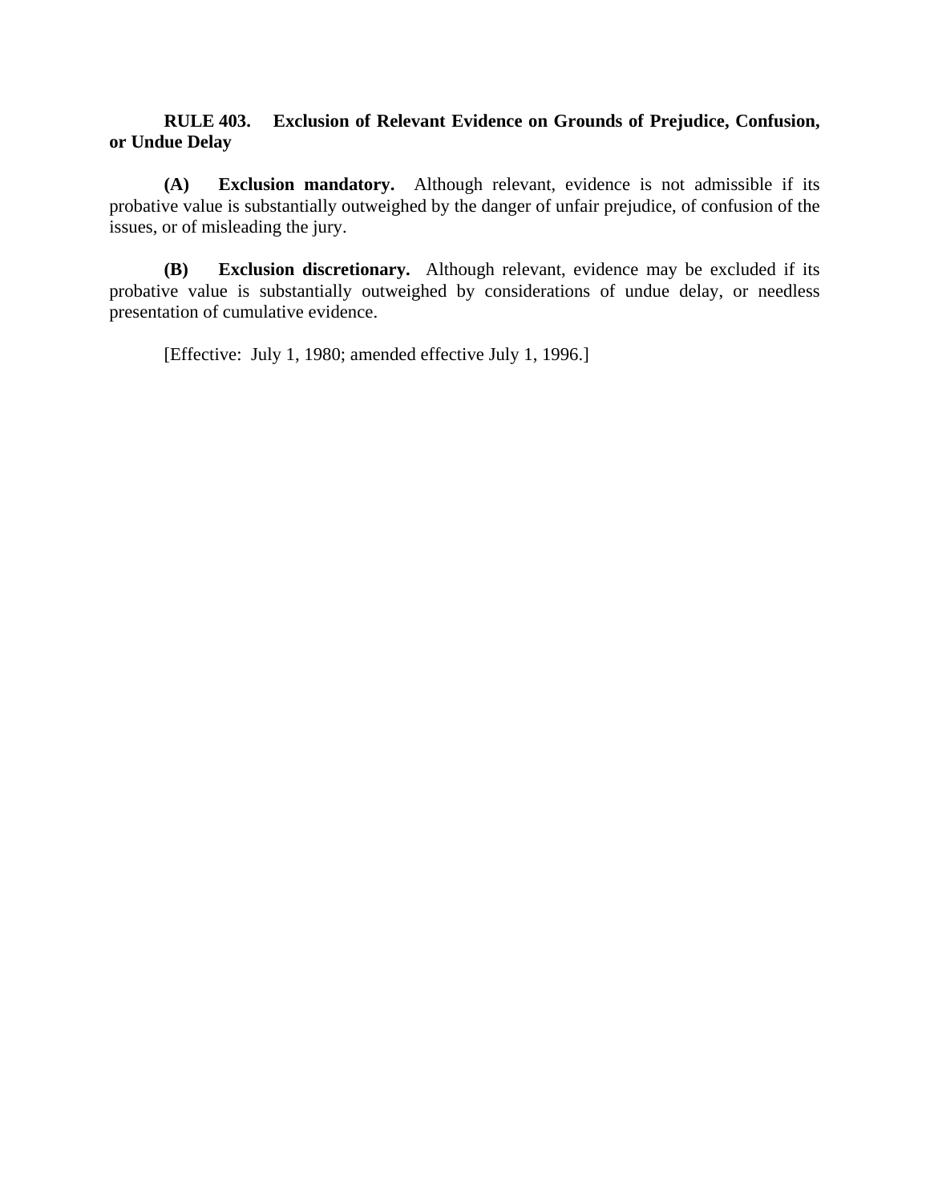**RULE 403. Exclusion of Relevant Evidence on Grounds of Prejudice, Confusion, or Undue Delay**

**(A) Exclusion mandatory.** Although relevant, evidence is not admissible if its probative value is substantially outweighed by the danger of unfair prejudice, of confusion of the issues, or of misleading the jury.

**(B) Exclusion discretionary.** Although relevant, evidence may be excluded if its probative value is substantially outweighed by considerations of undue delay, or needless presentation of cumulative evidence.

[Effective: July 1, 1980; amended effective July 1, 1996.]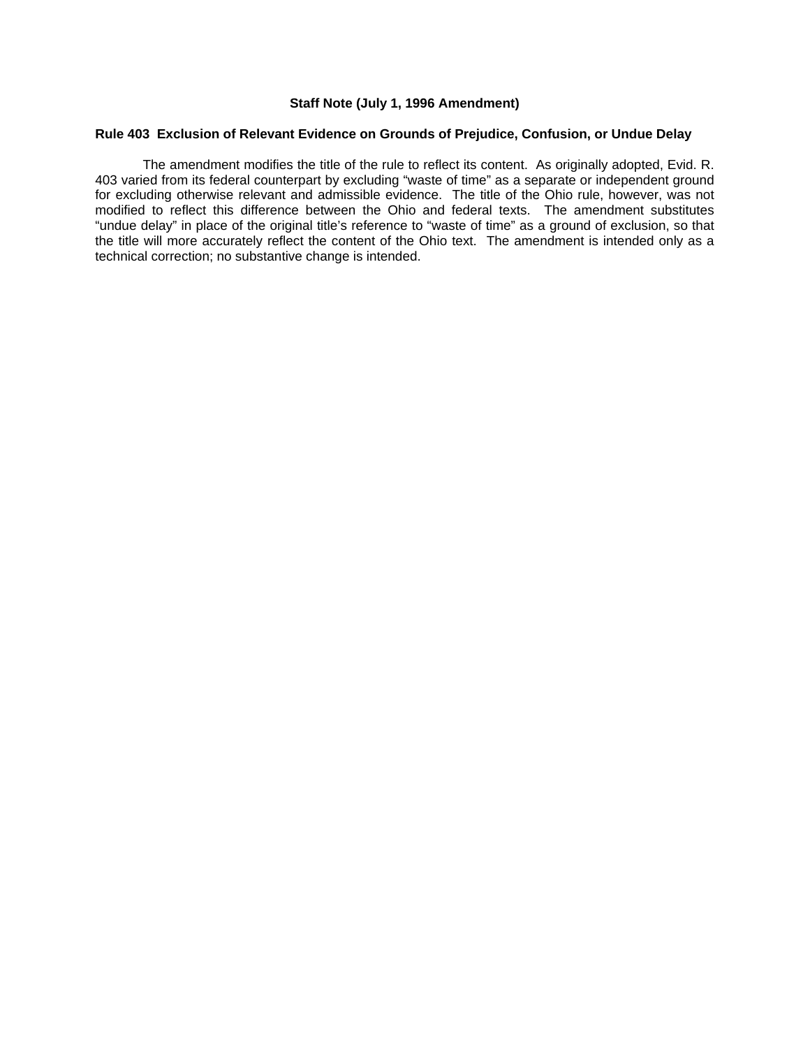## Staff Note (July 1, 1996 Amendment)

### Rule 403 Exclusion of Relevant Evidence on Grounds of Prejudice, Confusion, or Undue Delay

The amendment modifies the title of the rule to reflect its content. As originally adopted, Evid. R. 403 varied from its federal counterpart by excluding "waste of time" as a separate or independent ground for excluding otherwise relevant and admissible evidence. The title of the Ohio rule, however, was not modified to reflect this difference between the Ohio and federal texts. The amendment substitutes "undue delay" in place of the original title's reference to "waste of time" as a ground of exclusion, so that the title will more accurately reflect the content of the Ohio text. The amendment is intended only as a technical correction; no substantive change is intended.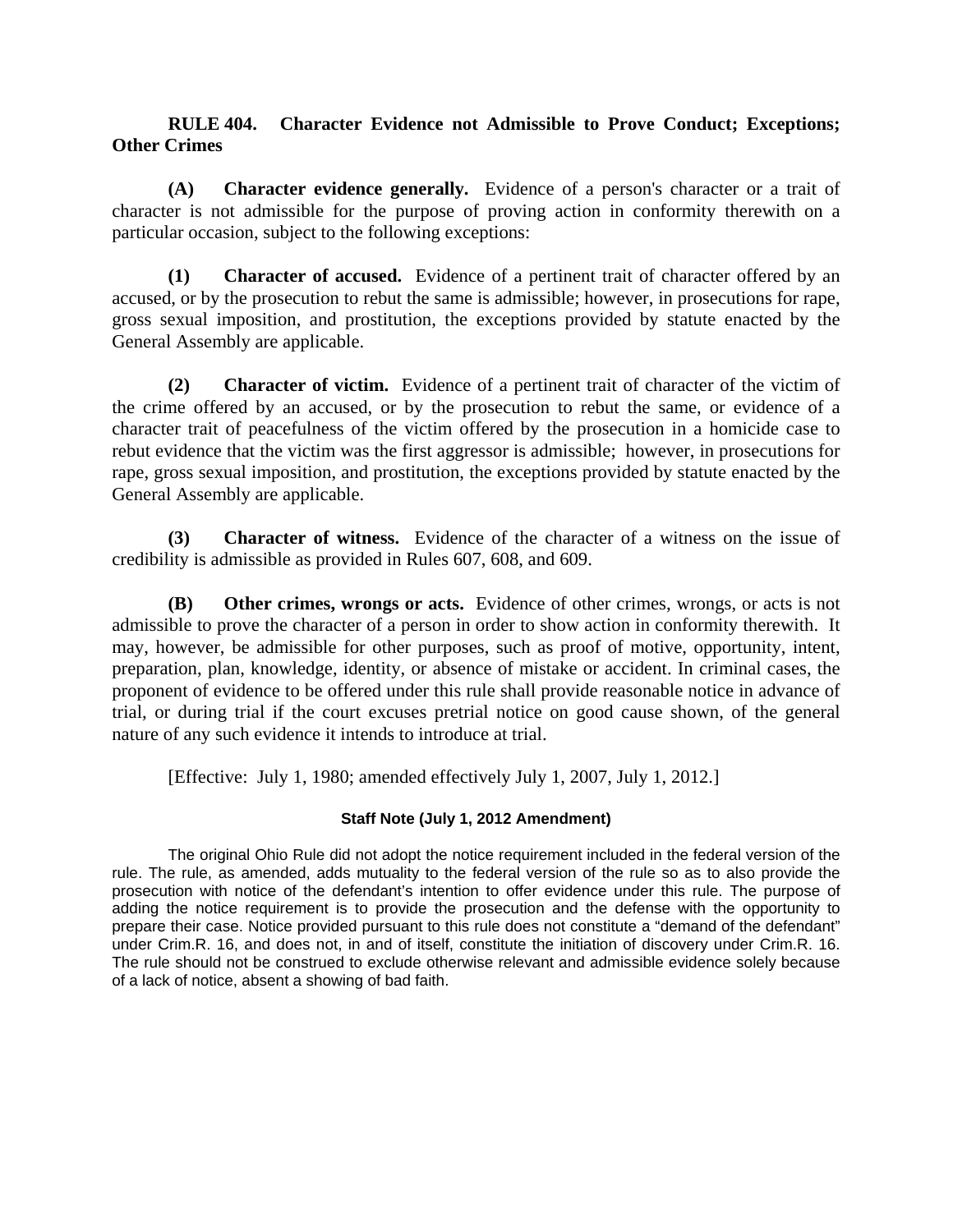### **RULE 404. Character Evidence not Admissible to Prove Conduct; Exceptions; Other Crimes**

**(A) Character evidence generally.** Evidence of a person's character or a trait of character is not admissible for the purpose of proving action in conformity therewith on a particular occasion, subject to the following exceptions:

**(1) Character of accused.** Evidence of a pertinent trait of character offered by an accused, or by the prosecution to rebut the same is admissible; however, in prosecutions for rape, gross sexual imposition, and prostitution, the exceptions provided by statute enacted by the General Assembly are applicable.

**(2) Character of victim.** Evidence of a pertinent trait of character of the victim of the crime offered by an accused, or by the prosecution to rebut the same, or evidence of a character trait of peacefulness of the victim offered by the prosecution in a homicide case to rebut evidence that the victim was the first aggressor is admissible; however, in prosecutions for rape, gross sexual imposition, and prostitution, the exceptions provided by statute enacted by the General Assembly are applicable.

**(3) Character of witness.** Evidence of the character of a witness on the issue of credibility is admissible as provided in Rules 607, 608, and 609.

**(B) Other crimes, wrongs or acts.** Evidence of other crimes, wrongs, or acts is not admissible to prove the character of a person in order to show action in conformity therewith. It may, however, be admissible for other purposes, such as proof of motive, opportunity, intent, preparation, plan, knowledge, identity, or absence of mistake or accident. In criminal cases, the proponent of evidence to be offered under this rule shall provide reasonable notice in advance of trial, or during trial if the court excuses pretrial notice on good cause shown, of the general nature of any such evidence it intends to introduce at trial.

[Effective: July 1, 1980; amended effectively July 1, 2007, July 1, 2012.]

**Staff Note (July 1, 2012 Amendment)**

The original Ohio Rule did not adopt the notice requirement included in the federal version of the rule. The rule, as amended, adds mutuality to the federal version of the rule so as to also provide the prosecution with notice of the defendant's intention to offer evidence under this rule. The purpose of adding the notice requirement is to provide the prosecution and the defense with the opportunity to prepare their case. Notice provided pursuant to this rule does not constitute a "demand of the defendant" under Crim.R. 16, and does not, in and of itself, constitute the initiation of discovery under Crim.R. 16. The rule should not be construed to exclude otherwise relevant and admissible evidence solely because of a lack of notice, absent a showing of bad faith.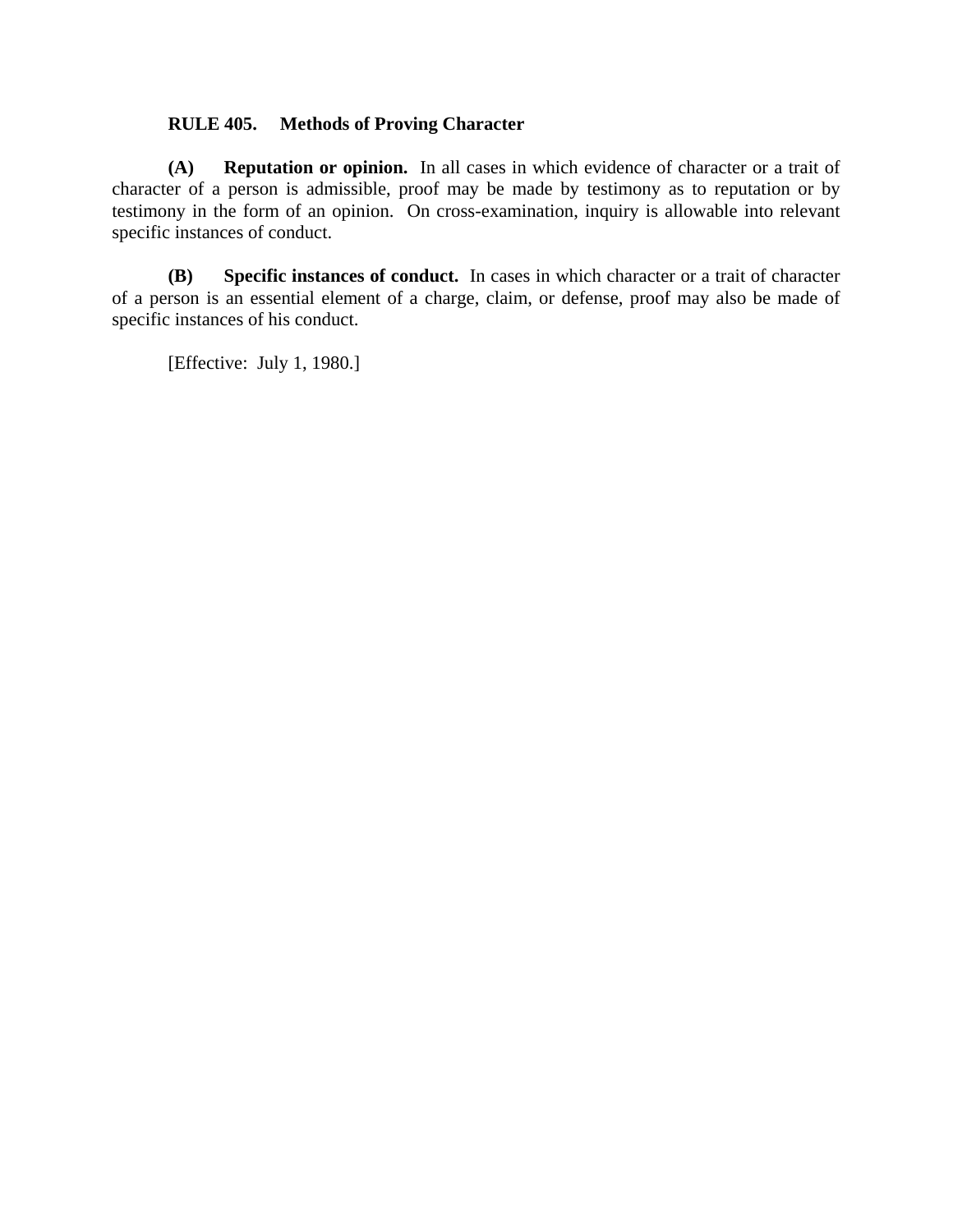**RULE 405. Methods of Proving Character**

**(A) Reputation or opinion.** In all cases in which evidence of character or a trait of character of a person is admissible, proof may be made by testimony as to reputation or by testimony in the form of an opinion. On cross-examination, inquiry is allowable into relevant specific instances of conduct.

**(B) Specific instances of conduct.** In cases in which character or a trait of character of a person is an essential element of a charge, claim, or defense, proof may also be made of specific instances of his conduct.

[Effective: July 1, 1980.]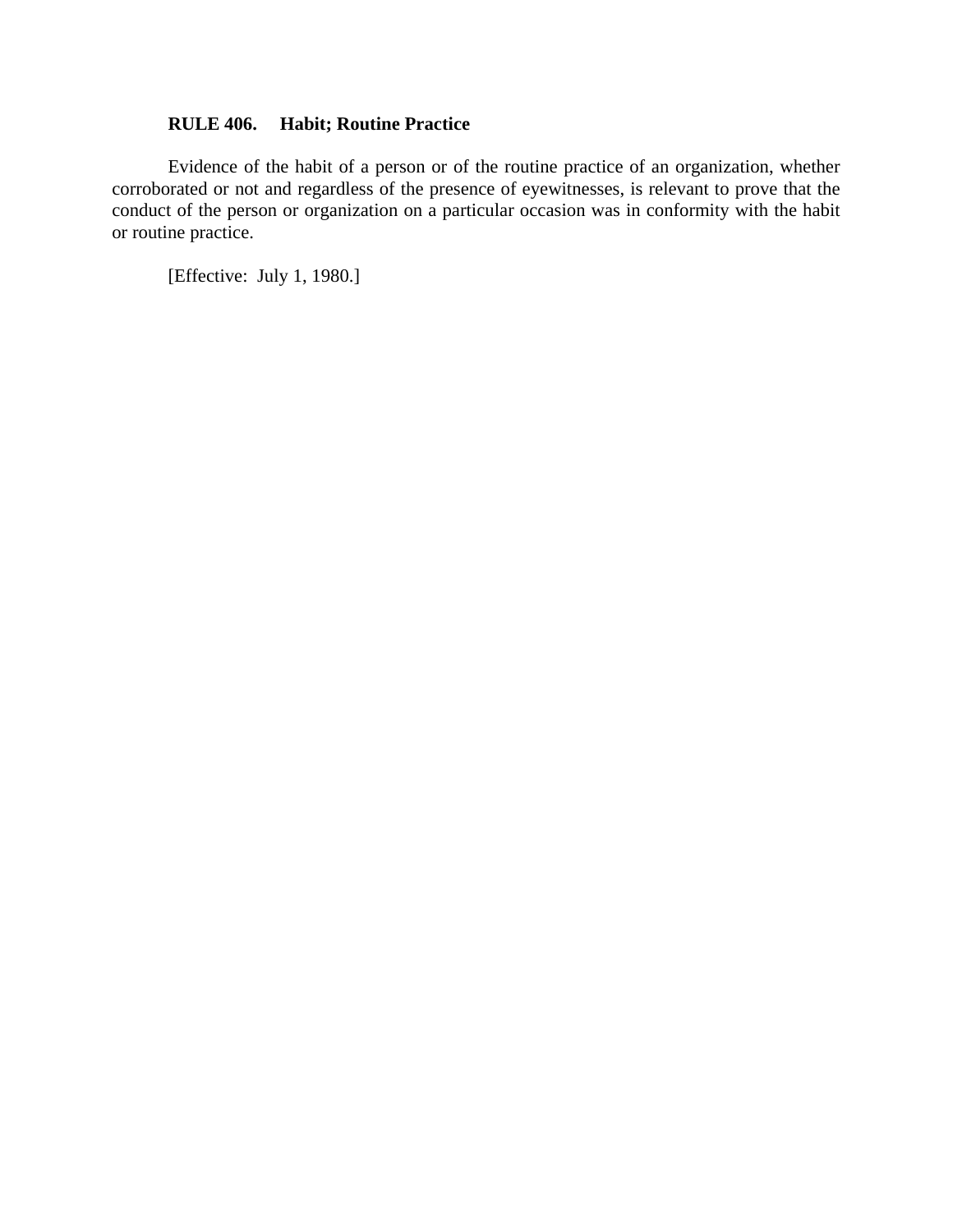**RULE 406. Habit; Routine Practice**

Evidence of the habit of a person or of the routine practice of an organization, whether corroborated or not and regardless of the presence of eyewitnesses, is relevant to prove that the conduct of the person or organization on a particular occasion was in conformity with the habit or routine practice.

[Effective: July 1, 1980.]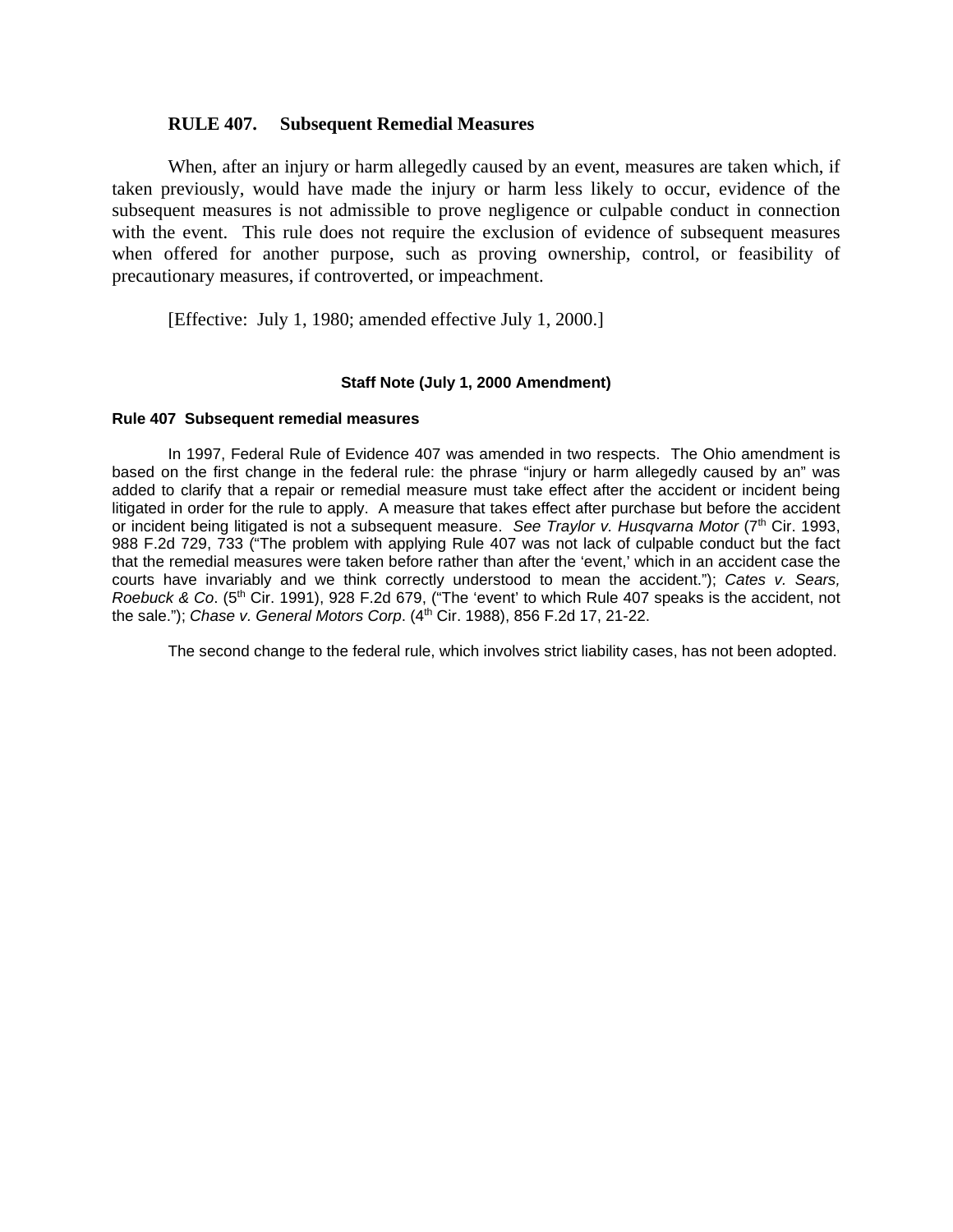## RULE 407. Subsequent Remedial Measures

When, after an injury or harm allegedly caused by an event, measures are taken which, if taken previously, would have made the injury or harm less likely to occur, evidence of the subsequent measures is not admissible to prove negligence or culpable conduct in connection with the event. This rule does not require the exclusion of evidence of subsequent measures when offered for another purpose, such as proving ownership, control, or feasibility of precautionary measures, if controverted, or impeachment.

[Effective: July 1, 1980; amended effective July 1, 2000.]

### Staff Note (July 1, 2000 Amendment)

**Rule 407 Subsequent remedial measures**

In 1997, Federal Rule of Evidence 407 was amended in two respects. The Ohio amendment is based on the first change in the federal rule: the phrase "injury or harm allegedly caused by an" was added to clarify that a repair or remedial measure must take effect after the accident or incident being litigated in order for the rule to apply. A measure that takes effect after purchase but before the accident or incident being litigated is not a subsequent measure. *See Traylor v. Husqvarna Motor* (7th Cir. 1993, 988 F.2d 729, 733 ("The problem with applying Rule 407 was not lack of culpable conduct but the fact that the remedial measures were taken before rather than after the 'event,' which in an accident case the courts have invariably and we think correctly understood to mean the accident."); *Cates v. Sears, Roebuck & Co*. (5th Cir. 1991), 928 F.2d 679, ("The 'event' to which Rule 407 speaks is the accident, not the sale."); *Chase v. General Motors Corp*. (4th Cir. 1988), 856 F.2d 17, 21-22.

The second change to the federal rule, which involves strict liability cases, has not been adopted.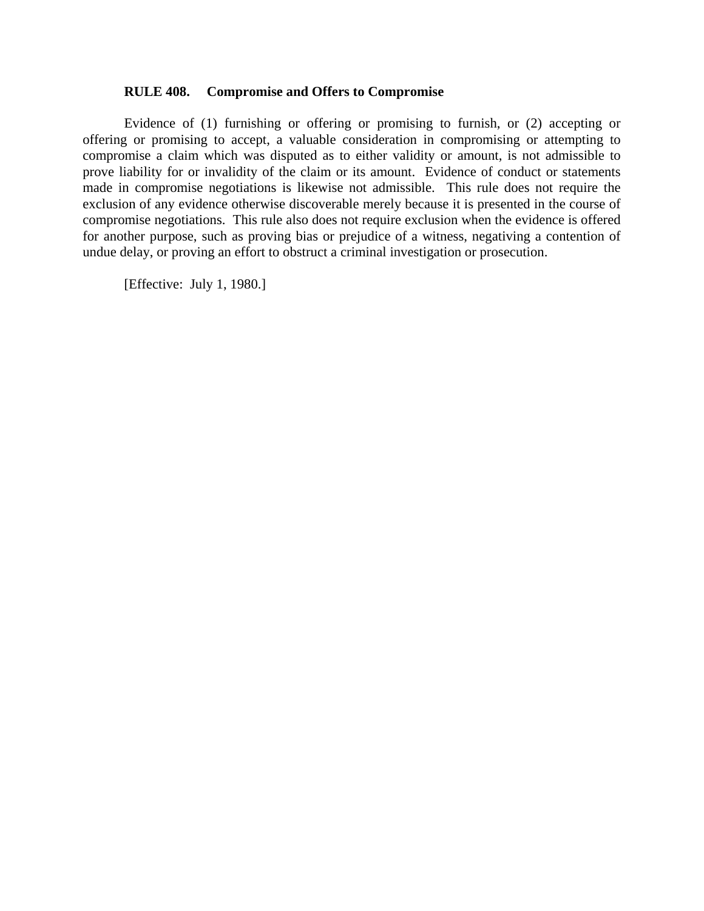**RULE 408. Compromise and Offers to Compromise**

Evidence of (1) furnishing or offering or promising to furnish, or (2) accepting or offering or promising to accept, a valuable consideration in compromising or attempting to compromise a claim which was disputed as to either validity or amount, is not admissible to prove liability for or invalidity of the claim or its amount. Evidence of conduct or statements made in compromise negotiations is likewise not admissible. This rule does not require the exclusion of any evidence otherwise discoverable merely because it is presented in the course of compromise negotiations. This rule also does not require exclusion when the evidence is offered for another purpose, such as proving bias or prejudice of a witness, negativing a contention of undue delay, or proving an effort to obstruct a criminal investigation or prosecution.

[Effective: July 1, 1980.]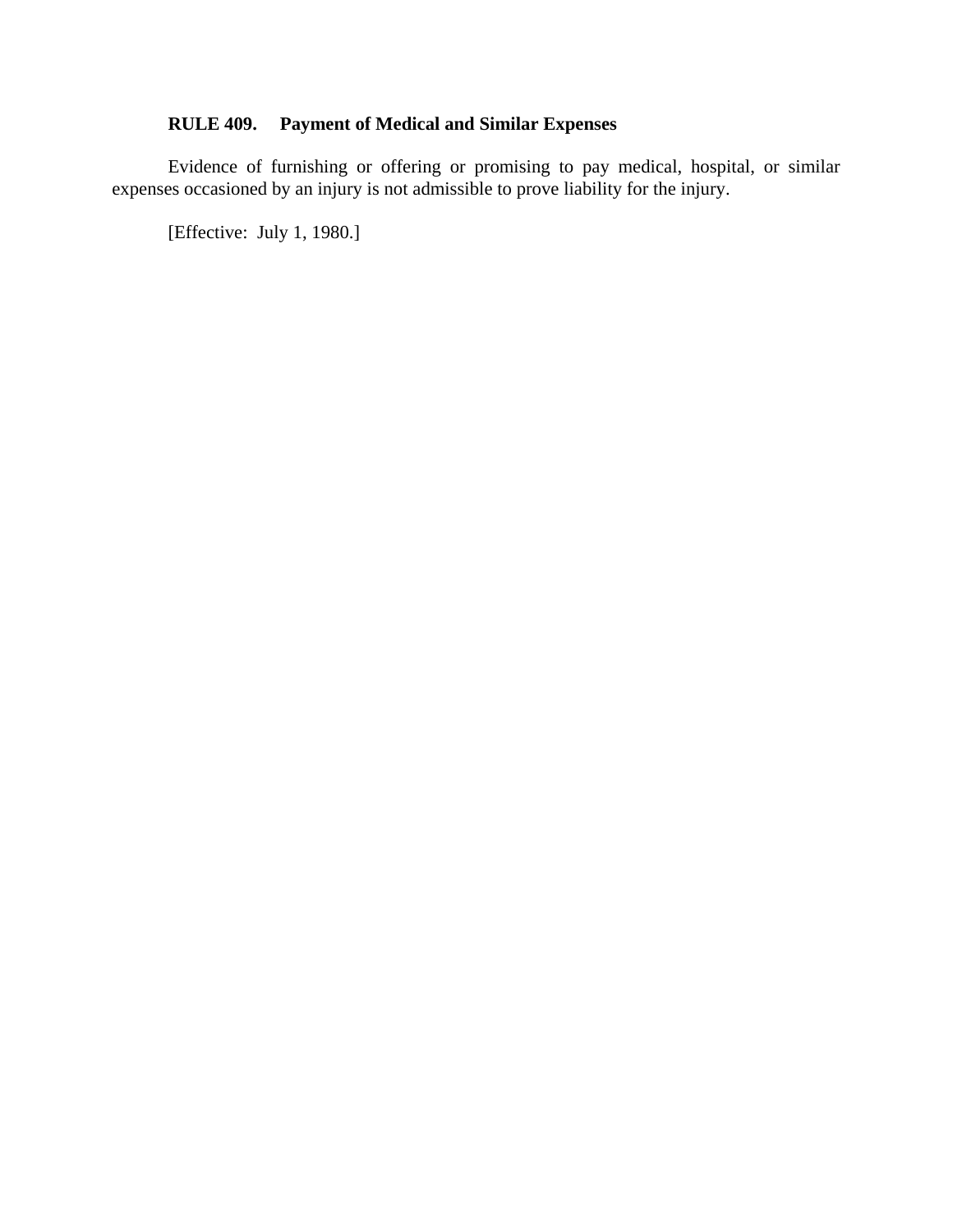**RULE 409. Payment of Medical and Similar Expenses**

Evidence of furnishing or offering or promising to pay medical, hospital, or similar expenses occasioned by an injury is not admissible to prove liability for the injury.

[Effective: July 1, 1980.]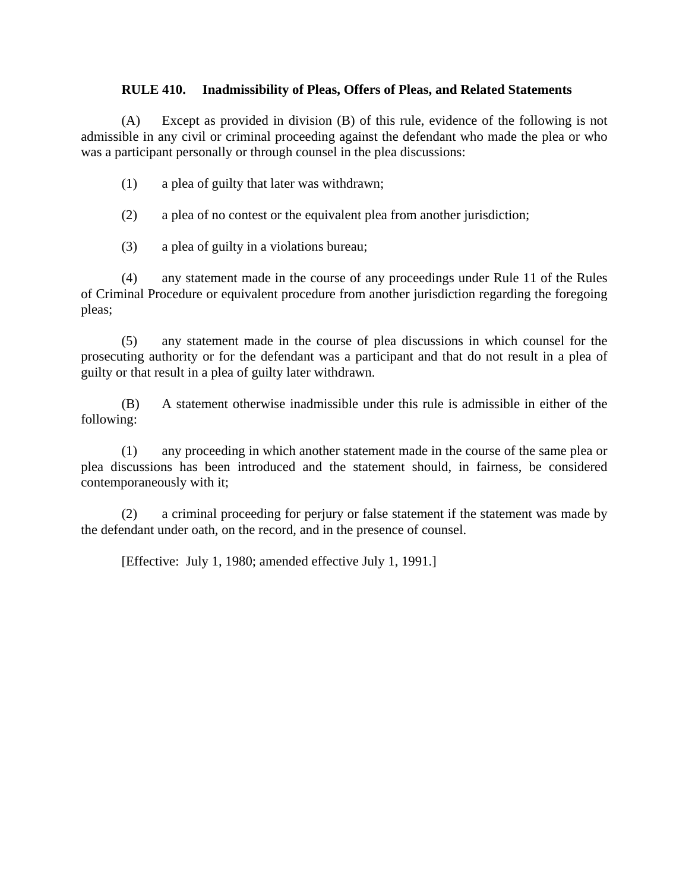## RULE 410. Inadmissibility of Pleas, Offers of Pleas, and Related Statements

(A) Except as provided in division (B) of this rule, evidence of the following is not admissible in any civil or criminal proceeding against the defendant who made the plea or who was a participant personally or through counsel in the plea discussions:

(1) a plea of guilty that later was withdrawn;

(2) a plea of no contest or the equivalent plea from another jurisdiction;

(3) a plea of guilty in a violations bureau;

(4) any statement made in the course of any proceedings under Rule 11 of the Rules of Criminal Procedure or equivalent procedure from another jurisdiction regarding the foregoing pleas;

(5) any statement made in the course of plea discussions in which counsel for the prosecuting authority or for the defendant was a participant and that do not result in a plea of guilty or that result in a plea of guilty later withdrawn.

(B) A statement otherwise inadmissible under this rule is admissible in either of the following:

(1) any proceeding in which another statement made in the course of the same plea or plea discussions has been introduced and the statement should, in fairness, be considered contemporaneously with it;

(2) a criminal proceeding for perjury or false statement if the statement was made by the defendant under oath, on the record, and in the presence of counsel.

[Effective: July 1, 1980; amended effective July 1, 1991.]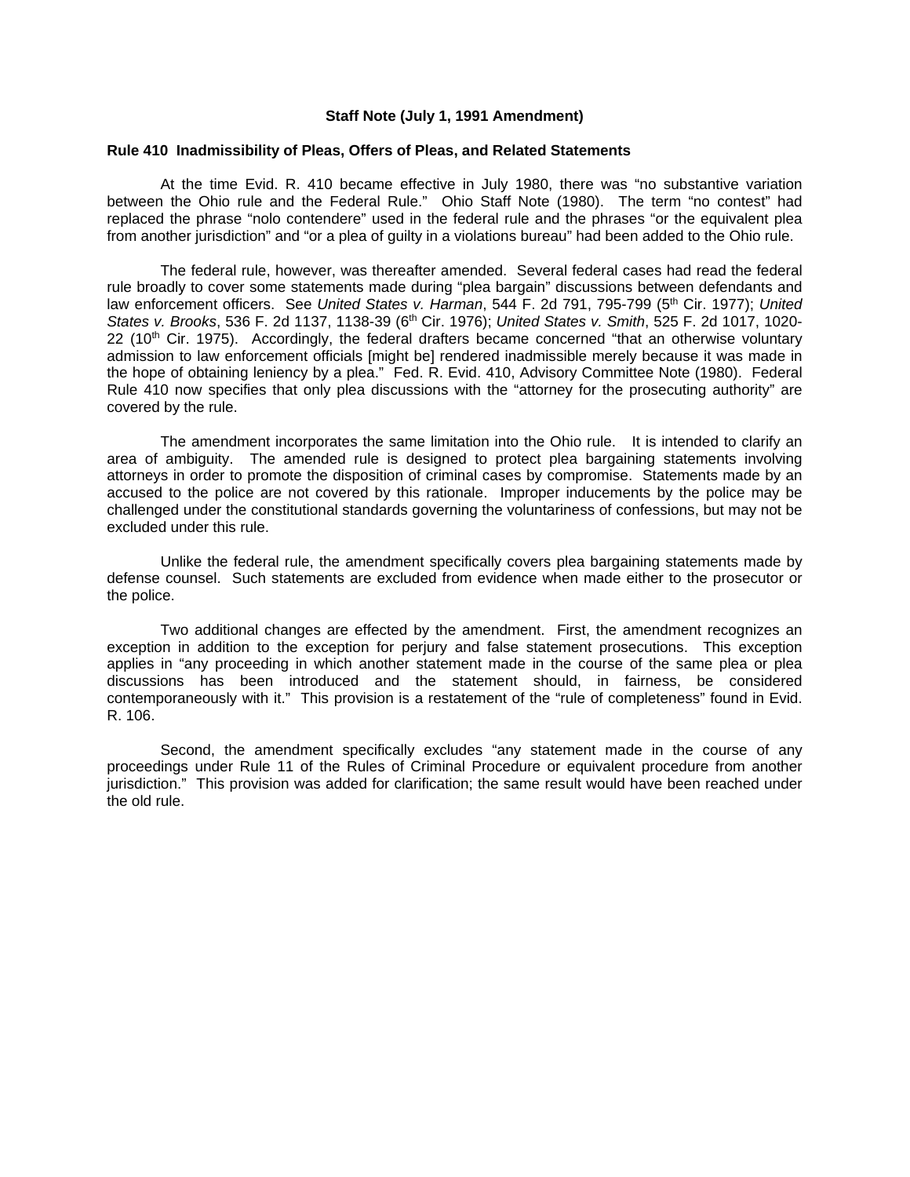### Staff Note (July 1, 1991 Amendment)

**Rule 410 Inadmissibility of Pleas, Offers of Pleas, and Related Statements**

At the time Evid. R. 410 became effective in July 1980, there was "no substantive variation between the Ohio rule and the Federal Rule." Ohio Staff Note (1980). The term "no contest" had replaced the phrase "nolo contendere" used in the federal rule and the phrases "or the equivalent plea from another jurisdiction" and "or a plea of guilty in a violations bureau" had been added to the Ohio rule.

The federal rule, however, was thereafter amended. Several federal cases had read the federal rule broadly to cover some statements made during "plea bargain" discussions between defendants and law enforcement officers. See *United States v. Harman*, 544 F. 2d 791, 795-799 (5th Cir. 1977); *United States v. Brooks*, 536 F. 2d 1137, 1138-39 (6th Cir. 1976); *United States v. Smith*, 525 F. 2d 1017, 1020-22 (10th Cir. 1975). Accordingly, the federal drafters became concerned "that an otherwise voluntary admission to law enforcement officials [might be] rendered inadmissible merely because it was made in the hope of obtaining leniency by a plea." Fed. R. Evid. 410, Advisory Committee Note (1980). Federal Rule 410 now specifies that only plea discussions with the "attorney for the prosecuting authority" are covered by the rule.

The amendment incorporates the same limitation into the Ohio rule. It is intended to clarify an area of ambiguity. The amended rule is designed to protect plea bargaining statements involving attorneys in order to promote the disposition of criminal cases by compromise. Statements made by an accused to the police are not covered by this rationale. Improper inducements by the police may be challenged under the constitutional standards governing the voluntariness of confessions, but may not be excluded under this rule.

Unlike the federal rule, the amendment specifically covers plea bargaining statements made by defense counsel. Such statements are excluded from evidence when made either to the prosecutor or the police.

Two additional changes are effected by the amendment. First, the amendment recognizes an exception in addition to the exception for perjury and false statement prosecutions. This exception applies in "any proceeding in which another statement made in the course of the same plea or plea discussions has been introduced and the statement should, in fairness, be considered contemporaneously with it." This provision is a restatement of the "rule of completeness" found in Evid. R. 106.

Second, the amendment specifically excludes "any statement made in the course of any proceedings under Rule 11 of the Rules of Criminal Procedure or equivalent procedure from another jurisdiction." This provision was added for clarification; the same result would have been reached under the old rule.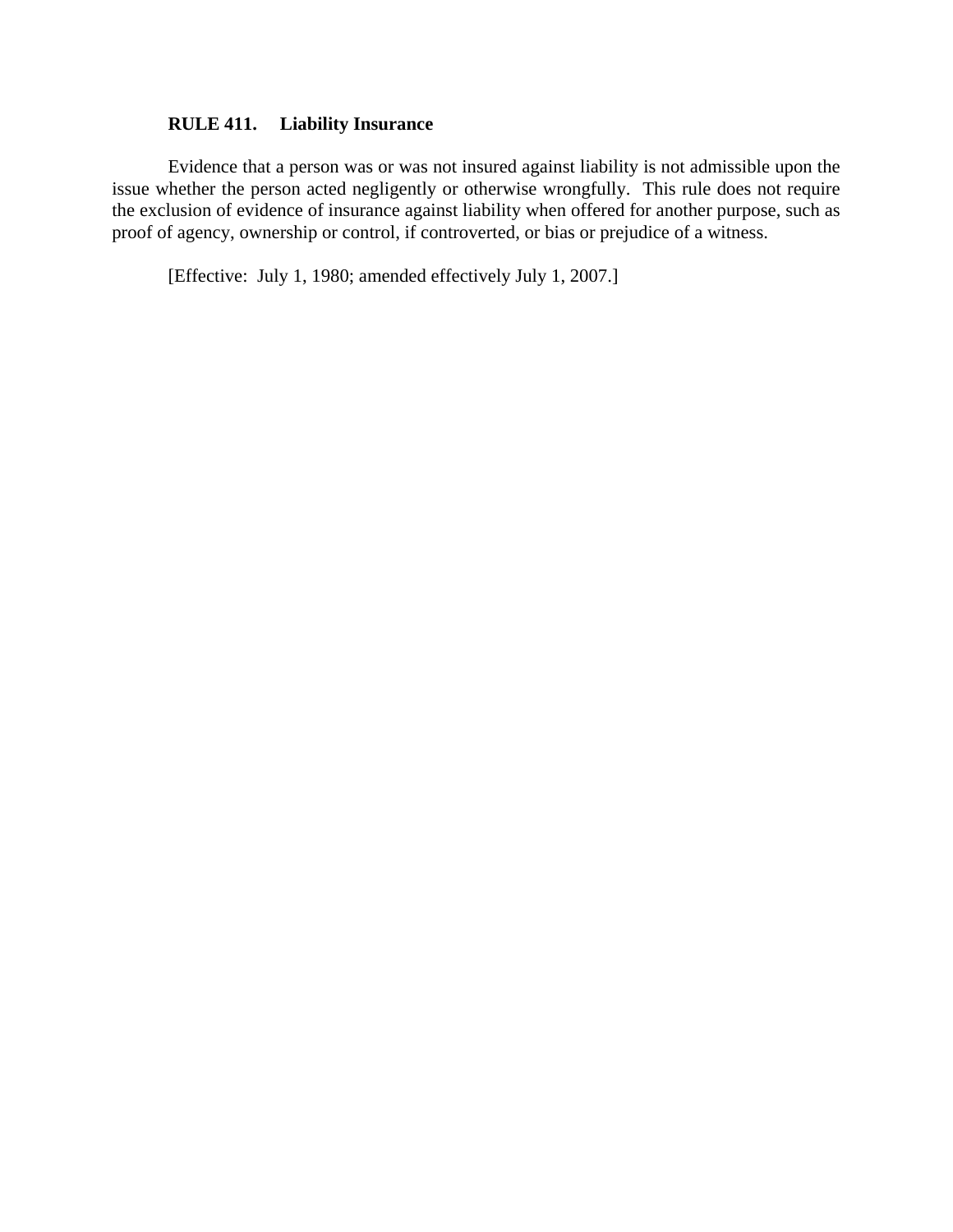**RULE 411. Liability Insurance**

Evidence that a person was or was not insured against liability is not admissible upon the issue whether the person acted negligently or otherwise wrongfully. This rule does not require the exclusion of evidence of insurance against liability when offered for another purpose, such as proof of agency, ownership or control, if controverted, or bias or prejudice of a witness.

[Effective: July 1, 1980; amended effectively July 1, 2007.]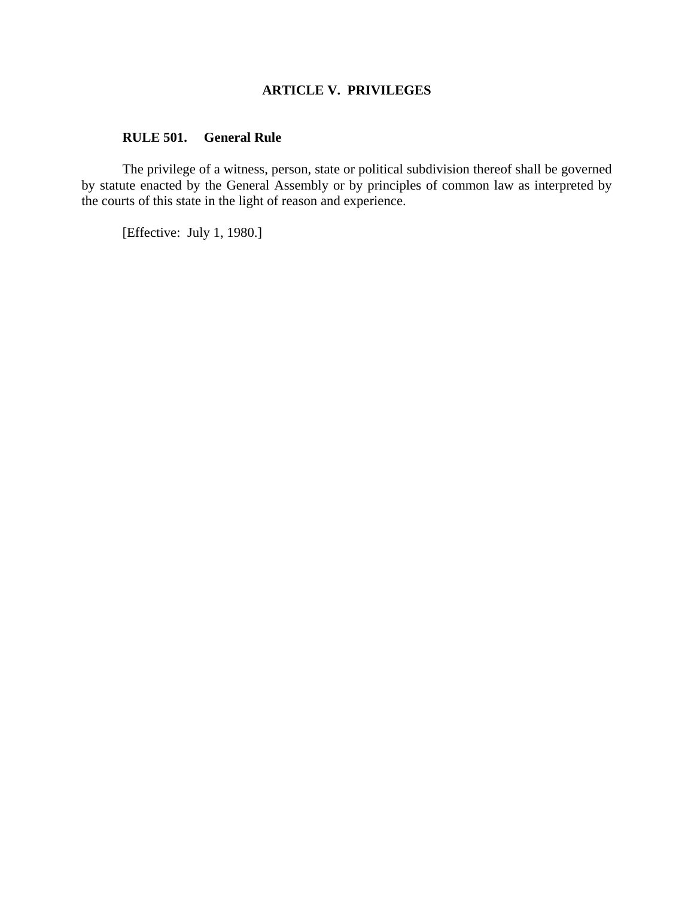## ARTICLE V. PRIVILEGES

### RULE 501. General Rule

The privilege of a witness, person, state or political subdivision thereof shall be governed by statute enacted by the General Assembly or by principles of common law as interpreted by the courts of this state in the light of reason and experience.

[Effective: July 1, 1980.]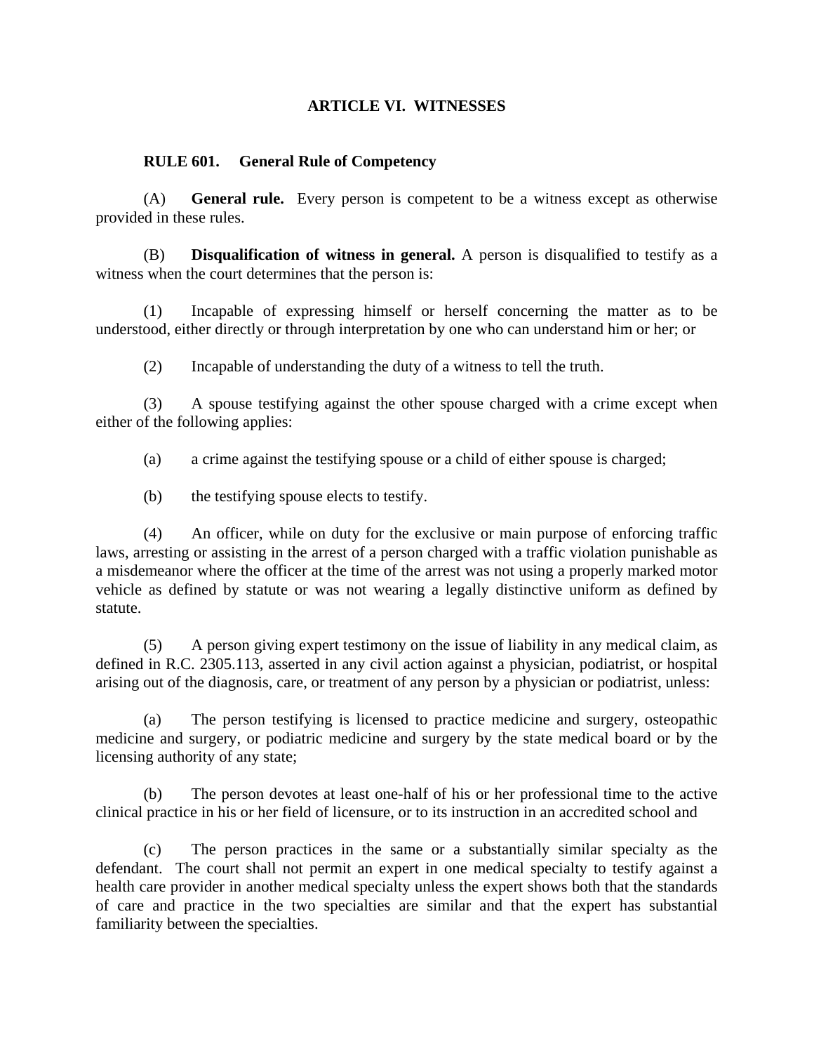## ARTICLE VI. WITNESSES

### RULE 601. General Rule of Competency

(A) **General rule.** Every person is competent to be a witness except as otherwise provided in these rules.

(B) **Disqualification of witness in general.** A person is disqualified to testify as a witness when the court determines that the person is:

(1) Incapable of expressing himself or herself concerning the matter as to be understood, either directly or through interpretation by one who can understand him or her; or

(2) Incapable of understanding the duty of a witness to tell the truth.

(3) A spouse testifying against the other spouse charged with a crime except when either of the following applies:

(a) a crime against the testifying spouse or a child of either spouse is charged;

(b) the testifying spouse elects to testify.

(4) An officer, while on duty for the exclusive or main purpose of enforcing traffic laws, arresting or assisting in the arrest of a person charged with a traffic violation punishable as a misdemeanor where the officer at the time of the arrest was not using a properly marked motor vehicle as defined by statute or was not wearing a legally distinctive uniform as defined by statute.

(5) A person giving expert testimony on the issue of liability in any medical claim, as defined in R.C. 2305.113, asserted in any civil action against a physician, podiatrist, or hospital arising out of the diagnosis, care, or treatment of any person by a physician or podiatrist, unless:

(a) The person testifying is licensed to practice medicine and surgery, osteopathic medicine and surgery, or podiatric medicine and surgery by the state medical board or by the licensing authority of any state;

(b) The person devotes at least one-half of his or her professional time to the active clinical practice in his or her field of licensure, or to its instruction in an accredited school and

(c) The person practices in the same or a substantially similar specialty as the defendant. The court shall not permit an expert in one medical specialty to testify against a health care provider in another medical specialty unless the expert shows both that the standards of care and practice in the two specialties are similar and that the expert has substantial familiarity between the specialties.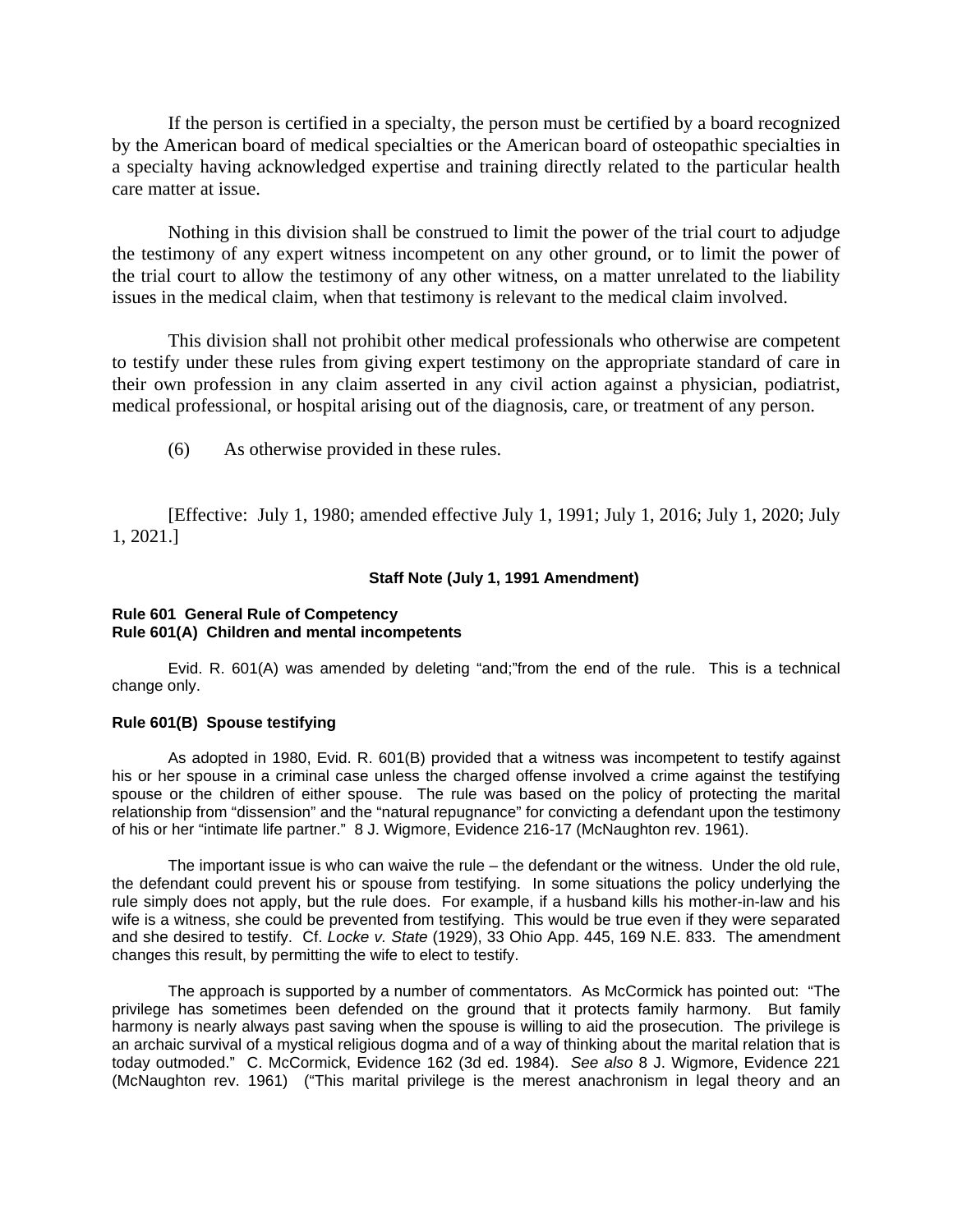If the person is certified in a specialty, the person must be certified by a board recognized by the American board of medical specialties or the American board of osteopathic specialties in a specialty having acknowledged expertise and training directly related to the particular health care matter at issue.

Nothing in this division shall be construed to limit the power of the trial court to adjudge the testimony of any expert witness incompetent on any other ground, or to limit the power of the trial court to allow the testimony of any other witness, on a matter unrelated to the liability issues in the medical claim, when that testimony is relevant to the medical claim involved.

This division shall not prohibit other medical professionals who otherwise are competent to testify under these rules from giving expert testimony on the appropriate standard of care in their own profession in any claim asserted in any civil action against a physician, podiatrist, medical professional, or hospital arising out of the diagnosis, care, or treatment of any person.

(6) As otherwise provided in these rules.

[Effective: July 1, 1980; amended effective July 1, 1991; July 1, 2016; July 1, 2020; July 1, 2021.]

## Staff Note (July 1, 1991 Amendment)

### Rule 601 General Rule of Competency
### Rule 601(A) Children and mental incompetents

Evid. R. 601(A) was amended by deleting "and;"from the end of the rule. This is a technical change only.

### Rule 601(B) Spouse testifying

As adopted in 1980, Evid. R. 601(B) provided that a witness was incompetent to testify against his or her spouse in a criminal case unless the charged offense involved a crime against the testifying spouse or the children of either spouse. The rule was based on the policy of protecting the marital relationship from "dissension" and the "natural repugnance" for convicting a defendant upon the testimony of his or her "intimate life partner." 8 J. Wigmore, Evidence 216-17 (McNaughton rev. 1961).

The important issue is who can waive the rule – the defendant or the witness. Under the old rule, the defendant could prevent his or spouse from testifying. In some situations the policy underlying the rule simply does not apply, but the rule does. For example, if a husband kills his mother-in-law and his wife is a witness, she could be prevented from testifying. This would be true even if they were separated and she desired to testify. Cf. *Locke v. State* (1929), 33 Ohio App. 445, 169 N.E. 833. The amendment changes this result, by permitting the wife to elect to testify.

The approach is supported by a number of commentators. As McCormick has pointed out: "The privilege has sometimes been defended on the ground that it protects family harmony. But family harmony is nearly always past saving when the spouse is willing to aid the prosecution. The privilege is an archaic survival of a mystical religious dogma and of a way of thinking about the marital relation that is today outmoded." C. McCormick, Evidence 162 (3d ed. 1984). *See also* 8 J. Wigmore, Evidence 221 (McNaughton rev. 1961) ("This marital privilege is the merest anachronism in legal theory and an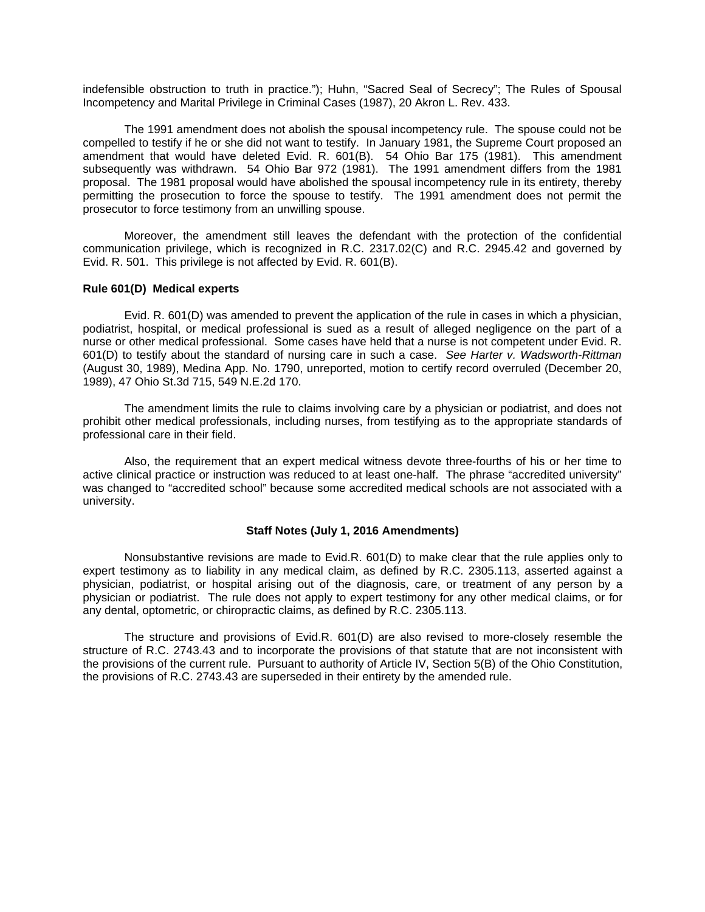indefensible obstruction to truth in practice."); Huhn, "Sacred Seal of Secrecy"; The Rules of Spousal Incompetency and Marital Privilege in Criminal Cases (1987), 20 Akron L. Rev. 433.

The 1991 amendment does not abolish the spousal incompetency rule. The spouse could not be compelled to testify if he or she did not want to testify. In January 1981, the Supreme Court proposed an amendment that would have deleted Evid. R. 601(B). 54 Ohio Bar 175 (1981). This amendment subsequently was withdrawn. 54 Ohio Bar 972 (1981). The 1991 amendment differs from the 1981 proposal. The 1981 proposal would have abolished the spousal incompetency rule in its entirety, thereby permitting the prosecution to force the spouse to testify. The 1991 amendment does not permit the prosecutor to force testimony from an unwilling spouse.

Moreover, the amendment still leaves the defendant with the protection of the confidential communication privilege, which is recognized in R.C. 2317.02(C) and R.C. 2945.42 and governed by Evid. R. 501. This privilege is not affected by Evid. R. 601(B).

**Rule 601(D) Medical experts**

Evid. R. 601(D) was amended to prevent the application of the rule in cases in which a physician, podiatrist, hospital, or medical professional is sued as a result of alleged negligence on the part of a nurse or other medical professional. Some cases have held that a nurse is not competent under Evid. R. 601(D) to testify about the standard of nursing care in such a case. *See Harter v. Wadsworth-Rittman* (August 30, 1989), Medina App. No. 1790, unreported, motion to certify record overruled (December 20, 1989), 47 Ohio St.3d 715, 549 N.E.2d 170.

The amendment limits the rule to claims involving care by a physician or podiatrist, and does not prohibit other medical professionals, including nurses, from testifying as to the appropriate standards of professional care in their field.

Also, the requirement that an expert medical witness devote three-fourths of his or her time to active clinical practice or instruction was reduced to at least one-half. The phrase "accredited university" was changed to "accredited school" because some accredited medical schools are not associated with a university.

## Staff Notes (July 1, 2016 Amendments)

Nonsubstantive revisions are made to Evid.R. 601(D) to make clear that the rule applies only to expert testimony as to liability in any medical claim, as defined by R.C. 2305.113, asserted against a physician, podiatrist, or hospital arising out of the diagnosis, care, or treatment of any person by a physician or podiatrist. The rule does not apply to expert testimony for any other medical claims, or for any dental, optometric, or chiropractic claims, as defined by R.C. 2305.113.

The structure and provisions of Evid.R. 601(D) are also revised to more-closely resemble the structure of R.C. 2743.43 and to incorporate the provisions of that statute that are not inconsistent with the provisions of the current rule. Pursuant to authority of Article IV, Section 5(B) of the Ohio Constitution, the provisions of R.C. 2743.43 are superseded in their entirety by the amended rule.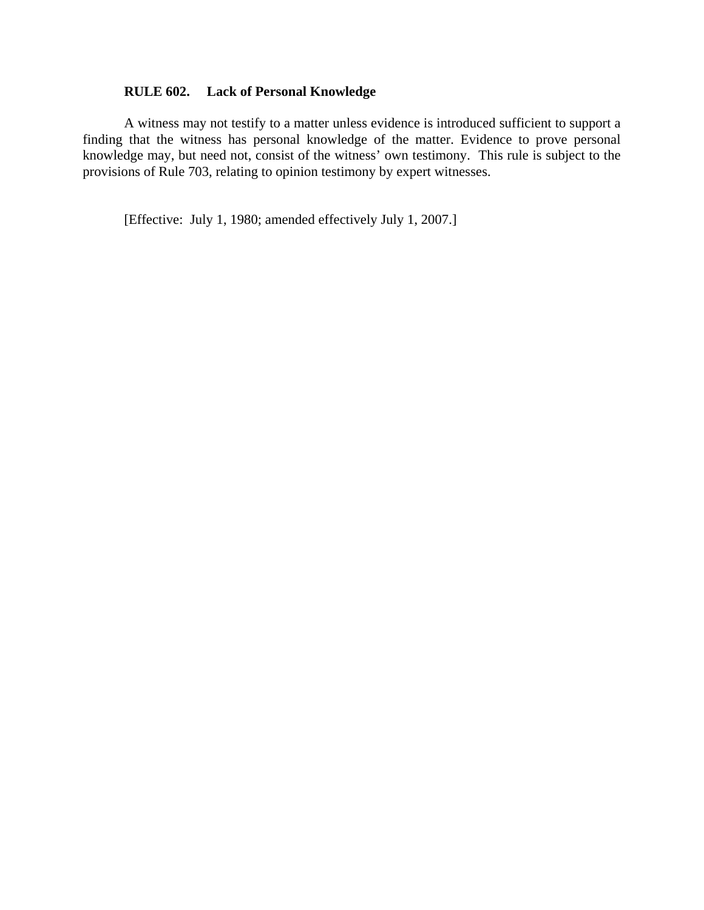**RULE 602. Lack of Personal Knowledge**

A witness may not testify to a matter unless evidence is introduced sufficient to support a finding that the witness has personal knowledge of the matter. Evidence to prove personal knowledge may, but need not, consist of the witness' own testimony. This rule is subject to the provisions of Rule 703, relating to opinion testimony by expert witnesses.

[Effective: July 1, 1980; amended effectively July 1, 2007.]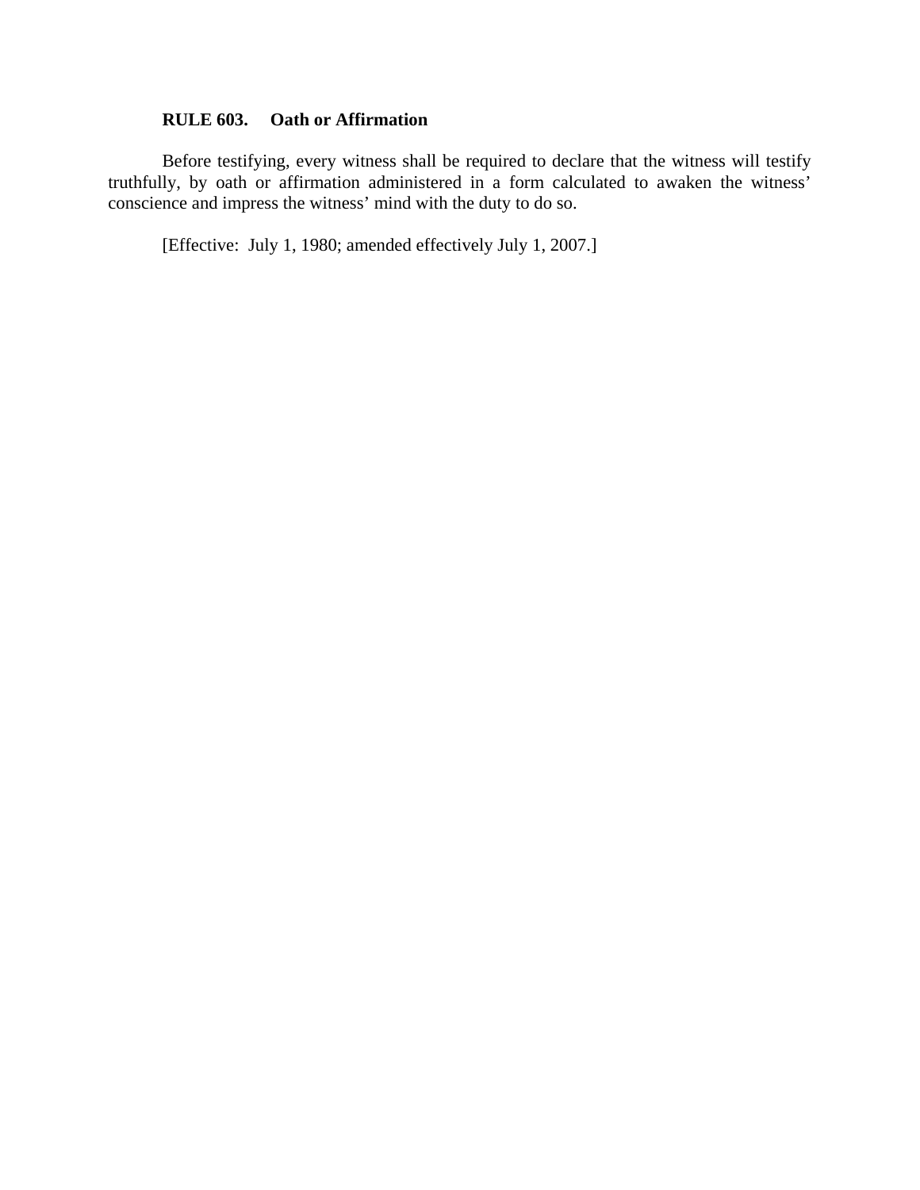**RULE 603. Oath or Affirmation**

Before testifying, every witness shall be required to declare that the witness will testify truthfully, by oath or affirmation administered in a form calculated to awaken the witness' conscience and impress the witness' mind with the duty to do so.

[Effective: July 1, 1980; amended effectively July 1, 2007.]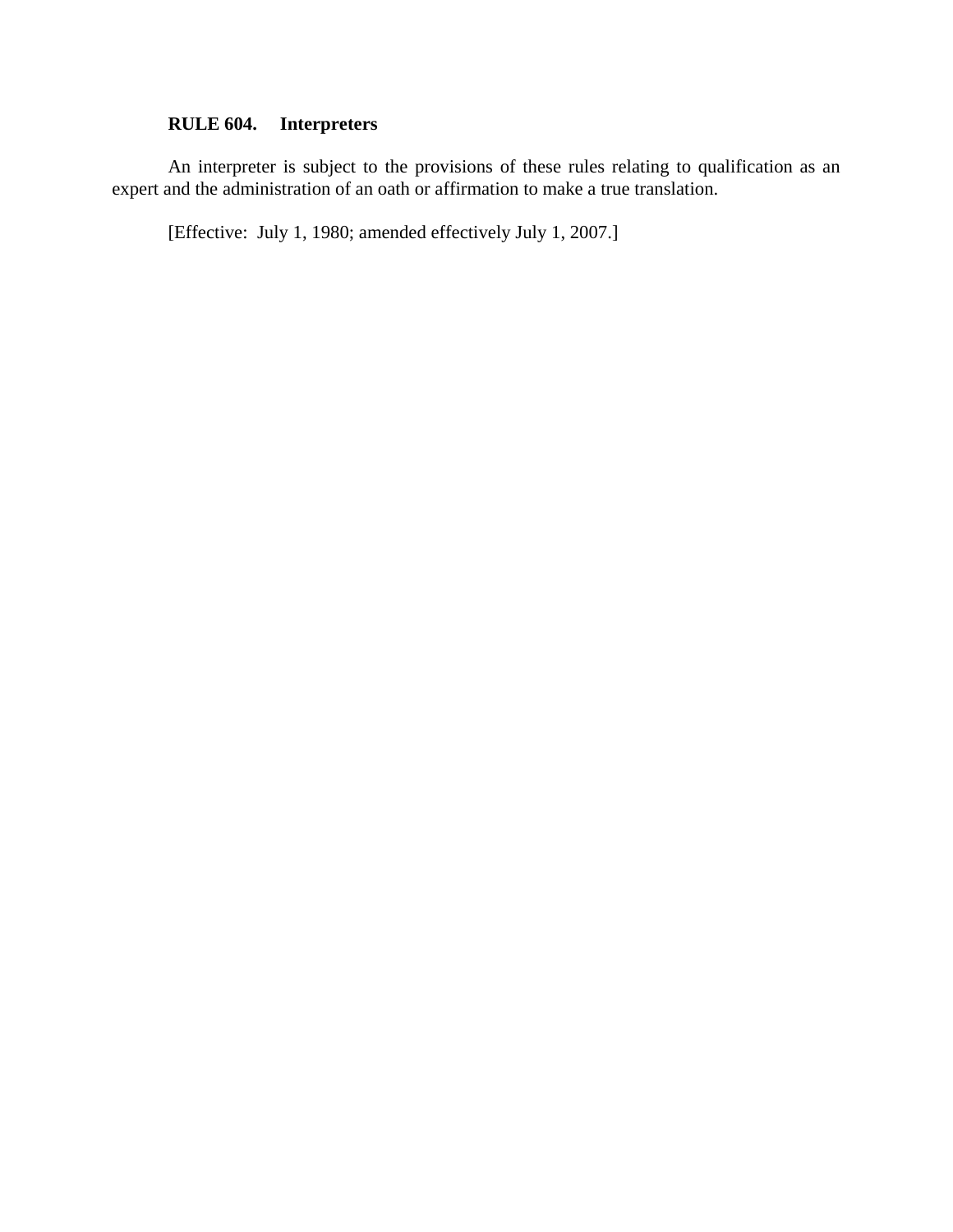**RULE 604. Interpreters**

An interpreter is subject to the provisions of these rules relating to qualification as an expert and the administration of an oath or affirmation to make a true translation.

[Effective: July 1, 1980; amended effectively July 1, 2007.]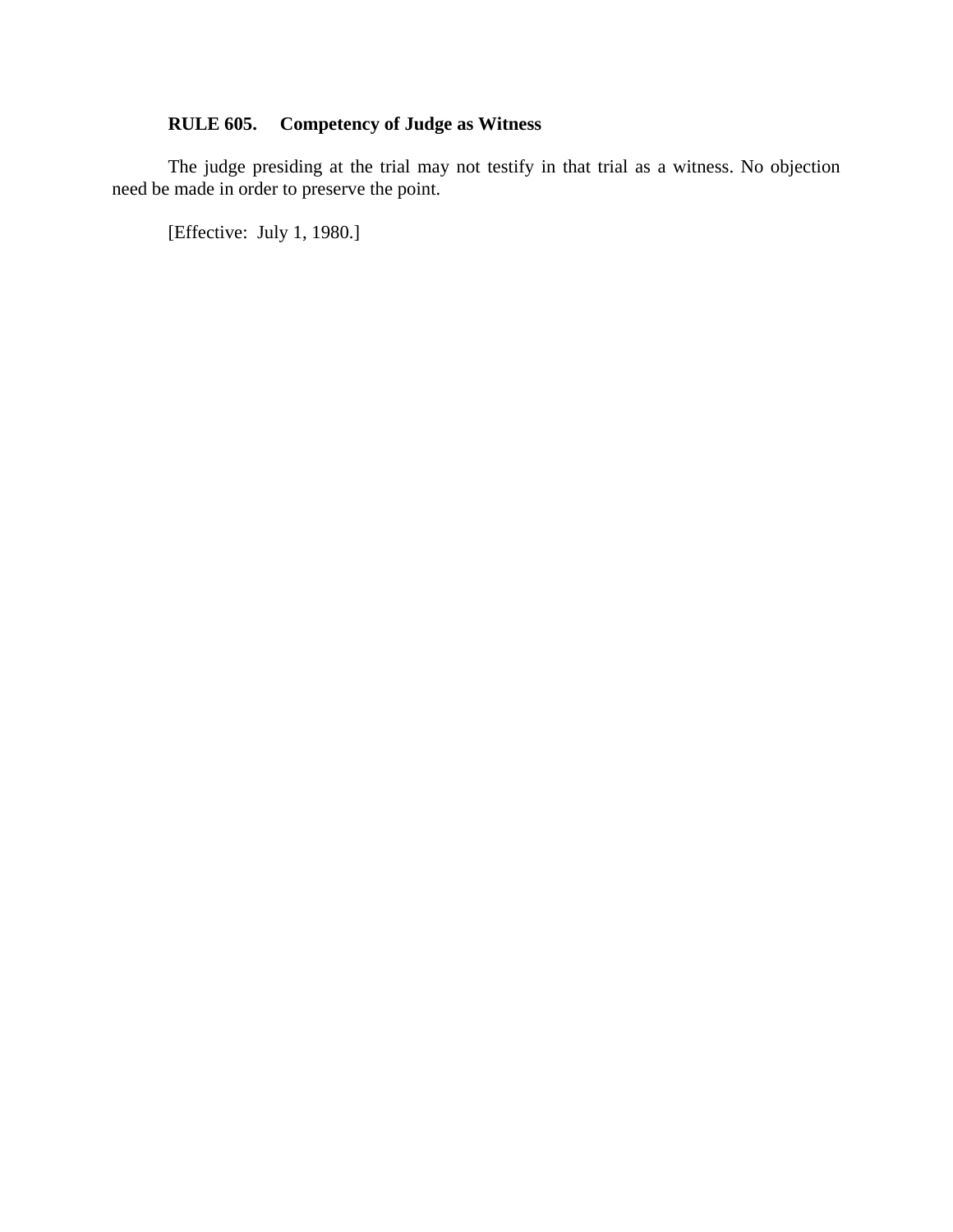### RULE 605. Competency of Judge as Witness

The judge presiding at the trial may not testify in that trial as a witness. No objection need be made in order to preserve the point.

[Effective: July 1, 1980.]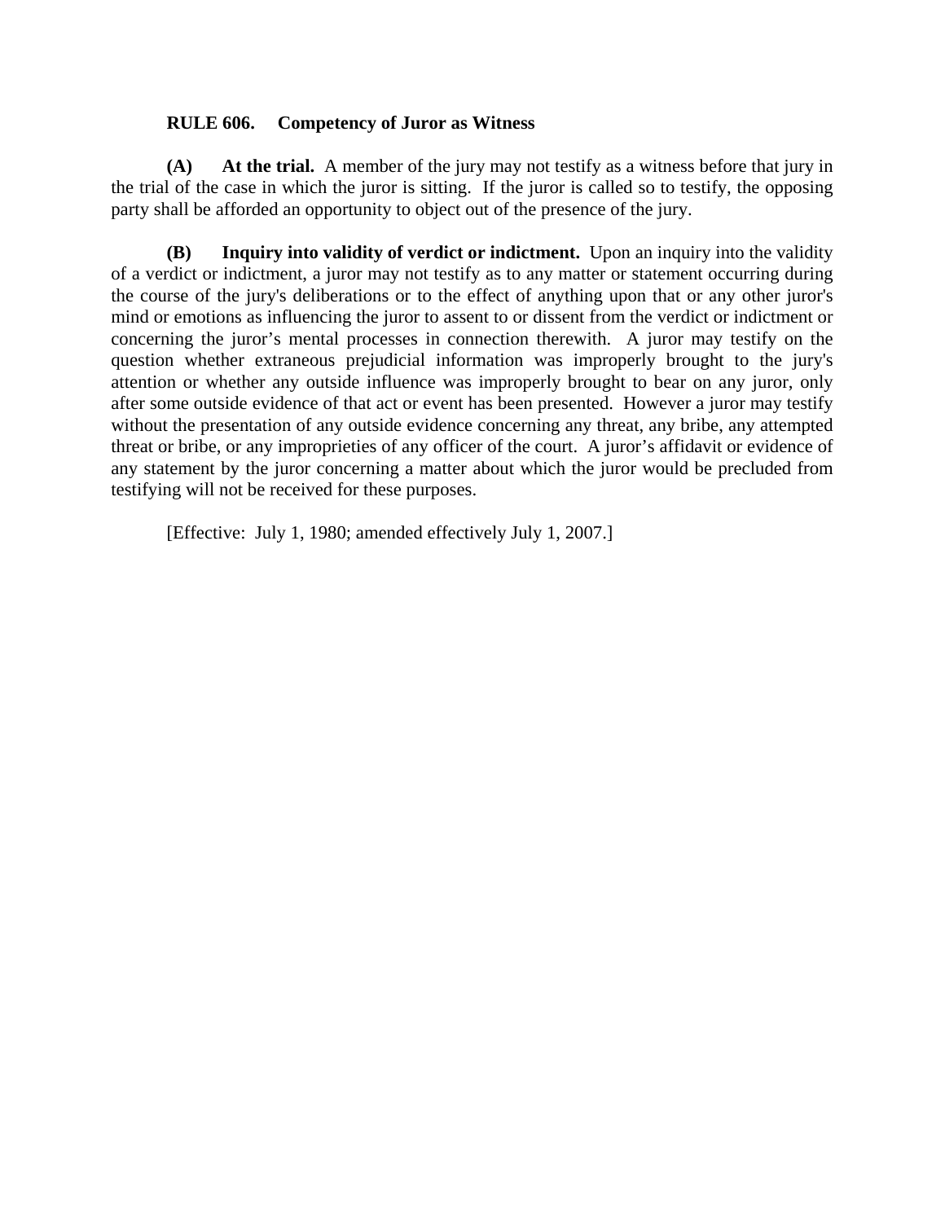**RULE 606. Competency of Juror as Witness**

**(A) At the trial.** A member of the jury may not testify as a witness before that jury in the trial of the case in which the juror is sitting. If the juror is called so to testify, the opposing party shall be afforded an opportunity to object out of the presence of the jury.

**(B) Inquiry into validity of verdict or indictment.** Upon an inquiry into the validity of a verdict or indictment, a juror may not testify as to any matter or statement occurring during the course of the jury's deliberations or to the effect of anything upon that or any other juror's mind or emotions as influencing the juror to assent to or dissent from the verdict or indictment or concerning the juror's mental processes in connection therewith. A juror may testify on the question whether extraneous prejudicial information was improperly brought to the jury's attention or whether any outside influence was improperly brought to bear on any juror, only after some outside evidence of that act or event has been presented. However a juror may testify without the presentation of any outside evidence concerning any threat, any bribe, any attempted threat or bribe, or any improprieties of any officer of the court. A juror's affidavit or evidence of any statement by the juror concerning a matter about which the juror would be precluded from testifying will not be received for these purposes.

[Effective: July 1, 1980; amended effectively July 1, 2007.]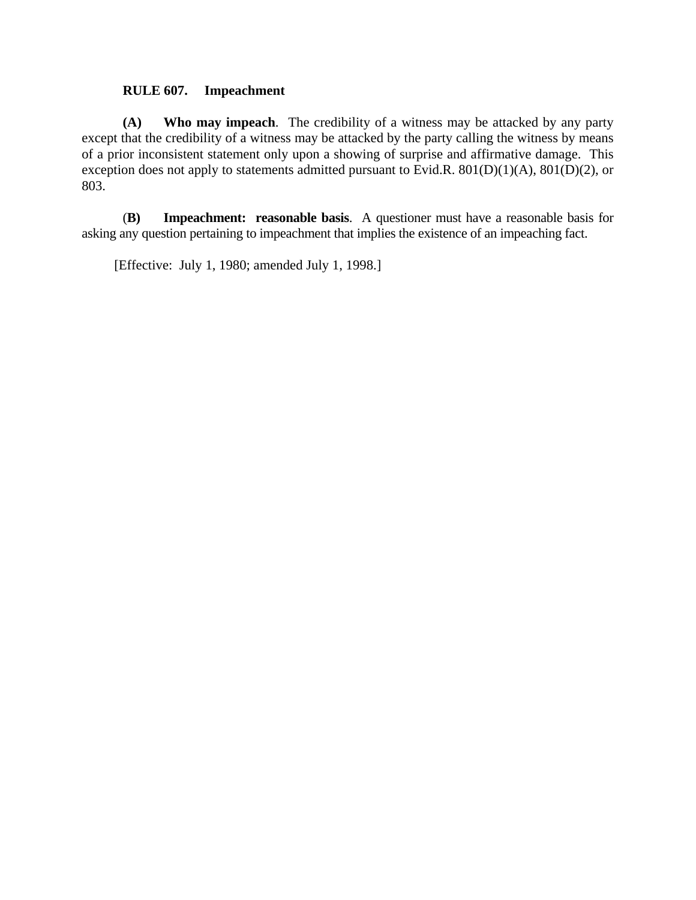**RULE 607. Impeachment**

**(A) Who may impeach**. The credibility of a witness may be attacked by any party except that the credibility of a witness may be attacked by the party calling the witness by means of a prior inconsistent statement only upon a showing of surprise and affirmative damage. This exception does not apply to statements admitted pursuant to Evid.R. 801(D)(1)(A), 801(D)(2), or 803.

(**B) Impeachment: reasonable basis**. A questioner must have a reasonable basis for asking any question pertaining to impeachment that implies the existence of an impeaching fact.

[Effective: July 1, 1980; amended July 1, 1998.]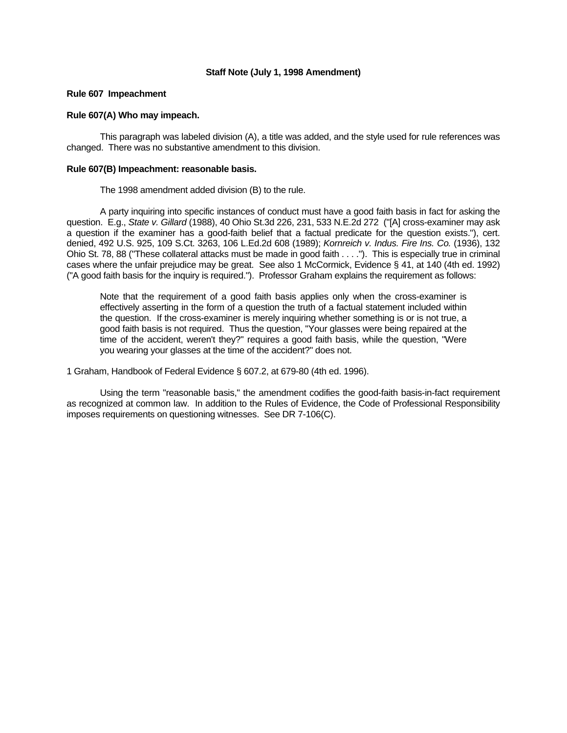### Staff Note (July 1, 1998 Amendment)

**Rule 607 Impeachment**

**Rule 607(A) Who may impeach.**

This paragraph was labeled division (A), a title was added, and the style used for rule references was changed. There was no substantive amendment to this division.

**Rule 607(B) Impeachment: reasonable basis.**

The 1998 amendment added division (B) to the rule.

A party inquiring into specific instances of conduct must have a good faith basis in fact for asking the question. E.g., *State v. Gillard* (1988), 40 Ohio St.3d 226, 231, 533 N.E.2d 272 ("[A] cross-examiner may ask a question if the examiner has a good-faith belief that a factual predicate for the question exists."), cert. denied, 492 U.S. 925, 109 S.Ct. 3263, 106 L.Ed.2d 608 (1989); *Kornreich v. Indus. Fire Ins. Co.* (1936), 132 Ohio St. 78, 88 ("These collateral attacks must be made in good faith . . . ."). This is especially true in criminal cases where the unfair prejudice may be great. See also 1 McCormick, Evidence § 41, at 140 (4th ed. 1992) ("A good faith basis for the inquiry is required."). Professor Graham explains the requirement as follows:

> Note that the requirement of a good faith basis applies only when the cross-examiner is effectively asserting in the form of a question the truth of a factual statement included within the question. If the cross-examiner is merely inquiring whether something is or is not true, a good faith basis is not required. Thus the question, "Your glasses were being repaired at the time of the accident, weren't they?" requires a good faith basis, while the question, "Were you wearing your glasses at the time of the accident?" does not.

1 Graham, Handbook of Federal Evidence § 607.2, at 679-80 (4th ed. 1996).

Using the term "reasonable basis," the amendment codifies the good-faith basis-in-fact requirement as recognized at common law. In addition to the Rules of Evidence, the Code of Professional Responsibility imposes requirements on questioning witnesses. See DR 7-106(C).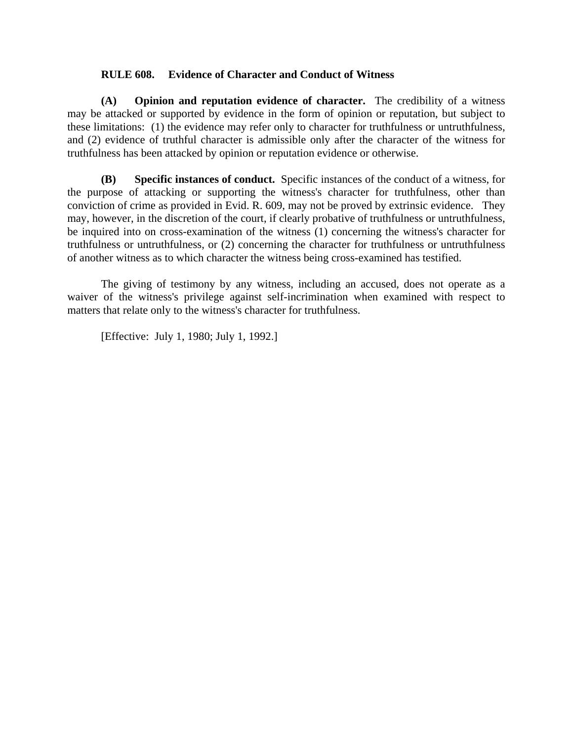## RULE 608. Evidence of Character and Conduct of Witness

**(A) Opinion and reputation evidence of character.** The credibility of a witness may be attacked or supported by evidence in the form of opinion or reputation, but subject to these limitations: (1) the evidence may refer only to character for truthfulness or untruthfulness, and (2) evidence of truthful character is admissible only after the character of the witness for truthfulness has been attacked by opinion or reputation evidence or otherwise.

**(B) Specific instances of conduct.** Specific instances of the conduct of a witness, for the purpose of attacking or supporting the witness's character for truthfulness, other than conviction of crime as provided in Evid. R. 609, may not be proved by extrinsic evidence. They may, however, in the discretion of the court, if clearly probative of truthfulness or untruthfulness, be inquired into on cross-examination of the witness (1) concerning the witness's character for truthfulness or untruthfulness, or (2) concerning the character for truthfulness or untruthfulness of another witness as to which character the witness being cross-examined has testified.

The giving of testimony by any witness, including an accused, does not operate as a waiver of the witness's privilege against self-incrimination when examined with respect to matters that relate only to the witness's character for truthfulness.

[Effective: July 1, 1980; July 1, 1992.]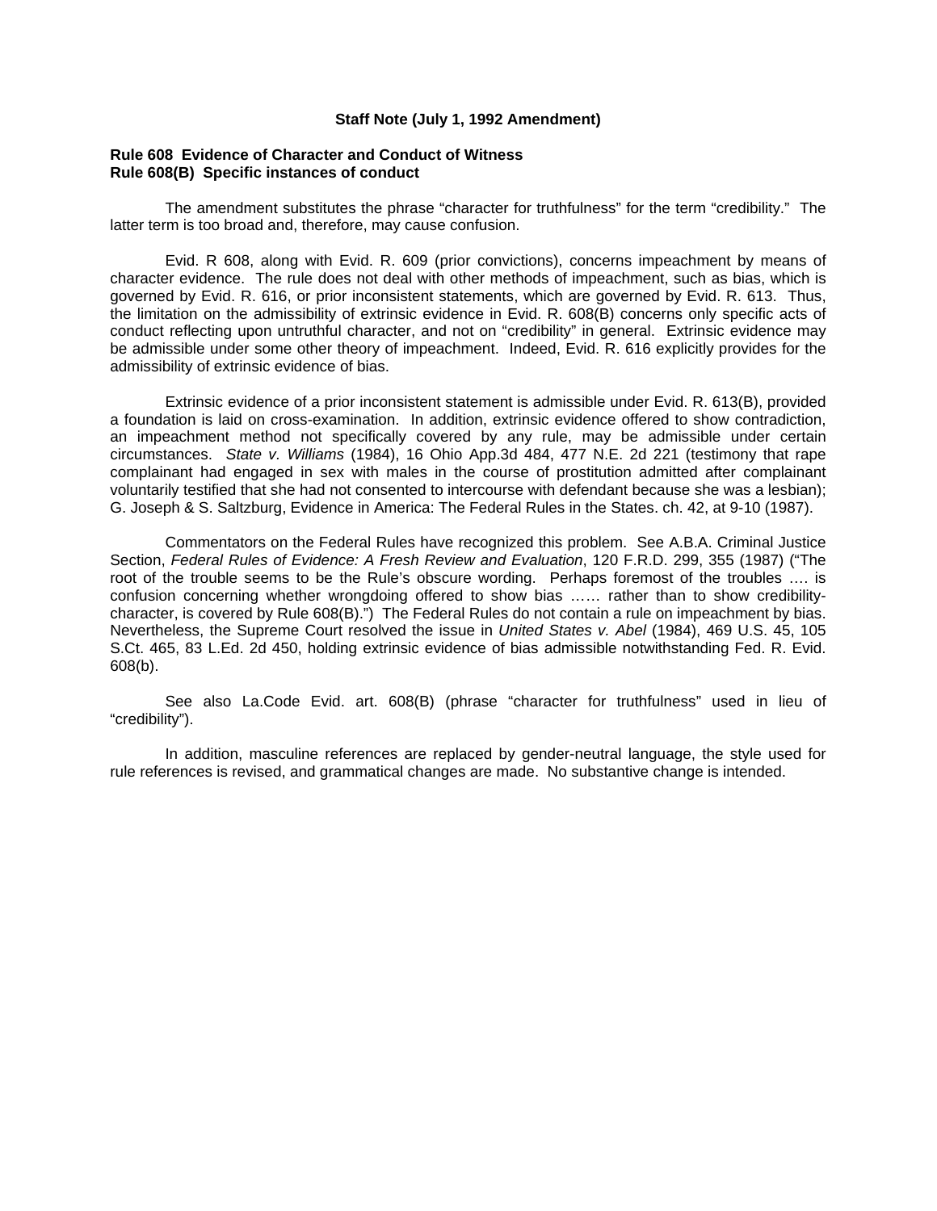**Staff Note (July 1, 1992 Amendment)**

**Rule 608 Evidence of Character and Conduct of Witness**
**Rule 608(B) Specific instances of conduct**

The amendment substitutes the phrase "character for truthfulness" for the term "credibility." The latter term is too broad and, therefore, may cause confusion.

Evid. R 608, along with Evid. R. 609 (prior convictions), concerns impeachment by means of character evidence. The rule does not deal with other methods of impeachment, such as bias, which is governed by Evid. R. 616, or prior inconsistent statements, which are governed by Evid. R. 613. Thus, the limitation on the admissibility of extrinsic evidence in Evid. R. 608(B) concerns only specific acts of conduct reflecting upon untruthful character, and not on "credibility" in general. Extrinsic evidence may be admissible under some other theory of impeachment. Indeed, Evid. R. 616 explicitly provides for the admissibility of extrinsic evidence of bias.

Extrinsic evidence of a prior inconsistent statement is admissible under Evid. R. 613(B), provided a foundation is laid on cross-examination. In addition, extrinsic evidence offered to show contradiction, an impeachment method not specifically covered by any rule, may be admissible under certain circumstances. *State v. Williams* (1984), 16 Ohio App.3d 484, 477 N.E. 2d 221 (testimony that rape complainant had engaged in sex with males in the course of prostitution admitted after complainant voluntarily testified that she had not consented to intercourse with defendant because she was a lesbian); G. Joseph & S. Saltzburg, Evidence in America: The Federal Rules in the States. ch. 42, at 9-10 (1987).

Commentators on the Federal Rules have recognized this problem. See A.B.A. Criminal Justice Section, *Federal Rules of Evidence: A Fresh Review and Evaluation*, 120 F.R.D. 299, 355 (1987) ("The root of the trouble seems to be the Rule's obscure wording. Perhaps foremost of the troubles …. is confusion concerning whether wrongdoing offered to show bias …… rather than to show credibility-character, is covered by Rule 608(B).") The Federal Rules do not contain a rule on impeachment by bias. Nevertheless, the Supreme Court resolved the issue in *United States v. Abel* (1984), 469 U.S. 45, 105 S.Ct. 465, 83 L.Ed. 2d 450, holding extrinsic evidence of bias admissible notwithstanding Fed. R. Evid. 608(b).

See also La.Code Evid. art. 608(B) (phrase "character for truthfulness" used in lieu of "credibility").

In addition, masculine references are replaced by gender-neutral language, the style used for rule references is revised, and grammatical changes are made. No substantive change is intended.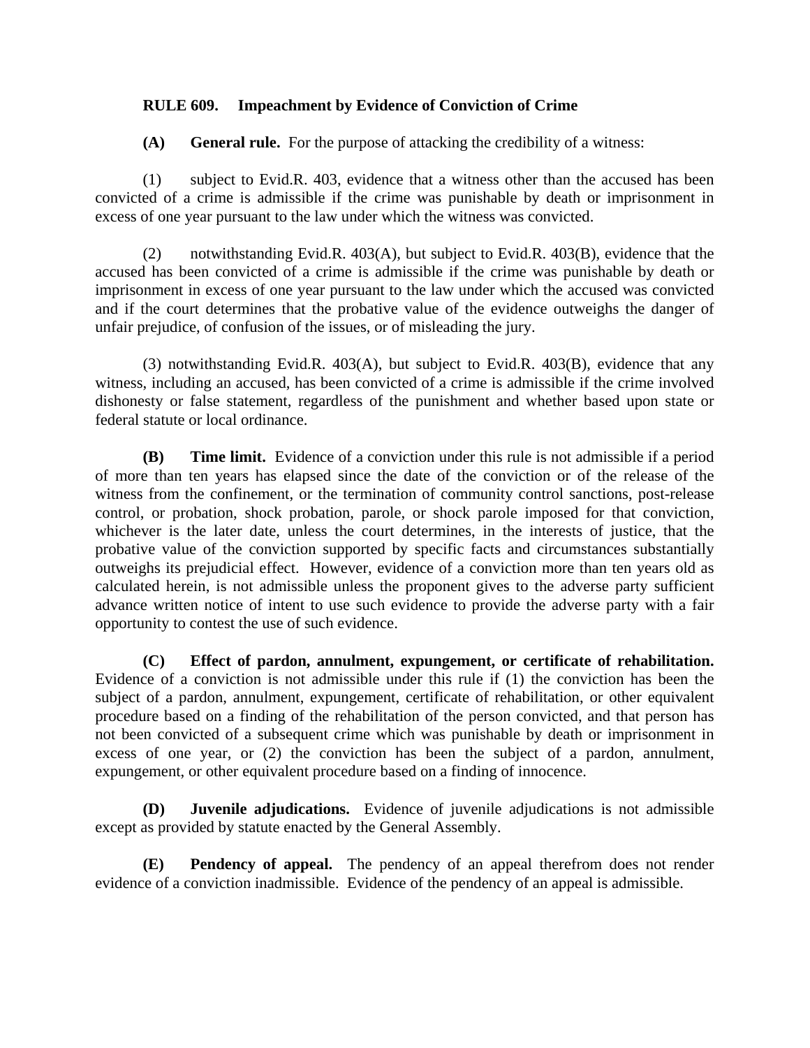## RULE 609. Impeachment by Evidence of Conviction of Crime

**(A) General rule.** For the purpose of attacking the credibility of a witness:

(1) subject to Evid.R. 403, evidence that a witness other than the accused has been convicted of a crime is admissible if the crime was punishable by death or imprisonment in excess of one year pursuant to the law under which the witness was convicted.

(2) notwithstanding Evid.R. 403(A), but subject to Evid.R. 403(B), evidence that the accused has been convicted of a crime is admissible if the crime was punishable by death or imprisonment in excess of one year pursuant to the law under which the accused was convicted and if the court determines that the probative value of the evidence outweighs the danger of unfair prejudice, of confusion of the issues, or of misleading the jury.

(3) notwithstanding Evid.R. 403(A), but subject to Evid.R. 403(B), evidence that any witness, including an accused, has been convicted of a crime is admissible if the crime involved dishonesty or false statement, regardless of the punishment and whether based upon state or federal statute or local ordinance.

**(B) Time limit.** Evidence of a conviction under this rule is not admissible if a period of more than ten years has elapsed since the date of the conviction or of the release of the witness from the confinement, or the termination of community control sanctions, post-release control, or probation, shock probation, parole, or shock parole imposed for that conviction, whichever is the later date, unless the court determines, in the interests of justice, that the probative value of the conviction supported by specific facts and circumstances substantially outweighs its prejudicial effect. However, evidence of a conviction more than ten years old as calculated herein, is not admissible unless the proponent gives to the adverse party sufficient advance written notice of intent to use such evidence to provide the adverse party with a fair opportunity to contest the use of such evidence.

**(C) Effect of pardon, annulment, expungement, or certificate of rehabilitation.** Evidence of a conviction is not admissible under this rule if (1) the conviction has been the subject of a pardon, annulment, expungement, certificate of rehabilitation, or other equivalent procedure based on a finding of the rehabilitation of the person convicted, and that person has not been convicted of a subsequent crime which was punishable by death or imprisonment in excess of one year, or (2) the conviction has been the subject of a pardon, annulment, expungement, or other equivalent procedure based on a finding of innocence.

**(D) Juvenile adjudications.** Evidence of juvenile adjudications is not admissible except as provided by statute enacted by the General Assembly.

**(E) Pendency of appeal.** The pendency of an appeal therefrom does not render evidence of a conviction inadmissible. Evidence of the pendency of an appeal is admissible.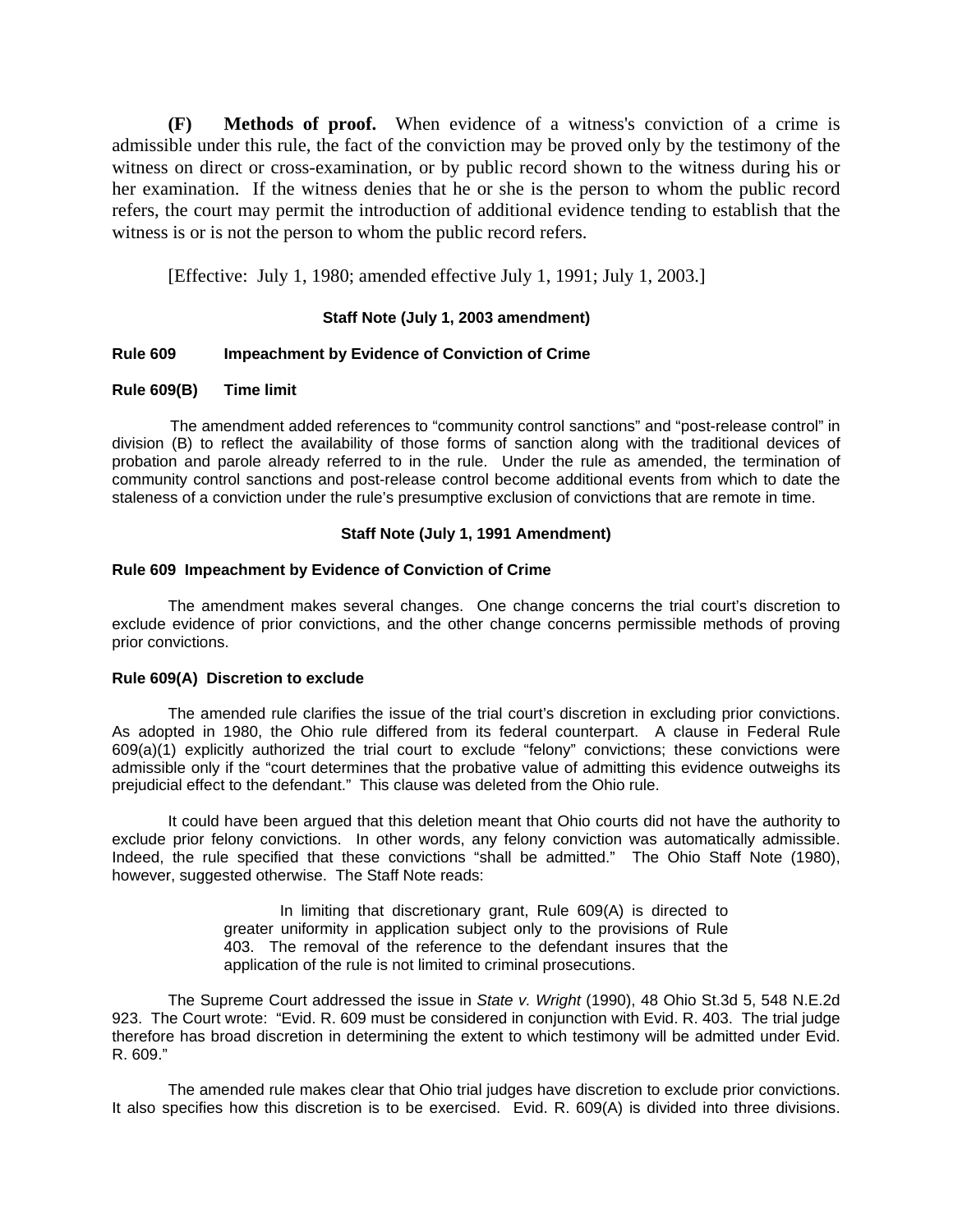**(F) Methods of proof.** When evidence of a witness's conviction of a crime is admissible under this rule, the fact of the conviction may be proved only by the testimony of the witness on direct or cross-examination, or by public record shown to the witness during his or her examination. If the witness denies that he or she is the person to whom the public record refers, the court may permit the introduction of additional evidence tending to establish that the witness is or is not the person to whom the public record refers.

[Effective: July 1, 1980; amended effective July 1, 1991; July 1, 2003.]

### Staff Note (July 1, 2003 amendment)

**Rule 609 Impeachment by Evidence of Conviction of Crime**

**Rule 609(B) Time limit**

The amendment added references to "community control sanctions" and "post-release control" in division (B) to reflect the availability of those forms of sanction along with the traditional devices of probation and parole already referred to in the rule. Under the rule as amended, the termination of community control sanctions and post-release control become additional events from which to date the staleness of a conviction under the rule's presumptive exclusion of convictions that are remote in time.

### Staff Note (July 1, 1991 Amendment)

**Rule 609 Impeachment by Evidence of Conviction of Crime**

The amendment makes several changes. One change concerns the trial court's discretion to exclude evidence of prior convictions, and the other change concerns permissible methods of proving prior convictions.

**Rule 609(A) Discretion to exclude**

The amended rule clarifies the issue of the trial court's discretion in excluding prior convictions. As adopted in 1980, the Ohio rule differed from its federal counterpart. A clause in Federal Rule 609(a)(1) explicitly authorized the trial court to exclude "felony" convictions; these convictions were admissible only if the "court determines that the probative value of admitting this evidence outweighs its prejudicial effect to the defendant." This clause was deleted from the Ohio rule.

It could have been argued that this deletion meant that Ohio courts did not have the authority to exclude prior felony convictions. In other words, any felony conviction was automatically admissible. Indeed, the rule specified that these convictions "shall be admitted." The Ohio Staff Note (1980), however, suggested otherwise. The Staff Note reads:

> In limiting that discretionary grant, Rule 609(A) is directed to greater uniformity in application subject only to the provisions of Rule 403. The removal of the reference to the defendant insures that the application of the rule is not limited to criminal prosecutions.

The Supreme Court addressed the issue in *State v. Wright* (1990), 48 Ohio St.3d 5, 548 N.E.2d 923. The Court wrote: "Evid. R. 609 must be considered in conjunction with Evid. R. 403. The trial judge therefore has broad discretion in determining the extent to which testimony will be admitted under Evid. R. 609."

The amended rule makes clear that Ohio trial judges have discretion to exclude prior convictions. It also specifies how this discretion is to be exercised. Evid. R. 609(A) is divided into three divisions.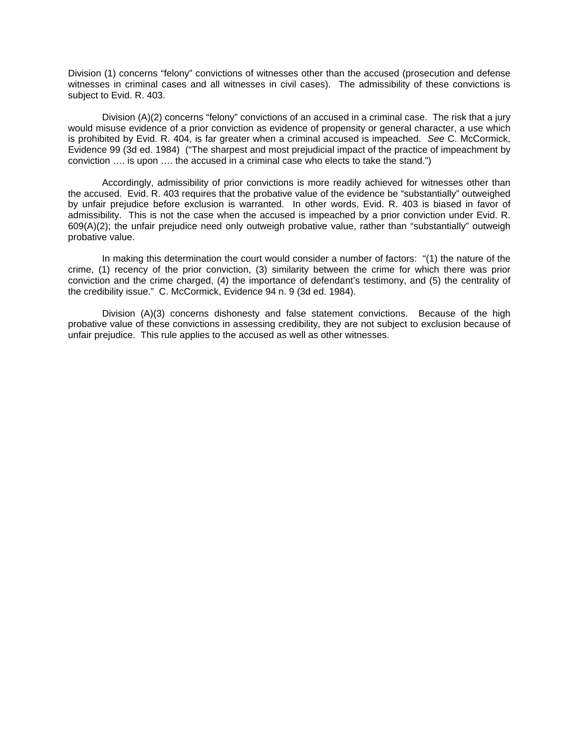Division (1) concerns "felony" convictions of witnesses other than the accused (prosecution and defense witnesses in criminal cases and all witnesses in civil cases). The admissibility of these convictions is subject to Evid. R. 403.

Division (A)(2) concerns "felony" convictions of an accused in a criminal case. The risk that a jury would misuse evidence of a prior conviction as evidence of propensity or general character, a use which is prohibited by Evid. R. 404, is far greater when a criminal accused is impeached. *See* C. McCormick, Evidence 99 (3d ed. 1984) ("The sharpest and most prejudicial impact of the practice of impeachment by conviction …. is upon …. the accused in a criminal case who elects to take the stand.")

Accordingly, admissibility of prior convictions is more readily achieved for witnesses other than the accused. Evid. R. 403 requires that the probative value of the evidence be "substantially" outweighed by unfair prejudice before exclusion is warranted. In other words, Evid. R. 403 is biased in favor of admissibility. This is not the case when the accused is impeached by a prior conviction under Evid. R. 609(A)(2); the unfair prejudice need only outweigh probative value, rather than "substantially" outweigh probative value.

In making this determination the court would consider a number of factors: "(1) the nature of the crime, (1) recency of the prior conviction, (3) similarity between the crime for which there was prior conviction and the crime charged, (4) the importance of defendant's testimony, and (5) the centrality of the credibility issue." C. McCormick, Evidence 94 n. 9 (3d ed. 1984).

Division (A)(3) concerns dishonesty and false statement convictions. Because of the high probative value of these convictions in assessing credibility, they are not subject to exclusion because of unfair prejudice. This rule applies to the accused as well as other witnesses.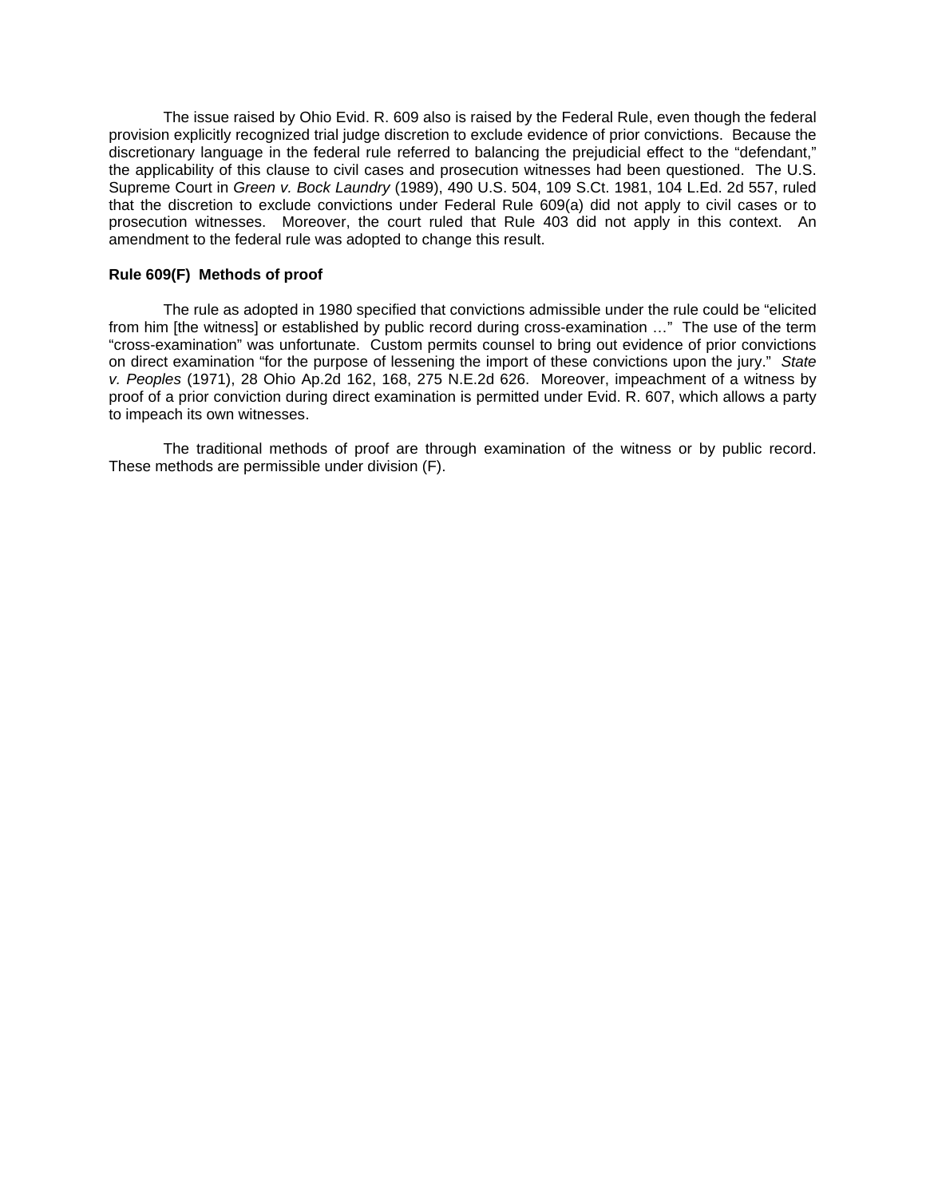The issue raised by Ohio Evid. R. 609 also is raised by the Federal Rule, even though the federal provision explicitly recognized trial judge discretion to exclude evidence of prior convictions. Because the discretionary language in the federal rule referred to balancing the prejudicial effect to the "defendant," the applicability of this clause to civil cases and prosecution witnesses had been questioned. The U.S. Supreme Court in *Green v. Bock Laundry* (1989), 490 U.S. 504, 109 S.Ct. 1981, 104 L.Ed. 2d 557, ruled that the discretion to exclude convictions under Federal Rule 609(a) did not apply to civil cases or to prosecution witnesses. Moreover, the court ruled that Rule 403 did not apply in this context. An amendment to the federal rule was adopted to change this result.

**Rule 609(F) Methods of proof**

The rule as adopted in 1980 specified that convictions admissible under the rule could be "elicited from him [the witness] or established by public record during cross-examination …" The use of the term "cross-examination" was unfortunate. Custom permits counsel to bring out evidence of prior convictions on direct examination "for the purpose of lessening the import of these convictions upon the jury." *State v. Peoples* (1971), 28 Ohio Ap.2d 162, 168, 275 N.E.2d 626. Moreover, impeachment of a witness by proof of a prior conviction during direct examination is permitted under Evid. R. 607, which allows a party to impeach its own witnesses.

The traditional methods of proof are through examination of the witness or by public record. These methods are permissible under division (F).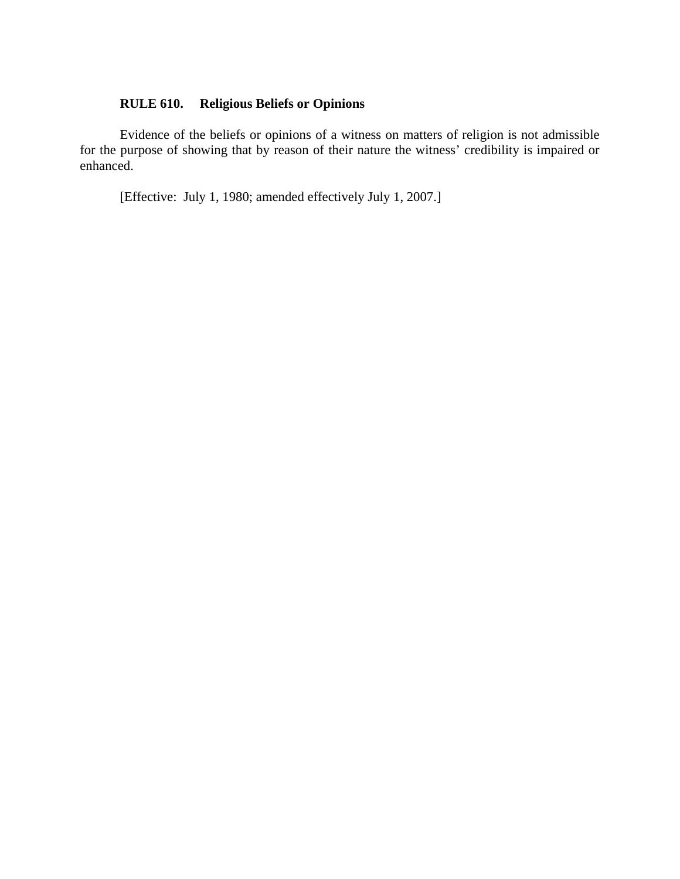**RULE 610. Religious Beliefs or Opinions**

Evidence of the beliefs or opinions of a witness on matters of religion is not admissible for the purpose of showing that by reason of their nature the witness' credibility is impaired or enhanced.

[Effective: July 1, 1980; amended effectively July 1, 2007.]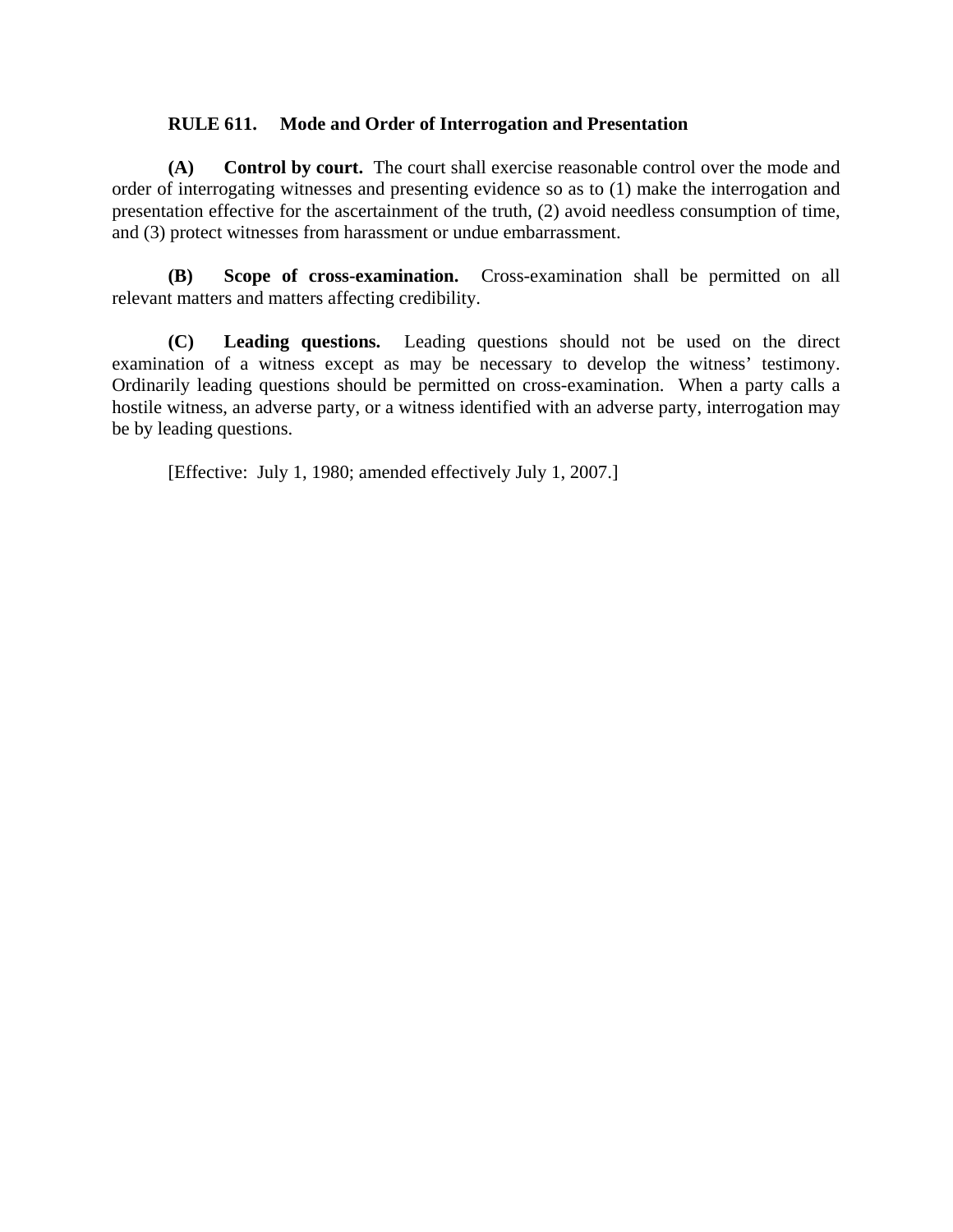**RULE 611. Mode and Order of Interrogation and Presentation**

**(A) Control by court.** The court shall exercise reasonable control over the mode and order of interrogating witnesses and presenting evidence so as to (1) make the interrogation and presentation effective for the ascertainment of the truth, (2) avoid needless consumption of time, and (3) protect witnesses from harassment or undue embarrassment.

**(B) Scope of cross-examination.** Cross-examination shall be permitted on all relevant matters and matters affecting credibility.

**(C) Leading questions.** Leading questions should not be used on the direct examination of a witness except as may be necessary to develop the witness' testimony. Ordinarily leading questions should be permitted on cross-examination. When a party calls a hostile witness, an adverse party, or a witness identified with an adverse party, interrogation may be by leading questions.

[Effective: July 1, 1980; amended effectively July 1, 2007.]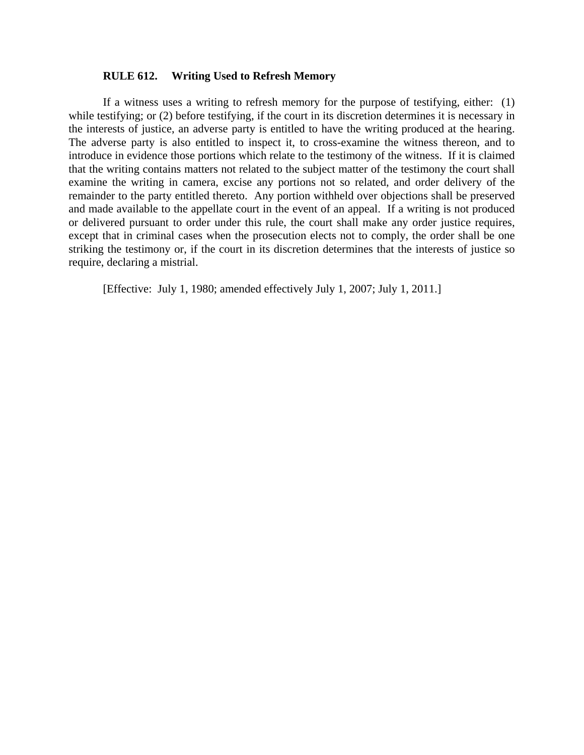**RULE 612. Writing Used to Refresh Memory**

If a witness uses a writing to refresh memory for the purpose of testifying, either: (1) while testifying; or (2) before testifying, if the court in its discretion determines it is necessary in the interests of justice, an adverse party is entitled to have the writing produced at the hearing. The adverse party is also entitled to inspect it, to cross-examine the witness thereon, and to introduce in evidence those portions which relate to the testimony of the witness. If it is claimed that the writing contains matters not related to the subject matter of the testimony the court shall examine the writing in camera, excise any portions not so related, and order delivery of the remainder to the party entitled thereto. Any portion withheld over objections shall be preserved and made available to the appellate court in the event of an appeal. If a writing is not produced or delivered pursuant to order under this rule, the court shall make any order justice requires, except that in criminal cases when the prosecution elects not to comply, the order shall be one striking the testimony or, if the court in its discretion determines that the interests of justice so require, declaring a mistrial.

[Effective: July 1, 1980; amended effectively July 1, 2007; July 1, 2011.]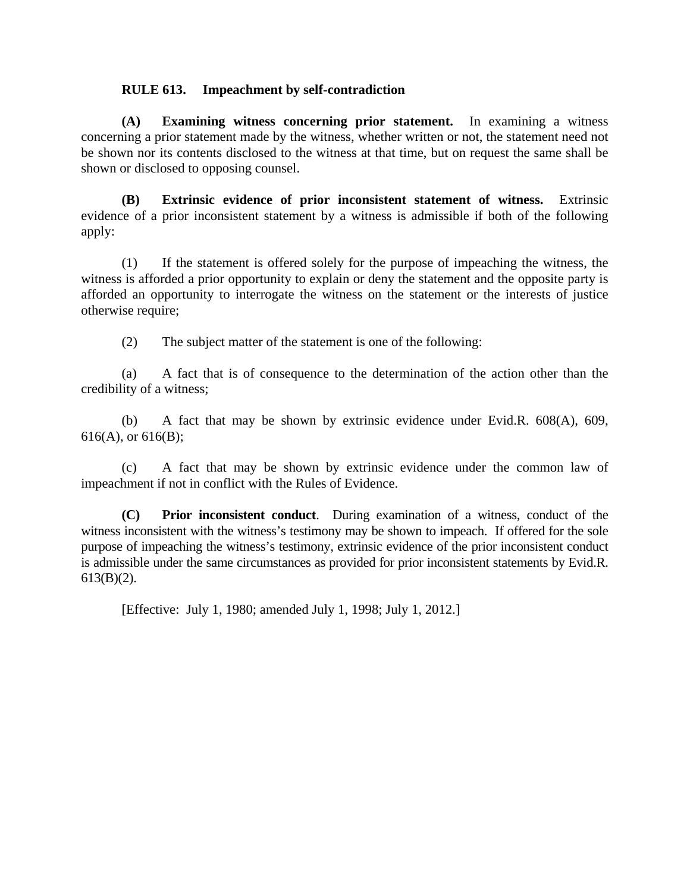## RULE 613. Impeachment by self-contradiction

**(A) Examining witness concerning prior statement.** In examining a witness concerning a prior statement made by the witness, whether written or not, the statement need not be shown nor its contents disclosed to the witness at that time, but on request the same shall be shown or disclosed to opposing counsel.

**(B) Extrinsic evidence of prior inconsistent statement of witness.** Extrinsic evidence of a prior inconsistent statement by a witness is admissible if both of the following apply:

(1) If the statement is offered solely for the purpose of impeaching the witness, the witness is afforded a prior opportunity to explain or deny the statement and the opposite party is afforded an opportunity to interrogate the witness on the statement or the interests of justice otherwise require;

(2) The subject matter of the statement is one of the following:

(a) A fact that is of consequence to the determination of the action other than the credibility of a witness;

(b) A fact that may be shown by extrinsic evidence under Evid.R. 608(A), 609, 616(A), or 616(B);

(c) A fact that may be shown by extrinsic evidence under the common law of impeachment if not in conflict with the Rules of Evidence.

**(C) Prior inconsistent conduct**. During examination of a witness, conduct of the witness inconsistent with the witness's testimony may be shown to impeach. If offered for the sole purpose of impeaching the witness's testimony, extrinsic evidence of the prior inconsistent conduct is admissible under the same circumstances as provided for prior inconsistent statements by Evid.R. 613(B)(2).

[Effective: July 1, 1980; amended July 1, 1998; July 1, 2012.]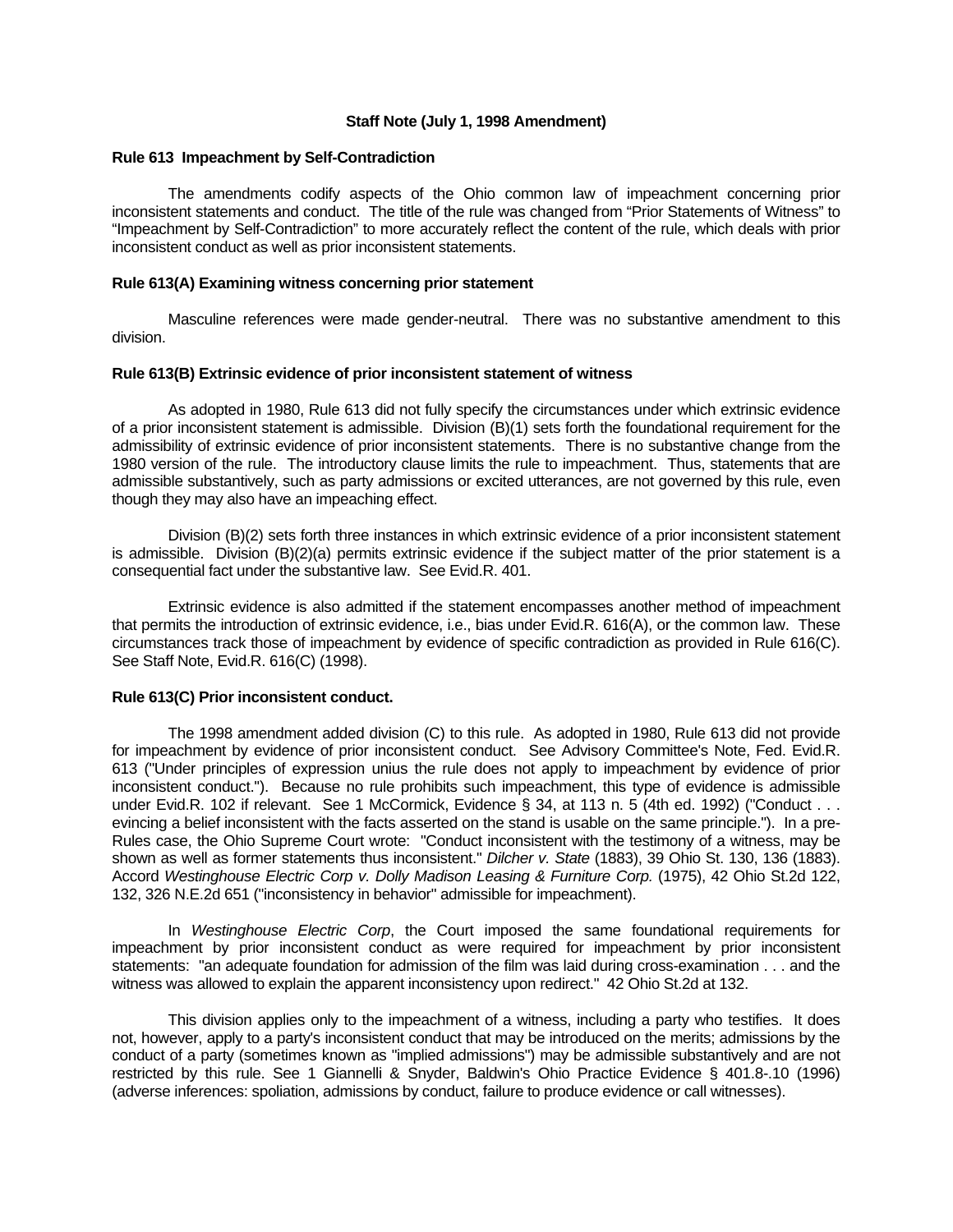## Staff Note (July 1, 1998 Amendment)

### Rule 613 Impeachment by Self-Contradiction

The amendments codify aspects of the Ohio common law of impeachment concerning prior inconsistent statements and conduct. The title of the rule was changed from "Prior Statements of Witness" to "Impeachment by Self-Contradiction" to more accurately reflect the content of the rule, which deals with prior inconsistent conduct as well as prior inconsistent statements.

### Rule 613(A) Examining witness concerning prior statement

Masculine references were made gender-neutral. There was no substantive amendment to this division.

### Rule 613(B) Extrinsic evidence of prior inconsistent statement of witness

As adopted in 1980, Rule 613 did not fully specify the circumstances under which extrinsic evidence of a prior inconsistent statement is admissible. Division (B)(1) sets forth the foundational requirement for the admissibility of extrinsic evidence of prior inconsistent statements. There is no substantive change from the 1980 version of the rule. The introductory clause limits the rule to impeachment. Thus, statements that are admissible substantively, such as party admissions or excited utterances, are not governed by this rule, even though they may also have an impeaching effect.

Division (B)(2) sets forth three instances in which extrinsic evidence of a prior inconsistent statement is admissible. Division (B)(2)(a) permits extrinsic evidence if the subject matter of the prior statement is a consequential fact under the substantive law. See Evid.R. 401.

Extrinsic evidence is also admitted if the statement encompasses another method of impeachment that permits the introduction of extrinsic evidence, i.e., bias under Evid.R. 616(A), or the common law. These circumstances track those of impeachment by evidence of specific contradiction as provided in Rule 616(C). See Staff Note, Evid.R. 616(C) (1998).

### Rule 613(C) Prior inconsistent conduct.

The 1998 amendment added division (C) to this rule. As adopted in 1980, Rule 613 did not provide for impeachment by evidence of prior inconsistent conduct. See Advisory Committee's Note, Fed. Evid.R. 613 ("Under principles of expression unius the rule does not apply to impeachment by evidence of prior inconsistent conduct."). Because no rule prohibits such impeachment, this type of evidence is admissible under Evid.R. 102 if relevant. See 1 McCormick, Evidence § 34, at 113 n. 5 (4th ed. 1992) ("Conduct . . . evincing a belief inconsistent with the facts asserted on the stand is usable on the same principle."). In a pre-Rules case, the Ohio Supreme Court wrote: "Conduct inconsistent with the testimony of a witness, may be shown as well as former statements thus inconsistent." *Dilcher v. State* (1883), 39 Ohio St. 130, 136 (1883). Accord *Westinghouse Electric Corp v. Dolly Madison Leasing & Furniture Corp.* (1975), 42 Ohio St.2d 122, 132, 326 N.E.2d 651 ("inconsistency in behavior" admissible for impeachment).

In *Westinghouse Electric Corp*, the Court imposed the same foundational requirements for impeachment by prior inconsistent conduct as were required for impeachment by prior inconsistent statements: "an adequate foundation for admission of the film was laid during cross-examination . . . and the witness was allowed to explain the apparent inconsistency upon redirect." 42 Ohio St.2d at 132.

This division applies only to the impeachment of a witness, including a party who testifies. It does not, however, apply to a party's inconsistent conduct that may be introduced on the merits; admissions by the conduct of a party (sometimes known as "implied admissions") may be admissible substantively and are not restricted by this rule. See 1 Giannelli & Snyder, Baldwin's Ohio Practice Evidence § 401.8-.10 (1996) (adverse inferences: spoliation, admissions by conduct, failure to produce evidence or call witnesses).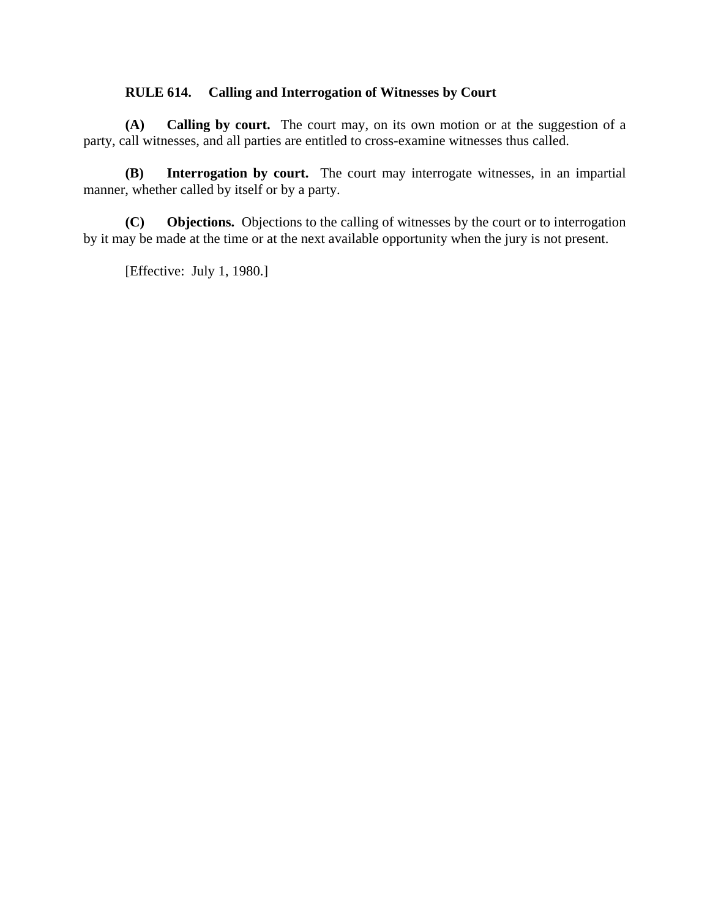## RULE 614. Calling and Interrogation of Witnesses by Court

**(A) Calling by court.** The court may, on its own motion or at the suggestion of a party, call witnesses, and all parties are entitled to cross-examine witnesses thus called.

**(B) Interrogation by court.** The court may interrogate witnesses, in an impartial manner, whether called by itself or by a party.

**(C) Objections.** Objections to the calling of witnesses by the court or to interrogation by it may be made at the time or at the next available opportunity when the jury is not present.

[Effective: July 1, 1980.]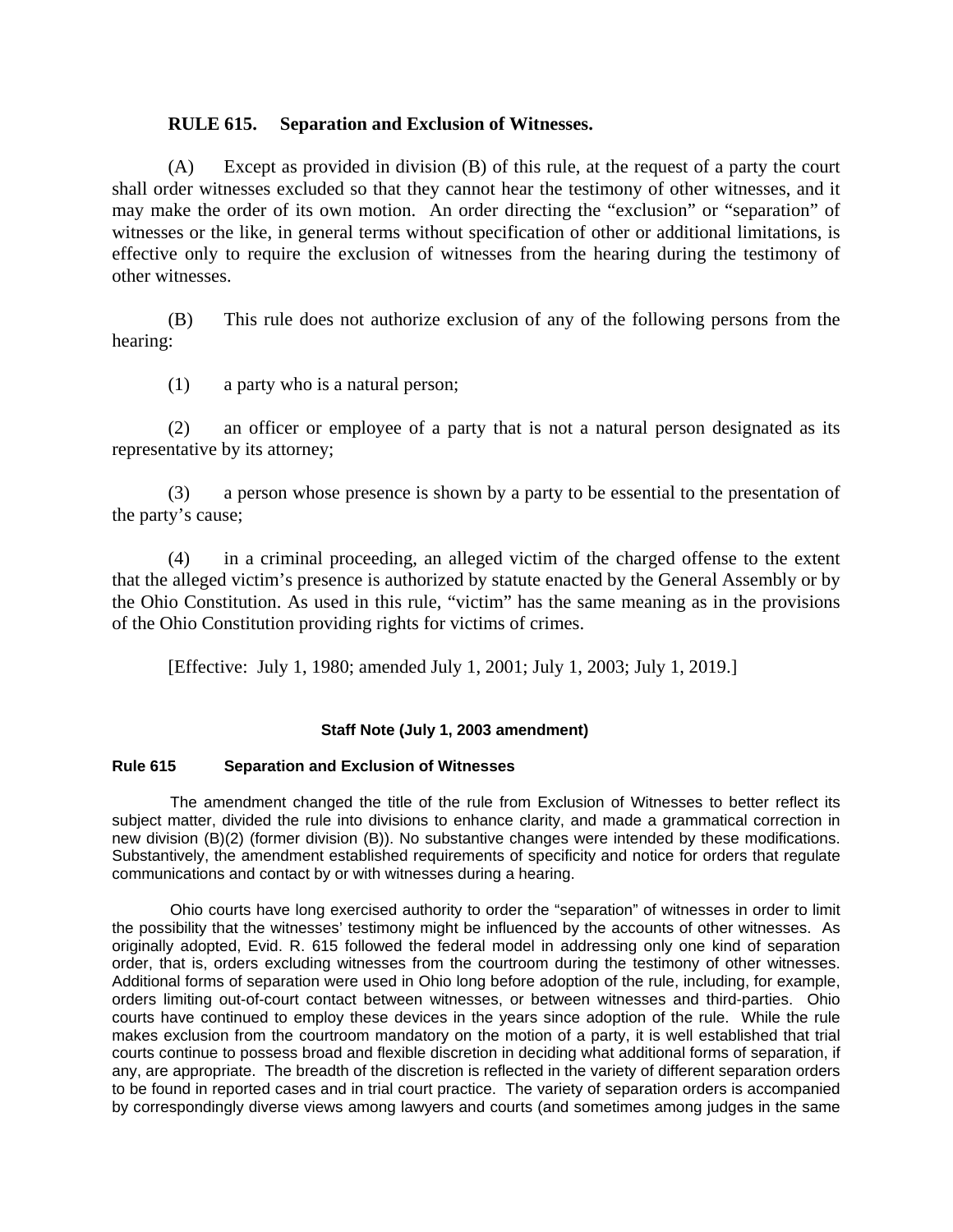### RULE 615. Separation and Exclusion of Witnesses.

(A) Except as provided in division (B) of this rule, at the request of a party the court shall order witnesses excluded so that they cannot hear the testimony of other witnesses, and it may make the order of its own motion. An order directing the "exclusion" or "separation" of witnesses or the like, in general terms without specification of other or additional limitations, is effective only to require the exclusion of witnesses from the hearing during the testimony of other witnesses.

(B) This rule does not authorize exclusion of any of the following persons from the hearing:

(1) a party who is a natural person;

(2) an officer or employee of a party that is not a natural person designated as its representative by its attorney;

(3) a person whose presence is shown by a party to be essential to the presentation of the party's cause;

(4) in a criminal proceeding, an alleged victim of the charged offense to the extent that the alleged victim's presence is authorized by statute enacted by the General Assembly or by the Ohio Constitution. As used in this rule, "victim" has the same meaning as in the provisions of the Ohio Constitution providing rights for victims of crimes.

[Effective: July 1, 1980; amended July 1, 2001; July 1, 2003; July 1, 2019.]

#### Staff Note (July 1, 2003 amendment)

**Rule 615 Separation and Exclusion of Witnesses**

The amendment changed the title of the rule from Exclusion of Witnesses to better reflect its subject matter, divided the rule into divisions to enhance clarity, and made a grammatical correction in new division (B)(2) (former division (B)). No substantive changes were intended by these modifications. Substantively, the amendment established requirements of specificity and notice for orders that regulate communications and contact by or with witnesses during a hearing.

Ohio courts have long exercised authority to order the "separation" of witnesses in order to limit the possibility that the witnesses' testimony might be influenced by the accounts of other witnesses. As originally adopted, Evid. R. 615 followed the federal model in addressing only one kind of separation order, that is, orders excluding witnesses from the courtroom during the testimony of other witnesses. Additional forms of separation were used in Ohio long before adoption of the rule, including, for example, orders limiting out-of-court contact between witnesses, or between witnesses and third-parties. Ohio courts have continued to employ these devices in the years since adoption of the rule. While the rule makes exclusion from the courtroom mandatory on the motion of a party, it is well established that trial courts continue to possess broad and flexible discretion in deciding what additional forms of separation, if any, are appropriate. The breadth of the discretion is reflected in the variety of different separation orders to be found in reported cases and in trial court practice. The variety of separation orders is accompanied by correspondingly diverse views among lawyers and courts (and sometimes among judges in the same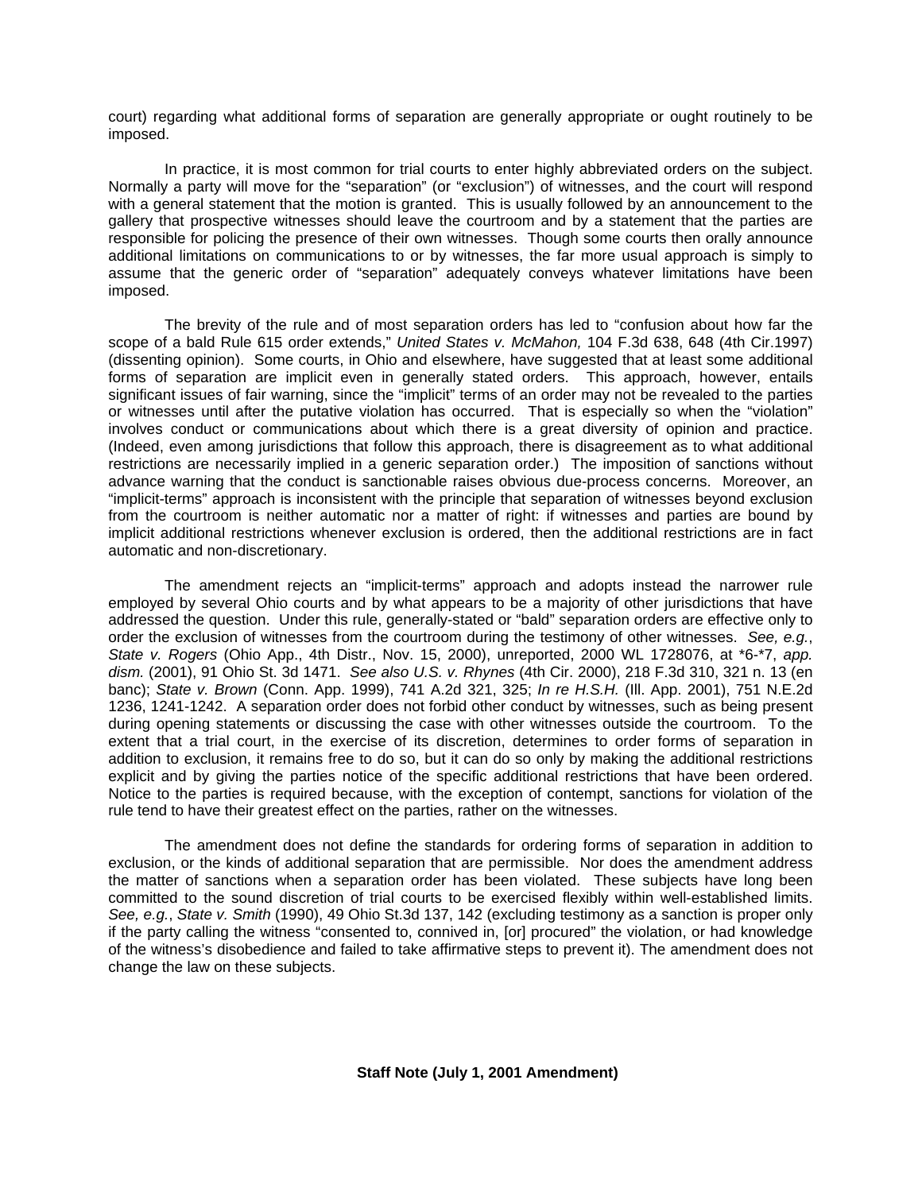court) regarding what additional forms of separation are generally appropriate or ought routinely to be imposed.

In practice, it is most common for trial courts to enter highly abbreviated orders on the subject. Normally a party will move for the "separation" (or "exclusion") of witnesses, and the court will respond with a general statement that the motion is granted. This is usually followed by an announcement to the gallery that prospective witnesses should leave the courtroom and by a statement that the parties are responsible for policing the presence of their own witnesses. Though some courts then orally announce additional limitations on communications to or by witnesses, the far more usual approach is simply to assume that the generic order of "separation" adequately conveys whatever limitations have been imposed.

The brevity of the rule and of most separation orders has led to "confusion about how far the scope of a bald Rule 615 order extends," *United States v. McMahon,* 104 F.3d 638, 648 (4th Cir.1997) (dissenting opinion). Some courts, in Ohio and elsewhere, have suggested that at least some additional forms of separation are implicit even in generally stated orders. This approach, however, entails significant issues of fair warning, since the "implicit" terms of an order may not be revealed to the parties or witnesses until after the putative violation has occurred. That is especially so when the "violation" involves conduct or communications about which there is a great diversity of opinion and practice. (Indeed, even among jurisdictions that follow this approach, there is disagreement as to what additional restrictions are necessarily implied in a generic separation order.) The imposition of sanctions without advance warning that the conduct is sanctionable raises obvious due-process concerns. Moreover, an "implicit-terms" approach is inconsistent with the principle that separation of witnesses beyond exclusion from the courtroom is neither automatic nor a matter of right: if witnesses and parties are bound by implicit additional restrictions whenever exclusion is ordered, then the additional restrictions are in fact automatic and non-discretionary.

The amendment rejects an "implicit-terms" approach and adopts instead the narrower rule employed by several Ohio courts and by what appears to be a majority of other jurisdictions that have addressed the question. Under this rule, generally-stated or "bald" separation orders are effective only to order the exclusion of witnesses from the courtroom during the testimony of other witnesses. *See, e.g.*, *State v. Rogers* (Ohio App., 4th Distr., Nov. 15, 2000), unreported, 2000 WL 1728076, at *6-*7, *app. dism.* (2001), 91 Ohio St. 3d 1471. *See also U.S. v. Rhynes* (4th Cir. 2000), 218 F.3d 310, 321 n. 13 (en banc); *State v. Brown* (Conn. App. 1999), 741 A.2d 321, 325; *In re H.S.H.* (Ill. App. 2001), 751 N.E.2d 1236, 1241-1242. A separation order does not forbid other conduct by witnesses, such as being present during opening statements or discussing the case with other witnesses outside the courtroom. To the extent that a trial court, in the exercise of its discretion, determines to order forms of separation in addition to exclusion, it remains free to do so, but it can do so only by making the additional restrictions explicit and by giving the parties notice of the specific additional restrictions that have been ordered. Notice to the parties is required because, with the exception of contempt, sanctions for violation of the rule tend to have their greatest effect on the parties, rather on the witnesses.

The amendment does not define the standards for ordering forms of separation in addition to exclusion, or the kinds of additional separation that are permissible. Nor does the amendment address the matter of sanctions when a separation order has been violated. These subjects have long been committed to the sound discretion of trial courts to be exercised flexibly within well-established limits. *See, e.g.*, *State v. Smith* (1990), 49 Ohio St.3d 137, 142 (excluding testimony as a sanction is proper only if the party calling the witness "consented to, connived in, [or] procured" the violation, or had knowledge of the witness's disobedience and failed to take affirmative steps to prevent it). The amendment does not change the law on these subjects.

**Staff Note (July 1, 2001 Amendment)**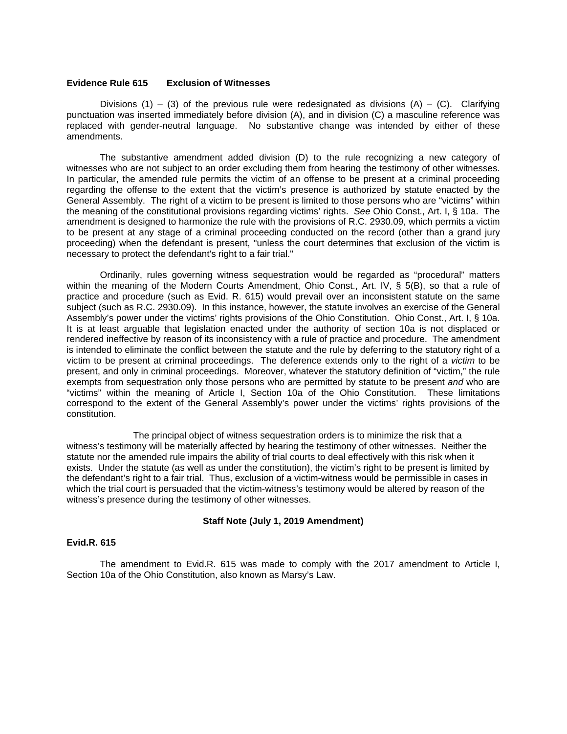**Evidence Rule 615 Exclusion of Witnesses**

Divisions (1) – (3) of the previous rule were redesignated as divisions (A) – (C). Clarifying punctuation was inserted immediately before division (A), and in division (C) a masculine reference was replaced with gender-neutral language. No substantive change was intended by either of these amendments.

The substantive amendment added division (D) to the rule recognizing a new category of witnesses who are not subject to an order excluding them from hearing the testimony of other witnesses. In particular, the amended rule permits the victim of an offense to be present at a criminal proceeding regarding the offense to the extent that the victim's presence is authorized by statute enacted by the General Assembly. The right of a victim to be present is limited to those persons who are "victims" within the meaning of the constitutional provisions regarding victims' rights. *See* Ohio Const., Art. I, § 10a. The amendment is designed to harmonize the rule with the provisions of R.C. 2930.09, which permits a victim to be present at any stage of a criminal proceeding conducted on the record (other than a grand jury proceeding) when the defendant is present, "unless the court determines that exclusion of the victim is necessary to protect the defendant's right to a fair trial."

Ordinarily, rules governing witness sequestration would be regarded as "procedural" matters within the meaning of the Modern Courts Amendment, Ohio Const., Art. IV, § 5(B), so that a rule of practice and procedure (such as Evid. R. 615) would prevail over an inconsistent statute on the same subject (such as R.C. 2930.09). In this instance, however, the statute involves an exercise of the General Assembly's power under the victims' rights provisions of the Ohio Constitution. Ohio Const., Art. I, § 10a. It is at least arguable that legislation enacted under the authority of section 10a is not displaced or rendered ineffective by reason of its inconsistency with a rule of practice and procedure. The amendment is intended to eliminate the conflict between the statute and the rule by deferring to the statutory right of a victim to be present at criminal proceedings. The deference extends only to the right of a *victim* to be present, and only in criminal proceedings. Moreover, whatever the statutory definition of "victim," the rule exempts from sequestration only those persons who are permitted by statute to be present *and* who are "victims" within the meaning of Article I, Section 10a of the Ohio Constitution. These limitations correspond to the extent of the General Assembly's power under the victims' rights provisions of the constitution.

The principal object of witness sequestration orders is to minimize the risk that a witness's testimony will be materially affected by hearing the testimony of other witnesses. Neither the statute nor the amended rule impairs the ability of trial courts to deal effectively with this risk when it exists. Under the statute (as well as under the constitution), the victim's right to be present is limited by the defendant's right to a fair trial. Thus, exclusion of a victim-witness would be permissible in cases in which the trial court is persuaded that the victim-witness's testimony would be altered by reason of the witness's presence during the testimony of other witnesses.

**Staff Note (July 1, 2019 Amendment)**

**Evid.R. 615**

The amendment to Evid.R. 615 was made to comply with the 2017 amendment to Article I, Section 10a of the Ohio Constitution, also known as Marsy's Law.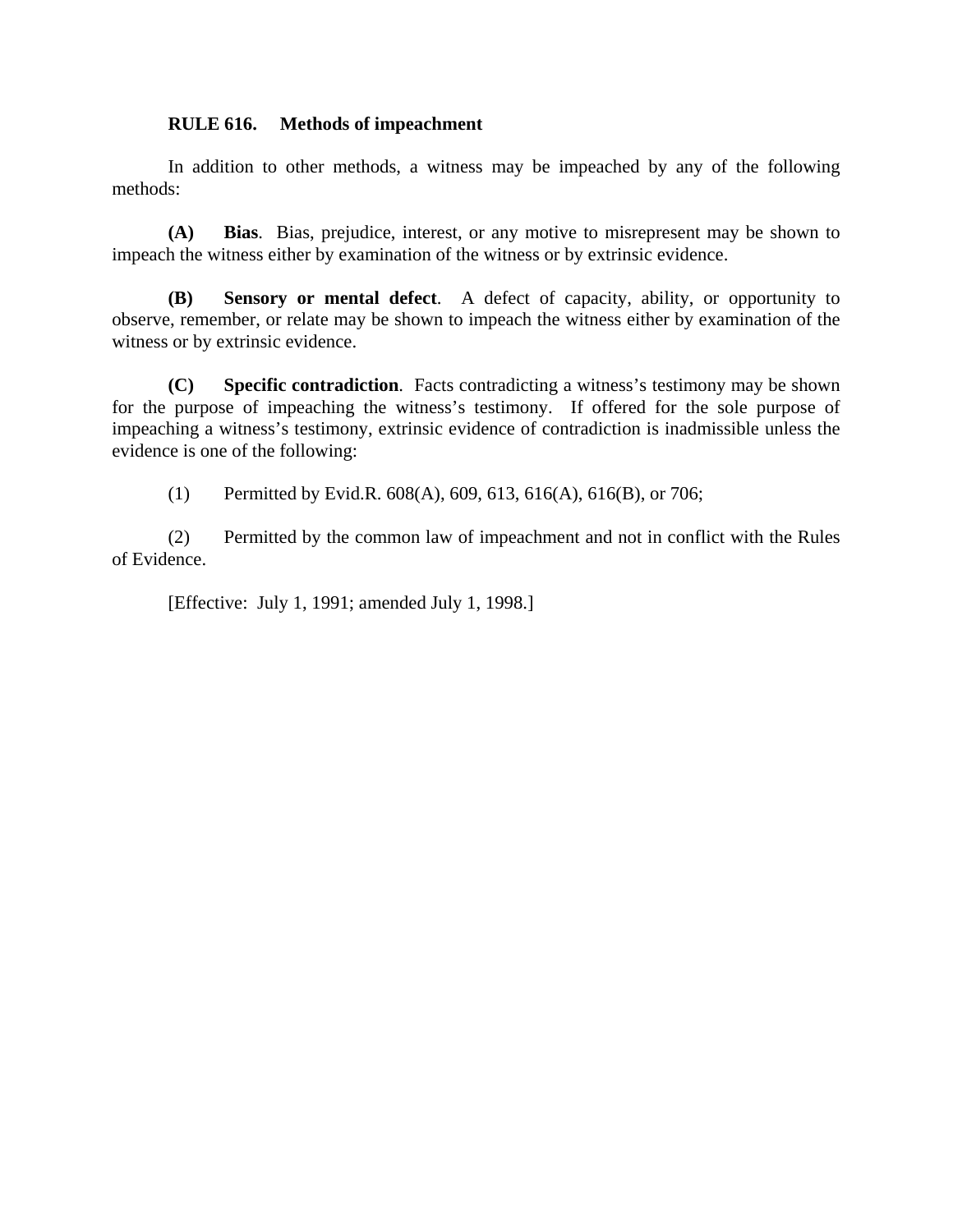**RULE 616. Methods of impeachment**

In addition to other methods, a witness may be impeached by any of the following methods:

**(A) Bias**. Bias, prejudice, interest, or any motive to misrepresent may be shown to impeach the witness either by examination of the witness or by extrinsic evidence.

**(B) Sensory or mental defect**. A defect of capacity, ability, or opportunity to observe, remember, or relate may be shown to impeach the witness either by examination of the witness or by extrinsic evidence.

**(C) Specific contradiction**. Facts contradicting a witness's testimony may be shown for the purpose of impeaching the witness's testimony. If offered for the sole purpose of impeaching a witness's testimony, extrinsic evidence of contradiction is inadmissible unless the evidence is one of the following:

(1) Permitted by Evid.R. 608(A), 609, 613, 616(A), 616(B), or 706;

(2) Permitted by the common law of impeachment and not in conflict with the Rules of Evidence.

[Effective: July 1, 1991; amended July 1, 1998.]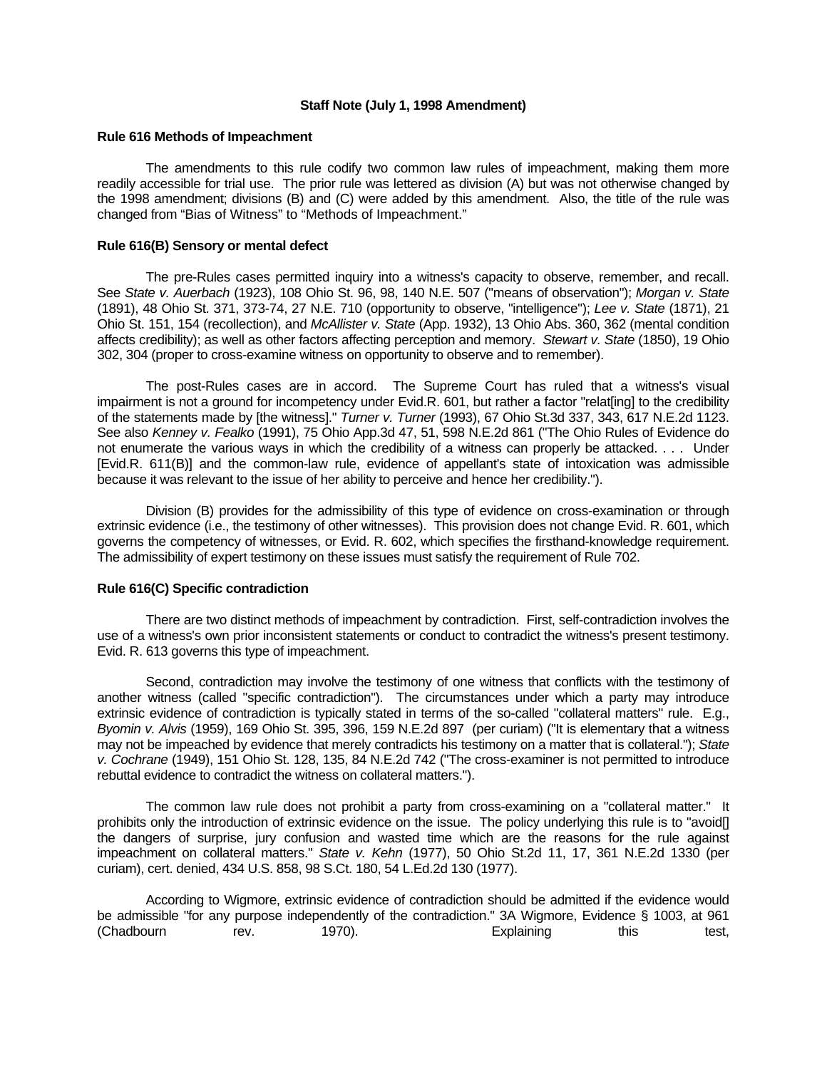### Staff Note (July 1, 1998 Amendment)

#### Rule 616 Methods of Impeachment

The amendments to this rule codify two common law rules of impeachment, making them more readily accessible for trial use. The prior rule was lettered as division (A) but was not otherwise changed by the 1998 amendment; divisions (B) and (C) were added by this amendment. Also, the title of the rule was changed from "Bias of Witness" to "Methods of Impeachment."

#### Rule 616(B) Sensory or mental defect

The pre-Rules cases permitted inquiry into a witness's capacity to observe, remember, and recall. See *State v. Auerbach* (1923), 108 Ohio St. 96, 98, 140 N.E. 507 ("means of observation"); *Morgan v. State* (1891), 48 Ohio St. 371, 373-74, 27 N.E. 710 (opportunity to observe, "intelligence"); *Lee v. State* (1871), 21 Ohio St. 151, 154 (recollection), and *McAllister v. State* (App. 1932), 13 Ohio Abs. 360, 362 (mental condition affects credibility); as well as other factors affecting perception and memory. *Stewart v. State* (1850), 19 Ohio 302, 304 (proper to cross-examine witness on opportunity to observe and to remember).

The post-Rules cases are in accord. The Supreme Court has ruled that a witness's visual impairment is not a ground for incompetency under Evid.R. 601, but rather a factor "relat[ing] to the credibility of the statements made by [the witness]." *Turner v. Turner* (1993), 67 Ohio St.3d 337, 343, 617 N.E.2d 1123. See also *Kenney v. Fealko* (1991), 75 Ohio App.3d 47, 51, 598 N.E.2d 861 ("The Ohio Rules of Evidence do not enumerate the various ways in which the credibility of a witness can properly be attacked. . . . Under [Evid.R. 611(B)] and the common-law rule, evidence of appellant's state of intoxication was admissible because it was relevant to the issue of her ability to perceive and hence her credibility.").

Division (B) provides for the admissibility of this type of evidence on cross-examination or through extrinsic evidence (i.e., the testimony of other witnesses). This provision does not change Evid. R. 601, which governs the competency of witnesses, or Evid. R. 602, which specifies the firsthand-knowledge requirement. The admissibility of expert testimony on these issues must satisfy the requirement of Rule 702.

#### Rule 616(C) Specific contradiction

There are two distinct methods of impeachment by contradiction. First, self-contradiction involves the use of a witness's own prior inconsistent statements or conduct to contradict the witness's present testimony. Evid. R. 613 governs this type of impeachment.

Second, contradiction may involve the testimony of one witness that conflicts with the testimony of another witness (called "specific contradiction"). The circumstances under which a party may introduce extrinsic evidence of contradiction is typically stated in terms of the so-called "collateral matters" rule. E.g., *Byomin v. Alvis* (1959), 169 Ohio St. 395, 396, 159 N.E.2d 897 (per curiam) ("It is elementary that a witness may not be impeached by evidence that merely contradicts his testimony on a matter that is collateral."); *State v. Cochrane* (1949), 151 Ohio St. 128, 135, 84 N.E.2d 742 ("The cross-examiner is not permitted to introduce rebuttal evidence to contradict the witness on collateral matters.").

The common law rule does not prohibit a party from cross-examining on a "collateral matter." It prohibits only the introduction of extrinsic evidence on the issue. The policy underlying this rule is to "avoid[] the dangers of surprise, jury confusion and wasted time which are the reasons for the rule against impeachment on collateral matters." *State v. Kehn* (1977), 50 Ohio St.2d 11, 17, 361 N.E.2d 1330 (per curiam), cert. denied, 434 U.S. 858, 98 S.Ct. 180, 54 L.Ed.2d 130 (1977).

According to Wigmore, extrinsic evidence of contradiction should be admitted if the evidence would be admissible "for any purpose independently of the contradiction." 3A Wigmore, Evidence § 1003, at 961 (Chadbourn rev. 1970). Explaining this test,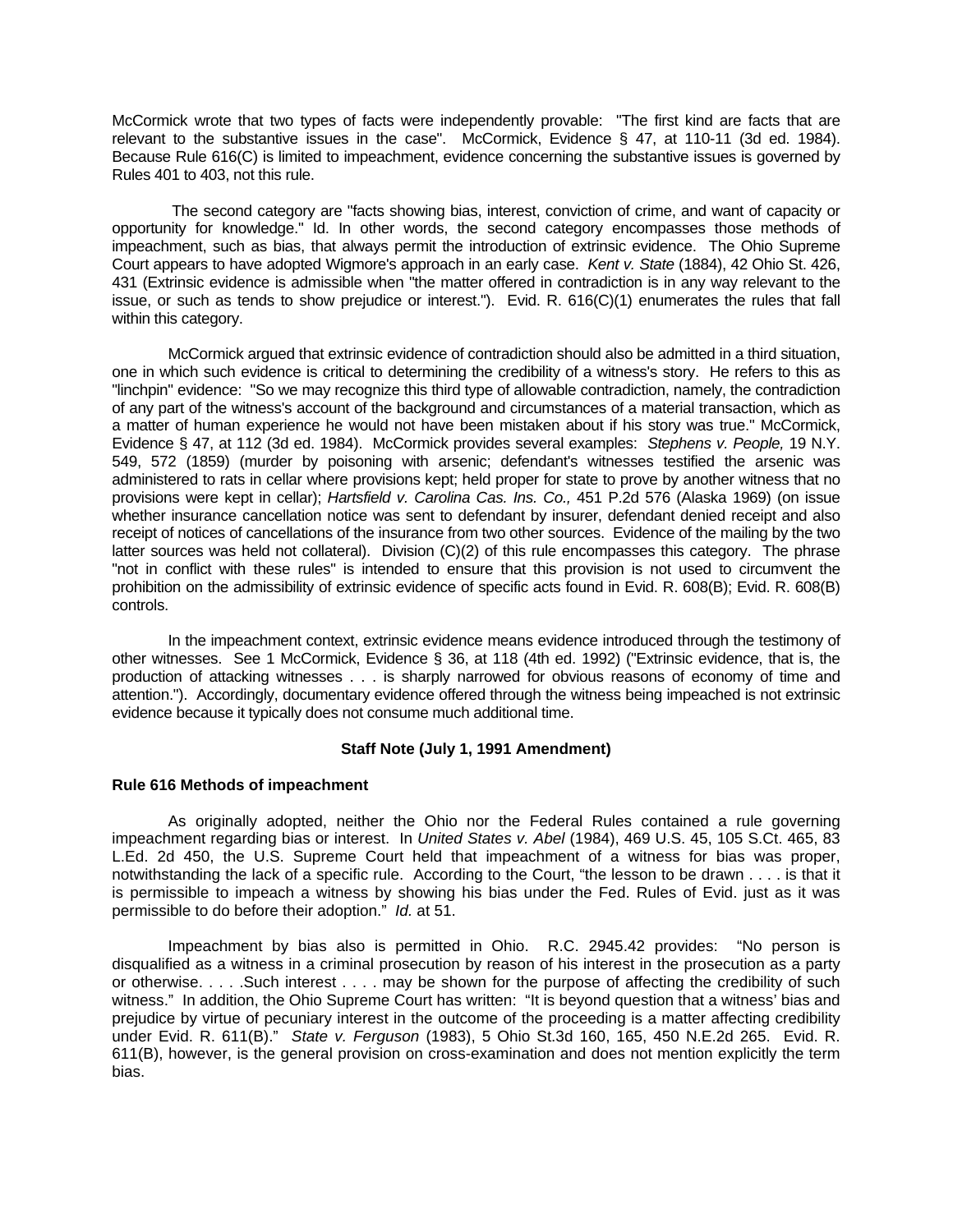McCormick wrote that two types of facts were independently provable: "The first kind are facts that are relevant to the substantive issues in the case". McCormick, Evidence § 47, at 110-11 (3d ed. 1984). Because Rule 616(C) is limited to impeachment, evidence concerning the substantive issues is governed by Rules 401 to 403, not this rule.

The second category are "facts showing bias, interest, conviction of crime, and want of capacity or opportunity for knowledge." Id. In other words, the second category encompasses those methods of impeachment, such as bias, that always permit the introduction of extrinsic evidence. The Ohio Supreme Court appears to have adopted Wigmore's approach in an early case. *Kent v. State* (1884), 42 Ohio St. 426, 431 (Extrinsic evidence is admissible when "the matter offered in contradiction is in any way relevant to the issue, or such as tends to show prejudice or interest."). Evid. R. 616(C)(1) enumerates the rules that fall within this category.

McCormick argued that extrinsic evidence of contradiction should also be admitted in a third situation, one in which such evidence is critical to determining the credibility of a witness's story. He refers to this as "linchpin" evidence: "So we may recognize this third type of allowable contradiction, namely, the contradiction of any part of the witness's account of the background and circumstances of a material transaction, which as a matter of human experience he would not have been mistaken about if his story was true." McCormick, Evidence § 47, at 112 (3d ed. 1984). McCormick provides several examples: *Stephens v. People,* 19 N.Y. 549, 572 (1859) (murder by poisoning with arsenic; defendant's witnesses testified the arsenic was administered to rats in cellar where provisions kept; held proper for state to prove by another witness that no provisions were kept in cellar); *Hartsfield v. Carolina Cas. Ins. Co.,* 451 P.2d 576 (Alaska 1969) (on issue whether insurance cancellation notice was sent to defendant by insurer, defendant denied receipt and also receipt of notices of cancellations of the insurance from two other sources. Evidence of the mailing by the two latter sources was held not collateral). Division (C)(2) of this rule encompasses this category. The phrase "not in conflict with these rules" is intended to ensure that this provision is not used to circumvent the prohibition on the admissibility of extrinsic evidence of specific acts found in Evid. R. 608(B); Evid. R. 608(B) controls.

In the impeachment context, extrinsic evidence means evidence introduced through the testimony of other witnesses. See 1 McCormick, Evidence § 36, at 118 (4th ed. 1992) ("Extrinsic evidence, that is, the production of attacking witnesses . . . is sharply narrowed for obvious reasons of economy of time and attention."). Accordingly, documentary evidence offered through the witness being impeached is not extrinsic evidence because it typically does not consume much additional time.

### Staff Note (July 1, 1991 Amendment)

**Rule 616 Methods of impeachment**

As originally adopted, neither the Ohio nor the Federal Rules contained a rule governing impeachment regarding bias or interest. In *United States v. Abel* (1984), 469 U.S. 45, 105 S.Ct. 465, 83 L.Ed. 2d 450, the U.S. Supreme Court held that impeachment of a witness for bias was proper, notwithstanding the lack of a specific rule. According to the Court, "the lesson to be drawn . . . . is that it is permissible to impeach a witness by showing his bias under the Fed. Rules of Evid. just as it was permissible to do before their adoption." *Id.* at 51.

Impeachment by bias also is permitted in Ohio. R.C. 2945.42 provides: "No person is disqualified as a witness in a criminal prosecution by reason of his interest in the prosecution as a party or otherwise. . . . .Such interest . . . . may be shown for the purpose of affecting the credibility of such witness." In addition, the Ohio Supreme Court has written: "It is beyond question that a witness' bias and prejudice by virtue of pecuniary interest in the outcome of the proceeding is a matter affecting credibility under Evid. R. 611(B)." *State v. Ferguson* (1983), 5 Ohio St.3d 160, 165, 450 N.E.2d 265. Evid. R. 611(B), however, is the general provision on cross-examination and does not mention explicitly the term bias.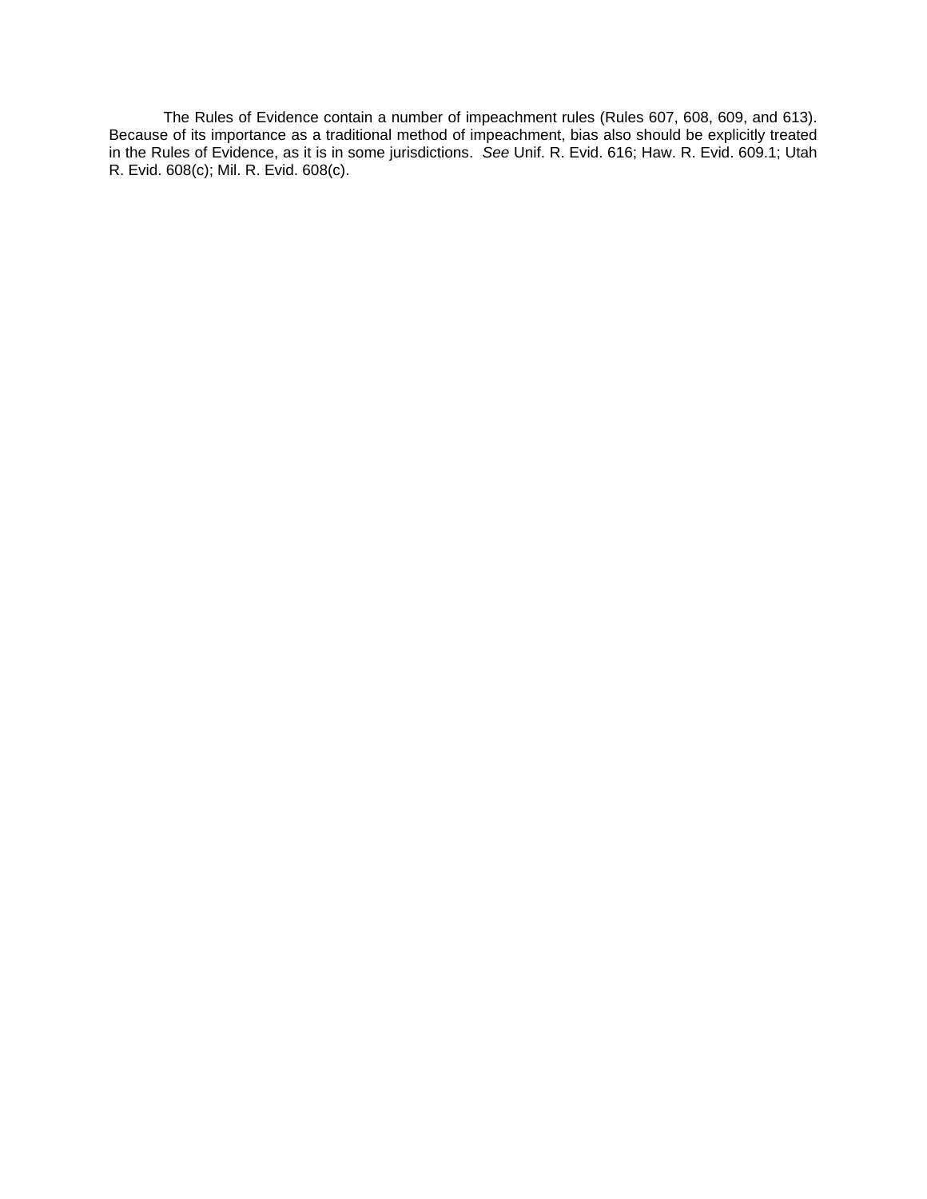The Rules of Evidence contain a number of impeachment rules (Rules 607, 608, 609, and 613). Because of its importance as a traditional method of impeachment, bias also should be explicitly treated in the Rules of Evidence, as it is in some jurisdictions. *See* Unif. R. Evid. 616; Haw. R. Evid. 609.1; Utah R. Evid. 608(c); Mil. R. Evid. 608(c).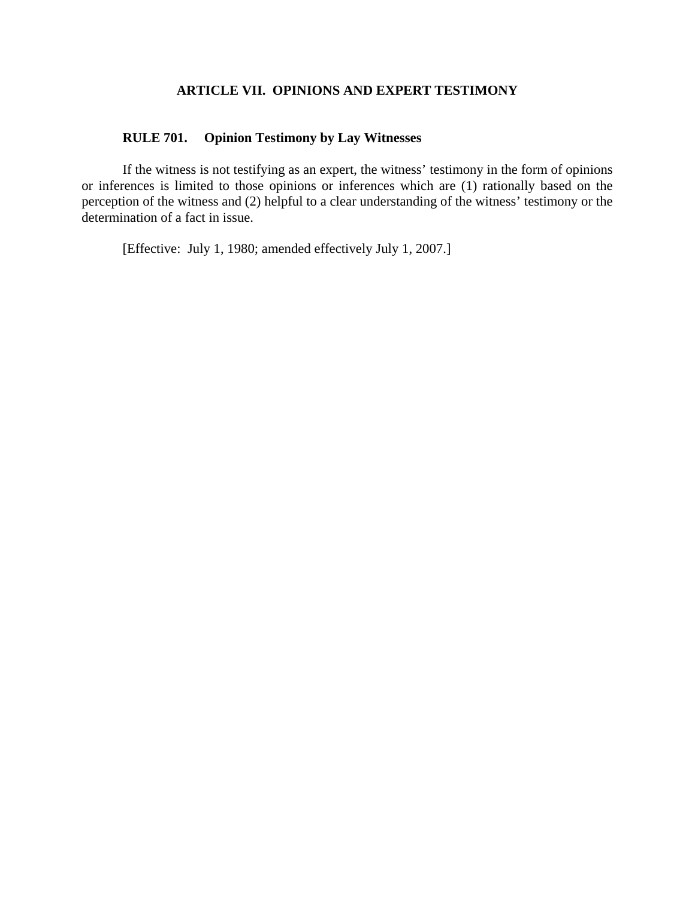## ARTICLE VII. OPINIONS AND EXPERT TESTIMONY

### RULE 701. Opinion Testimony by Lay Witnesses

If the witness is not testifying as an expert, the witness' testimony in the form of opinions or inferences is limited to those opinions or inferences which are (1) rationally based on the perception of the witness and (2) helpful to a clear understanding of the witness' testimony or the determination of a fact in issue.

[Effective: July 1, 1980; amended effectively July 1, 2007.]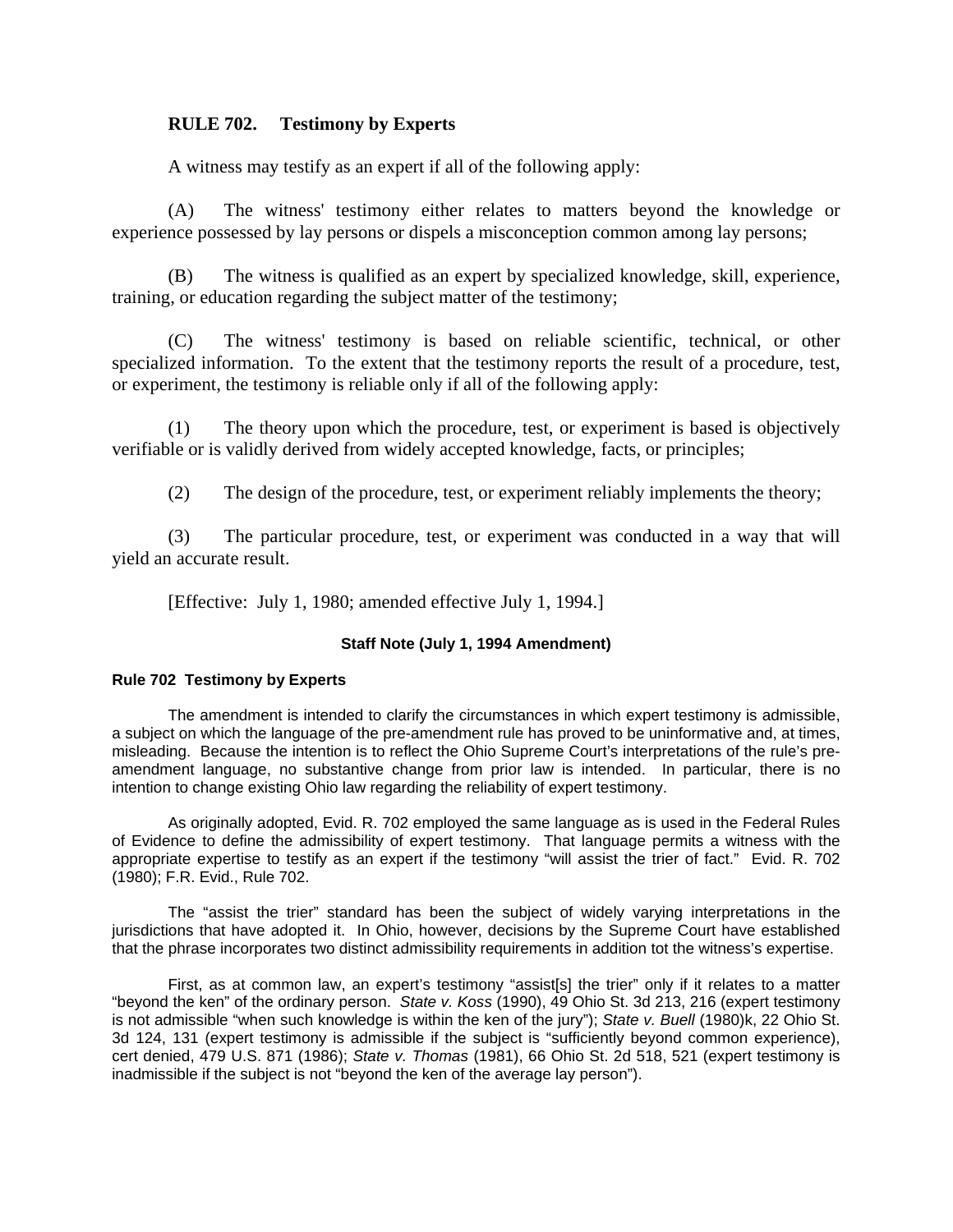## RULE 702. Testimony by Experts

A witness may testify as an expert if all of the following apply:

(A) The witness' testimony either relates to matters beyond the knowledge or experience possessed by lay persons or dispels a misconception common among lay persons;

(B) The witness is qualified as an expert by specialized knowledge, skill, experience, training, or education regarding the subject matter of the testimony;

(C) The witness' testimony is based on reliable scientific, technical, or other specialized information. To the extent that the testimony reports the result of a procedure, test, or experiment, the testimony is reliable only if all of the following apply:

(1) The theory upon which the procedure, test, or experiment is based is objectively verifiable or is validly derived from widely accepted knowledge, facts, or principles;

(2) The design of the procedure, test, or experiment reliably implements the theory;

(3) The particular procedure, test, or experiment was conducted in a way that will yield an accurate result.

[Effective: July 1, 1980; amended effective July 1, 1994.]

### Staff Note (July 1, 1994 Amendment)

**Rule 702 Testimony by Experts**

The amendment is intended to clarify the circumstances in which expert testimony is admissible, a subject on which the language of the pre-amendment rule has proved to be uninformative and, at times, misleading. Because the intention is to reflect the Ohio Supreme Court's interpretations of the rule's pre-amendment language, no substantive change from prior law is intended. In particular, there is no intention to change existing Ohio law regarding the reliability of expert testimony.

As originally adopted, Evid. R. 702 employed the same language as is used in the Federal Rules of Evidence to define the admissibility of expert testimony. That language permits a witness with the appropriate expertise to testify as an expert if the testimony "will assist the trier of fact." Evid. R. 702 (1980); F.R. Evid., Rule 702.

The "assist the trier" standard has been the subject of widely varying interpretations in the jurisdictions that have adopted it. In Ohio, however, decisions by the Supreme Court have established that the phrase incorporates two distinct admissibility requirements in addition tot the witness's expertise.

First, as at common law, an expert's testimony "assist[s] the trier" only if it relates to a matter "beyond the ken" of the ordinary person. *State v. Koss* (1990), 49 Ohio St. 3d 213, 216 (expert testimony is not admissible "when such knowledge is within the ken of the jury"); *State v. Buell* (1980)k, 22 Ohio St. 3d 124, 131 (expert testimony is admissible if the subject is "sufficiently beyond common experience), cert denied, 479 U.S. 871 (1986); *State v. Thomas* (1981), 66 Ohio St. 2d 518, 521 (expert testimony is inadmissible if the subject is not "beyond the ken of the average lay person").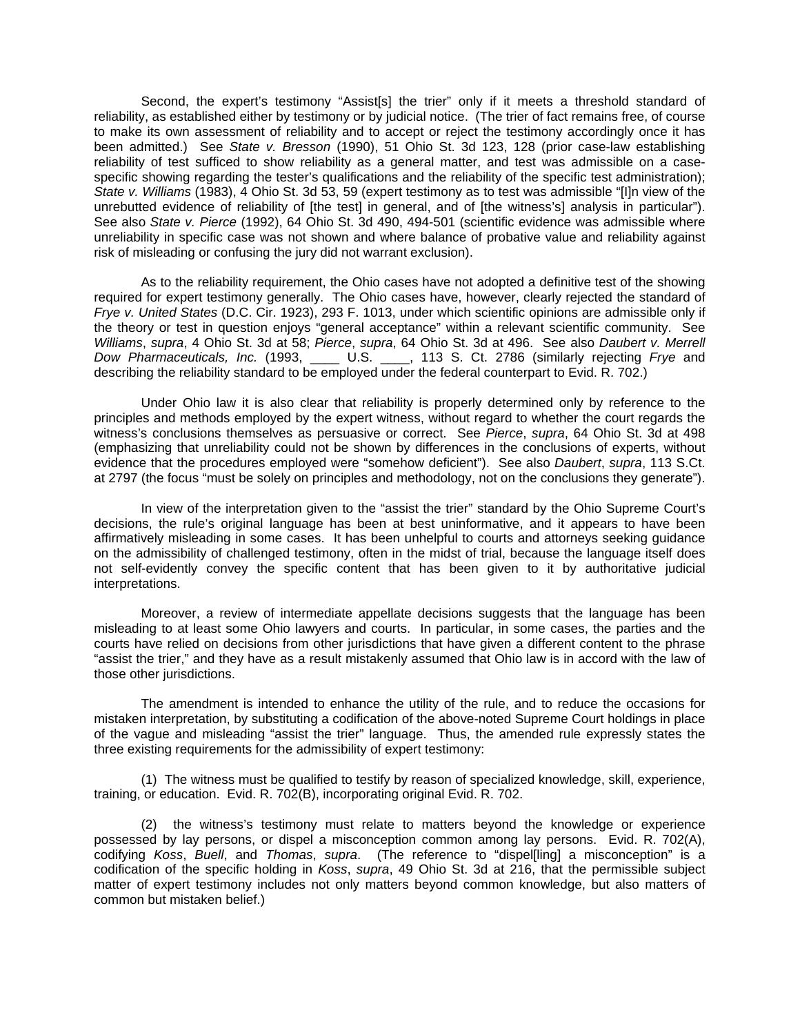Second, the expert's testimony "Assist[s] the trier" only if it meets a threshold standard of reliability, as established either by testimony or by judicial notice. (The trier of fact remains free, of course to make its own assessment of reliability and to accept or reject the testimony accordingly once it has been admitted.) See *State v. Bresson* (1990), 51 Ohio St. 3d 123, 128 (prior case-law establishing reliability of test sufficed to show reliability as a general matter, and test was admissible on a case-specific showing regarding the tester's qualifications and the reliability of the specific test administration); *State v. Williams* (1983), 4 Ohio St. 3d 53, 59 (expert testimony as to test was admissible "[I]n view of the unrebutted evidence of reliability of [the test] in general, and of [the witness's] analysis in particular"). See also *State v. Pierce* (1992), 64 Ohio St. 3d 490, 494-501 (scientific evidence was admissible where unreliability in specific case was not shown and where balance of probative value and reliability against risk of misleading or confusing the jury did not warrant exclusion).

As to the reliability requirement, the Ohio cases have not adopted a definitive test of the showing required for expert testimony generally. The Ohio cases have, however, clearly rejected the standard of *Frye v. United States* (D.C. Cir. 1923), 293 F. 1013, under which scientific opinions are admissible only if the theory or test in question enjoys "general acceptance" within a relevant scientific community. See *Williams*, *supra*, 4 Ohio St. 3d at 58; *Pierce*, *supra*, 64 Ohio St. 3d at 496. See also *Daubert v. Merrell Dow Pharmaceuticals, Inc.* (1993, ____ U.S. ____, 113 S. Ct. 2786 (similarly rejecting *Frye* and describing the reliability standard to be employed under the federal counterpart to Evid. R. 702.)

Under Ohio law it is also clear that reliability is properly determined only by reference to the principles and methods employed by the expert witness, without regard to whether the court regards the witness's conclusions themselves as persuasive or correct. See *Pierce*, *supra*, 64 Ohio St. 3d at 498 (emphasizing that unreliability could not be shown by differences in the conclusions of experts, without evidence that the procedures employed were "somehow deficient"). See also *Daubert*, *supra*, 113 S.Ct. at 2797 (the focus "must be solely on principles and methodology, not on the conclusions they generate").

In view of the interpretation given to the "assist the trier" standard by the Ohio Supreme Court's decisions, the rule's original language has been at best uninformative, and it appears to have been affirmatively misleading in some cases. It has been unhelpful to courts and attorneys seeking guidance on the admissibility of challenged testimony, often in the midst of trial, because the language itself does not self-evidently convey the specific content that has been given to it by authoritative judicial interpretations.

Moreover, a review of intermediate appellate decisions suggests that the language has been misleading to at least some Ohio lawyers and courts. In particular, in some cases, the parties and the courts have relied on decisions from other jurisdictions that have given a different content to the phrase "assist the trier," and they have as a result mistakenly assumed that Ohio law is in accord with the law of those other jurisdictions.

The amendment is intended to enhance the utility of the rule, and to reduce the occasions for mistaken interpretation, by substituting a codification of the above-noted Supreme Court holdings in place of the vague and misleading "assist the trier" language. Thus, the amended rule expressly states the three existing requirements for the admissibility of expert testimony:

(1) The witness must be qualified to testify by reason of specialized knowledge, skill, experience, training, or education. Evid. R. 702(B), incorporating original Evid. R. 702.

(2) the witness's testimony must relate to matters beyond the knowledge or experience possessed by lay persons, or dispel a misconception common among lay persons. Evid. R. 702(A), codifying *Koss*, *Buell*, and *Thomas*, *supra*. (The reference to "dispel[ling] a misconception" is a codification of the specific holding in *Koss*, *supra*, 49 Ohio St. 3d at 216, that the permissible subject matter of expert testimony includes not only matters beyond common knowledge, but also matters of common but mistaken belief.)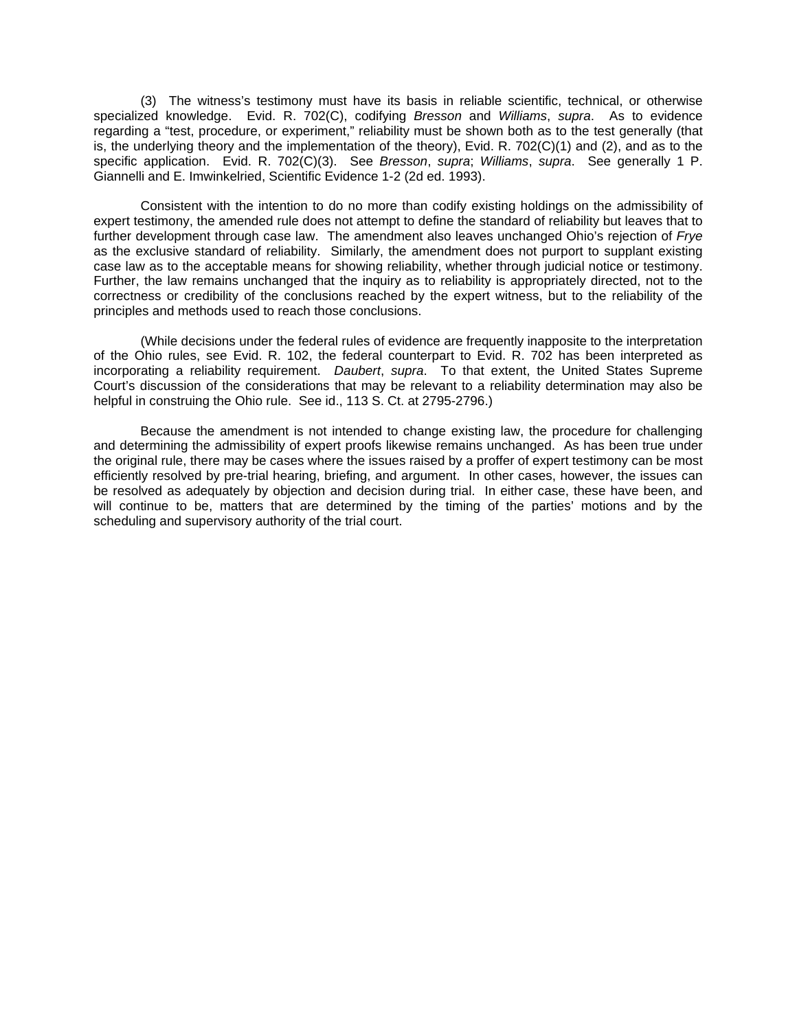(3) The witness's testimony must have its basis in reliable scientific, technical, or otherwise specialized knowledge. Evid. R. 702(C), codifying *Bresson* and *Williams*, *supra*. As to evidence regarding a "test, procedure, or experiment," reliability must be shown both as to the test generally (that is, the underlying theory and the implementation of the theory), Evid. R. 702(C)(1) and (2), and as to the specific application. Evid. R. 702(C)(3). See *Bresson*, *supra*; *Williams*, *supra*. See generally 1 P. Giannelli and E. Imwinkelried, Scientific Evidence 1-2 (2d ed. 1993).

Consistent with the intention to do no more than codify existing holdings on the admissibility of expert testimony, the amended rule does not attempt to define the standard of reliability but leaves that to further development through case law. The amendment also leaves unchanged Ohio's rejection of *Frye* as the exclusive standard of reliability. Similarly, the amendment does not purport to supplant existing case law as to the acceptable means for showing reliability, whether through judicial notice or testimony. Further, the law remains unchanged that the inquiry as to reliability is appropriately directed, not to the correctness or credibility of the conclusions reached by the expert witness, but to the reliability of the principles and methods used to reach those conclusions.

(While decisions under the federal rules of evidence are frequently inapposite to the interpretation of the Ohio rules, see Evid. R. 102, the federal counterpart to Evid. R. 702 has been interpreted as incorporating a reliability requirement. *Daubert*, *supra*. To that extent, the United States Supreme Court's discussion of the considerations that may be relevant to a reliability determination may also be helpful in construing the Ohio rule. See id., 113 S. Ct. at 2795-2796.)

Because the amendment is not intended to change existing law, the procedure for challenging and determining the admissibility of expert proofs likewise remains unchanged. As has been true under the original rule, there may be cases where the issues raised by a proffer of expert testimony can be most efficiently resolved by pre-trial hearing, briefing, and argument. In other cases, however, the issues can be resolved as adequately by objection and decision during trial. In either case, these have been, and will continue to be, matters that are determined by the timing of the parties' motions and by the scheduling and supervisory authority of the trial court.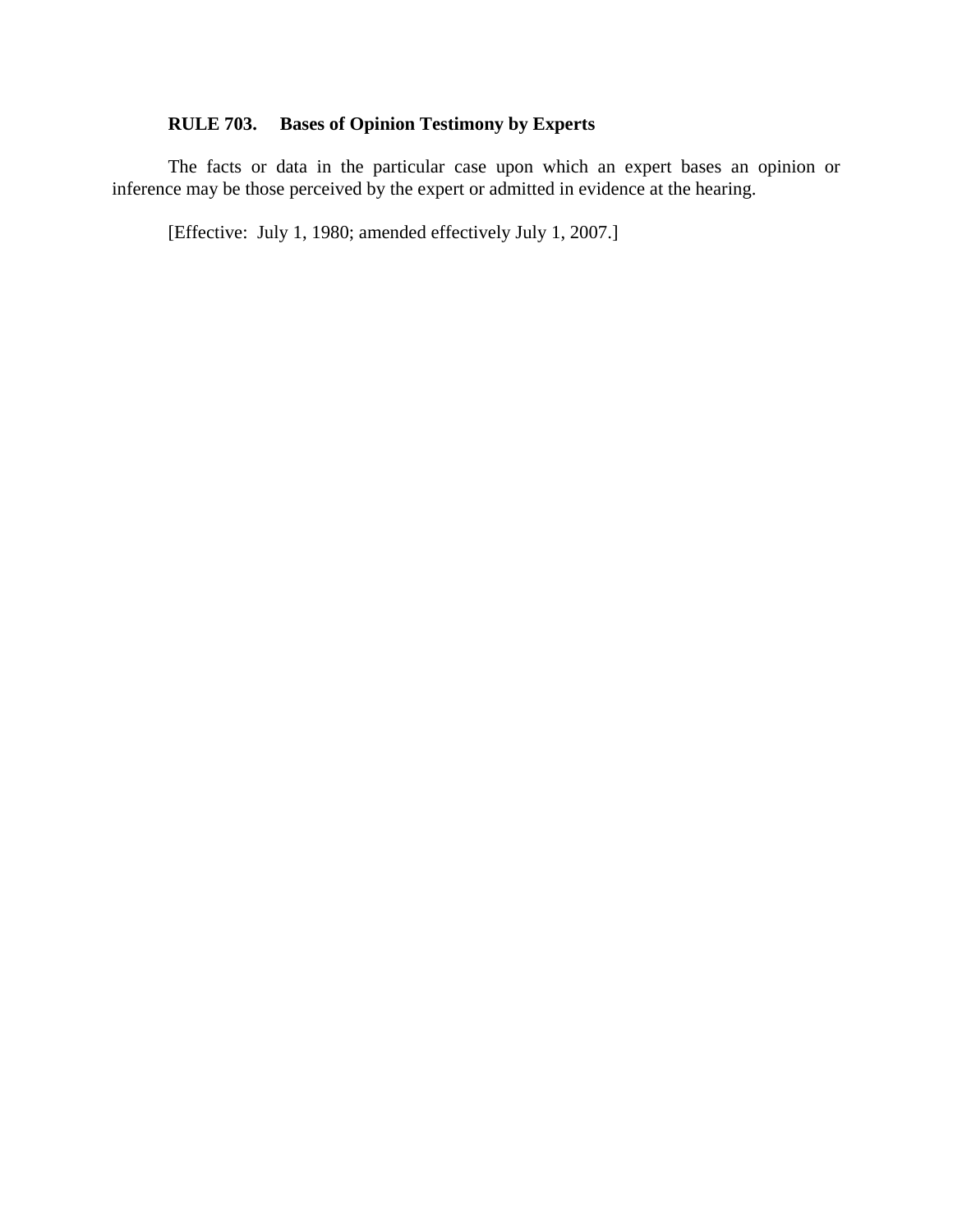**RULE 703. Bases of Opinion Testimony by Experts**

The facts or data in the particular case upon which an expert bases an opinion or inference may be those perceived by the expert or admitted in evidence at the hearing.

[Effective: July 1, 1980; amended effectively July 1, 2007.]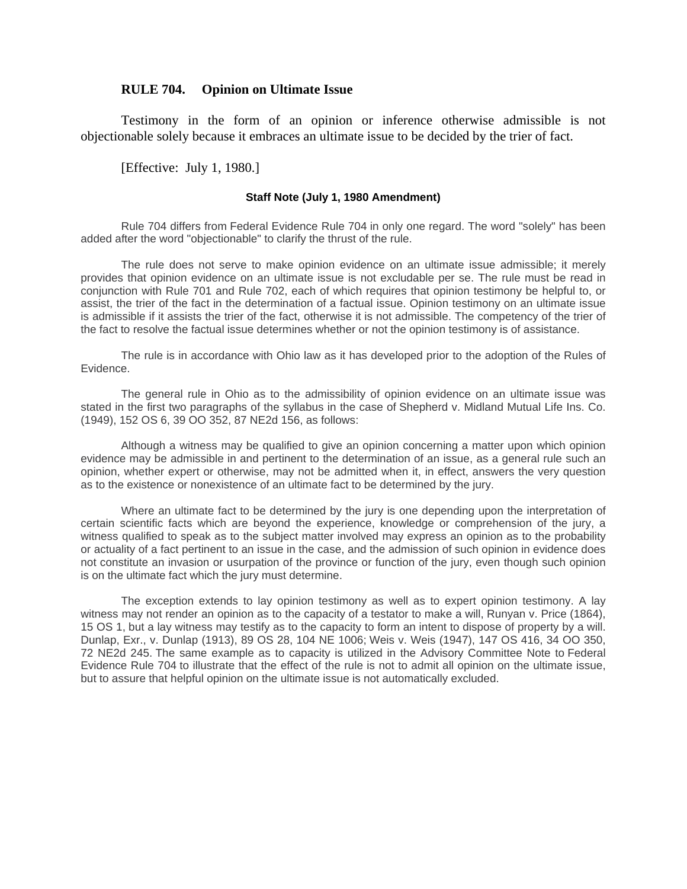## RULE 704. Opinion on Ultimate Issue

Testimony in the form of an opinion or inference otherwise admissible is not objectionable solely because it embraces an ultimate issue to be decided by the trier of fact.

[Effective: July 1, 1980.]

### Staff Note (July 1, 1980 Amendment)

Rule 704 differs from Federal Evidence Rule 704 in only one regard. The word "solely" has been added after the word "objectionable" to clarify the thrust of the rule.

The rule does not serve to make opinion evidence on an ultimate issue admissible; it merely provides that opinion evidence on an ultimate issue is not excludable per se. The rule must be read in conjunction with Rule 701 and Rule 702, each of which requires that opinion testimony be helpful to, or assist, the trier of the fact in the determination of a factual issue. Opinion testimony on an ultimate issue is admissible if it assists the trier of the fact, otherwise it is not admissible. The competency of the trier of the fact to resolve the factual issue determines whether or not the opinion testimony is of assistance.

The rule is in accordance with Ohio law as it has developed prior to the adoption of the Rules of Evidence.

The general rule in Ohio as to the admissibility of opinion evidence on an ultimate issue was stated in the first two paragraphs of the syllabus in the case of Shepherd v. Midland Mutual Life Ins. Co. (1949), 152 OS 6, 39 OO 352, 87 NE2d 156, as follows:

Although a witness may be qualified to give an opinion concerning a matter upon which opinion evidence may be admissible in and pertinent to the determination of an issue, as a general rule such an opinion, whether expert or otherwise, may not be admitted when it, in effect, answers the very question as to the existence or nonexistence of an ultimate fact to be determined by the jury.

Where an ultimate fact to be determined by the jury is one depending upon the interpretation of certain scientific facts which are beyond the experience, knowledge or comprehension of the jury, a witness qualified to speak as to the subject matter involved may express an opinion as to the probability or actuality of a fact pertinent to an issue in the case, and the admission of such opinion in evidence does not constitute an invasion or usurpation of the province or function of the jury, even though such opinion is on the ultimate fact which the jury must determine.

The exception extends to lay opinion testimony as well as to expert opinion testimony. A lay witness may not render an opinion as to the capacity of a testator to make a will, Runyan v. Price (1864), 15 OS 1, but a lay witness may testify as to the capacity to form an intent to dispose of property by a will. Dunlap, Exr., v. Dunlap (1913), 89 OS 28, 104 NE 1006; Weis v. Weis (1947), 147 OS 416, 34 OO 350, 72 NE2d 245. The same example as to capacity is utilized in the Advisory Committee Note to Federal Evidence Rule 704 to illustrate that the effect of the rule is not to admit all opinion on the ultimate issue, but to assure that helpful opinion on the ultimate issue is not automatically excluded.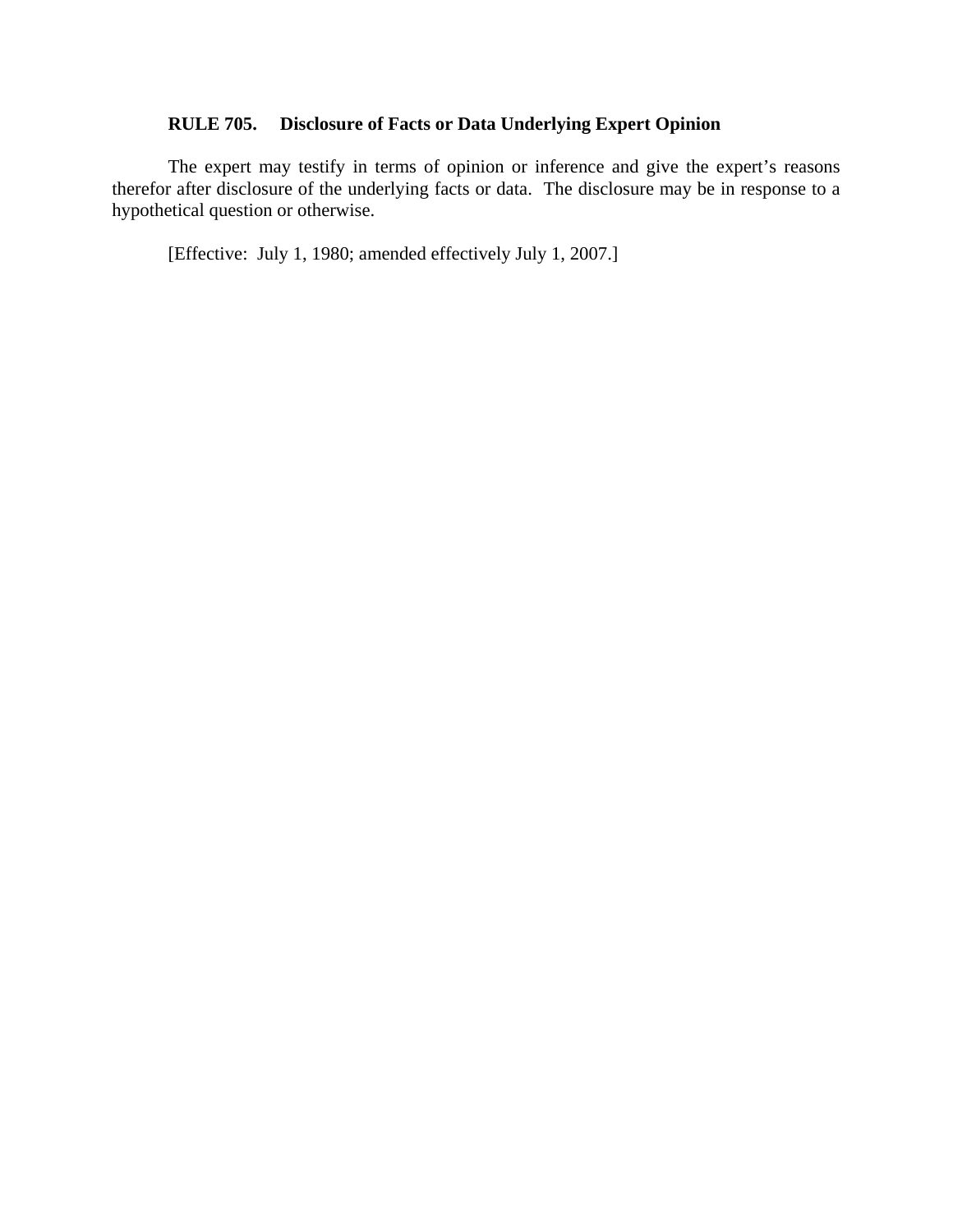**RULE 705. Disclosure of Facts or Data Underlying Expert Opinion**

The expert may testify in terms of opinion or inference and give the expert's reasons therefor after disclosure of the underlying facts or data. The disclosure may be in response to a hypothetical question or otherwise.

[Effective: July 1, 1980; amended effectively July 1, 2007.]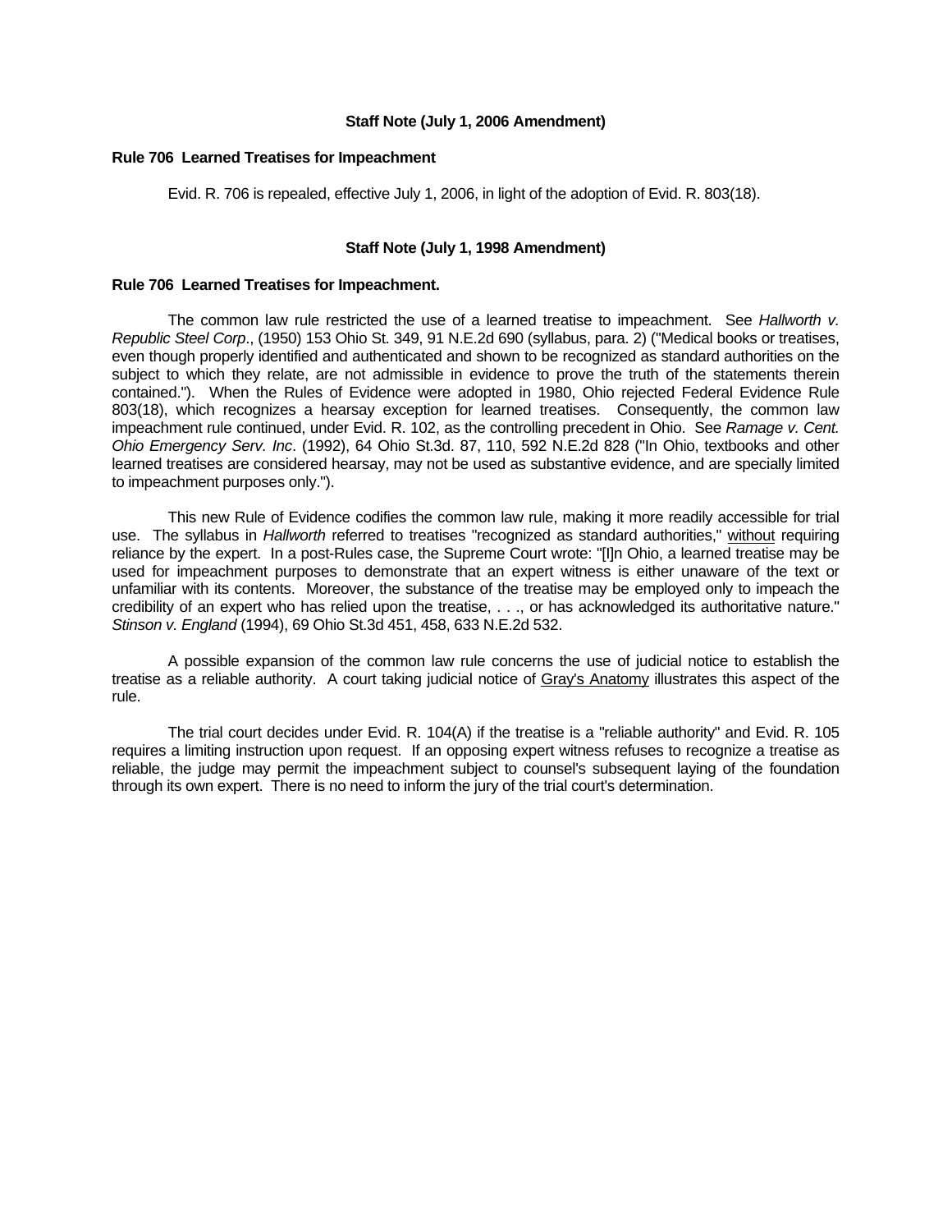**Staff Note (July 1, 2006 Amendment)**

**Rule 706 Learned Treatises for Impeachment**

Evid. R. 706 is repealed, effective July 1, 2006, in light of the adoption of Evid. R. 803(18).

**Staff Note (July 1, 1998 Amendment)**

**Rule 706 Learned Treatises for Impeachment.**

The common law rule restricted the use of a learned treatise to impeachment. See *Hallworth v. Republic Steel Corp*., (1950) 153 Ohio St. 349, 91 N.E.2d 690 (syllabus, para. 2) ("Medical books or treatises, even though properly identified and authenticated and shown to be recognized as standard authorities on the subject to which they relate, are not admissible in evidence to prove the truth of the statements therein contained."). When the Rules of Evidence were adopted in 1980, Ohio rejected Federal Evidence Rule 803(18), which recognizes a hearsay exception for learned treatises. Consequently, the common law impeachment rule continued, under Evid. R. 102, as the controlling precedent in Ohio. See *Ramage v. Cent. Ohio Emergency Serv. Inc*. (1992), 64 Ohio St.3d. 87, 110, 592 N.E.2d 828 ("In Ohio, textbooks and other learned treatises are considered hearsay, may not be used as substantive evidence, and are specially limited to impeachment purposes only.").

This new Rule of Evidence codifies the common law rule, making it more readily accessible for trial use. The syllabus in *Hallworth* referred to treatises "recognized as standard authorities," without requiring reliance by the expert. In a post-Rules case, the Supreme Court wrote: "[I]n Ohio, a learned treatise may be used for impeachment purposes to demonstrate that an expert witness is either unaware of the text or unfamiliar with its contents. Moreover, the substance of the treatise may be employed only to impeach the credibility of an expert who has relied upon the treatise, . . ., or has acknowledged its authoritative nature." *Stinson v. England* (1994), 69 Ohio St.3d 451, 458, 633 N.E.2d 532.

A possible expansion of the common law rule concerns the use of judicial notice to establish the treatise as a reliable authority. A court taking judicial notice of Gray's Anatomy illustrates this aspect of the rule.

The trial court decides under Evid. R. 104(A) if the treatise is a "reliable authority" and Evid. R. 105 requires a limiting instruction upon request. If an opposing expert witness refuses to recognize a treatise as reliable, the judge may permit the impeachment subject to counsel's subsequent laying of the foundation through its own expert. There is no need to inform the jury of the trial court's determination.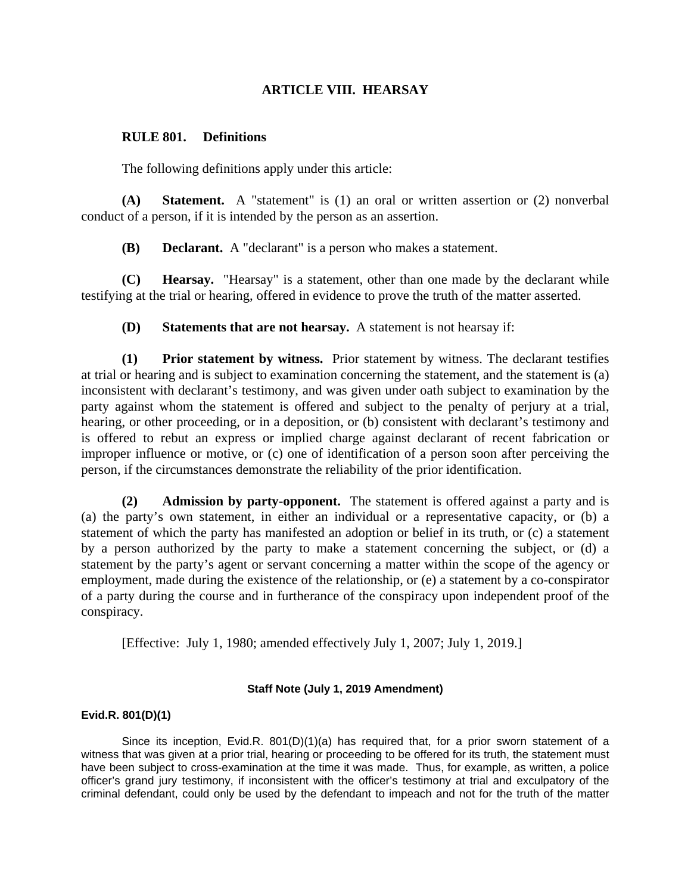# ARTICLE VIII. HEARSAY

## RULE 801. Definitions

The following definitions apply under this article:

**(A) Statement.** A "statement" is (1) an oral or written assertion or (2) nonverbal conduct of a person, if it is intended by the person as an assertion.

**(B) Declarant.** A "declarant" is a person who makes a statement.

**(C) Hearsay.** "Hearsay" is a statement, other than one made by the declarant while testifying at the trial or hearing, offered in evidence to prove the truth of the matter asserted.

**(D) Statements that are not hearsay.** A statement is not hearsay if:

**(1) Prior statement by witness.** Prior statement by witness. The declarant testifies at trial or hearing and is subject to examination concerning the statement, and the statement is (a) inconsistent with declarant's testimony, and was given under oath subject to examination by the party against whom the statement is offered and subject to the penalty of perjury at a trial, hearing, or other proceeding, or in a deposition, or (b) consistent with declarant's testimony and is offered to rebut an express or implied charge against declarant of recent fabrication or improper influence or motive, or (c) one of identification of a person soon after perceiving the person, if the circumstances demonstrate the reliability of the prior identification.

**(2) Admission by party-opponent.** The statement is offered against a party and is (a) the party's own statement, in either an individual or a representative capacity, or (b) a statement of which the party has manifested an adoption or belief in its truth, or (c) a statement by a person authorized by the party to make a statement concerning the subject, or (d) a statement by the party's agent or servant concerning a matter within the scope of the agency or employment, made during the existence of the relationship, or (e) a statement by a co-conspirator of a party during the course and in furtherance of the conspiracy upon independent proof of the conspiracy.

[Effective: July 1, 1980; amended effectively July 1, 2007; July 1, 2019.]

### Staff Note (July 1, 2019 Amendment)

**Evid.R. 801(D)(1)**

Since its inception, Evid.R. 801(D)(1)(a) has required that, for a prior sworn statement of a witness that was given at a prior trial, hearing or proceeding to be offered for its truth, the statement must have been subject to cross-examination at the time it was made. Thus, for example, as written, a police officer's grand jury testimony, if inconsistent with the officer's testimony at trial and exculpatory of the criminal defendant, could only be used by the defendant to impeach and not for the truth of the matter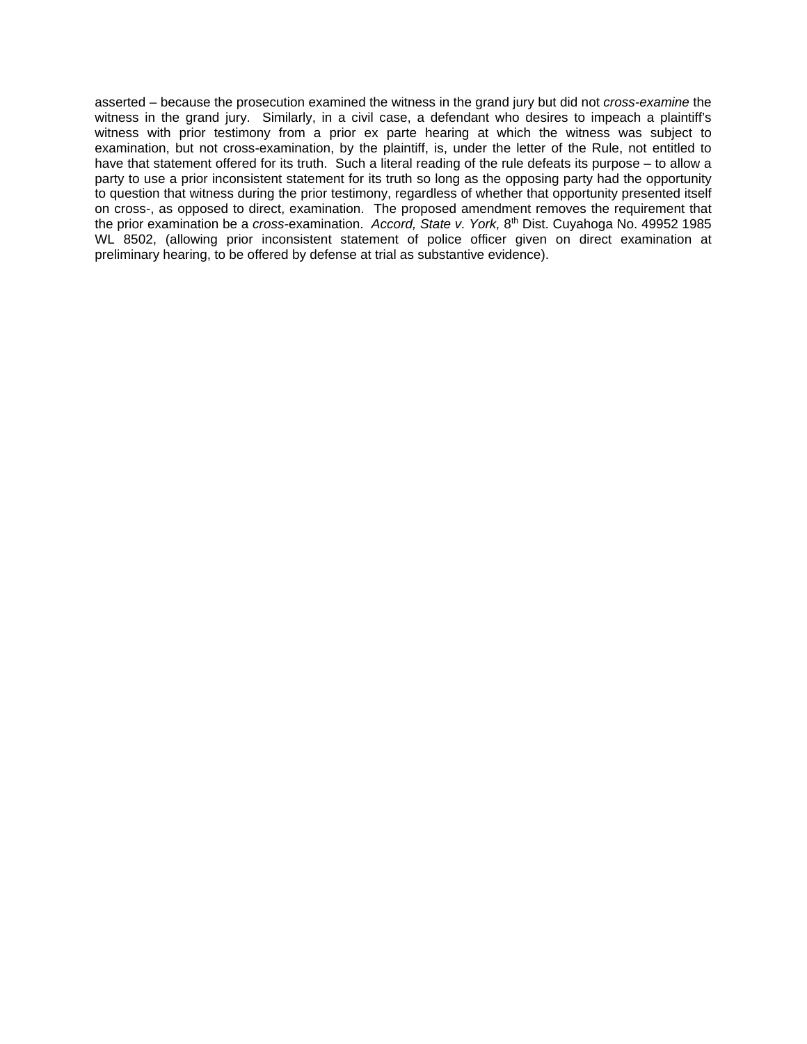asserted – because the prosecution examined the witness in the grand jury but did not *cross-examine* the witness in the grand jury. Similarly, in a civil case, a defendant who desires to impeach a plaintiff's witness with prior testimony from a prior ex parte hearing at which the witness was subject to examination, but not cross-examination, by the plaintiff, is, under the letter of the Rule, not entitled to have that statement offered for its truth. Such a literal reading of the rule defeats its purpose – to allow a party to use a prior inconsistent statement for its truth so long as the opposing party had the opportunity to question that witness during the prior testimony, regardless of whether that opportunity presented itself on cross-, as opposed to direct, examination. The proposed amendment removes the requirement that the prior examination be a *cross*-examination. *Accord, State v. York,* 8th Dist. Cuyahoga No. 49952 1985 WL 8502, (allowing prior inconsistent statement of police officer given on direct examination at preliminary hearing, to be offered by defense at trial as substantive evidence).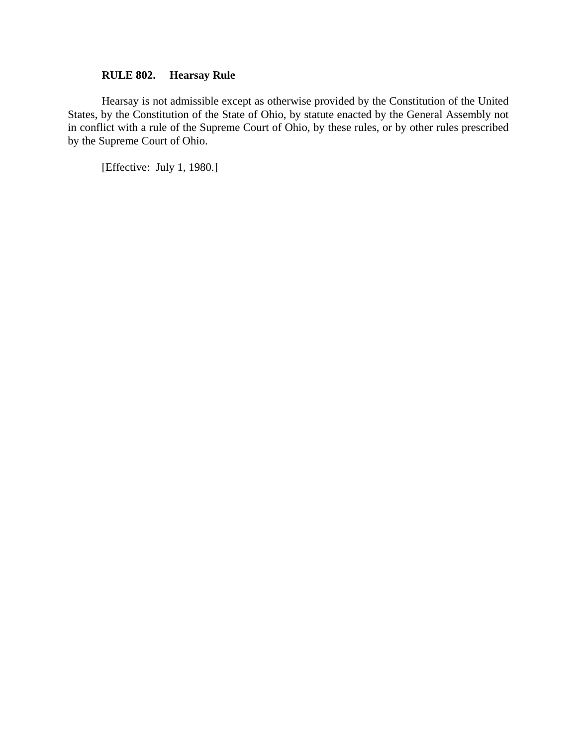**RULE 802. Hearsay Rule**

Hearsay is not admissible except as otherwise provided by the Constitution of the United States, by the Constitution of the State of Ohio, by statute enacted by the General Assembly not in conflict with a rule of the Supreme Court of Ohio, by these rules, or by other rules prescribed by the Supreme Court of Ohio.

[Effective: July 1, 1980.]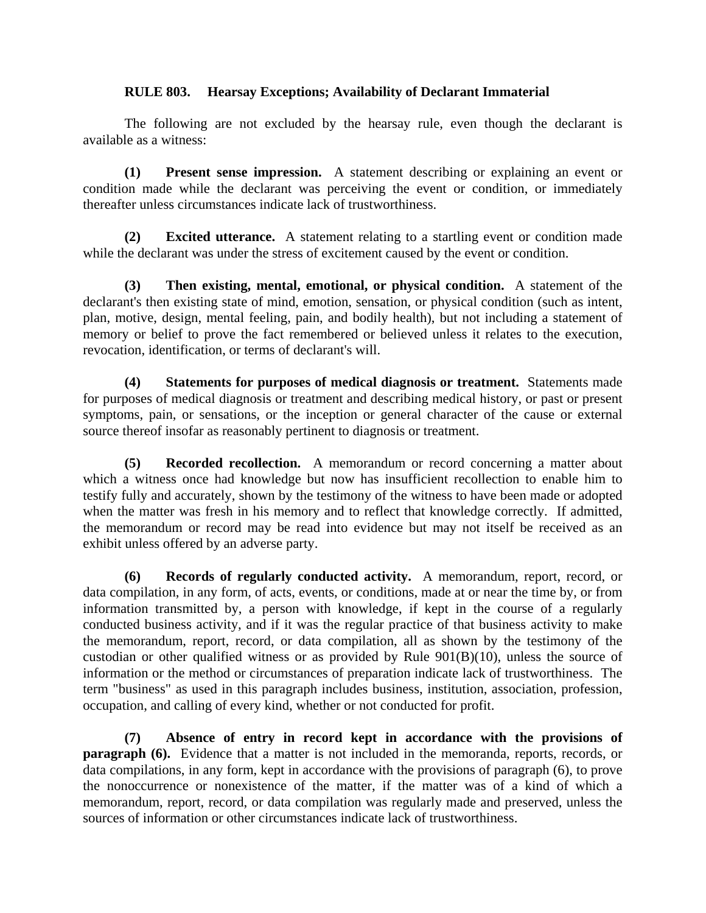**RULE 803. Hearsay Exceptions; Availability of Declarant Immaterial**

The following are not excluded by the hearsay rule, even though the declarant is available as a witness:

**(1) Present sense impression.** A statement describing or explaining an event or condition made while the declarant was perceiving the event or condition, or immediately thereafter unless circumstances indicate lack of trustworthiness.

**(2) Excited utterance.** A statement relating to a startling event or condition made while the declarant was under the stress of excitement caused by the event or condition.

**(3) Then existing, mental, emotional, or physical condition.** A statement of the declarant's then existing state of mind, emotion, sensation, or physical condition (such as intent, plan, motive, design, mental feeling, pain, and bodily health), but not including a statement of memory or belief to prove the fact remembered or believed unless it relates to the execution, revocation, identification, or terms of declarant's will.

**(4) Statements for purposes of medical diagnosis or treatment.** Statements made for purposes of medical diagnosis or treatment and describing medical history, or past or present symptoms, pain, or sensations, or the inception or general character of the cause or external source thereof insofar as reasonably pertinent to diagnosis or treatment.

**(5) Recorded recollection.** A memorandum or record concerning a matter about which a witness once had knowledge but now has insufficient recollection to enable him to testify fully and accurately, shown by the testimony of the witness to have been made or adopted when the matter was fresh in his memory and to reflect that knowledge correctly. If admitted, the memorandum or record may be read into evidence but may not itself be received as an exhibit unless offered by an adverse party.

**(6) Records of regularly conducted activity.** A memorandum, report, record, or data compilation, in any form, of acts, events, or conditions, made at or near the time by, or from information transmitted by, a person with knowledge, if kept in the course of a regularly conducted business activity, and if it was the regular practice of that business activity to make the memorandum, report, record, or data compilation, all as shown by the testimony of the custodian or other qualified witness or as provided by Rule 901(B)(10), unless the source of information or the method or circumstances of preparation indicate lack of trustworthiness. The term "business" as used in this paragraph includes business, institution, association, profession, occupation, and calling of every kind, whether or not conducted for profit.

**(7) Absence of entry in record kept in accordance with the provisions of paragraph (6).** Evidence that a matter is not included in the memoranda, reports, records, or data compilations, in any form, kept in accordance with the provisions of paragraph (6), to prove the nonoccurrence or nonexistence of the matter, if the matter was of a kind of which a memorandum, report, record, or data compilation was regularly made and preserved, unless the sources of information or other circumstances indicate lack of trustworthiness.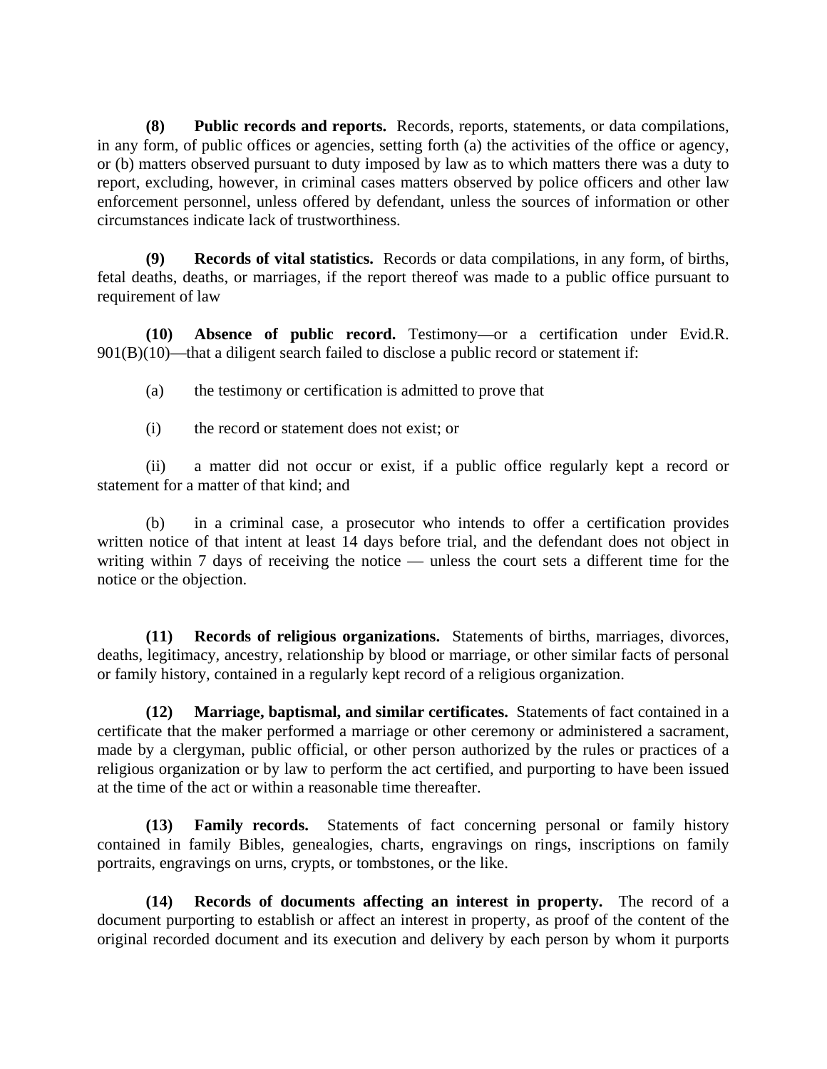**(8) Public records and reports.** Records, reports, statements, or data compilations, in any form, of public offices or agencies, setting forth (a) the activities of the office or agency, or (b) matters observed pursuant to duty imposed by law as to which matters there was a duty to report, excluding, however, in criminal cases matters observed by police officers and other law enforcement personnel, unless offered by defendant, unless the sources of information or other circumstances indicate lack of trustworthiness.

**(9) Records of vital statistics.** Records or data compilations, in any form, of births, fetal deaths, deaths, or marriages, if the report thereof was made to a public office pursuant to requirement of law

**(10) Absence of public record.** Testimony—or a certification under Evid.R. 901(B)(10)—that a diligent search failed to disclose a public record or statement if:

(a) the testimony or certification is admitted to prove that

(i) the record or statement does not exist; or

(ii) a matter did not occur or exist, if a public office regularly kept a record or statement for a matter of that kind; and

(b) in a criminal case, a prosecutor who intends to offer a certification provides written notice of that intent at least 14 days before trial, and the defendant does not object in writing within 7 days of receiving the notice — unless the court sets a different time for the notice or the objection.

**(11) Records of religious organizations.** Statements of births, marriages, divorces, deaths, legitimacy, ancestry, relationship by blood or marriage, or other similar facts of personal or family history, contained in a regularly kept record of a religious organization.

**(12) Marriage, baptismal, and similar certificates.** Statements of fact contained in a certificate that the maker performed a marriage or other ceremony or administered a sacrament, made by a clergyman, public official, or other person authorized by the rules or practices of a religious organization or by law to perform the act certified, and purporting to have been issued at the time of the act or within a reasonable time thereafter.

**(13) Family records.** Statements of fact concerning personal or family history contained in family Bibles, genealogies, charts, engravings on rings, inscriptions on family portraits, engravings on urns, crypts, or tombstones, or the like.

**(14) Records of documents affecting an interest in property.** The record of a document purporting to establish or affect an interest in property, as proof of the content of the original recorded document and its execution and delivery by each person by whom it purports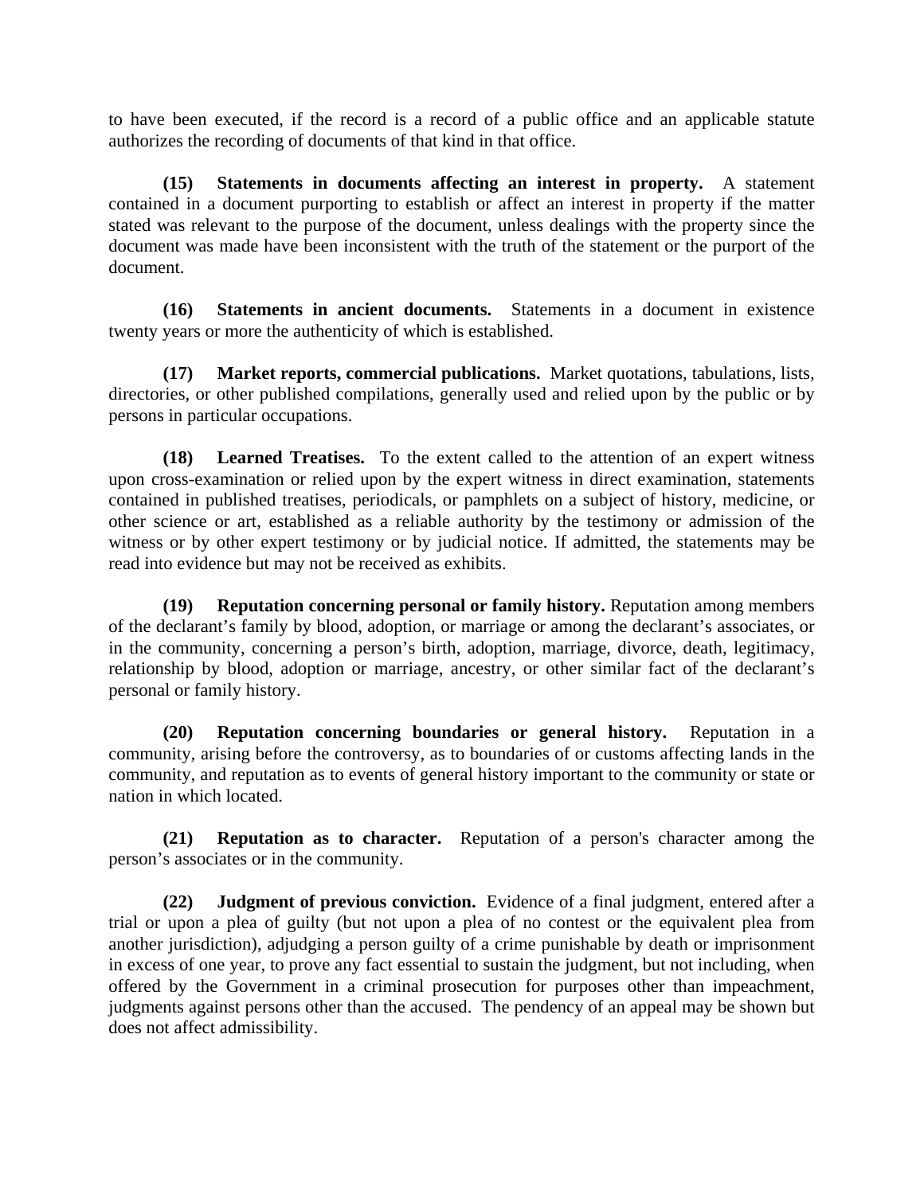to have been executed, if the record is a record of a public office and an applicable statute authorizes the recording of documents of that kind in that office.

**(15) Statements in documents affecting an interest in property.** A statement contained in a document purporting to establish or affect an interest in property if the matter stated was relevant to the purpose of the document, unless dealings with the property since the document was made have been inconsistent with the truth of the statement or the purport of the document.

**(16) Statements in ancient documents.** Statements in a document in existence twenty years or more the authenticity of which is established.

**(17) Market reports, commercial publications.** Market quotations, tabulations, lists, directories, or other published compilations, generally used and relied upon by the public or by persons in particular occupations.

**(18) Learned Treatises.** To the extent called to the attention of an expert witness upon cross-examination or relied upon by the expert witness in direct examination, statements contained in published treatises, periodicals, or pamphlets on a subject of history, medicine, or other science or art, established as a reliable authority by the testimony or admission of the witness or by other expert testimony or by judicial notice. If admitted, the statements may be read into evidence but may not be received as exhibits.

**(19) Reputation concerning personal or family history.** Reputation among members of the declarant's family by blood, adoption, or marriage or among the declarant's associates, or in the community, concerning a person's birth, adoption, marriage, divorce, death, legitimacy, relationship by blood, adoption or marriage, ancestry, or other similar fact of the declarant's personal or family history.

**(20) Reputation concerning boundaries or general history.** Reputation in a community, arising before the controversy, as to boundaries of or customs affecting lands in the community, and reputation as to events of general history important to the community or state or nation in which located.

**(21) Reputation as to character.** Reputation of a person's character among the person's associates or in the community.

**(22) Judgment of previous conviction.** Evidence of a final judgment, entered after a trial or upon a plea of guilty (but not upon a plea of no contest or the equivalent plea from another jurisdiction), adjudging a person guilty of a crime punishable by death or imprisonment in excess of one year, to prove any fact essential to sustain the judgment, but not including, when offered by the Government in a criminal prosecution for purposes other than impeachment, judgments against persons other than the accused. The pendency of an appeal may be shown but does not affect admissibility.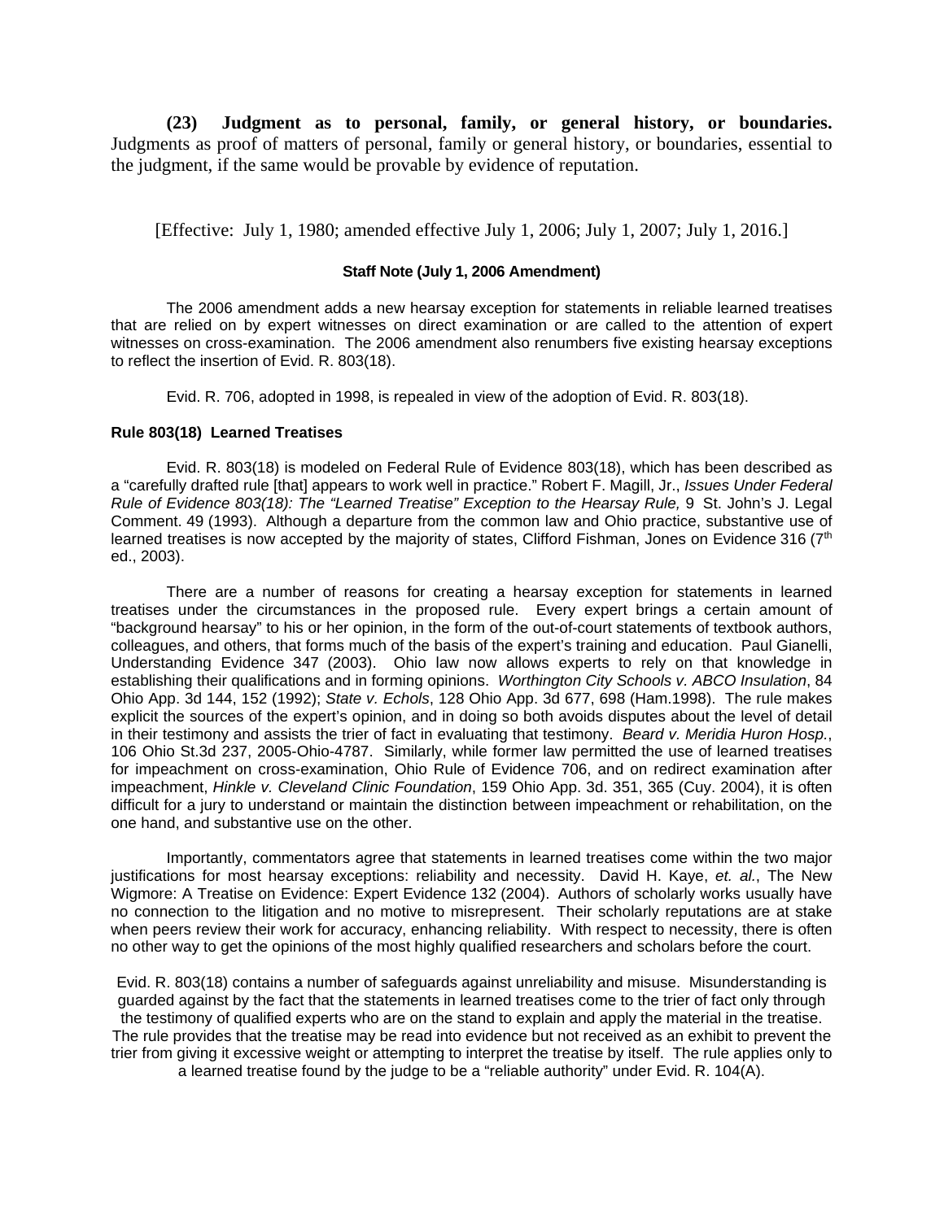**(23) Judgment as to personal, family, or general history, or boundaries.** Judgments as proof of matters of personal, family or general history, or boundaries, essential to the judgment, if the same would be provable by evidence of reputation.

[Effective: July 1, 1980; amended effective July 1, 2006; July 1, 2007; July 1, 2016.]

### Staff Note (July 1, 2006 Amendment)

The 2006 amendment adds a new hearsay exception for statements in reliable learned treatises that are relied on by expert witnesses on direct examination or are called to the attention of expert witnesses on cross-examination. The 2006 amendment also renumbers five existing hearsay exceptions to reflect the insertion of Evid. R. 803(18).

Evid. R. 706, adopted in 1998, is repealed in view of the adoption of Evid. R. 803(18).

**Rule 803(18) Learned Treatises**

Evid. R. 803(18) is modeled on Federal Rule of Evidence 803(18), which has been described as a "carefully drafted rule [that] appears to work well in practice." Robert F. Magill, Jr., *Issues Under Federal Rule of Evidence 803(18): The "Learned Treatise" Exception to the Hearsay Rule,* 9 St. John's J. Legal Comment. 49 (1993). Although a departure from the common law and Ohio practice, substantive use of learned treatises is now accepted by the majority of states, Clifford Fishman, Jones on Evidence 316 (7th ed., 2003).

There are a number of reasons for creating a hearsay exception for statements in learned treatises under the circumstances in the proposed rule. Every expert brings a certain amount of "background hearsay" to his or her opinion, in the form of the out-of-court statements of textbook authors, colleagues, and others, that forms much of the basis of the expert's training and education. Paul Gianelli, Understanding Evidence 347 (2003). Ohio law now allows experts to rely on that knowledge in establishing their qualifications and in forming opinions. *Worthington City Schools v. ABCO Insulation*, 84 Ohio App. 3d 144, 152 (1992); *State v. Echols*, 128 Ohio App. 3d 677, 698 (Ham.1998). The rule makes explicit the sources of the expert's opinion, and in doing so both avoids disputes about the level of detail in their testimony and assists the trier of fact in evaluating that testimony. *Beard v. Meridia Huron Hosp.*, 106 Ohio St.3d 237, 2005-Ohio-4787. Similarly, while former law permitted the use of learned treatises for impeachment on cross-examination, Ohio Rule of Evidence 706, and on redirect examination after impeachment, *Hinkle v. Cleveland Clinic Foundation*, 159 Ohio App. 3d. 351, 365 (Cuy. 2004), it is often difficult for a jury to understand or maintain the distinction between impeachment or rehabilitation, on the one hand, and substantive use on the other.

Importantly, commentators agree that statements in learned treatises come within the two major justifications for most hearsay exceptions: reliability and necessity. David H. Kaye, *et. al.*, The New Wigmore: A Treatise on Evidence: Expert Evidence 132 (2004). Authors of scholarly works usually have no connection to the litigation and no motive to misrepresent. Their scholarly reputations are at stake when peers review their work for accuracy, enhancing reliability. With respect to necessity, there is often no other way to get the opinions of the most highly qualified researchers and scholars before the court.

Evid. R. 803(18) contains a number of safeguards against unreliability and misuse. Misunderstanding is guarded against by the fact that the statements in learned treatises come to the trier of fact only through the testimony of qualified experts who are on the stand to explain and apply the material in the treatise. The rule provides that the treatise may be read into evidence but not received as an exhibit to prevent the trier from giving it excessive weight or attempting to interpret the treatise by itself. The rule applies only to a learned treatise found by the judge to be a "reliable authority" under Evid. R. 104(A).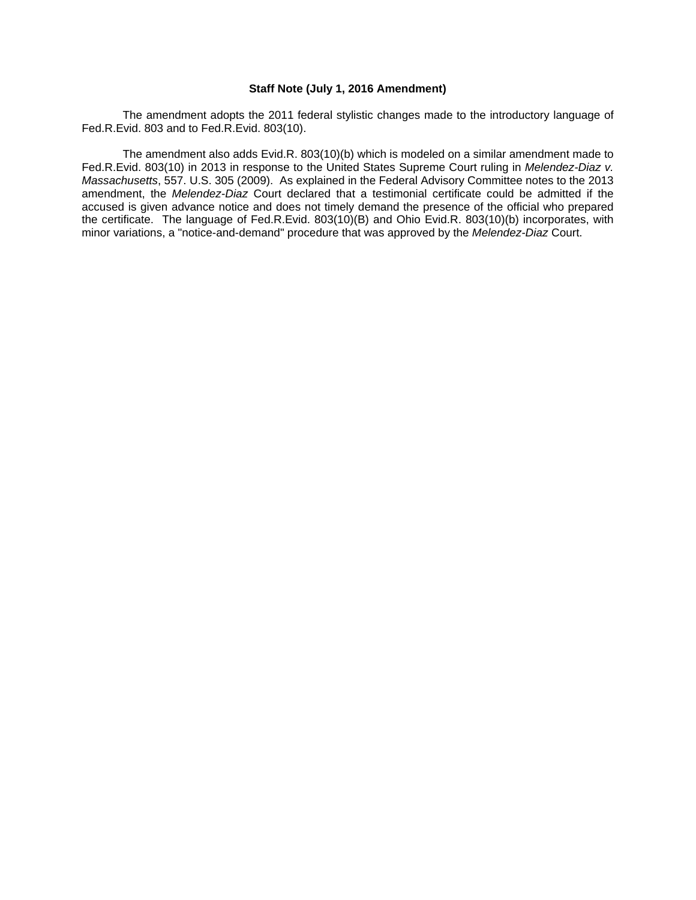**Staff Note (July 1, 2016 Amendment)**

The amendment adopts the 2011 federal stylistic changes made to the introductory language of Fed.R.Evid. 803 and to Fed.R.Evid. 803(10).

The amendment also adds Evid.R. 803(10)(b) which is modeled on a similar amendment made to Fed.R.Evid. 803(10) in 2013 in response to the United States Supreme Court ruling in *Melendez-Diaz v. Massachusetts*, 557. U.S. 305 (2009). As explained in the Federal Advisory Committee notes to the 2013 amendment, the *Melendez-Diaz* Court declared that a testimonial certificate could be admitted if the accused is given advance notice and does not timely demand the presence of the official who prepared the certificate. The language of Fed.R.Evid. 803(10)(B) and Ohio Evid.R. 803(10)(b) incorporates, with minor variations, a "notice-and-demand" procedure that was approved by the *Melendez-Diaz* Court.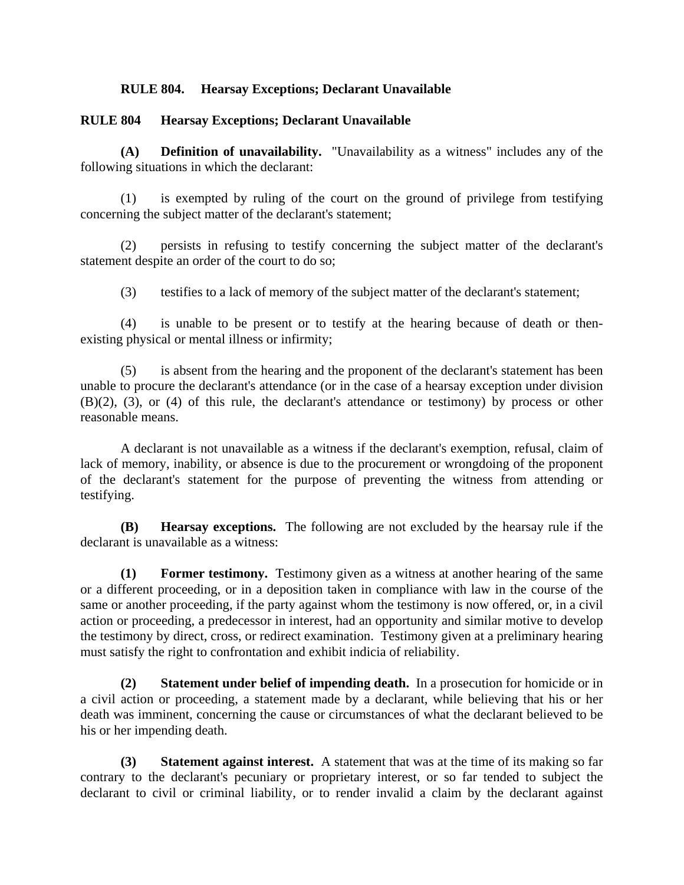**RULE 804. Hearsay Exceptions; Declarant Unavailable**

**RULE 804 Hearsay Exceptions; Declarant Unavailable**

**(A) Definition of unavailability.** "Unavailability as a witness" includes any of the following situations in which the declarant:

(1) is exempted by ruling of the court on the ground of privilege from testifying concerning the subject matter of the declarant's statement;

(2) persists in refusing to testify concerning the subject matter of the declarant's statement despite an order of the court to do so;

(3) testifies to a lack of memory of the subject matter of the declarant's statement;

(4) is unable to be present or to testify at the hearing because of death or then-existing physical or mental illness or infirmity;

(5) is absent from the hearing and the proponent of the declarant's statement has been unable to procure the declarant's attendance (or in the case of a hearsay exception under division (B)(2), (3), or (4) of this rule, the declarant's attendance or testimony) by process or other reasonable means.

A declarant is not unavailable as a witness if the declarant's exemption, refusal, claim of lack of memory, inability, or absence is due to the procurement or wrongdoing of the proponent of the declarant's statement for the purpose of preventing the witness from attending or testifying.

**(B) Hearsay exceptions.** The following are not excluded by the hearsay rule if the declarant is unavailable as a witness:

**(1) Former testimony.** Testimony given as a witness at another hearing of the same or a different proceeding, or in a deposition taken in compliance with law in the course of the same or another proceeding, if the party against whom the testimony is now offered, or, in a civil action or proceeding, a predecessor in interest, had an opportunity and similar motive to develop the testimony by direct, cross, or redirect examination. Testimony given at a preliminary hearing must satisfy the right to confrontation and exhibit indicia of reliability.

**(2) Statement under belief of impending death.** In a prosecution for homicide or in a civil action or proceeding, a statement made by a declarant, while believing that his or her death was imminent, concerning the cause or circumstances of what the declarant believed to be his or her impending death.

**(3) Statement against interest.** A statement that was at the time of its making so far contrary to the declarant's pecuniary or proprietary interest, or so far tended to subject the declarant to civil or criminal liability, or to render invalid a claim by the declarant against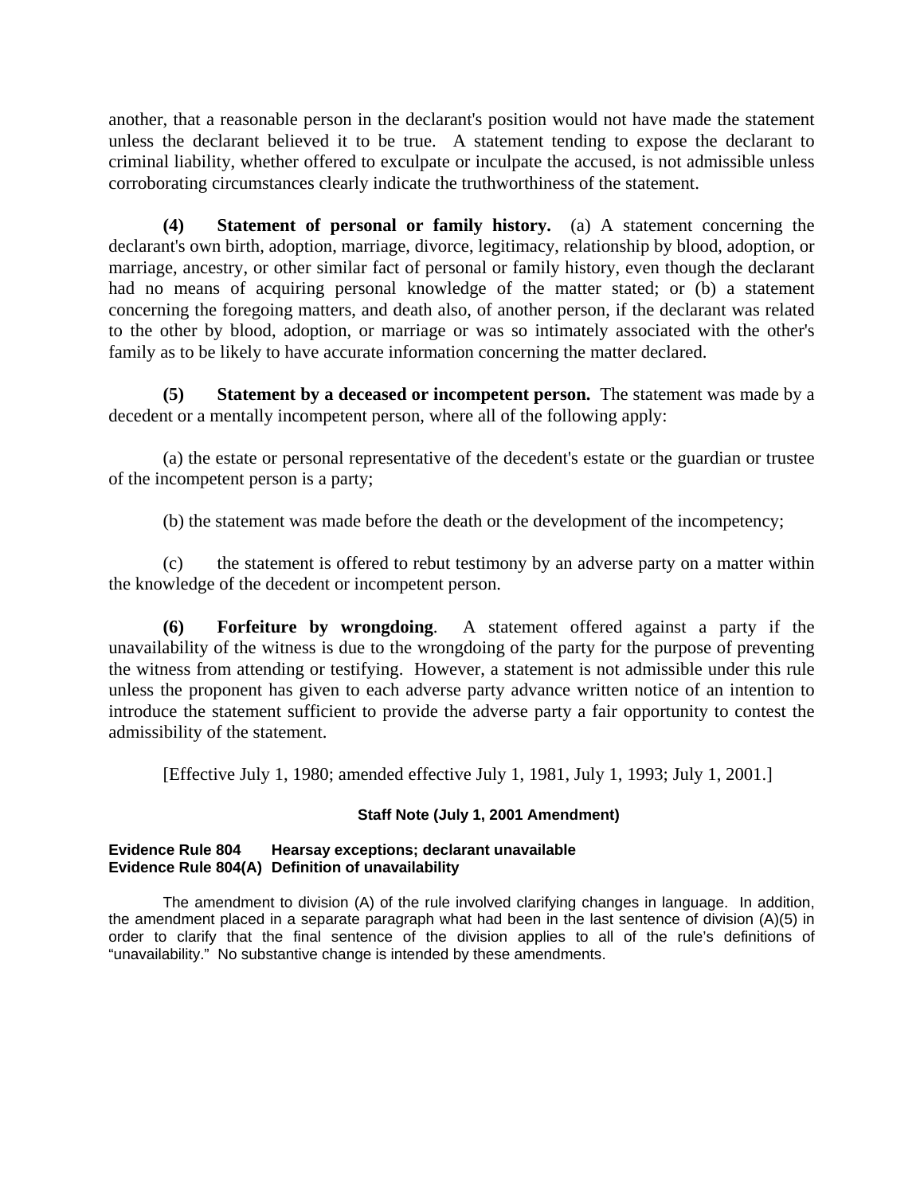another, that a reasonable person in the declarant's position would not have made the statement unless the declarant believed it to be true. A statement tending to expose the declarant to criminal liability, whether offered to exculpate or inculpate the accused, is not admissible unless corroborating circumstances clearly indicate the truthworthiness of the statement.

**(4) Statement of personal or family history.** (a) A statement concerning the declarant's own birth, adoption, marriage, divorce, legitimacy, relationship by blood, adoption, or marriage, ancestry, or other similar fact of personal or family history, even though the declarant had no means of acquiring personal knowledge of the matter stated; or (b) a statement concerning the foregoing matters, and death also, of another person, if the declarant was related to the other by blood, adoption, or marriage or was so intimately associated with the other's family as to be likely to have accurate information concerning the matter declared.

**(5) Statement by a deceased or incompetent person.** The statement was made by a decedent or a mentally incompetent person, where all of the following apply:

(a) the estate or personal representative of the decedent's estate or the guardian or trustee of the incompetent person is a party;

(b) the statement was made before the death or the development of the incompetency;

(c) the statement is offered to rebut testimony by an adverse party on a matter within the knowledge of the decedent or incompetent person.

**(6) Forfeiture by wrongdoing**. A statement offered against a party if the unavailability of the witness is due to the wrongdoing of the party for the purpose of preventing the witness from attending or testifying. However, a statement is not admissible under this rule unless the proponent has given to each adverse party advance written notice of an intention to introduce the statement sufficient to provide the adverse party a fair opportunity to contest the admissibility of the statement.

[Effective July 1, 1980; amended effective July 1, 1981, July 1, 1993; July 1, 2001.]

### Staff Note (July 1, 2001 Amendment)

**Evidence Rule 804 Hearsay exceptions; declarant unavailable**
**Evidence Rule 804(A) Definition of unavailability**

The amendment to division (A) of the rule involved clarifying changes in language. In addition, the amendment placed in a separate paragraph what had been in the last sentence of division (A)(5) in order to clarify that the final sentence of the division applies to all of the rule's definitions of "unavailability." No substantive change is intended by these amendments.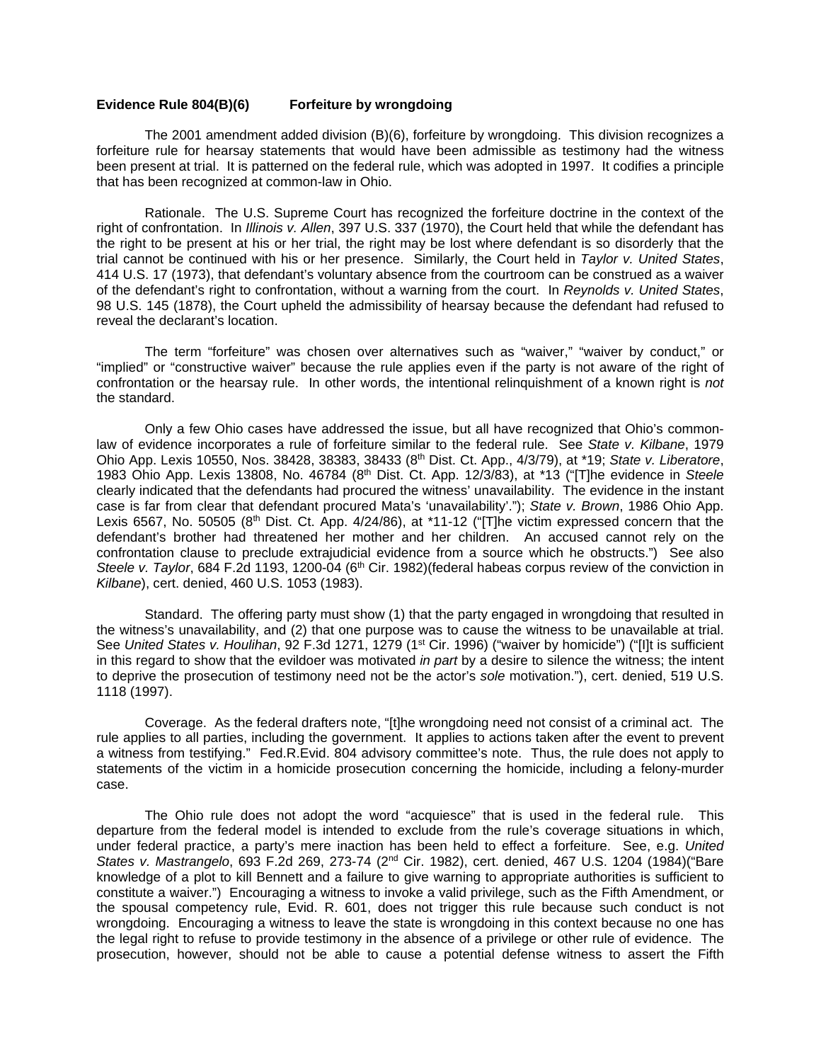**Evidence Rule 804(B)(6) Forfeiture by wrongdoing**

The 2001 amendment added division (B)(6), forfeiture by wrongdoing. This division recognizes a forfeiture rule for hearsay statements that would have been admissible as testimony had the witness been present at trial. It is patterned on the federal rule, which was adopted in 1997. It codifies a principle that has been recognized at common-law in Ohio.

Rationale. The U.S. Supreme Court has recognized the forfeiture doctrine in the context of the right of confrontation. In *Illinois v. Allen*, 397 U.S. 337 (1970), the Court held that while the defendant has the right to be present at his or her trial, the right may be lost where defendant is so disorderly that the trial cannot be continued with his or her presence. Similarly, the Court held in *Taylor v. United States*, 414 U.S. 17 (1973), that defendant's voluntary absence from the courtroom can be construed as a waiver of the defendant's right to confrontation, without a warning from the court. In *Reynolds v. United States*, 98 U.S. 145 (1878), the Court upheld the admissibility of hearsay because the defendant had refused to reveal the declarant's location.

The term "forfeiture" was chosen over alternatives such as "waiver," "waiver by conduct," or "implied" or "constructive waiver" because the rule applies even if the party is not aware of the right of confrontation or the hearsay rule. In other words, the intentional relinquishment of a known right is *not* the standard.

Only a few Ohio cases have addressed the issue, but all have recognized that Ohio's common-law of evidence incorporates a rule of forfeiture similar to the federal rule. See *State v. Kilbane*, 1979 Ohio App. Lexis 10550, Nos. 38428, 38383, 38433 (8th Dist. Ct. App., 4/3/79), at *19; *State v. Liberatore*, 1983 Ohio App. Lexis 13808, No. 46784 (8th Dist. Ct. App. 12/3/83), at *13 ("[T]he evidence in *Steele* clearly indicated that the defendants had procured the witness' unavailability. The evidence in the instant case is far from clear that defendant procured Mata's 'unavailability'."); *State v. Brown*, 1986 Ohio App. Lexis 6567, No. 50505 (8th Dist. Ct. App. 4/24/86), at *11-12 ("[T]he victim expressed concern that the defendant's brother had threatened her mother and her children. An accused cannot rely on the confrontation clause to preclude extrajudicial evidence from a source which he obstructs.") See also *Steele v. Taylor*, 684 F.2d 1193, 1200-04 (6th Cir. 1982)(federal habeas corpus review of the conviction in *Kilbane*), cert. denied, 460 U.S. 1053 (1983).

Standard. The offering party must show (1) that the party engaged in wrongdoing that resulted in the witness's unavailability, and (2) that one purpose was to cause the witness to be unavailable at trial. See *United States v. Houlihan*, 92 F.3d 1271, 1279 (1st Cir. 1996) ("waiver by homicide") ("[I]t is sufficient in this regard to show that the evildoer was motivated *in part* by a desire to silence the witness; the intent to deprive the prosecution of testimony need not be the actor's *sole* motivation."), cert. denied, 519 U.S. 1118 (1997).

Coverage. As the federal drafters note, "[t]he wrongdoing need not consist of a criminal act. The rule applies to all parties, including the government. It applies to actions taken after the event to prevent a witness from testifying." Fed.R.Evid. 804 advisory committee's note. Thus, the rule does not apply to statements of the victim in a homicide prosecution concerning the homicide, including a felony-murder case.

The Ohio rule does not adopt the word "acquiesce" that is used in the federal rule. This departure from the federal model is intended to exclude from the rule's coverage situations in which, under federal practice, a party's mere inaction has been held to effect a forfeiture. See, e.g. *United States v. Mastrangelo*, 693 F.2d 269, 273-74 (2nd Cir. 1982), cert. denied, 467 U.S. 1204 (1984)("Bare knowledge of a plot to kill Bennett and a failure to give warning to appropriate authorities is sufficient to constitute a waiver.") Encouraging a witness to invoke a valid privilege, such as the Fifth Amendment, or the spousal competency rule, Evid. R. 601, does not trigger this rule because such conduct is not wrongdoing. Encouraging a witness to leave the state is wrongdoing in this context because no one has the legal right to refuse to provide testimony in the absence of a privilege or other rule of evidence. The prosecution, however, should not be able to cause a potential defense witness to assert the Fifth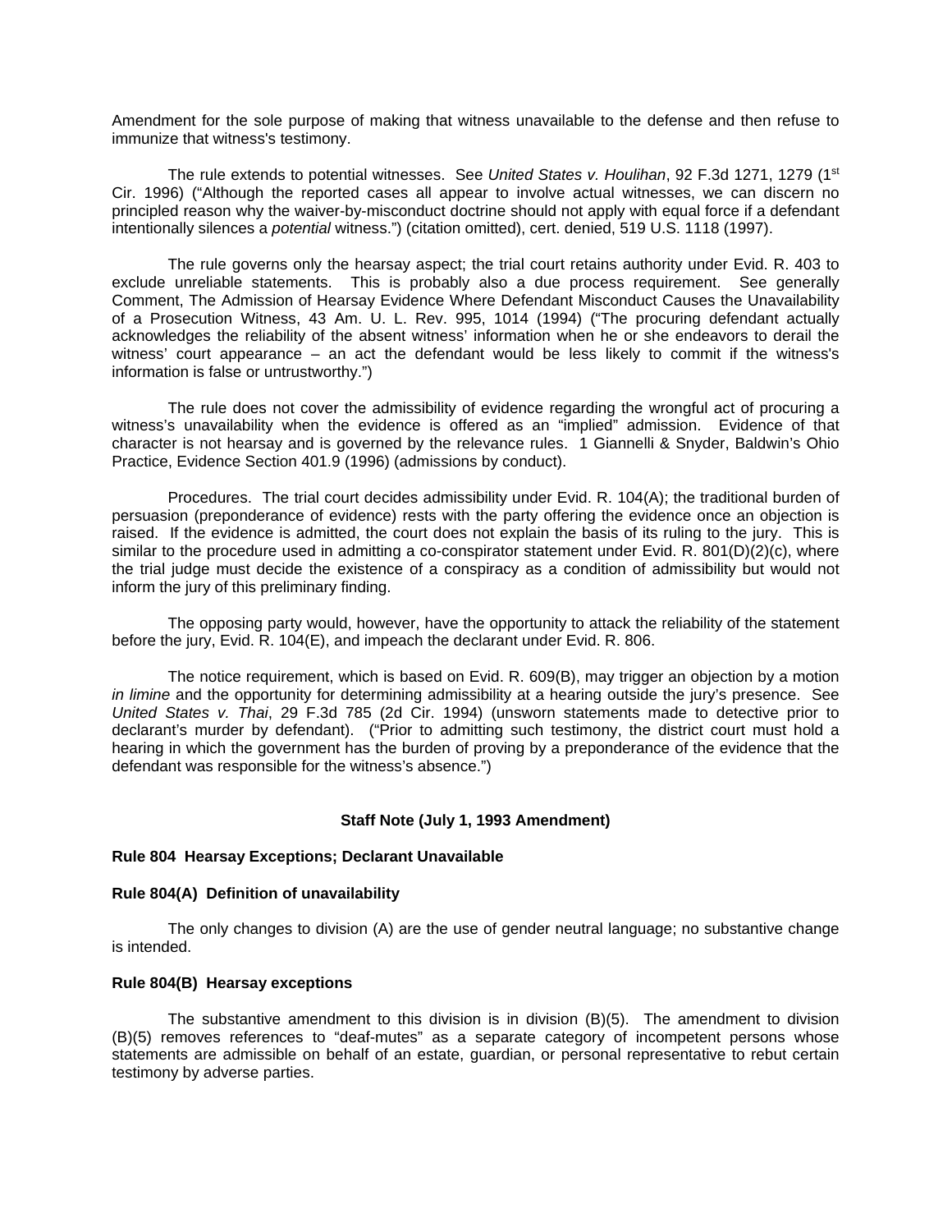Amendment for the sole purpose of making that witness unavailable to the defense and then refuse to immunize that witness's testimony.

The rule extends to potential witnesses. See *United States v. Houlihan*, 92 F.3d 1271, 1279 (1st Cir. 1996) ("Although the reported cases all appear to involve actual witnesses, we can discern no principled reason why the waiver-by-misconduct doctrine should not apply with equal force if a defendant intentionally silences a *potential* witness.") (citation omitted), cert. denied, 519 U.S. 1118 (1997).

The rule governs only the hearsay aspect; the trial court retains authority under Evid. R. 403 to exclude unreliable statements. This is probably also a due process requirement. See generally Comment, The Admission of Hearsay Evidence Where Defendant Misconduct Causes the Unavailability of a Prosecution Witness, 43 Am. U. L. Rev. 995, 1014 (1994) ("The procuring defendant actually acknowledges the reliability of the absent witness' information when he or she endeavors to derail the witness' court appearance – an act the defendant would be less likely to commit if the witness's information is false or untrustworthy.")

The rule does not cover the admissibility of evidence regarding the wrongful act of procuring a witness's unavailability when the evidence is offered as an "implied" admission. Evidence of that character is not hearsay and is governed by the relevance rules. 1 Giannelli & Snyder, Baldwin's Ohio Practice, Evidence Section 401.9 (1996) (admissions by conduct).

Procedures. The trial court decides admissibility under Evid. R. 104(A); the traditional burden of persuasion (preponderance of evidence) rests with the party offering the evidence once an objection is raised. If the evidence is admitted, the court does not explain the basis of its ruling to the jury. This is similar to the procedure used in admitting a co-conspirator statement under Evid. R. 801(D)(2)(c), where the trial judge must decide the existence of a conspiracy as a condition of admissibility but would not inform the jury of this preliminary finding.

The opposing party would, however, have the opportunity to attack the reliability of the statement before the jury, Evid. R. 104(E), and impeach the declarant under Evid. R. 806.

The notice requirement, which is based on Evid. R. 609(B), may trigger an objection by a motion *in limine* and the opportunity for determining admissibility at a hearing outside the jury's presence. See *United States v. Thai*, 29 F.3d 785 (2d Cir. 1994) (unsworn statements made to detective prior to declarant's murder by defendant). ("Prior to admitting such testimony, the district court must hold a hearing in which the government has the burden of proving by a preponderance of the evidence that the defendant was responsible for the witness's absence.")

## Staff Note (July 1, 1993 Amendment)

### Rule 804 Hearsay Exceptions; Declarant Unavailable

#### Rule 804(A) Definition of unavailability

The only changes to division (A) are the use of gender neutral language; no substantive change is intended.

#### Rule 804(B) Hearsay exceptions

The substantive amendment to this division is in division (B)(5). The amendment to division (B)(5) removes references to "deaf-mutes" as a separate category of incompetent persons whose statements are admissible on behalf of an estate, guardian, or personal representative to rebut certain testimony by adverse parties.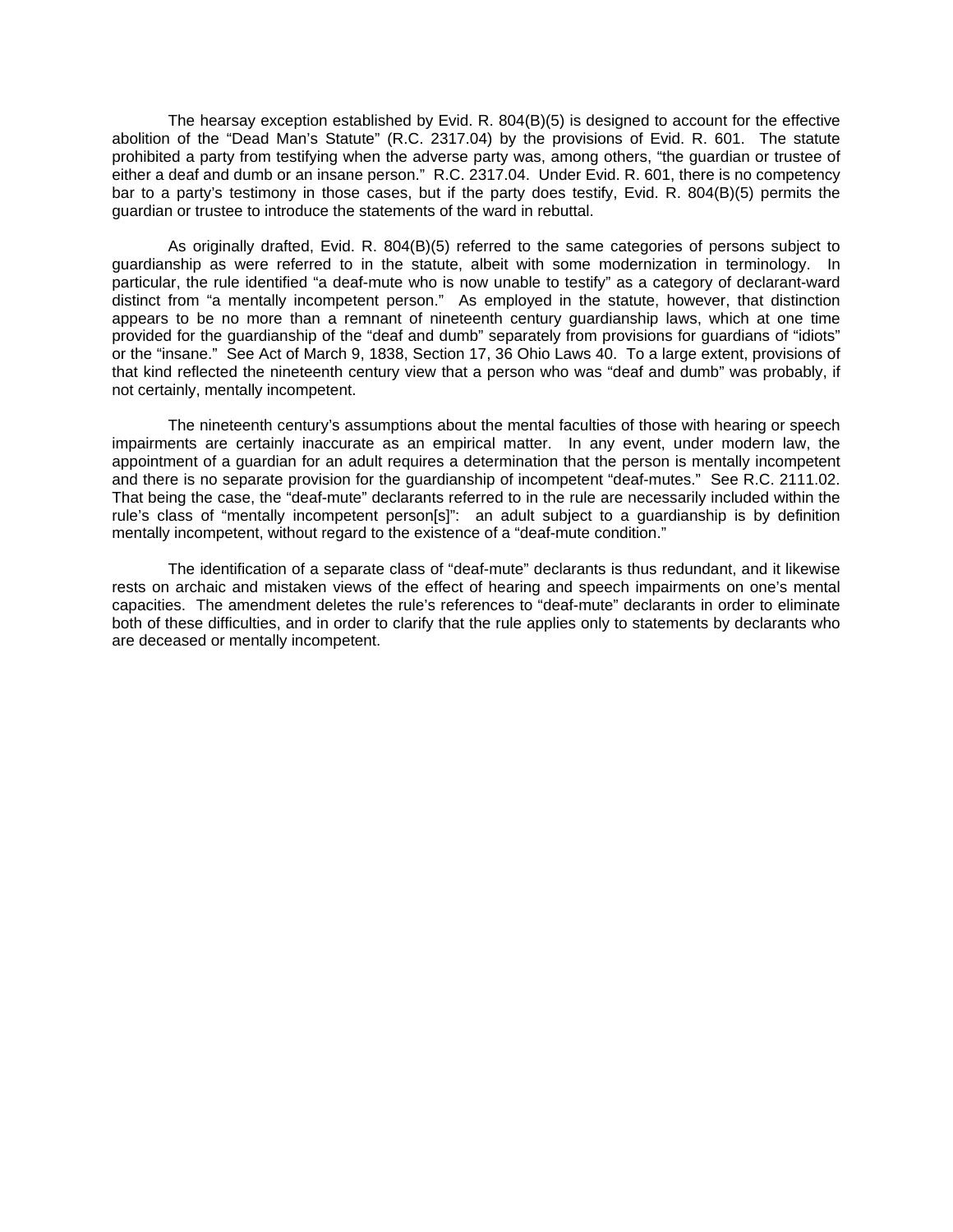The hearsay exception established by Evid. R. 804(B)(5) is designed to account for the effective abolition of the "Dead Man's Statute" (R.C. 2317.04) by the provisions of Evid. R. 601. The statute prohibited a party from testifying when the adverse party was, among others, "the guardian or trustee of either a deaf and dumb or an insane person." R.C. 2317.04. Under Evid. R. 601, there is no competency bar to a party's testimony in those cases, but if the party does testify, Evid. R. 804(B)(5) permits the guardian or trustee to introduce the statements of the ward in rebuttal.

As originally drafted, Evid. R. 804(B)(5) referred to the same categories of persons subject to guardianship as were referred to in the statute, albeit with some modernization in terminology. In particular, the rule identified "a deaf-mute who is now unable to testify" as a category of declarant-ward distinct from "a mentally incompetent person." As employed in the statute, however, that distinction appears to be no more than a remnant of nineteenth century guardianship laws, which at one time provided for the guardianship of the "deaf and dumb" separately from provisions for guardians of "idiots" or the "insane." See Act of March 9, 1838, Section 17, 36 Ohio Laws 40. To a large extent, provisions of that kind reflected the nineteenth century view that a person who was "deaf and dumb" was probably, if not certainly, mentally incompetent.

The nineteenth century's assumptions about the mental faculties of those with hearing or speech impairments are certainly inaccurate as an empirical matter. In any event, under modern law, the appointment of a guardian for an adult requires a determination that the person is mentally incompetent and there is no separate provision for the guardianship of incompetent "deaf-mutes." See R.C. 2111.02. That being the case, the "deaf-mute" declarants referred to in the rule are necessarily included within the rule's class of "mentally incompetent person[s]": an adult subject to a guardianship is by definition mentally incompetent, without regard to the existence of a "deaf-mute condition."

The identification of a separate class of "deaf-mute" declarants is thus redundant, and it likewise rests on archaic and mistaken views of the effect of hearing and speech impairments on one's mental capacities. The amendment deletes the rule's references to "deaf-mute" declarants in order to eliminate both of these difficulties, and in order to clarify that the rule applies only to statements by declarants who are deceased or mentally incompetent.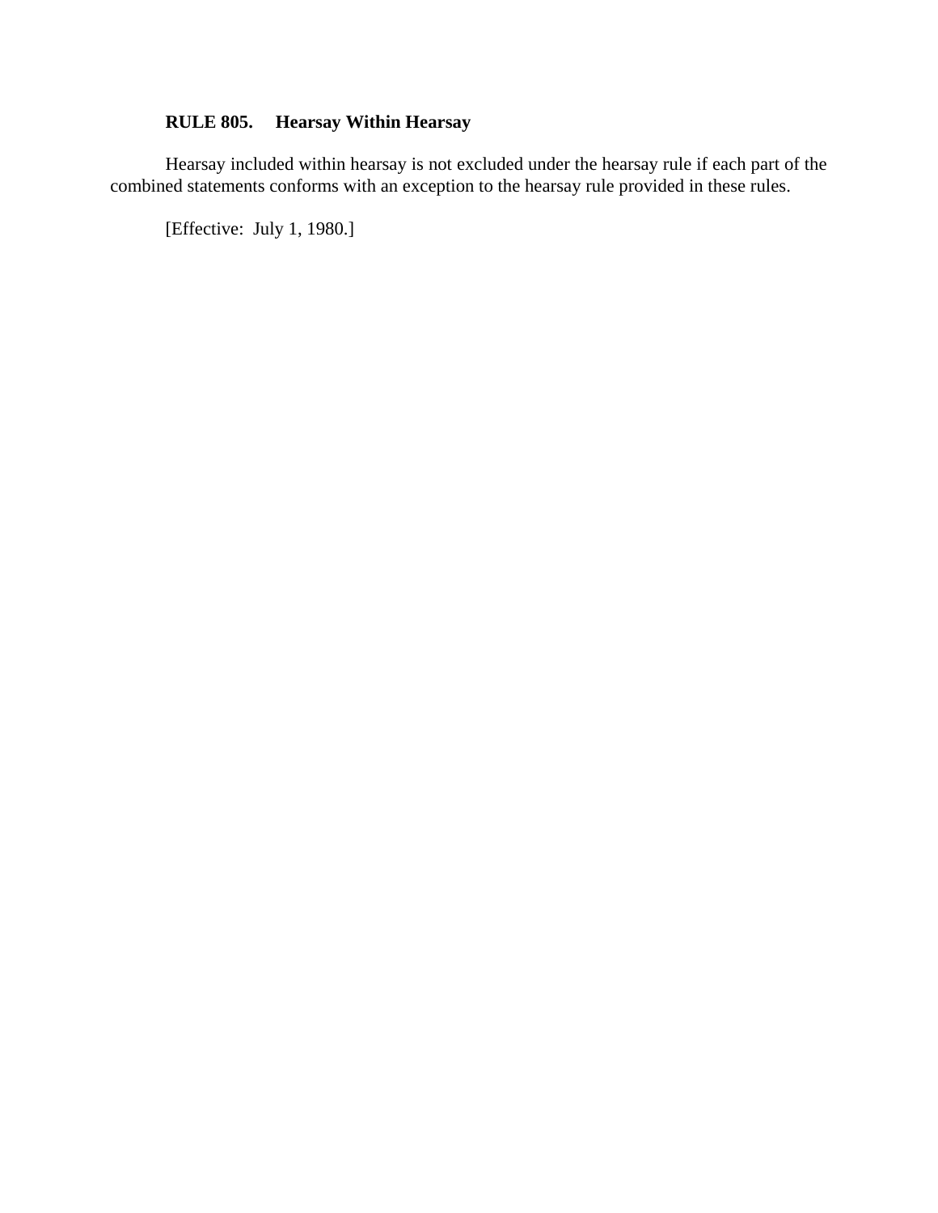**RULE 805. Hearsay Within Hearsay**

Hearsay included within hearsay is not excluded under the hearsay rule if each part of the combined statements conforms with an exception to the hearsay rule provided in these rules.

[Effective: July 1, 1980.]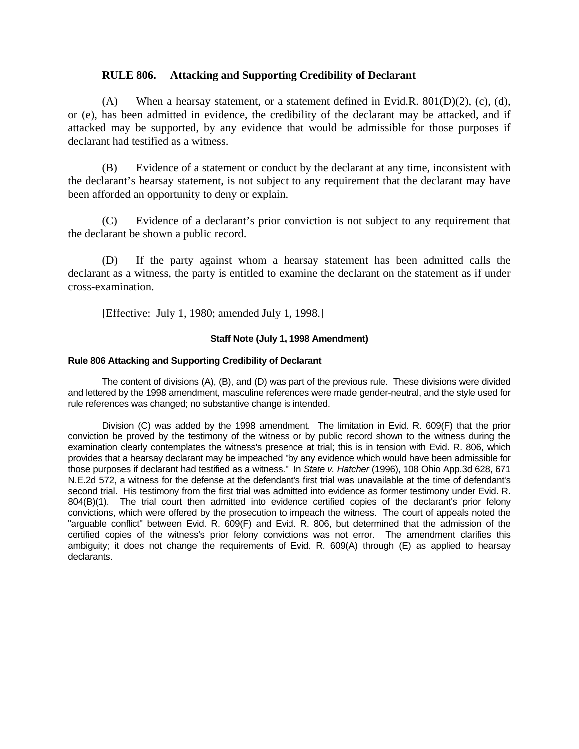## RULE 806. Attacking and Supporting Credibility of Declarant

(A) When a hearsay statement, or a statement defined in Evid.R. 801(D)(2), (c), (d), or (e), has been admitted in evidence, the credibility of the declarant may be attacked, and if attacked may be supported, by any evidence that would be admissible for those purposes if declarant had testified as a witness.

(B) Evidence of a statement or conduct by the declarant at any time, inconsistent with the declarant's hearsay statement, is not subject to any requirement that the declarant may have been afforded an opportunity to deny or explain.

(C) Evidence of a declarant's prior conviction is not subject to any requirement that the declarant be shown a public record.

(D) If the party against whom a hearsay statement has been admitted calls the declarant as a witness, the party is entitled to examine the declarant on the statement as if under cross-examination.

[Effective: July 1, 1980; amended July 1, 1998.]

### Staff Note (July 1, 1998 Amendment)

**Rule 806 Attacking and Supporting Credibility of Declarant**

The content of divisions (A), (B), and (D) was part of the previous rule. These divisions were divided and lettered by the 1998 amendment, masculine references were made gender-neutral, and the style used for rule references was changed; no substantive change is intended.

Division (C) was added by the 1998 amendment. The limitation in Evid. R. 609(F) that the prior conviction be proved by the testimony of the witness or by public record shown to the witness during the examination clearly contemplates the witness's presence at trial; this is in tension with Evid. R. 806, which provides that a hearsay declarant may be impeached "by any evidence which would have been admissible for those purposes if declarant had testified as a witness." In *State v. Hatcher* (1996), 108 Ohio App.3d 628, 671 N.E.2d 572, a witness for the defense at the defendant's first trial was unavailable at the time of defendant's second trial. His testimony from the first trial was admitted into evidence as former testimony under Evid. R. 804(B)(1). The trial court then admitted into evidence certified copies of the declarant's prior felony convictions, which were offered by the prosecution to impeach the witness. The court of appeals noted the "arguable conflict" between Evid. R. 609(F) and Evid. R. 806, but determined that the admission of the certified copies of the witness's prior felony convictions was not error. The amendment clarifies this ambiguity; it does not change the requirements of Evid. R. 609(A) through (E) as applied to hearsay declarants.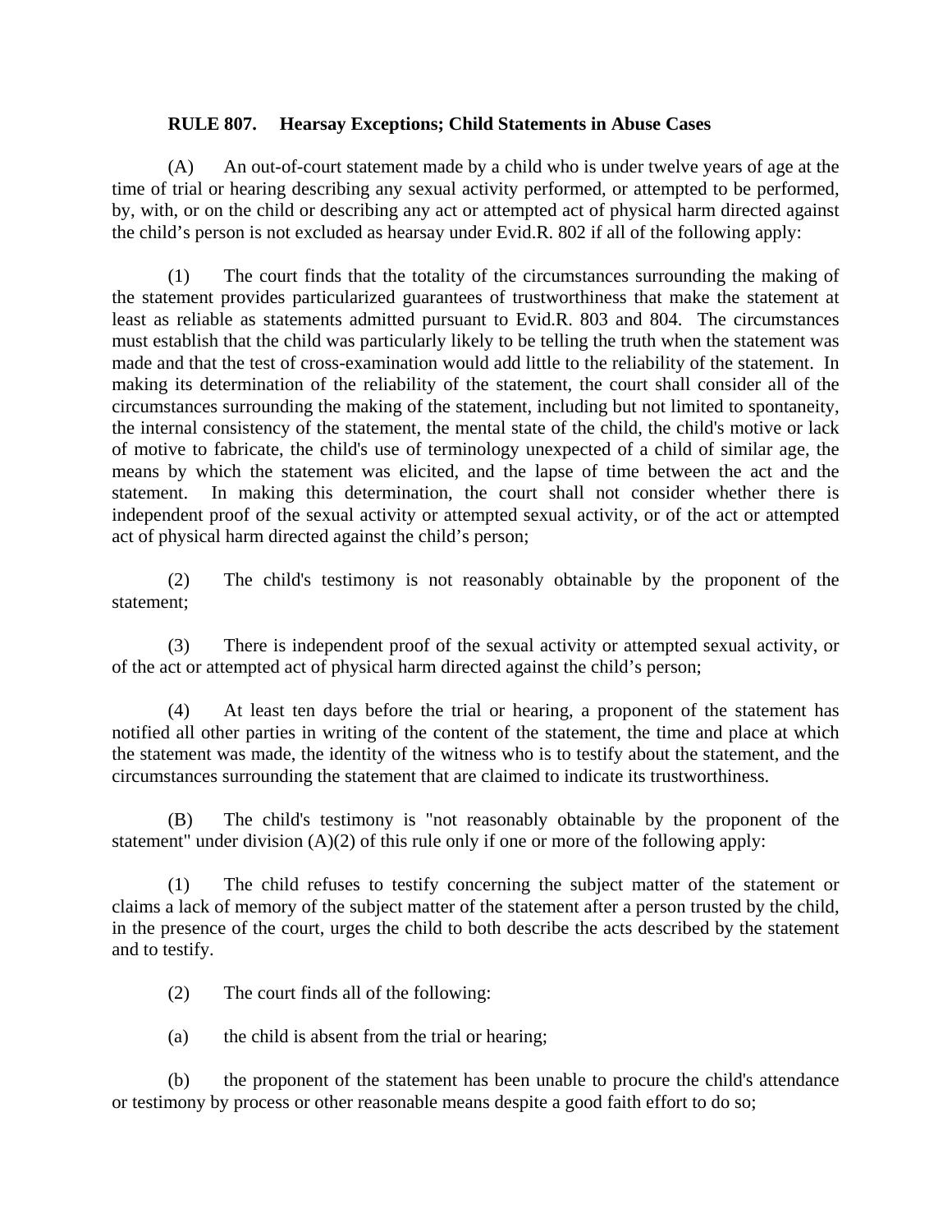**RULE 807. Hearsay Exceptions; Child Statements in Abuse Cases**

(A) An out-of-court statement made by a child who is under twelve years of age at the time of trial or hearing describing any sexual activity performed, or attempted to be performed, by, with, or on the child or describing any act or attempted act of physical harm directed against the child's person is not excluded as hearsay under Evid.R. 802 if all of the following apply:

(1) The court finds that the totality of the circumstances surrounding the making of the statement provides particularized guarantees of trustworthiness that make the statement at least as reliable as statements admitted pursuant to Evid.R. 803 and 804. The circumstances must establish that the child was particularly likely to be telling the truth when the statement was made and that the test of cross-examination would add little to the reliability of the statement. In making its determination of the reliability of the statement, the court shall consider all of the circumstances surrounding the making of the statement, including but not limited to spontaneity, the internal consistency of the statement, the mental state of the child, the child's motive or lack of motive to fabricate, the child's use of terminology unexpected of a child of similar age, the means by which the statement was elicited, and the lapse of time between the act and the statement. In making this determination, the court shall not consider whether there is independent proof of the sexual activity or attempted sexual activity, or of the act or attempted act of physical harm directed against the child's person;

(2) The child's testimony is not reasonably obtainable by the proponent of the statement;

(3) There is independent proof of the sexual activity or attempted sexual activity, or of the act or attempted act of physical harm directed against the child's person;

(4) At least ten days before the trial or hearing, a proponent of the statement has notified all other parties in writing of the content of the statement, the time and place at which the statement was made, the identity of the witness who is to testify about the statement, and the circumstances surrounding the statement that are claimed to indicate its trustworthiness.

(B) The child's testimony is "not reasonably obtainable by the proponent of the statement" under division (A)(2) of this rule only if one or more of the following apply:

(1) The child refuses to testify concerning the subject matter of the statement or claims a lack of memory of the subject matter of the statement after a person trusted by the child, in the presence of the court, urges the child to both describe the acts described by the statement and to testify.

(2) The court finds all of the following:

(a) the child is absent from the trial or hearing;

(b) the proponent of the statement has been unable to procure the child's attendance or testimony by process or other reasonable means despite a good faith effort to do so;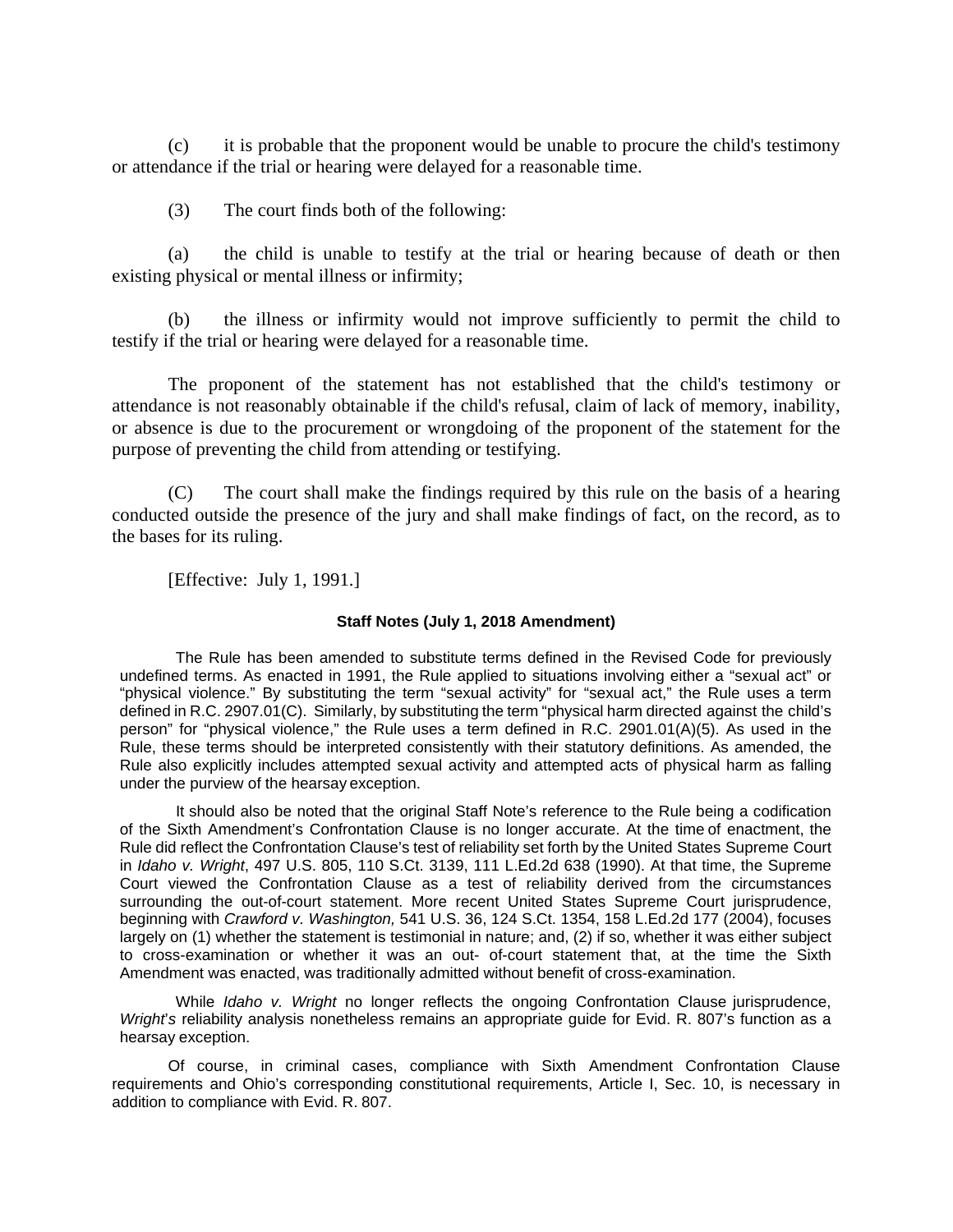(c) it is probable that the proponent would be unable to procure the child's testimony or attendance if the trial or hearing were delayed for a reasonable time.

(3) The court finds both of the following:

(a) the child is unable to testify at the trial or hearing because of death or then existing physical or mental illness or infirmity;

(b) the illness or infirmity would not improve sufficiently to permit the child to testify if the trial or hearing were delayed for a reasonable time.

The proponent of the statement has not established that the child's testimony or attendance is not reasonably obtainable if the child's refusal, claim of lack of memory, inability, or absence is due to the procurement or wrongdoing of the proponent of the statement for the purpose of preventing the child from attending or testifying.

(C) The court shall make the findings required by this rule on the basis of a hearing conducted outside the presence of the jury and shall make findings of fact, on the record, as to the bases for its ruling.

[Effective: July 1, 1991.]

**Staff Notes (July 1, 2018 Amendment)**

The Rule has been amended to substitute terms defined in the Revised Code for previously undefined terms. As enacted in 1991, the Rule applied to situations involving either a "sexual act" or "physical violence." By substituting the term "sexual activity" for "sexual act," the Rule uses a term defined in R.C. 2907.01(C). Similarly, by substituting the term "physical harm directed against the child's person" for "physical violence," the Rule uses a term defined in R.C. 2901.01(A)(5). As used in the Rule, these terms should be interpreted consistently with their statutory definitions. As amended, the Rule also explicitly includes attempted sexual activity and attempted acts of physical harm as falling under the purview of the hearsay exception.

It should also be noted that the original Staff Note's reference to the Rule being a codification of the Sixth Amendment's Confrontation Clause is no longer accurate. At the time of enactment, the Rule did reflect the Confrontation Clause's test of reliability set forth by the United States Supreme Court in *Idaho v. Wright*, 497 U.S. 805, 110 S.Ct. 3139, 111 L.Ed.2d 638 (1990). At that time, the Supreme Court viewed the Confrontation Clause as a test of reliability derived from the circumstances surrounding the out-of-court statement. More recent United States Supreme Court jurisprudence, beginning with *Crawford v. Washington,* 541 U.S. 36, 124 S.Ct. 1354, 158 L.Ed.2d 177 (2004), focuses largely on (1) whether the statement is testimonial in nature; and, (2) if so, whether it was either subject to cross-examination or whether it was an out- of-court statement that, at the time the Sixth Amendment was enacted, was traditionally admitted without benefit of cross-examination.

While *Idaho v. Wright* no longer reflects the ongoing Confrontation Clause jurisprudence, *Wright's* reliability analysis nonetheless remains an appropriate guide for Evid. R. 807's function as a hearsay exception.

Of course, in criminal cases, compliance with Sixth Amendment Confrontation Clause requirements and Ohio's corresponding constitutional requirements, Article I, Sec. 10, is necessary in addition to compliance with Evid. R. 807.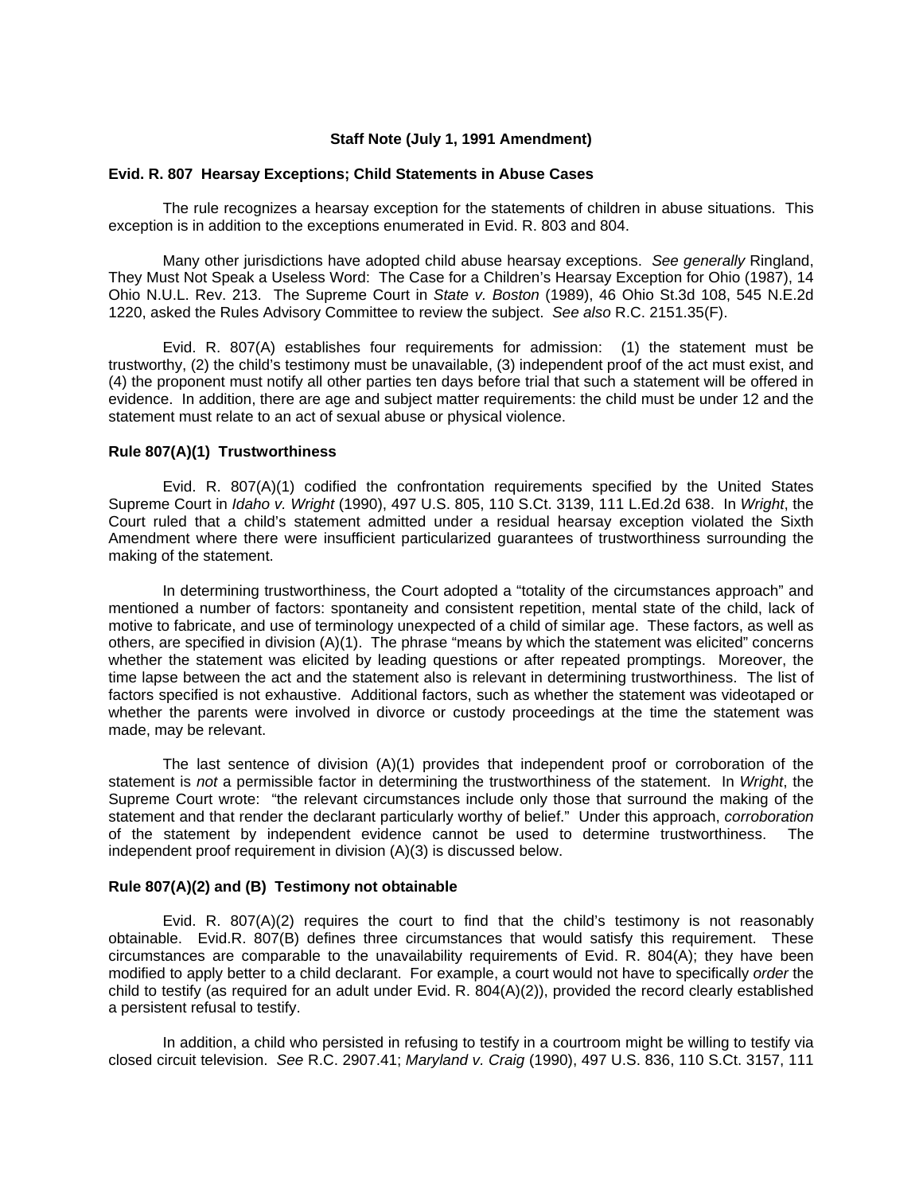**Staff Note (July 1, 1991 Amendment)**

**Evid. R. 807 Hearsay Exceptions; Child Statements in Abuse Cases**

The rule recognizes a hearsay exception for the statements of children in abuse situations. This exception is in addition to the exceptions enumerated in Evid. R. 803 and 804.

Many other jurisdictions have adopted child abuse hearsay exceptions. *See generally* Ringland, They Must Not Speak a Useless Word: The Case for a Children's Hearsay Exception for Ohio (1987), 14 Ohio N.U.L. Rev. 213. The Supreme Court in *State v. Boston* (1989), 46 Ohio St.3d 108, 545 N.E.2d 1220, asked the Rules Advisory Committee to review the subject. *See also* R.C. 2151.35(F).

Evid. R. 807(A) establishes four requirements for admission: (1) the statement must be trustworthy, (2) the child's testimony must be unavailable, (3) independent proof of the act must exist, and (4) the proponent must notify all other parties ten days before trial that such a statement will be offered in evidence. In addition, there are age and subject matter requirements: the child must be under 12 and the statement must relate to an act of sexual abuse or physical violence.

**Rule 807(A)(1) Trustworthiness**

Evid. R. 807(A)(1) codified the confrontation requirements specified by the United States Supreme Court in *Idaho v. Wright* (1990), 497 U.S. 805, 110 S.Ct. 3139, 111 L.Ed.2d 638. In *Wright*, the Court ruled that a child's statement admitted under a residual hearsay exception violated the Sixth Amendment where there were insufficient particularized guarantees of trustworthiness surrounding the making of the statement.

In determining trustworthiness, the Court adopted a "totality of the circumstances approach" and mentioned a number of factors: spontaneity and consistent repetition, mental state of the child, lack of motive to fabricate, and use of terminology unexpected of a child of similar age. These factors, as well as others, are specified in division (A)(1). The phrase "means by which the statement was elicited" concerns whether the statement was elicited by leading questions or after repeated promptings. Moreover, the time lapse between the act and the statement also is relevant in determining trustworthiness. The list of factors specified is not exhaustive. Additional factors, such as whether the statement was videotaped or whether the parents were involved in divorce or custody proceedings at the time the statement was made, may be relevant.

The last sentence of division (A)(1) provides that independent proof or corroboration of the statement is *not* a permissible factor in determining the trustworthiness of the statement. In *Wright*, the Supreme Court wrote: "the relevant circumstances include only those that surround the making of the statement and that render the declarant particularly worthy of belief." Under this approach, *corroboration* of the statement by independent evidence cannot be used to determine trustworthiness. The independent proof requirement in division (A)(3) is discussed below.

**Rule 807(A)(2) and (B) Testimony not obtainable**

Evid. R. 807(A)(2) requires the court to find that the child's testimony is not reasonably obtainable. Evid.R. 807(B) defines three circumstances that would satisfy this requirement. These circumstances are comparable to the unavailability requirements of Evid. R. 804(A); they have been modified to apply better to a child declarant. For example, a court would not have to specifically *order* the child to testify (as required for an adult under Evid. R. 804(A)(2)), provided the record clearly established a persistent refusal to testify.

In addition, a child who persisted in refusing to testify in a courtroom might be willing to testify via closed circuit television. *See* R.C. 2907.41; *Maryland v. Craig* (1990), 497 U.S. 836, 110 S.Ct. 3157, 111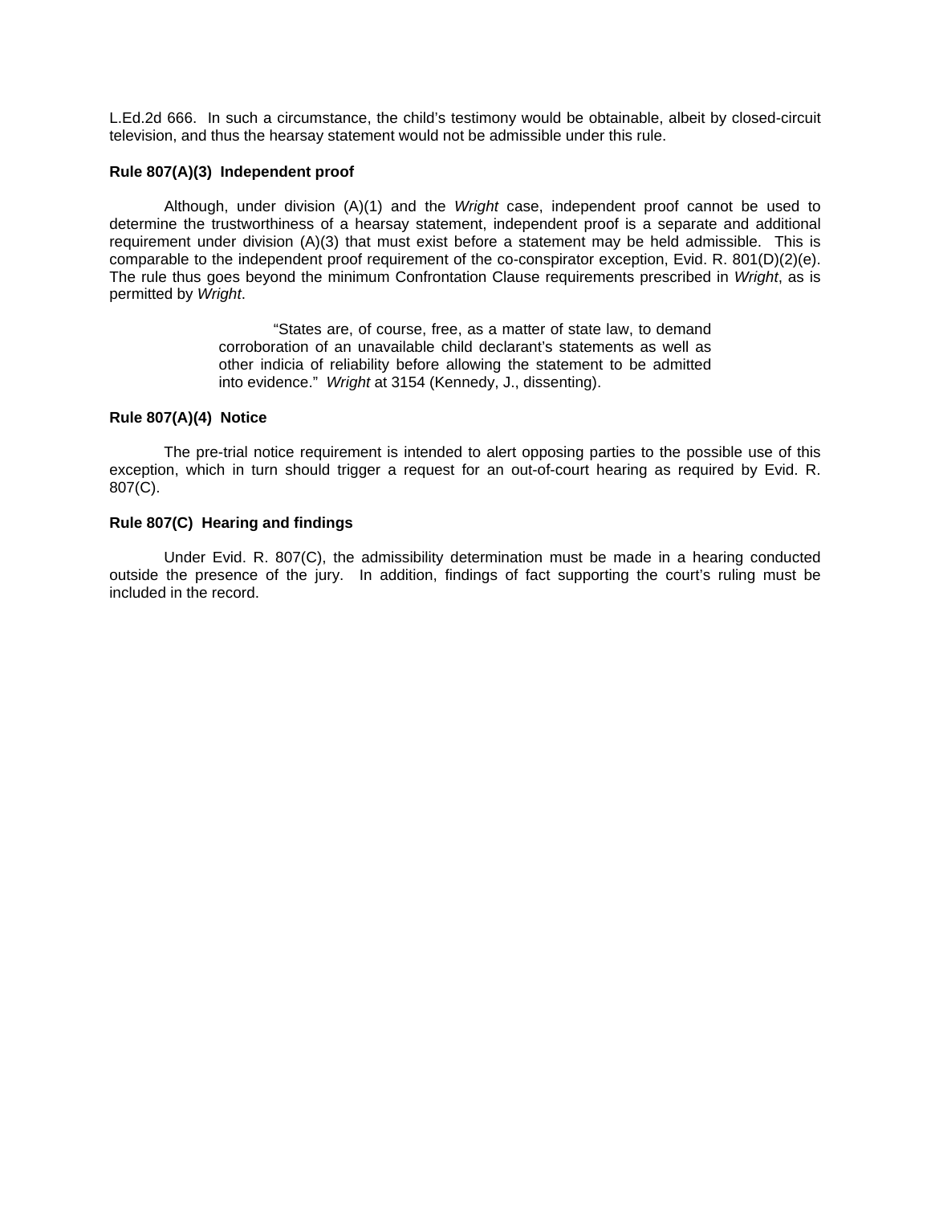L.Ed.2d 666. In such a circumstance, the child's testimony would be obtainable, albeit by closed-circuit television, and thus the hearsay statement would not be admissible under this rule.

**Rule 807(A)(3) Independent proof**

Although, under division (A)(1) and the *Wright* case, independent proof cannot be used to determine the trustworthiness of a hearsay statement, independent proof is a separate and additional requirement under division (A)(3) that must exist before a statement may be held admissible. This is comparable to the independent proof requirement of the co-conspirator exception, Evid. R. 801(D)(2)(e). The rule thus goes beyond the minimum Confrontation Clause requirements prescribed in *Wright*, as is permitted by *Wright*.

> "States are, of course, free, as a matter of state law, to demand corroboration of an unavailable child declarant's statements as well as other indicia of reliability before allowing the statement to be admitted into evidence." *Wright* at 3154 (Kennedy, J., dissenting).

**Rule 807(A)(4) Notice**

The pre-trial notice requirement is intended to alert opposing parties to the possible use of this exception, which in turn should trigger a request for an out-of-court hearing as required by Evid. R. 807(C).

**Rule 807(C) Hearing and findings**

Under Evid. R. 807(C), the admissibility determination must be made in a hearing conducted outside the presence of the jury. In addition, findings of fact supporting the court's ruling must be included in the record.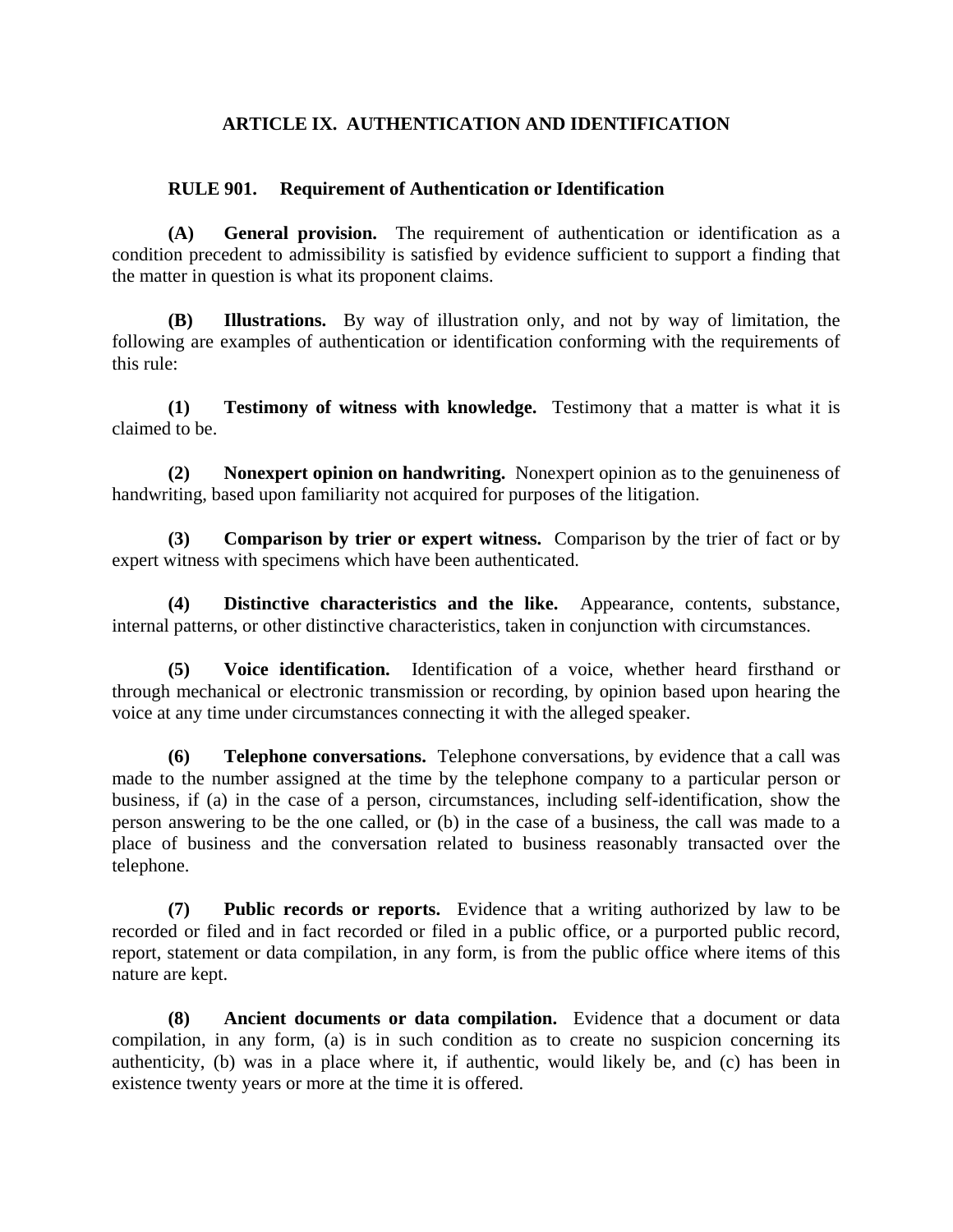## ARTICLE IX. AUTHENTICATION AND IDENTIFICATION

### RULE 901. Requirement of Authentication or Identification

**(A) General provision.** The requirement of authentication or identification as a condition precedent to admissibility is satisfied by evidence sufficient to support a finding that the matter in question is what its proponent claims.

**(B) Illustrations.** By way of illustration only, and not by way of limitation, the following are examples of authentication or identification conforming with the requirements of this rule:

**(1) Testimony of witness with knowledge.** Testimony that a matter is what it is claimed to be.

**(2) Nonexpert opinion on handwriting.** Nonexpert opinion as to the genuineness of handwriting, based upon familiarity not acquired for purposes of the litigation.

**(3) Comparison by trier or expert witness.** Comparison by the trier of fact or by expert witness with specimens which have been authenticated.

**(4) Distinctive characteristics and the like.** Appearance, contents, substance, internal patterns, or other distinctive characteristics, taken in conjunction with circumstances.

**(5) Voice identification.** Identification of a voice, whether heard firsthand or through mechanical or electronic transmission or recording, by opinion based upon hearing the voice at any time under circumstances connecting it with the alleged speaker.

**(6) Telephone conversations.** Telephone conversations, by evidence that a call was made to the number assigned at the time by the telephone company to a particular person or business, if (a) in the case of a person, circumstances, including self-identification, show the person answering to be the one called, or (b) in the case of a business, the call was made to a place of business and the conversation related to business reasonably transacted over the telephone.

**(7) Public records or reports.** Evidence that a writing authorized by law to be recorded or filed and in fact recorded or filed in a public office, or a purported public record, report, statement or data compilation, in any form, is from the public office where items of this nature are kept.

**(8) Ancient documents or data compilation.** Evidence that a document or data compilation, in any form, (a) is in such condition as to create no suspicion concerning its authenticity, (b) was in a place where it, if authentic, would likely be, and (c) has been in existence twenty years or more at the time it is offered.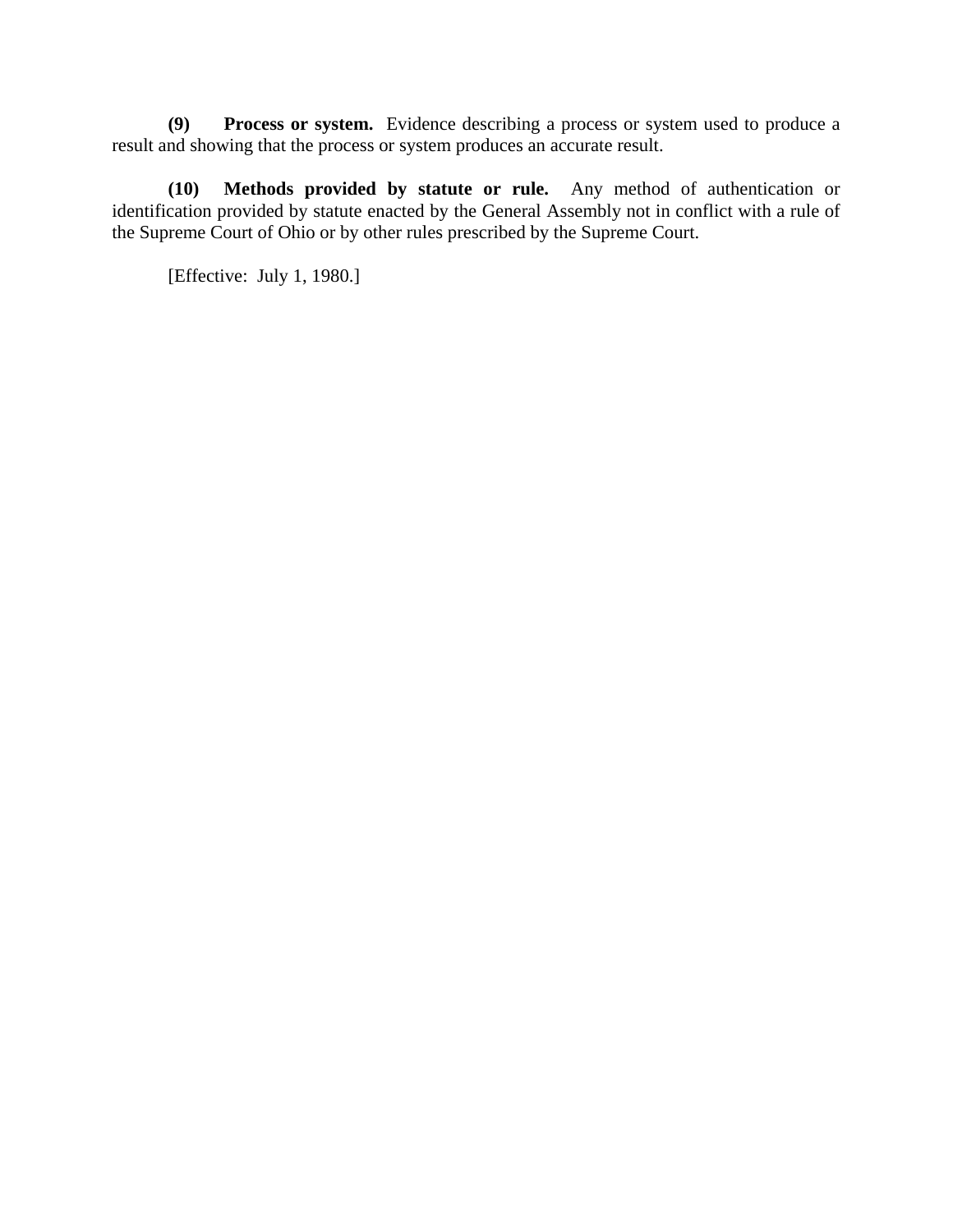**(9) Process or system.** Evidence describing a process or system used to produce a result and showing that the process or system produces an accurate result.

**(10) Methods provided by statute or rule.** Any method of authentication or identification provided by statute enacted by the General Assembly not in conflict with a rule of the Supreme Court of Ohio or by other rules prescribed by the Supreme Court.

[Effective: July 1, 1980.]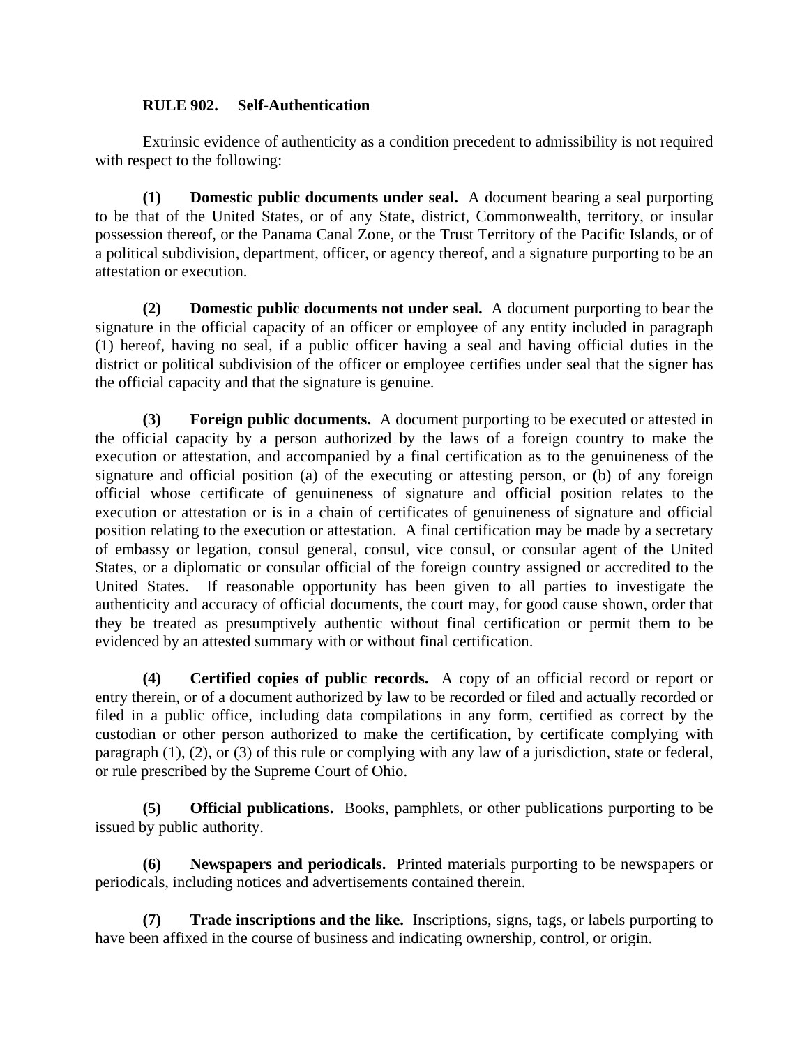**RULE 902. Self-Authentication**

Extrinsic evidence of authenticity as a condition precedent to admissibility is not required with respect to the following:

**(1) Domestic public documents under seal.** A document bearing a seal purporting to be that of the United States, or of any State, district, Commonwealth, territory, or insular possession thereof, or the Panama Canal Zone, or the Trust Territory of the Pacific Islands, or of a political subdivision, department, officer, or agency thereof, and a signature purporting to be an attestation or execution.

**(2) Domestic public documents not under seal.** A document purporting to bear the signature in the official capacity of an officer or employee of any entity included in paragraph (1) hereof, having no seal, if a public officer having a seal and having official duties in the district or political subdivision of the officer or employee certifies under seal that the signer has the official capacity and that the signature is genuine.

**(3) Foreign public documents.** A document purporting to be executed or attested in the official capacity by a person authorized by the laws of a foreign country to make the execution or attestation, and accompanied by a final certification as to the genuineness of the signature and official position (a) of the executing or attesting person, or (b) of any foreign official whose certificate of genuineness of signature and official position relates to the execution or attestation or is in a chain of certificates of genuineness of signature and official position relating to the execution or attestation. A final certification may be made by a secretary of embassy or legation, consul general, consul, vice consul, or consular agent of the United States, or a diplomatic or consular official of the foreign country assigned or accredited to the United States. If reasonable opportunity has been given to all parties to investigate the authenticity and accuracy of official documents, the court may, for good cause shown, order that they be treated as presumptively authentic without final certification or permit them to be evidenced by an attested summary with or without final certification.

**(4) Certified copies of public records.** A copy of an official record or report or entry therein, or of a document authorized by law to be recorded or filed and actually recorded or filed in a public office, including data compilations in any form, certified as correct by the custodian or other person authorized to make the certification, by certificate complying with paragraph (1), (2), or (3) of this rule or complying with any law of a jurisdiction, state or federal, or rule prescribed by the Supreme Court of Ohio.

**(5) Official publications.** Books, pamphlets, or other publications purporting to be issued by public authority.

**(6) Newspapers and periodicals.** Printed materials purporting to be newspapers or periodicals, including notices and advertisements contained therein.

**(7) Trade inscriptions and the like.** Inscriptions, signs, tags, or labels purporting to have been affixed in the course of business and indicating ownership, control, or origin.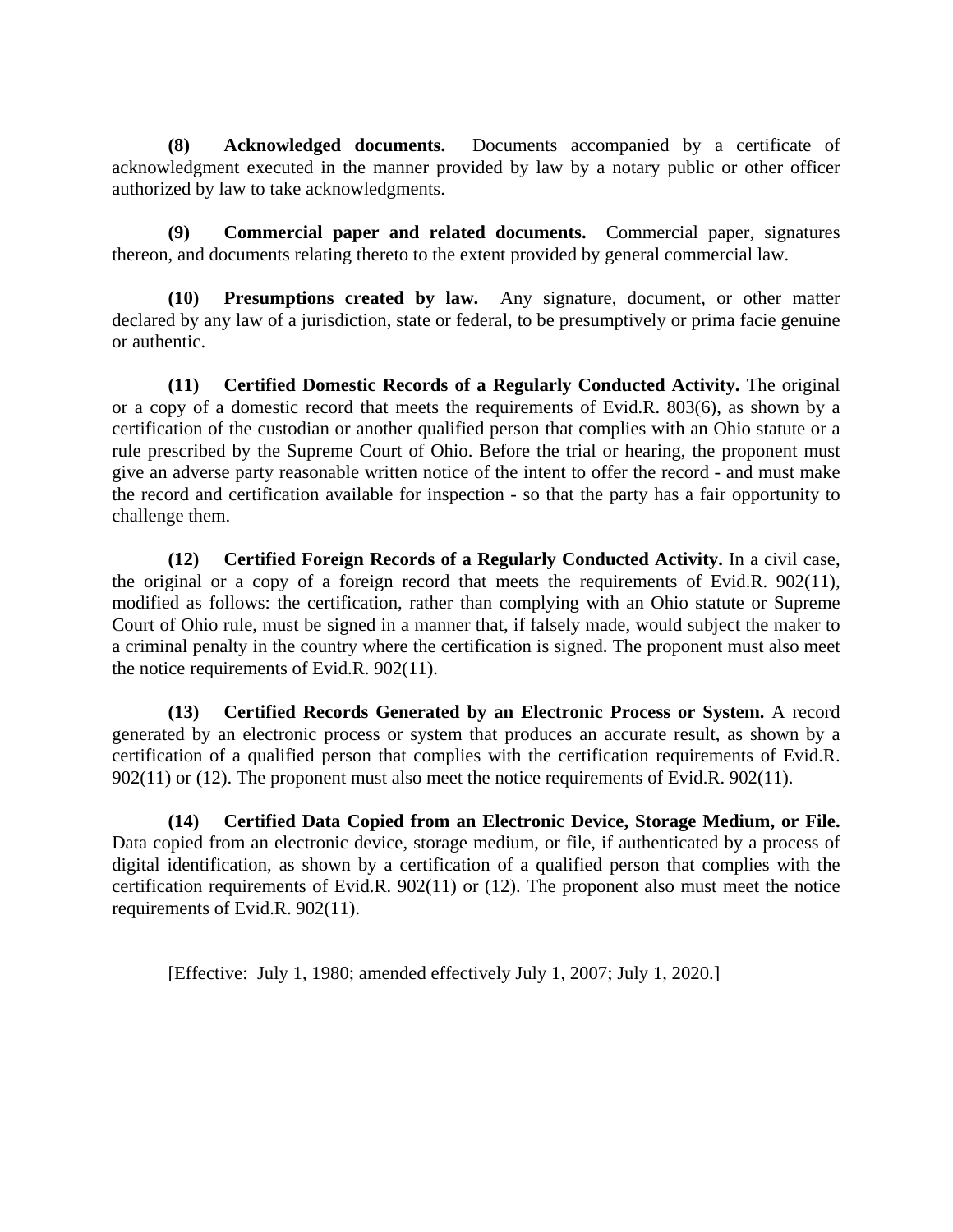**(8) Acknowledged documents.** Documents accompanied by a certificate of acknowledgment executed in the manner provided by law by a notary public or other officer authorized by law to take acknowledgments.

**(9) Commercial paper and related documents.** Commercial paper, signatures thereon, and documents relating thereto to the extent provided by general commercial law.

**(10) Presumptions created by law.** Any signature, document, or other matter declared by any law of a jurisdiction, state or federal, to be presumptively or prima facie genuine or authentic.

**(11) Certified Domestic Records of a Regularly Conducted Activity.** The original or a copy of a domestic record that meets the requirements of Evid.R. 803(6), as shown by a certification of the custodian or another qualified person that complies with an Ohio statute or a rule prescribed by the Supreme Court of Ohio. Before the trial or hearing, the proponent must give an adverse party reasonable written notice of the intent to offer the record - and must make the record and certification available for inspection - so that the party has a fair opportunity to challenge them.

**(12) Certified Foreign Records of a Regularly Conducted Activity.** In a civil case, the original or a copy of a foreign record that meets the requirements of Evid.R. 902(11), modified as follows: the certification, rather than complying with an Ohio statute or Supreme Court of Ohio rule, must be signed in a manner that, if falsely made, would subject the maker to a criminal penalty in the country where the certification is signed. The proponent must also meet the notice requirements of Evid.R. 902(11).

**(13) Certified Records Generated by an Electronic Process or System.** A record generated by an electronic process or system that produces an accurate result, as shown by a certification of a qualified person that complies with the certification requirements of Evid.R. 902(11) or (12). The proponent must also meet the notice requirements of Evid.R. 902(11).

**(14) Certified Data Copied from an Electronic Device, Storage Medium, or File.** Data copied from an electronic device, storage medium, or file, if authenticated by a process of digital identification, as shown by a certification of a qualified person that complies with the certification requirements of Evid.R. 902(11) or (12). The proponent also must meet the notice requirements of Evid.R. 902(11).

[Effective: July 1, 1980; amended effectively July 1, 2007; July 1, 2020.]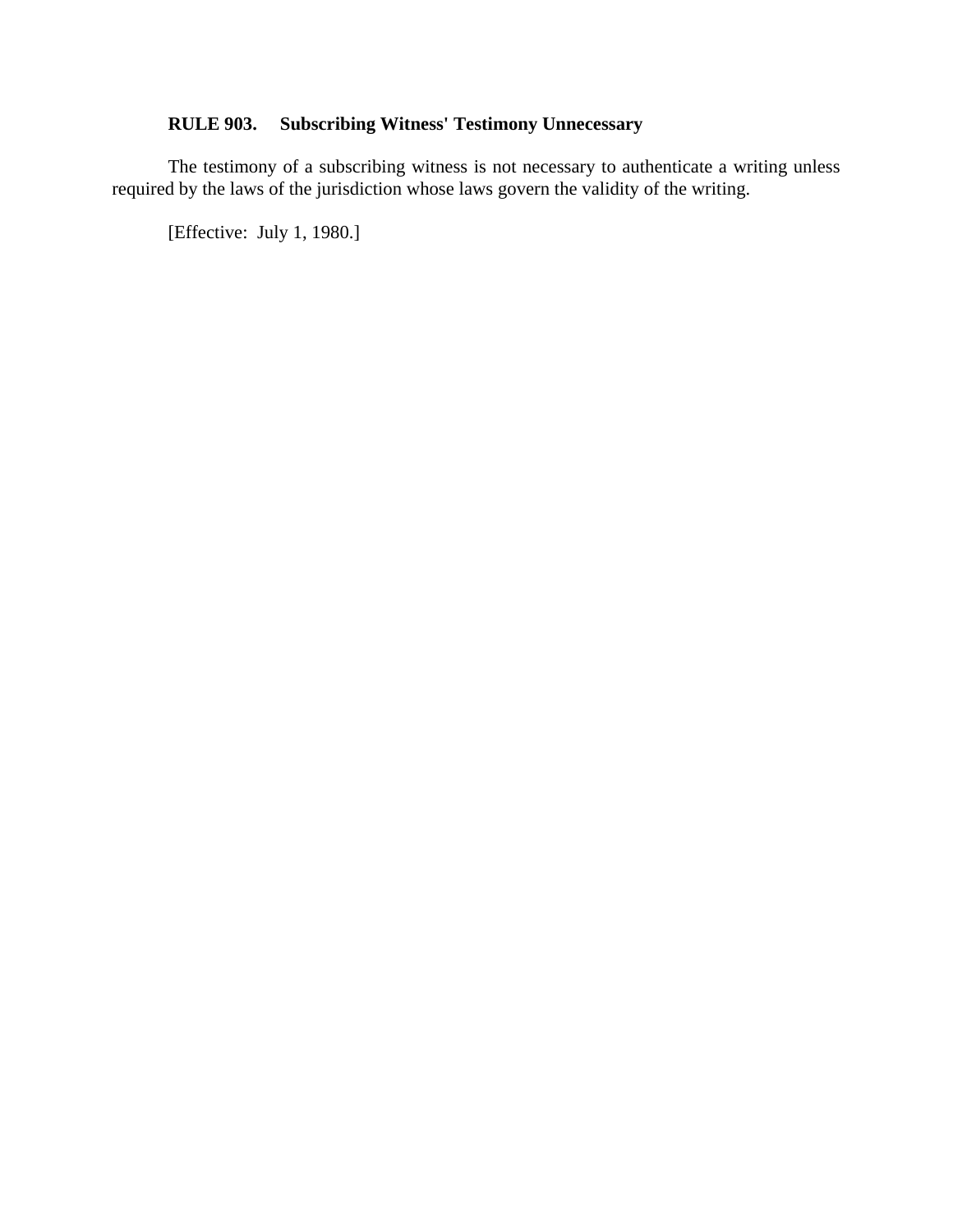**RULE 903. Subscribing Witness' Testimony Unnecessary**

The testimony of a subscribing witness is not necessary to authenticate a writing unless required by the laws of the jurisdiction whose laws govern the validity of the writing.

[Effective: July 1, 1980.]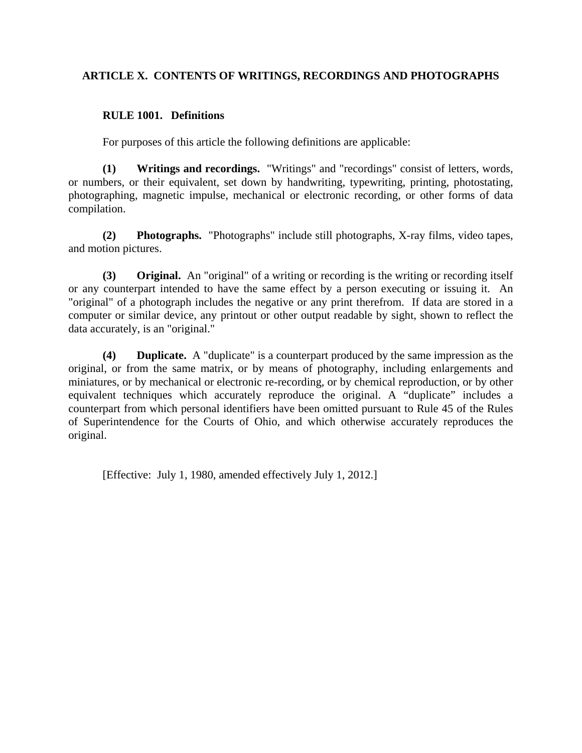## ARTICLE X. CONTENTS OF WRITINGS, RECORDINGS AND PHOTOGRAPHS

### RULE 1001. Definitions

For purposes of this article the following definitions are applicable:

**(1) Writings and recordings.** "Writings" and "recordings" consist of letters, words, or numbers, or their equivalent, set down by handwriting, typewriting, printing, photostating, photographing, magnetic impulse, mechanical or electronic recording, or other forms of data compilation.

**(2) Photographs.** "Photographs" include still photographs, X-ray films, video tapes, and motion pictures.

**(3) Original.** An "original" of a writing or recording is the writing or recording itself or any counterpart intended to have the same effect by a person executing or issuing it. An "original" of a photograph includes the negative or any print therefrom. If data are stored in a computer or similar device, any printout or other output readable by sight, shown to reflect the data accurately, is an "original."

**(4) Duplicate.** A "duplicate" is a counterpart produced by the same impression as the original, or from the same matrix, or by means of photography, including enlargements and miniatures, or by mechanical or electronic re-recording, or by chemical reproduction, or by other equivalent techniques which accurately reproduce the original. A "duplicate" includes a counterpart from which personal identifiers have been omitted pursuant to Rule 45 of the Rules of Superintendence for the Courts of Ohio, and which otherwise accurately reproduces the original.

[Effective: July 1, 1980, amended effectively July 1, 2012.]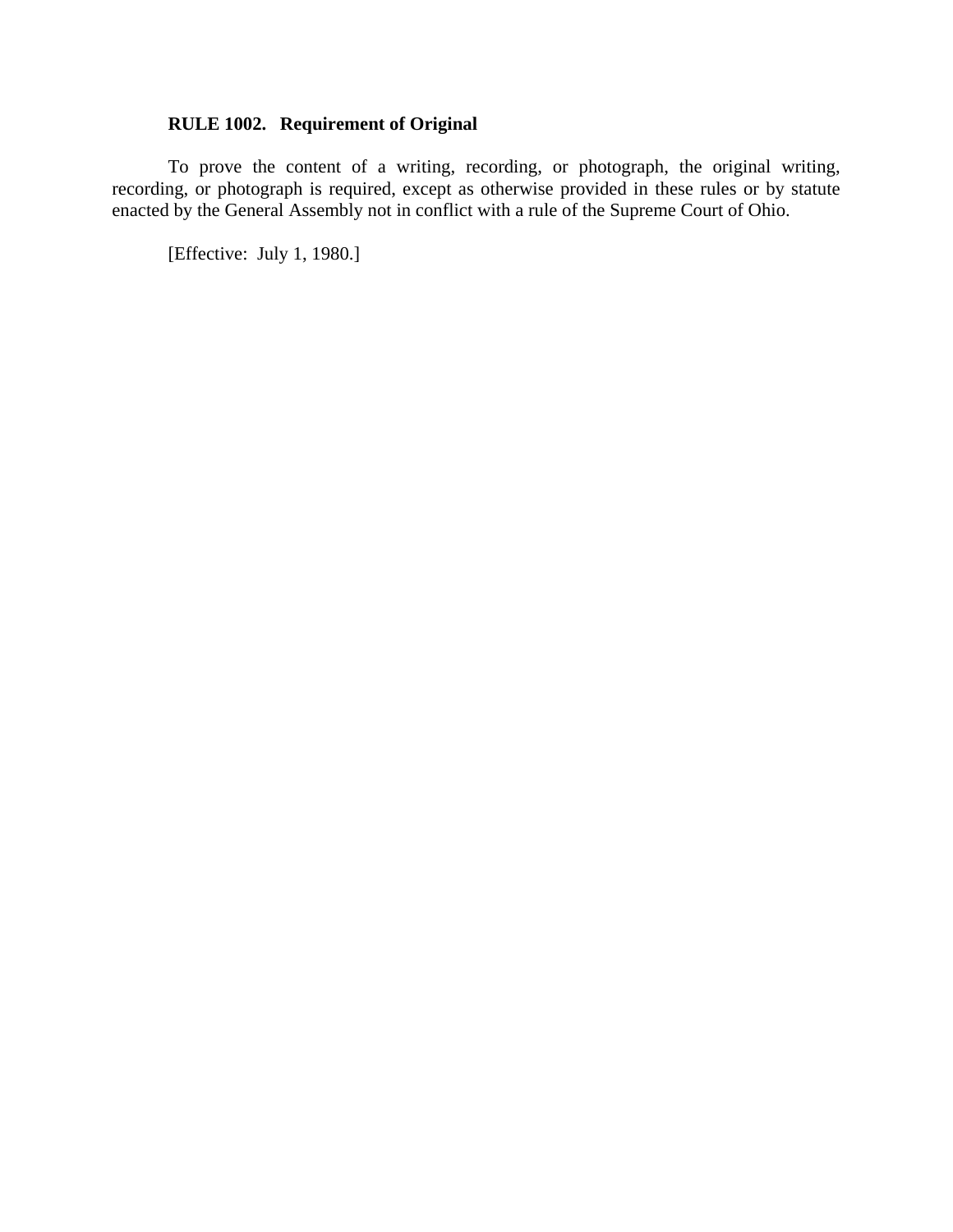**RULE 1002. Requirement of Original**

To prove the content of a writing, recording, or photograph, the original writing, recording, or photograph is required, except as otherwise provided in these rules or by statute enacted by the General Assembly not in conflict with a rule of the Supreme Court of Ohio.

[Effective: July 1, 1980.]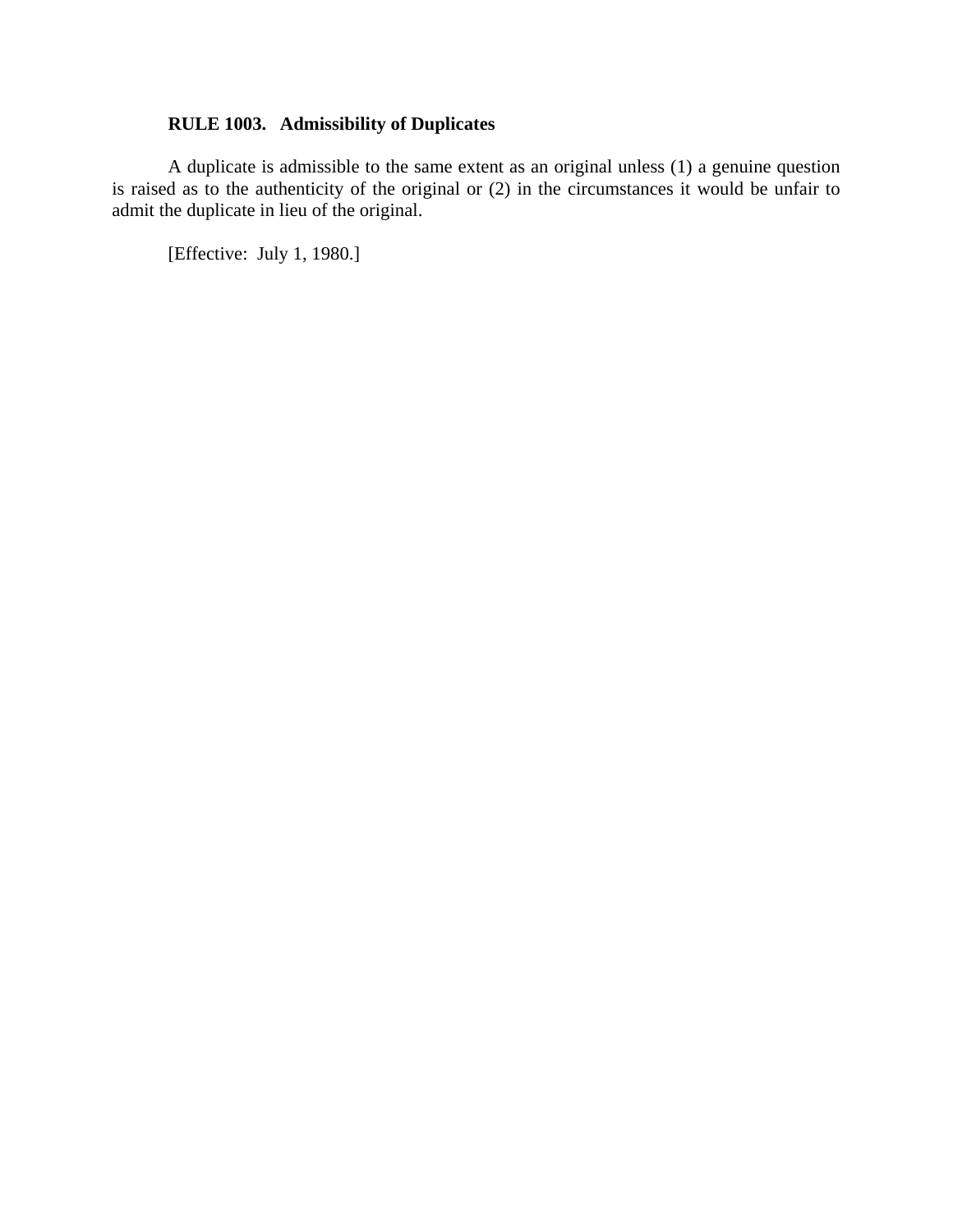**RULE 1003. Admissibility of Duplicates**

A duplicate is admissible to the same extent as an original unless (1) a genuine question is raised as to the authenticity of the original or (2) in the circumstances it would be unfair to admit the duplicate in lieu of the original.

[Effective: July 1, 1980.]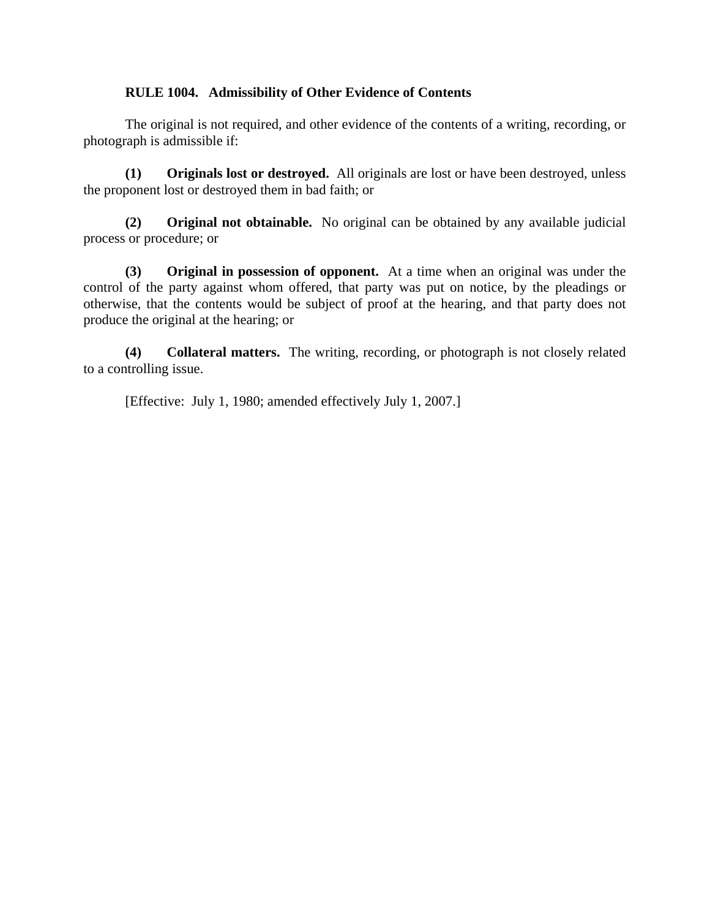**RULE 1004. Admissibility of Other Evidence of Contents**

The original is not required, and other evidence of the contents of a writing, recording, or photograph is admissible if:

**(1) Originals lost or destroyed.** All originals are lost or have been destroyed, unless the proponent lost or destroyed them in bad faith; or

**(2) Original not obtainable.** No original can be obtained by any available judicial process or procedure; or

**(3) Original in possession of opponent.** At a time when an original was under the control of the party against whom offered, that party was put on notice, by the pleadings or otherwise, that the contents would be subject of proof at the hearing, and that party does not produce the original at the hearing; or

**(4) Collateral matters.** The writing, recording, or photograph is not closely related to a controlling issue.

[Effective: July 1, 1980; amended effectively July 1, 2007.]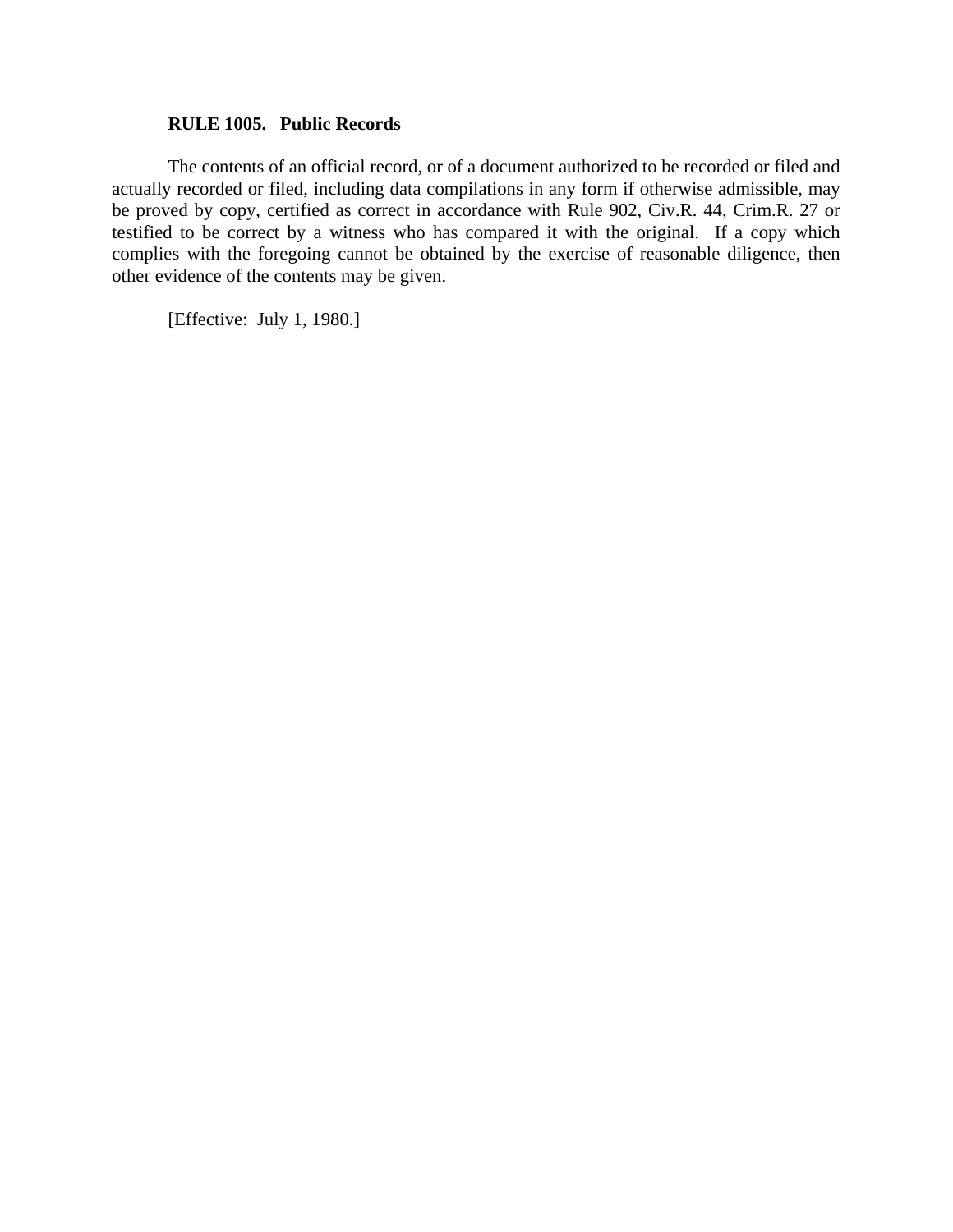**RULE 1005. Public Records**

The contents of an official record, or of a document authorized to be recorded or filed and actually recorded or filed, including data compilations in any form if otherwise admissible, may be proved by copy, certified as correct in accordance with Rule 902, Civ.R. 44, Crim.R. 27 or testified to be correct by a witness who has compared it with the original. If a copy which complies with the foregoing cannot be obtained by the exercise of reasonable diligence, then other evidence of the contents may be given.

[Effective: July 1, 1980.]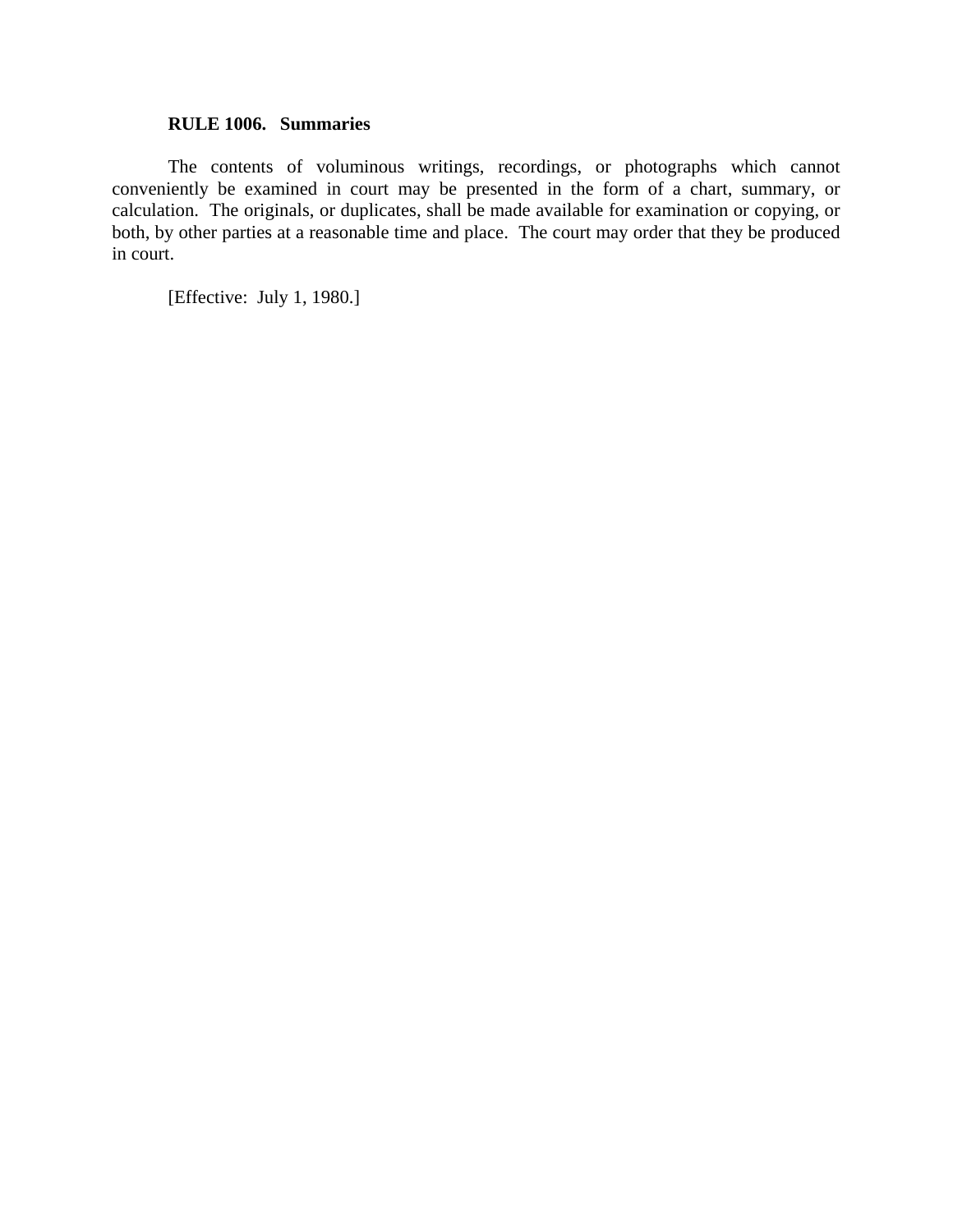**RULE 1006. Summaries**

The contents of voluminous writings, recordings, or photographs which cannot conveniently be examined in court may be presented in the form of a chart, summary, or calculation. The originals, or duplicates, shall be made available for examination or copying, or both, by other parties at a reasonable time and place. The court may order that they be produced in court.

[Effective: July 1, 1980.]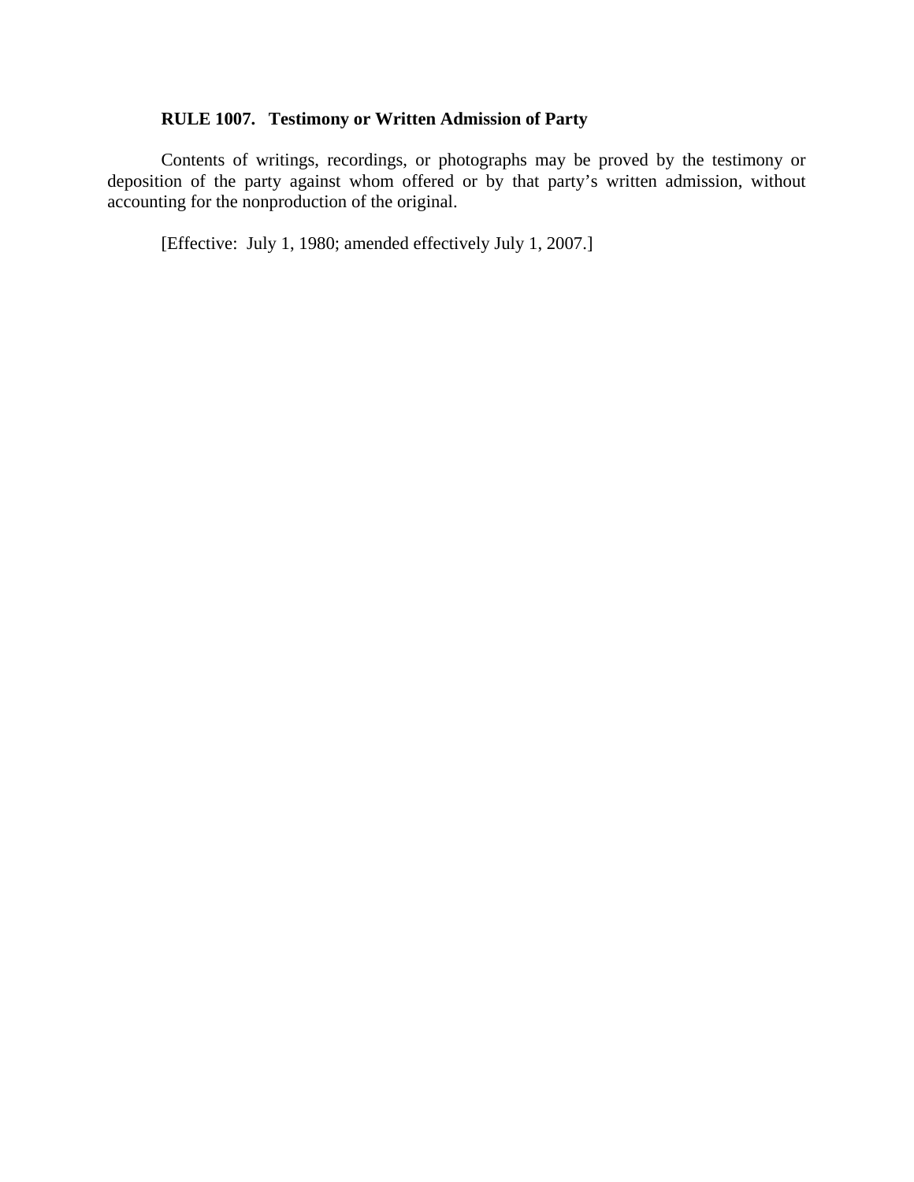**RULE 1007. Testimony or Written Admission of Party**

Contents of writings, recordings, or photographs may be proved by the testimony or deposition of the party against whom offered or by that party's written admission, without accounting for the nonproduction of the original.

[Effective: July 1, 1980; amended effectively July 1, 2007.]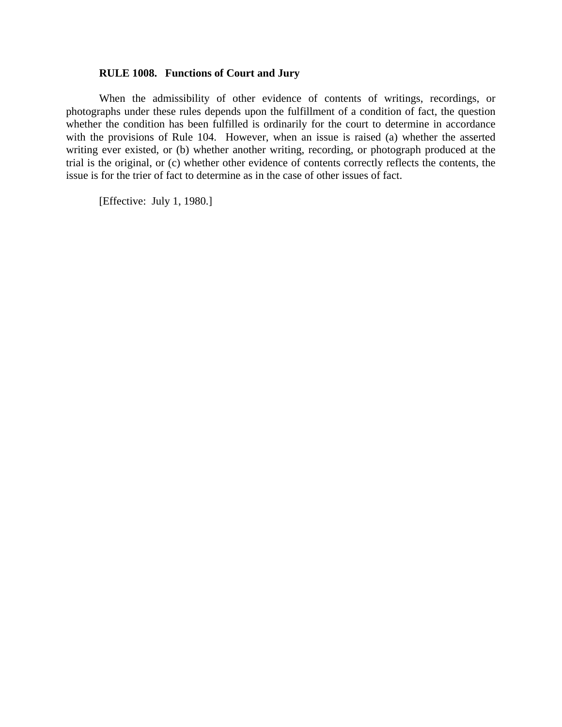**RULE 1008. Functions of Court and Jury**

When the admissibility of other evidence of contents of writings, recordings, or photographs under these rules depends upon the fulfillment of a condition of fact, the question whether the condition has been fulfilled is ordinarily for the court to determine in accordance with the provisions of Rule 104. However, when an issue is raised (a) whether the asserted writing ever existed, or (b) whether another writing, recording, or photograph produced at the trial is the original, or (c) whether other evidence of contents correctly reflects the contents, the issue is for the trier of fact to determine as in the case of other issues of fact.

[Effective: July 1, 1980.]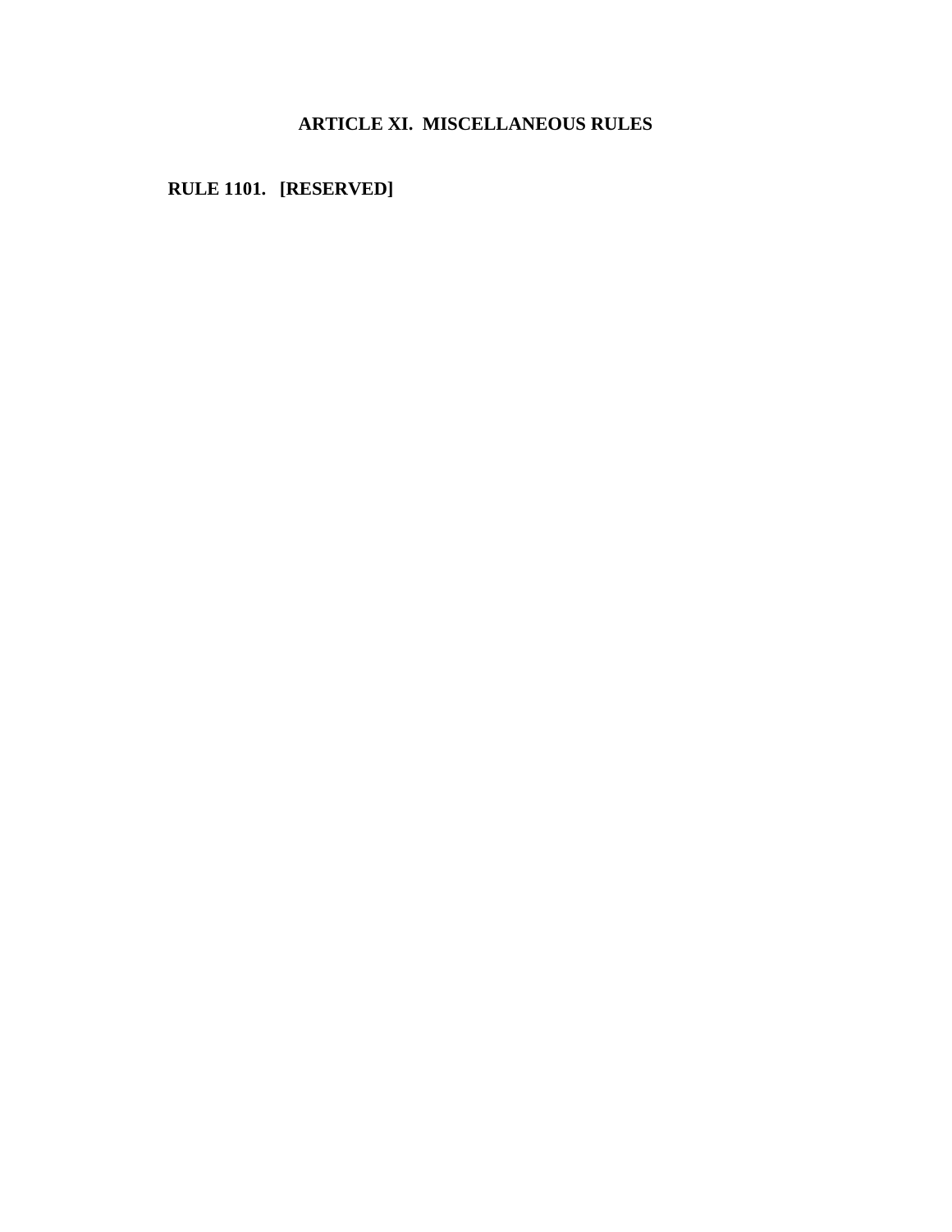# ARTICLE XI.  MISCELLANEOUS RULES

## RULE 1101.   [RESERVED]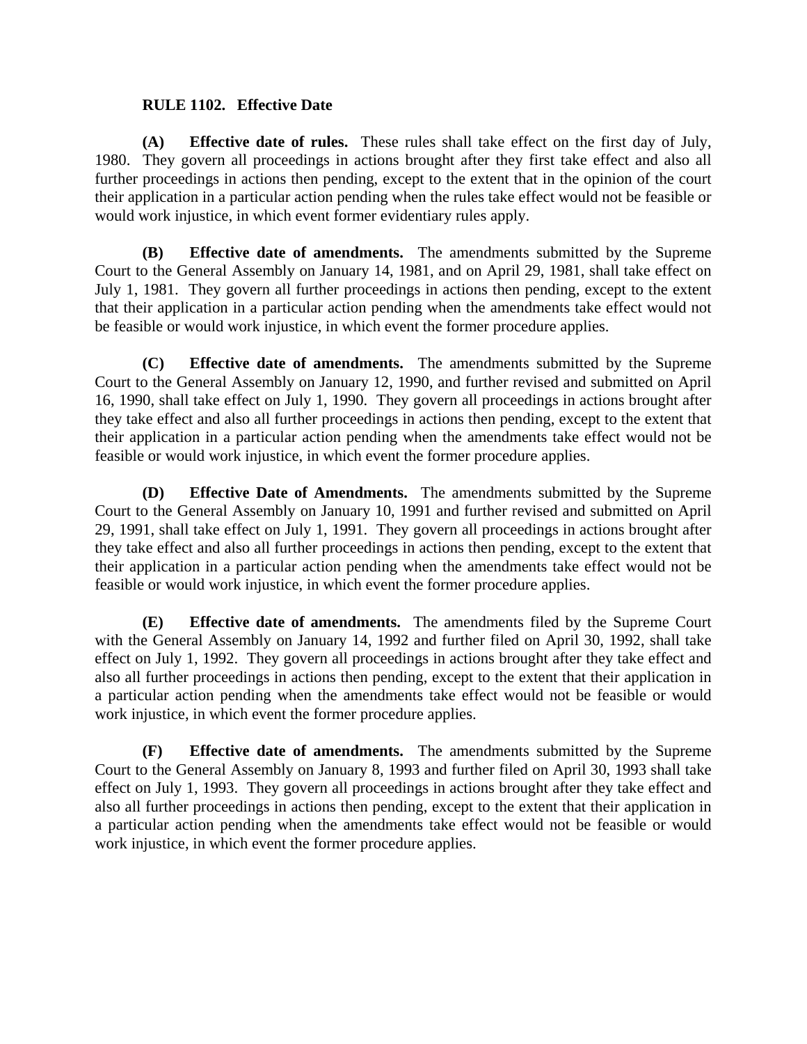**RULE 1102. Effective Date**

**(A) Effective date of rules.** These rules shall take effect on the first day of July, 1980. They govern all proceedings in actions brought after they first take effect and also all further proceedings in actions then pending, except to the extent that in the opinion of the court their application in a particular action pending when the rules take effect would not be feasible or would work injustice, in which event former evidentiary rules apply.

**(B) Effective date of amendments.** The amendments submitted by the Supreme Court to the General Assembly on January 14, 1981, and on April 29, 1981, shall take effect on July 1, 1981. They govern all further proceedings in actions then pending, except to the extent that their application in a particular action pending when the amendments take effect would not be feasible or would work injustice, in which event the former procedure applies.

**(C) Effective date of amendments.** The amendments submitted by the Supreme Court to the General Assembly on January 12, 1990, and further revised and submitted on April 16, 1990, shall take effect on July 1, 1990. They govern all proceedings in actions brought after they take effect and also all further proceedings in actions then pending, except to the extent that their application in a particular action pending when the amendments take effect would not be feasible or would work injustice, in which event the former procedure applies.

**(D) Effective Date of Amendments.** The amendments submitted by the Supreme Court to the General Assembly on January 10, 1991 and further revised and submitted on April 29, 1991, shall take effect on July 1, 1991. They govern all proceedings in actions brought after they take effect and also all further proceedings in actions then pending, except to the extent that their application in a particular action pending when the amendments take effect would not be feasible or would work injustice, in which event the former procedure applies.

**(E) Effective date of amendments.** The amendments filed by the Supreme Court with the General Assembly on January 14, 1992 and further filed on April 30, 1992, shall take effect on July 1, 1992. They govern all proceedings in actions brought after they take effect and also all further proceedings in actions then pending, except to the extent that their application in a particular action pending when the amendments take effect would not be feasible or would work injustice, in which event the former procedure applies.

**(F) Effective date of amendments.** The amendments submitted by the Supreme Court to the General Assembly on January 8, 1993 and further filed on April 30, 1993 shall take effect on July 1, 1993. They govern all proceedings in actions brought after they take effect and also all further proceedings in actions then pending, except to the extent that their application in a particular action pending when the amendments take effect would not be feasible or would work injustice, in which event the former procedure applies.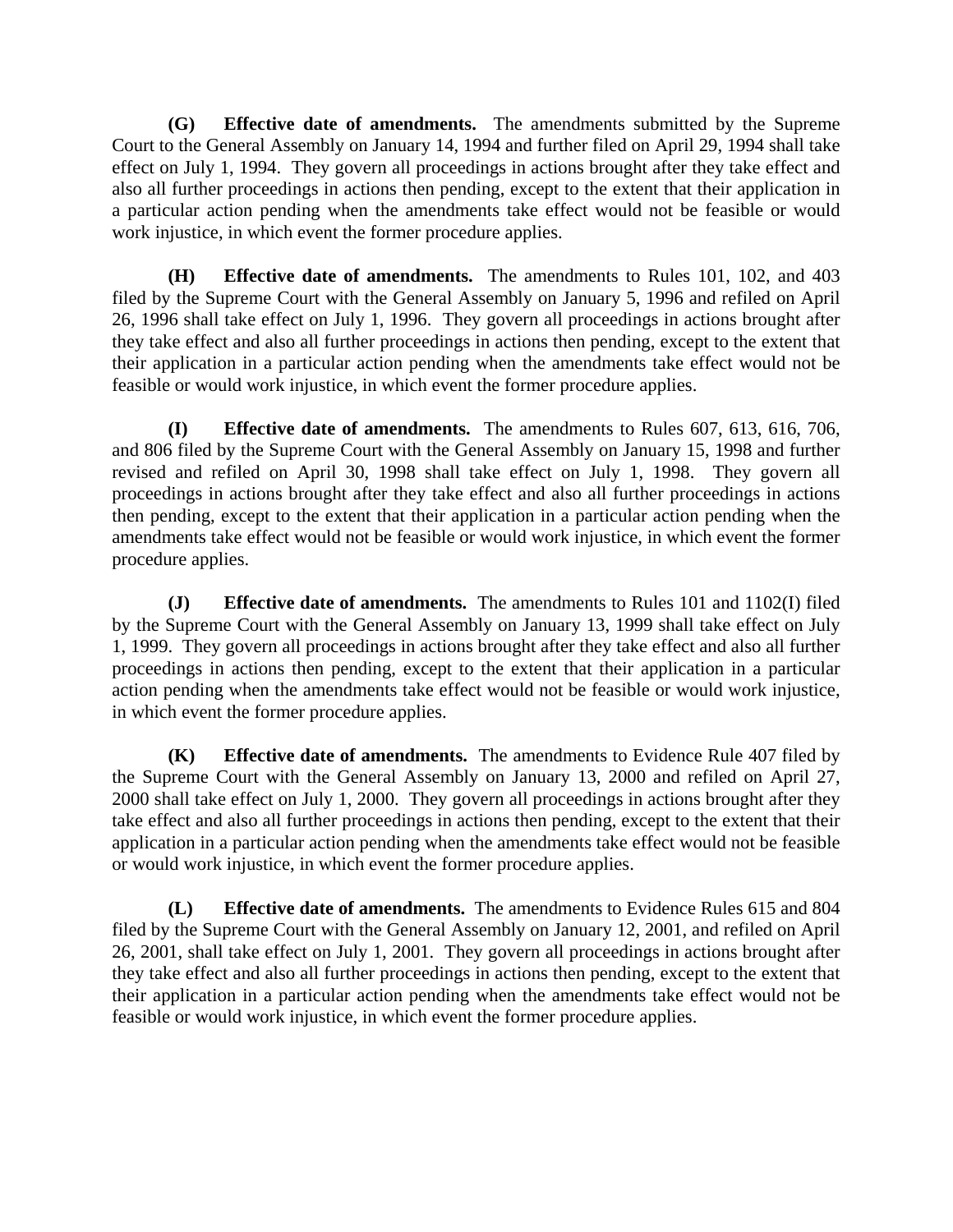**(G) Effective date of amendments.** The amendments submitted by the Supreme Court to the General Assembly on January 14, 1994 and further filed on April 29, 1994 shall take effect on July 1, 1994. They govern all proceedings in actions brought after they take effect and also all further proceedings in actions then pending, except to the extent that their application in a particular action pending when the amendments take effect would not be feasible or would work injustice, in which event the former procedure applies.

**(H) Effective date of amendments.** The amendments to Rules 101, 102, and 403 filed by the Supreme Court with the General Assembly on January 5, 1996 and refiled on April 26, 1996 shall take effect on July 1, 1996. They govern all proceedings in actions brought after they take effect and also all further proceedings in actions then pending, except to the extent that their application in a particular action pending when the amendments take effect would not be feasible or would work injustice, in which event the former procedure applies.

**(I) Effective date of amendments.** The amendments to Rules 607, 613, 616, 706, and 806 filed by the Supreme Court with the General Assembly on January 15, 1998 and further revised and refiled on April 30, 1998 shall take effect on July 1, 1998. They govern all proceedings in actions brought after they take effect and also all further proceedings in actions then pending, except to the extent that their application in a particular action pending when the amendments take effect would not be feasible or would work injustice, in which event the former procedure applies.

**(J) Effective date of amendments.** The amendments to Rules 101 and 1102(I) filed by the Supreme Court with the General Assembly on January 13, 1999 shall take effect on July 1, 1999. They govern all proceedings in actions brought after they take effect and also all further proceedings in actions then pending, except to the extent that their application in a particular action pending when the amendments take effect would not be feasible or would work injustice, in which event the former procedure applies.

**(K) Effective date of amendments.** The amendments to Evidence Rule 407 filed by the Supreme Court with the General Assembly on January 13, 2000 and refiled on April 27, 2000 shall take effect on July 1, 2000. They govern all proceedings in actions brought after they take effect and also all further proceedings in actions then pending, except to the extent that their application in a particular action pending when the amendments take effect would not be feasible or would work injustice, in which event the former procedure applies.

**(L) Effective date of amendments.** The amendments to Evidence Rules 615 and 804 filed by the Supreme Court with the General Assembly on January 12, 2001, and refiled on April 26, 2001, shall take effect on July 1, 2001. They govern all proceedings in actions brought after they take effect and also all further proceedings in actions then pending, except to the extent that their application in a particular action pending when the amendments take effect would not be feasible or would work injustice, in which event the former procedure applies.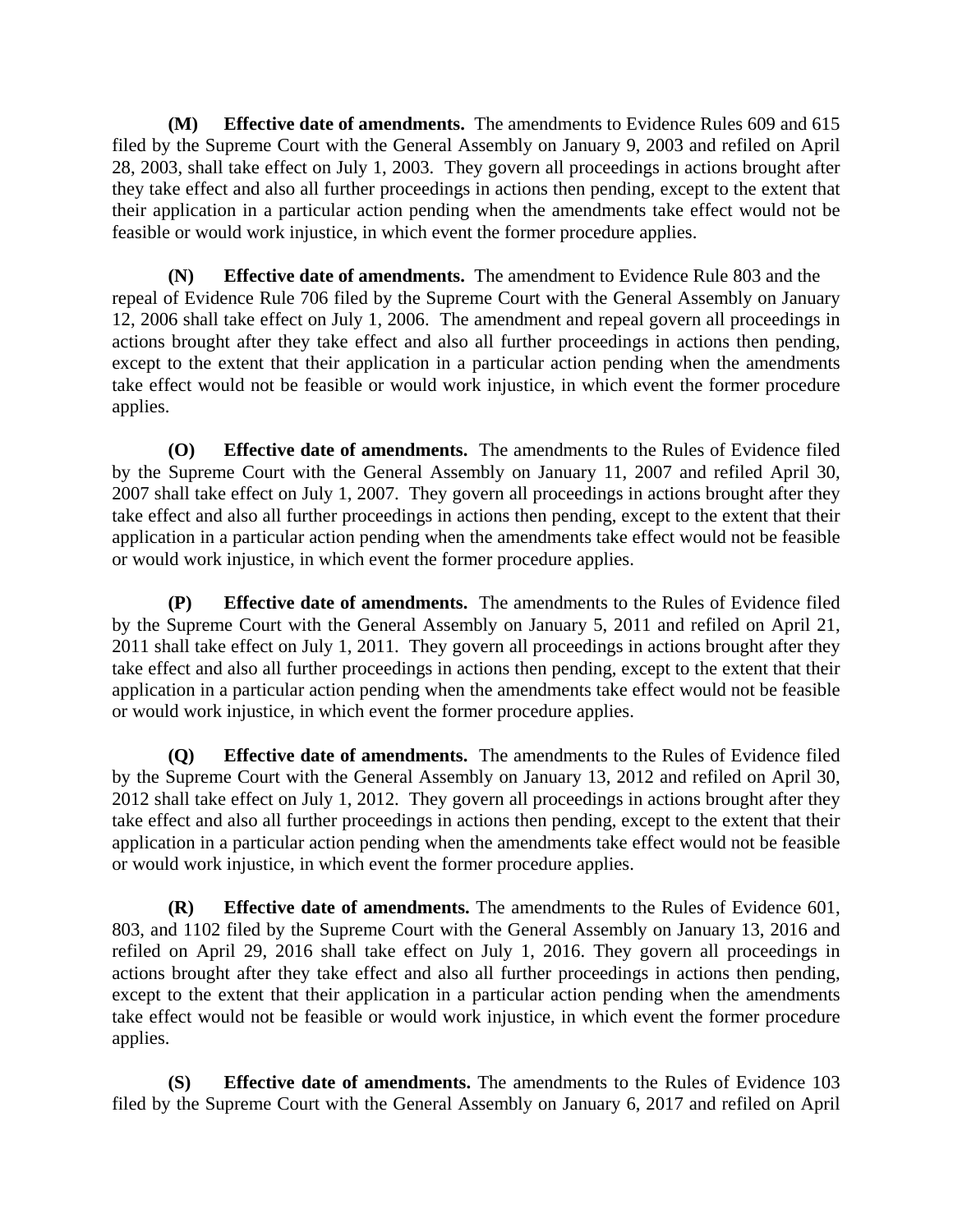**(M) Effective date of amendments.** The amendments to Evidence Rules 609 and 615 filed by the Supreme Court with the General Assembly on January 9, 2003 and refiled on April 28, 2003, shall take effect on July 1, 2003. They govern all proceedings in actions brought after they take effect and also all further proceedings in actions then pending, except to the extent that their application in a particular action pending when the amendments take effect would not be feasible or would work injustice, in which event the former procedure applies.

**(N) Effective date of amendments.** The amendment to Evidence Rule 803 and the repeal of Evidence Rule 706 filed by the Supreme Court with the General Assembly on January 12, 2006 shall take effect on July 1, 2006. The amendment and repeal govern all proceedings in actions brought after they take effect and also all further proceedings in actions then pending, except to the extent that their application in a particular action pending when the amendments take effect would not be feasible or would work injustice, in which event the former procedure applies.

**(O) Effective date of amendments.** The amendments to the Rules of Evidence filed by the Supreme Court with the General Assembly on January 11, 2007 and refiled April 30, 2007 shall take effect on July 1, 2007. They govern all proceedings in actions brought after they take effect and also all further proceedings in actions then pending, except to the extent that their application in a particular action pending when the amendments take effect would not be feasible or would work injustice, in which event the former procedure applies.

**(P) Effective date of amendments.** The amendments to the Rules of Evidence filed by the Supreme Court with the General Assembly on January 5, 2011 and refiled on April 21, 2011 shall take effect on July 1, 2011. They govern all proceedings in actions brought after they take effect and also all further proceedings in actions then pending, except to the extent that their application in a particular action pending when the amendments take effect would not be feasible or would work injustice, in which event the former procedure applies.

**(Q) Effective date of amendments.** The amendments to the Rules of Evidence filed by the Supreme Court with the General Assembly on January 13, 2012 and refiled on April 30, 2012 shall take effect on July 1, 2012. They govern all proceedings in actions brought after they take effect and also all further proceedings in actions then pending, except to the extent that their application in a particular action pending when the amendments take effect would not be feasible or would work injustice, in which event the former procedure applies.

**(R) Effective date of amendments.** The amendments to the Rules of Evidence 601, 803, and 1102 filed by the Supreme Court with the General Assembly on January 13, 2016 and refiled on April 29, 2016 shall take effect on July 1, 2016. They govern all proceedings in actions brought after they take effect and also all further proceedings in actions then pending, except to the extent that their application in a particular action pending when the amendments take effect would not be feasible or would work injustice, in which event the former procedure applies.

**(S) Effective date of amendments.** The amendments to the Rules of Evidence 103 filed by the Supreme Court with the General Assembly on January 6, 2017 and refiled on April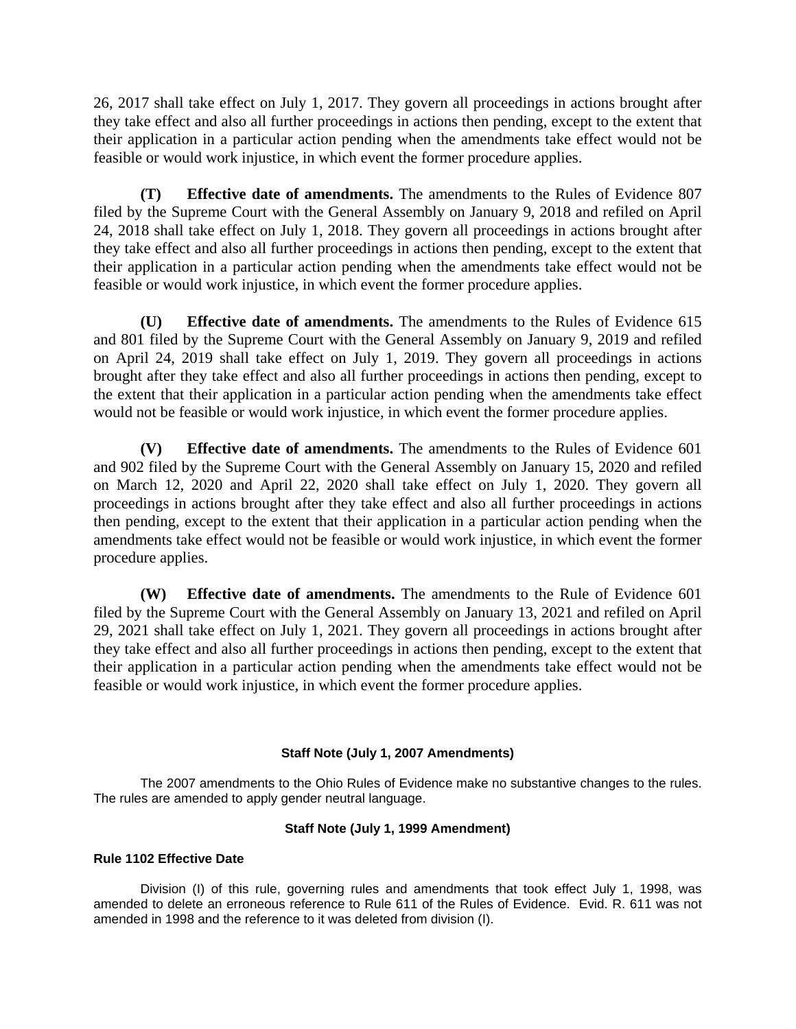26, 2017 shall take effect on July 1, 2017. They govern all proceedings in actions brought after they take effect and also all further proceedings in actions then pending, except to the extent that their application in a particular action pending when the amendments take effect would not be feasible or would work injustice, in which event the former procedure applies.

**(T) Effective date of amendments.** The amendments to the Rules of Evidence 807 filed by the Supreme Court with the General Assembly on January 9, 2018 and refiled on April 24, 2018 shall take effect on July 1, 2018. They govern all proceedings in actions brought after they take effect and also all further proceedings in actions then pending, except to the extent that their application in a particular action pending when the amendments take effect would not be feasible or would work injustice, in which event the former procedure applies.

**(U) Effective date of amendments.** The amendments to the Rules of Evidence 615 and 801 filed by the Supreme Court with the General Assembly on January 9, 2019 and refiled on April 24, 2019 shall take effect on July 1, 2019. They govern all proceedings in actions brought after they take effect and also all further proceedings in actions then pending, except to the extent that their application in a particular action pending when the amendments take effect would not be feasible or would work injustice, in which event the former procedure applies.

**(V) Effective date of amendments.** The amendments to the Rules of Evidence 601 and 902 filed by the Supreme Court with the General Assembly on January 15, 2020 and refiled on March 12, 2020 and April 22, 2020 shall take effect on July 1, 2020. They govern all proceedings in actions brought after they take effect and also all further proceedings in actions then pending, except to the extent that their application in a particular action pending when the amendments take effect would not be feasible or would work injustice, in which event the former procedure applies.

**(W) Effective date of amendments.** The amendments to the Rule of Evidence 601 filed by the Supreme Court with the General Assembly on January 13, 2021 and refiled on April 29, 2021 shall take effect on July 1, 2021. They govern all proceedings in actions brought after they take effect and also all further proceedings in actions then pending, except to the extent that their application in a particular action pending when the amendments take effect would not be feasible or would work injustice, in which event the former procedure applies.

### Staff Note (July 1, 2007 Amendments)

The 2007 amendments to the Ohio Rules of Evidence make no substantive changes to the rules. The rules are amended to apply gender neutral language.

### Staff Note (July 1, 1999 Amendment)

**Rule 1102 Effective Date**

Division (I) of this rule, governing rules and amendments that took effect July 1, 1998, was amended to delete an erroneous reference to Rule 611 of the Rules of Evidence. Evid. R. 611 was not amended in 1998 and the reference to it was deleted from division (I).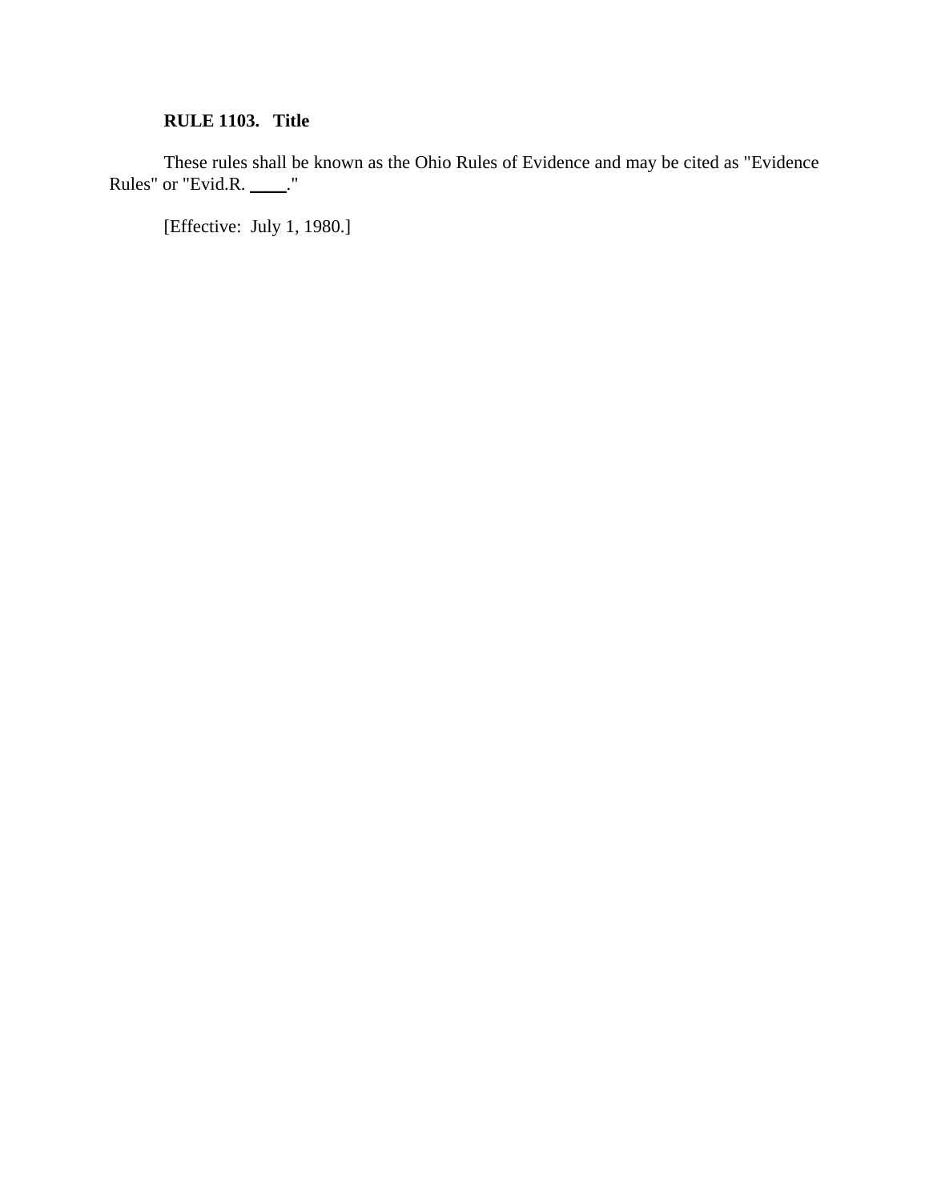**RULE 1103. Title**

These rules shall be known as the Ohio Rules of Evidence and may be cited as "Evidence Rules" or "Evid.R. ____."

[Effective: July 1, 1980.]